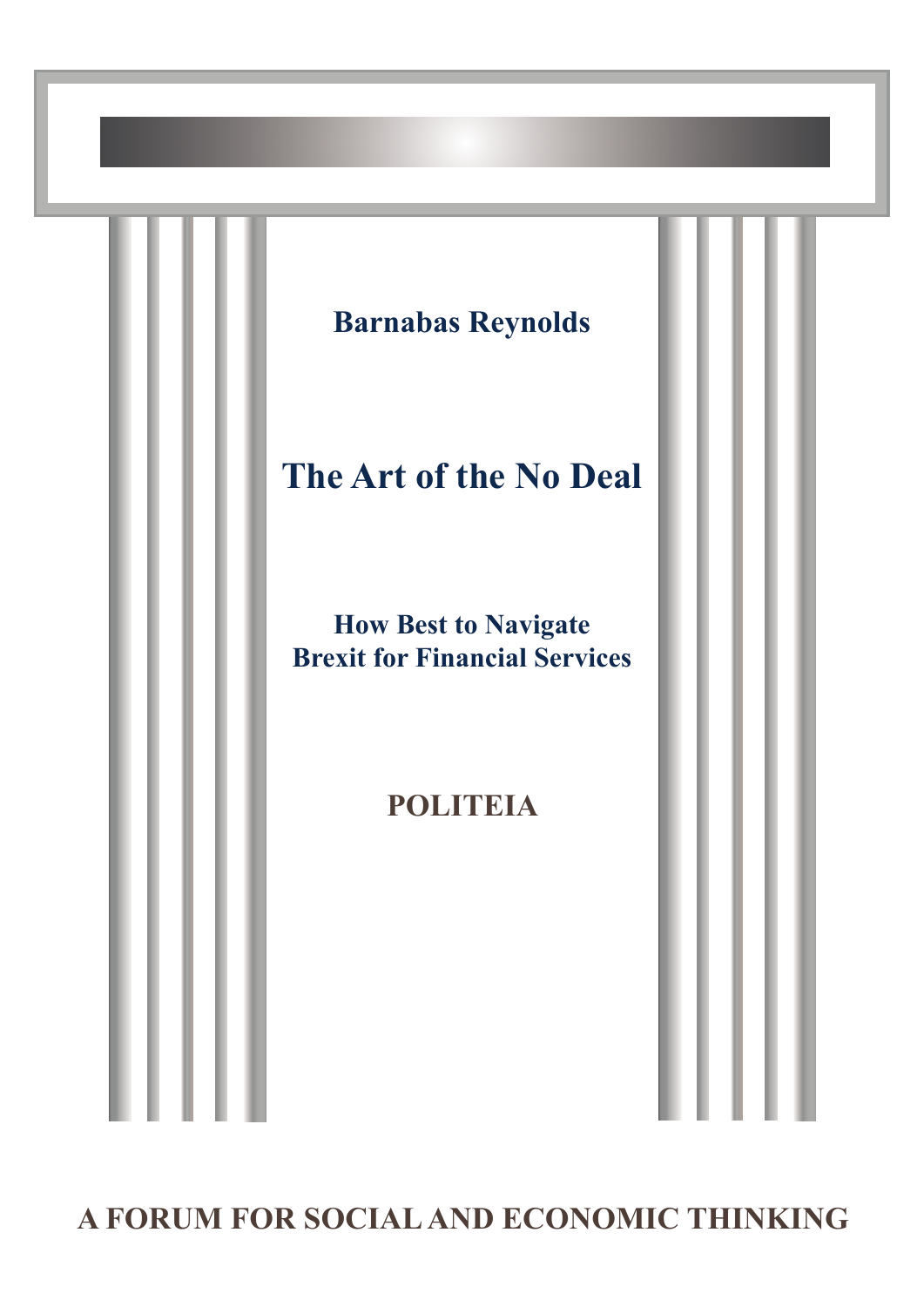**Barnabas Reynolds**

# The Art of the No Deal

## How Best to Navigate Brexit for Financial Services

**POLITEIA**

**A FORUM FOR SOCIAL AND ECONOMIC THINKING**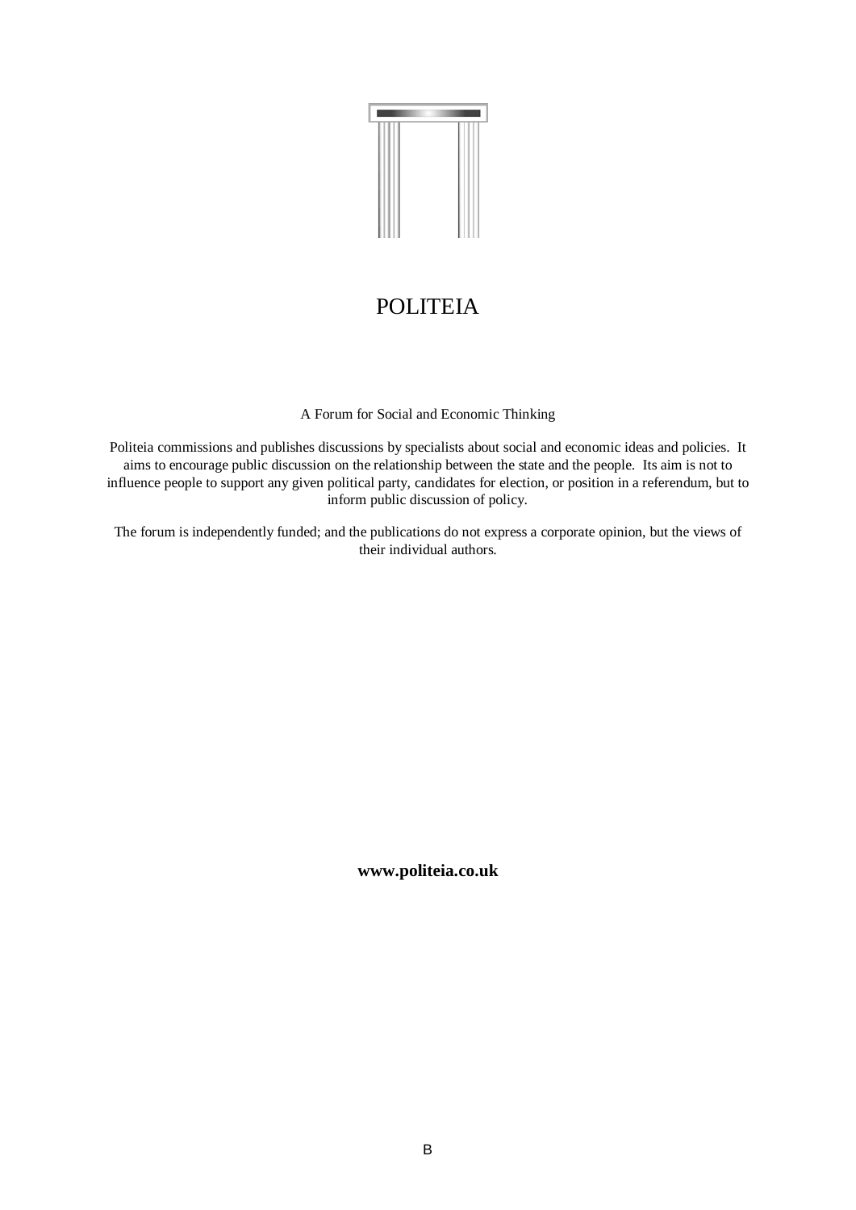# POLITEIA

A Forum for Social and Economic Thinking

Politeia commissions and publishes discussions by specialists about social and economic ideas and policies. It aims to encourage public discussion on the relationship between the state and the people. Its aim is not to influence people to support any given political party, candidates for election, or position in a referendum, but to inform public discussion of policy.

The forum is independently funded; and the publications do not express a corporate opinion, but the views of their individual authors.

**www.politeia.co.uk**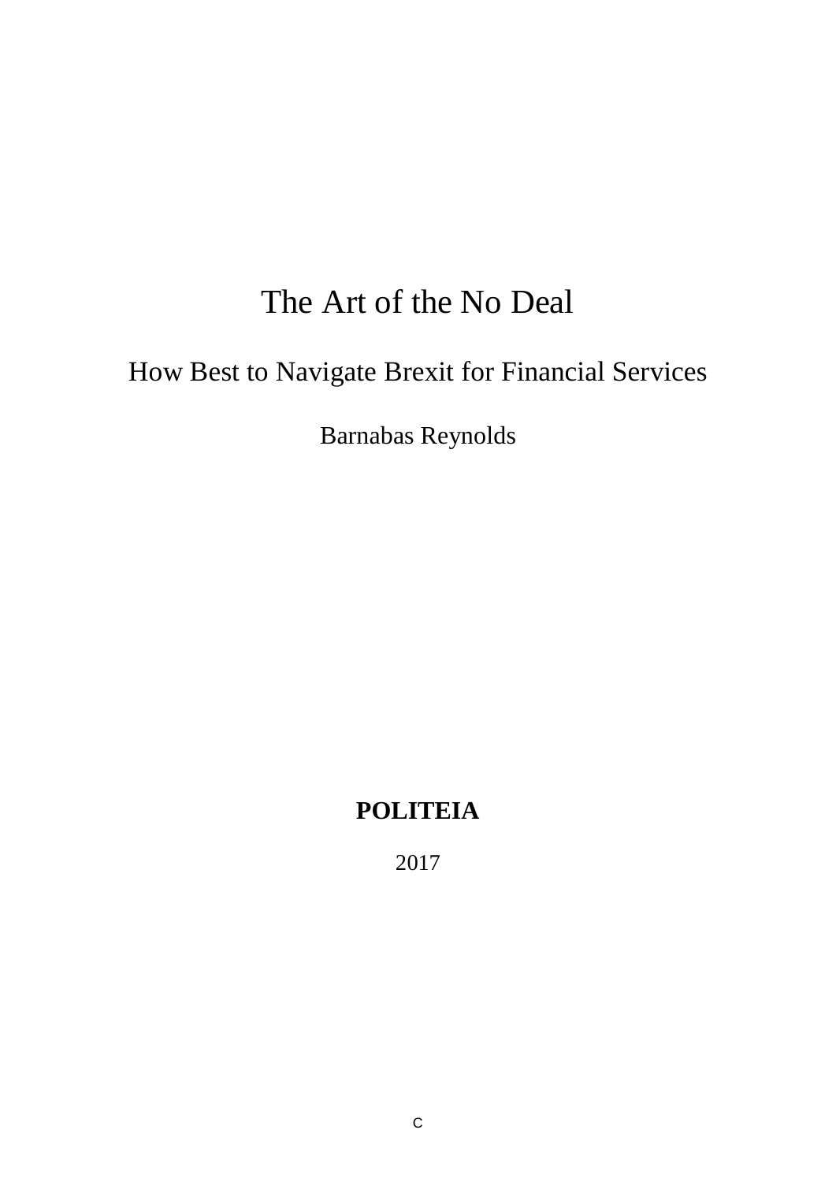# The Art of the No Deal

## How Best to Navigate Brexit for Financial Services

Barnabas Reynolds

**POLITEIA**

2017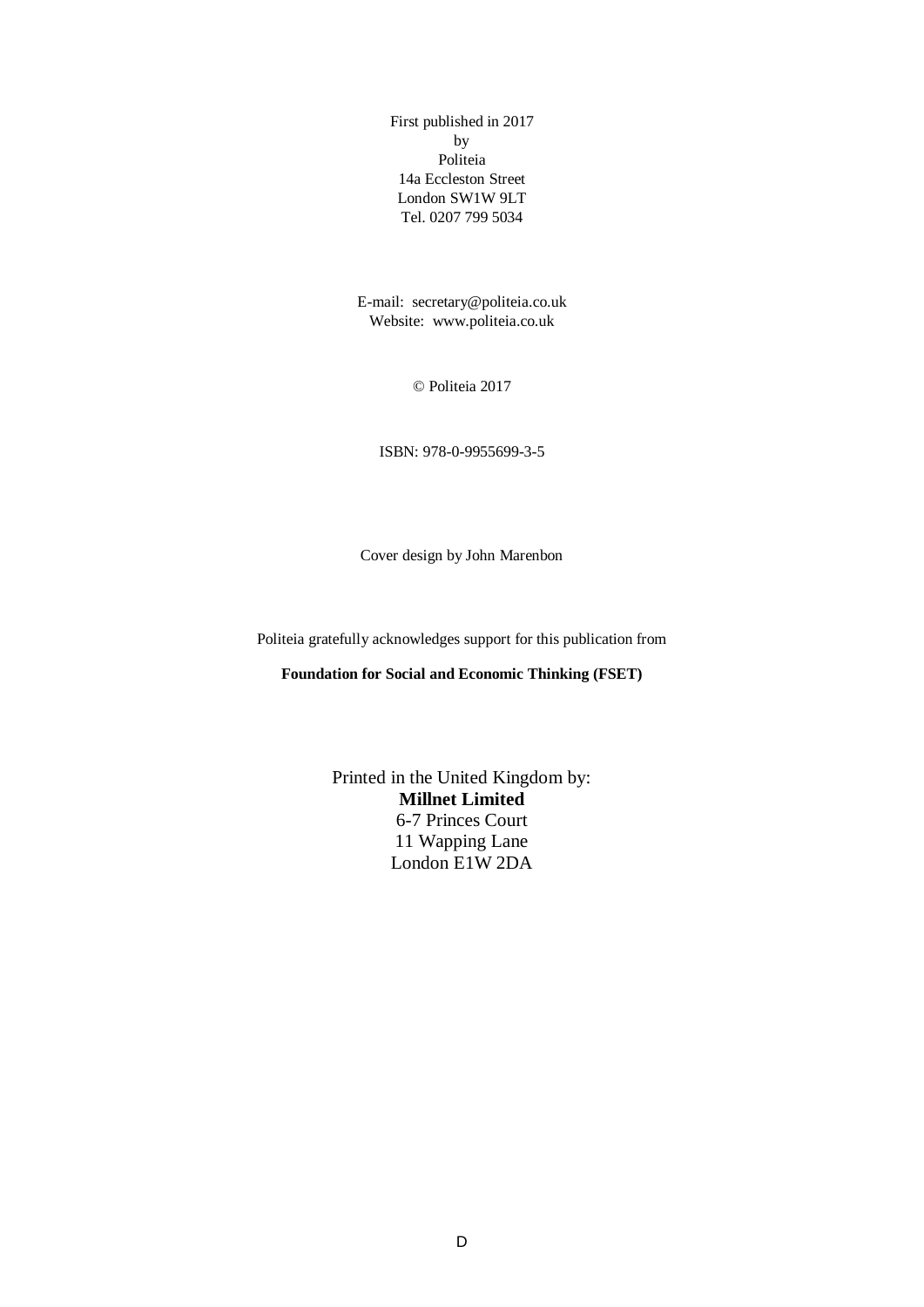First published in 2017
by
Politeia
14a Eccleston Street
London SW1W 9LT
Tel. 0207 799 5034

E-mail: secretary@politeia.co.uk
Website: www.politeia.co.uk

© Politeia 2017

ISBN: 978-0-9955699-3-5

Cover design by John Marenbon

Politeia gratefully acknowledges support for this publication from

**Foundation for Social and Economic Thinking (FSET)**

Printed in the United Kingdom by:
**Millnet Limited**
6-7 Princes Court
11 Wapping Lane
London E1W 2DA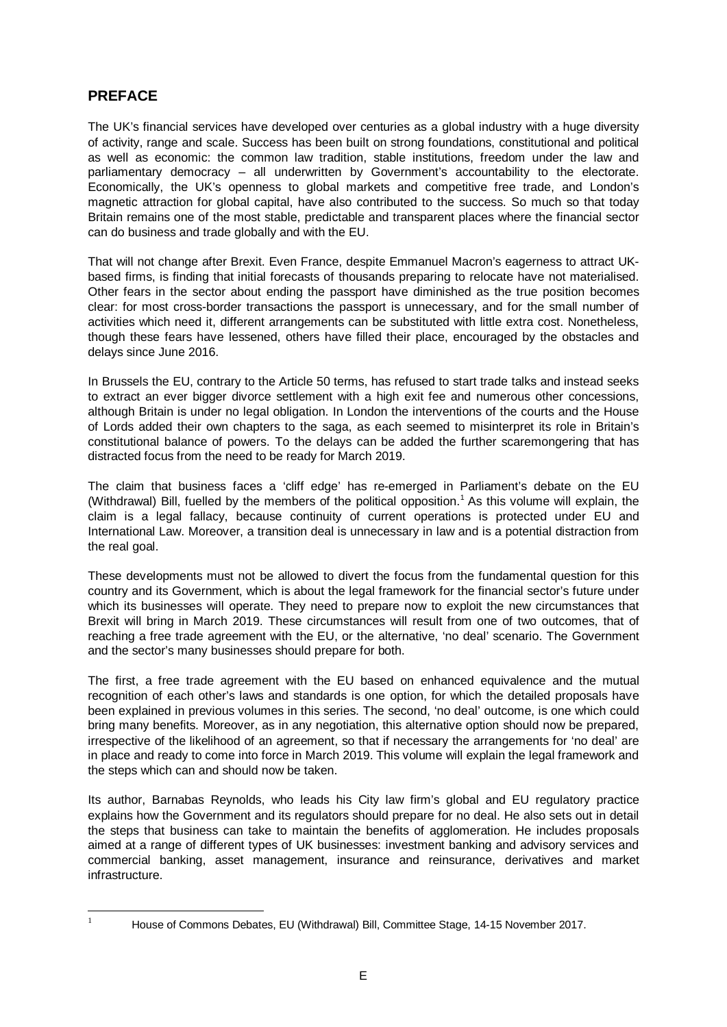## PREFACE

The UK's financial services have developed over centuries as a global industry with a huge diversity of activity, range and scale. Success has been built on strong foundations, constitutional and political as well as economic: the common law tradition, stable institutions, freedom under the law and parliamentary democracy – all underwritten by Government's accountability to the electorate. Economically, the UK's openness to global markets and competitive free trade, and London's magnetic attraction for global capital, have also contributed to the success. So much so that today Britain remains one of the most stable, predictable and transparent places where the financial sector can do business and trade globally and with the EU.

That will not change after Brexit. Even France, despite Emmanuel Macron's eagerness to attract UK-based firms, is finding that initial forecasts of thousands preparing to relocate have not materialised. Other fears in the sector about ending the passport have diminished as the true position becomes clear: for most cross-border transactions the passport is unnecessary, and for the small number of activities which need it, different arrangements can be substituted with little extra cost. Nonetheless, though these fears have lessened, others have filled their place, encouraged by the obstacles and delays since June 2016.

In Brussels the EU, contrary to the Article 50 terms, has refused to start trade talks and instead seeks to extract an ever bigger divorce settlement with a high exit fee and numerous other concessions, although Britain is under no legal obligation. In London the interventions of the courts and the House of Lords added their own chapters to the saga, as each seemed to misinterpret its role in Britain's constitutional balance of powers. To the delays can be added the further scaremongering that has distracted focus from the need to be ready for March 2019.

The claim that business faces a 'cliff edge' has re-emerged in Parliament's debate on the EU (Withdrawal) Bill, fuelled by the members of the political opposition.[1] As this volume will explain, the claim is a legal fallacy, because continuity of current operations is protected under EU and International Law. Moreover, a transition deal is unnecessary in law and is a potential distraction from the real goal.

These developments must not be allowed to divert the focus from the fundamental question for this country and its Government, which is about the legal framework for the financial sector's future under which its businesses will operate. They need to prepare now to exploit the new circumstances that Brexit will bring in March 2019. These circumstances will result from one of two outcomes, that of reaching a free trade agreement with the EU, or the alternative, 'no deal' scenario. The Government and the sector's many businesses should prepare for both.

The first, a free trade agreement with the EU based on enhanced equivalence and the mutual recognition of each other's laws and standards is one option, for which the detailed proposals have been explained in previous volumes in this series. The second, 'no deal' outcome, is one which could bring many benefits. Moreover, as in any negotiation, this alternative option should now be prepared, irrespective of the likelihood of an agreement, so that if necessary the arrangements for 'no deal' are in place and ready to come into force in March 2019. This volume will explain the legal framework and the steps which can and should now be taken.

Its author, Barnabas Reynolds, who leads his City law firm's global and EU regulatory practice explains how the Government and its regulators should prepare for no deal. He also sets out in detail the steps that business can take to maintain the benefits of agglomeration. He includes proposals aimed at a range of different types of UK businesses: investment banking and advisory services and commercial banking, asset management, insurance and reinsurance, derivatives and market infrastructure.

[1] House of Commons Debates, EU (Withdrawal) Bill, Committee Stage, 14-15 November 2017.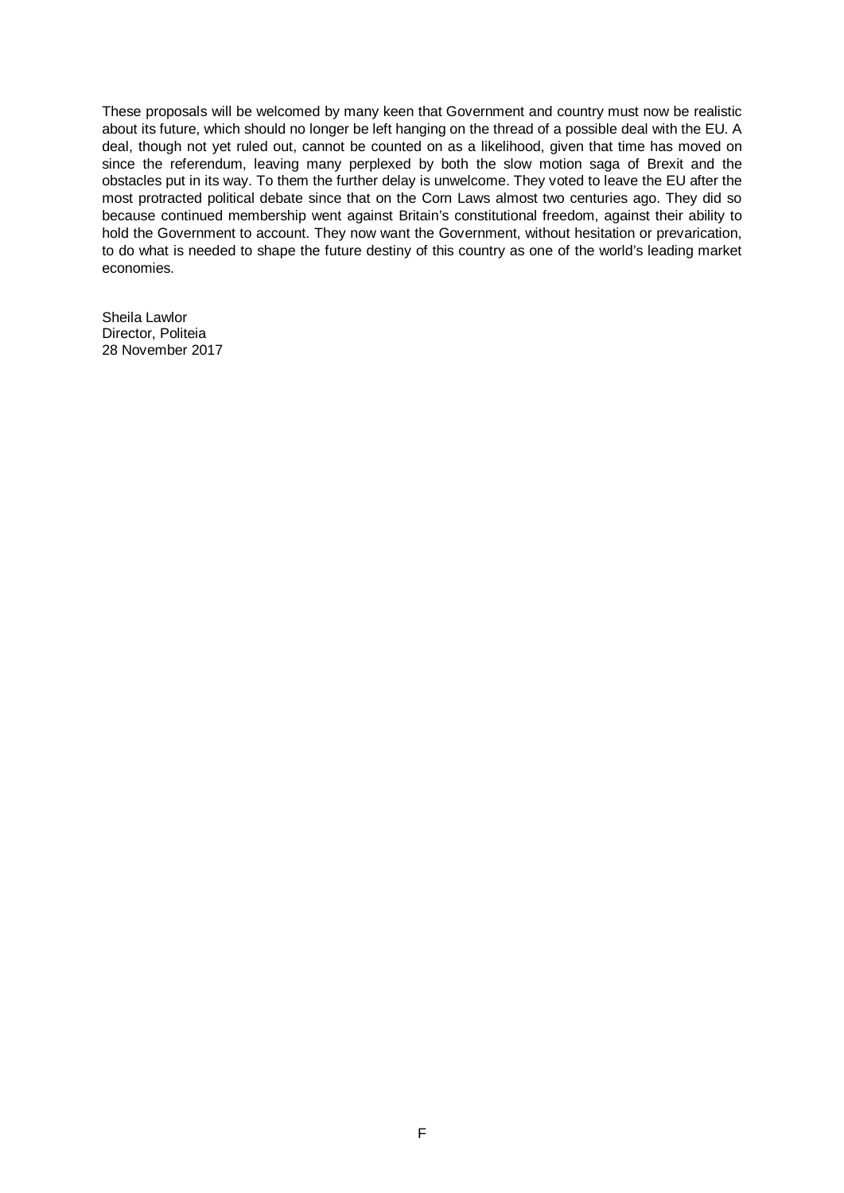These proposals will be welcomed by many keen that Government and country must now be realistic about its future, which should no longer be left hanging on the thread of a possible deal with the EU. A deal, though not yet ruled out, cannot be counted on as a likelihood, given that time has moved on since the referendum, leaving many perplexed by both the slow motion saga of Brexit and the obstacles put in its way. To them the further delay is unwelcome. They voted to leave the EU after the most protracted political debate since that on the Corn Laws almost two centuries ago. They did so because continued membership went against Britain's constitutional freedom, against their ability to hold the Government to account. They now want the Government, without hesitation or prevarication, to do what is needed to shape the future destiny of this country as one of the world's leading market economies.

Sheila Lawlor  
Director, Politeia  
28 November 2017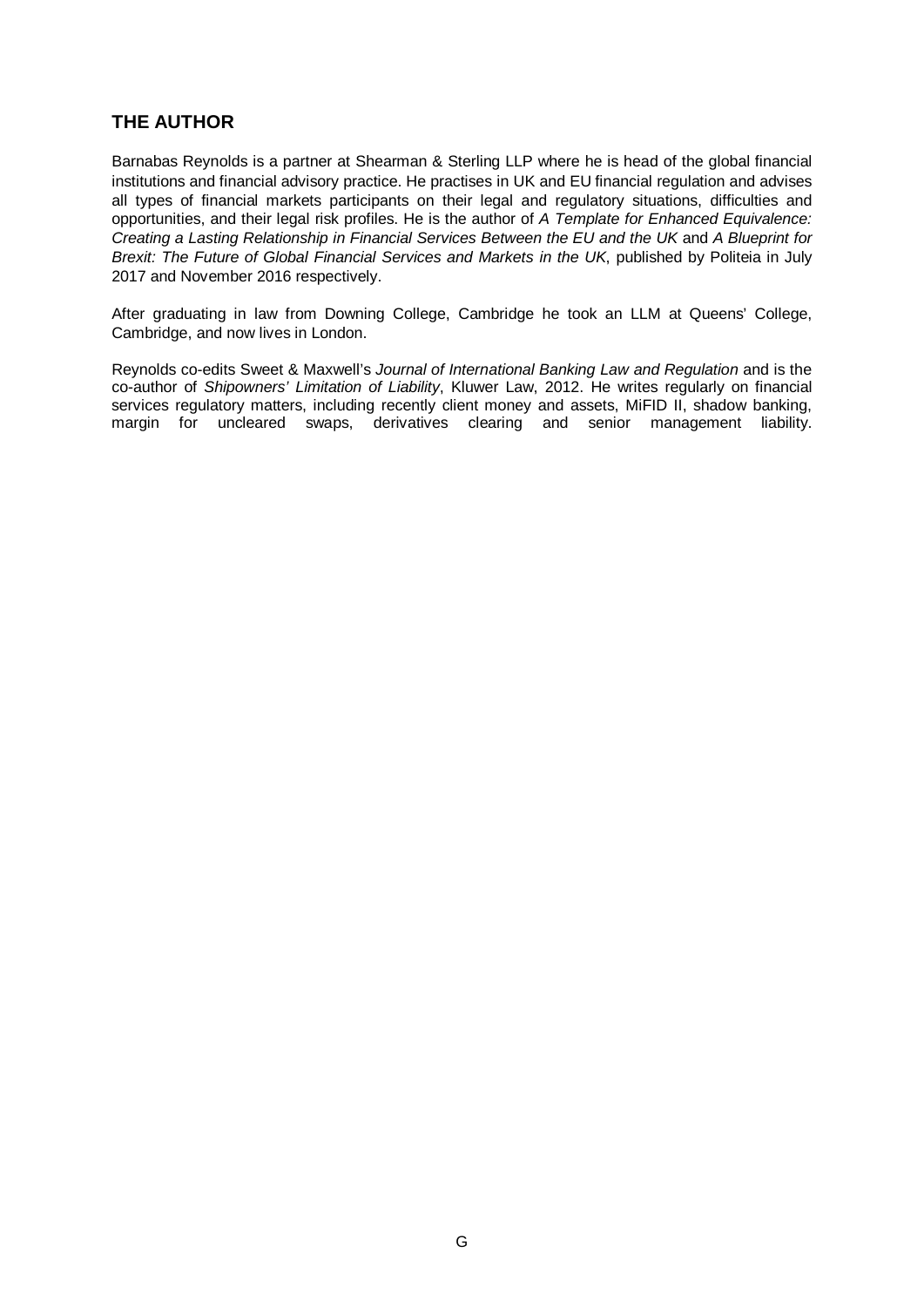## THE AUTHOR

Barnabas Reynolds is a partner at Shearman & Sterling LLP where he is head of the global financial institutions and financial advisory practice. He practises in UK and EU financial regulation and advises all types of financial markets participants on their legal and regulatory situations, difficulties and opportunities, and their legal risk profiles. He is the author of *A Template for Enhanced Equivalence: Creating a Lasting Relationship in Financial Services Between the EU and the UK* and *A Blueprint for Brexit: The Future of Global Financial Services and Markets in the UK*, published by Politeia in July 2017 and November 2016 respectively.

After graduating in law from Downing College, Cambridge he took an LLM at Queens' College, Cambridge, and now lives in London.

Reynolds co-edits Sweet & Maxwell's *Journal of International Banking Law and Regulation* and is the co-author of *Shipowners' Limitation of Liability*, Kluwer Law, 2012. He writes regularly on financial services regulatory matters, including recently client money and assets, MiFID II, shadow banking, margin for uncleared swaps, derivatives clearing and senior management liability.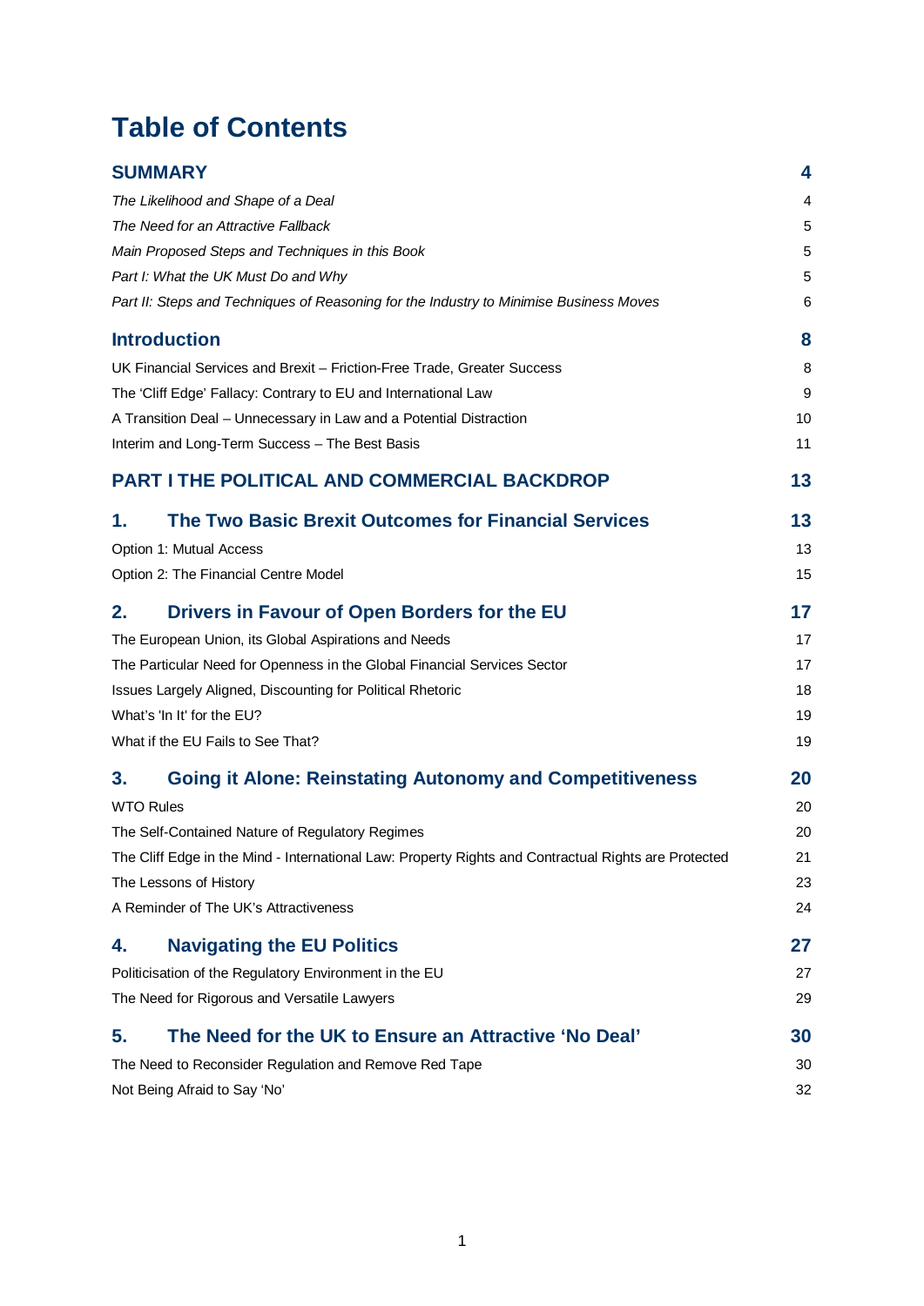# Table of Contents

| | |
|---|---|
| **SUMMARY** | **4** |
| *The Likelihood and Shape of a Deal* | 4 |
| *The Need for an Attractive Fallback* | 5 |
| *Main Proposed Steps and Techniques in this Book* | 5 |
| *Part I: What the UK Must Do and Why* | 5 |
| *Part II: Steps and Techniques of Reasoning for the Industry to Minimise Business Moves* | 6 |
| **Introduction** | **8** |
| UK Financial Services and Brexit – Friction-Free Trade, Greater Success | 8 |
| The 'Cliff Edge' Fallacy: Contrary to EU and International Law | 9 |
| A Transition Deal – Unnecessary in Law and a Potential Distraction | 10 |
| Interim and Long-Term Success – The Best Basis | 11 |
| **PART I THE POLITICAL AND COMMERCIAL BACKDROP** | **13** |
| **1. The Two Basic Brexit Outcomes for Financial Services** | **13** |
| Option 1: Mutual Access | 13 |
| Option 2: The Financial Centre Model | 15 |
| **2. Drivers in Favour of Open Borders for the EU** | **17** |
| The European Union, its Global Aspirations and Needs | 17 |
| The Particular Need for Openness in the Global Financial Services Sector | 17 |
| Issues Largely Aligned, Discounting for Political Rhetoric | 18 |
| What's 'In It' for the EU? | 19 |
| What if the EU Fails to See That? | 19 |
| **3. Going it Alone: Reinstating Autonomy and Competitiveness** | **20** |
| WTO Rules | 20 |
| The Self-Contained Nature of Regulatory Regimes | 20 |
| The Cliff Edge in the Mind - International Law: Property Rights and Contractual Rights are Protected | 21 |
| The Lessons of History | 23 |
| A Reminder of The UK's Attractiveness | 24 |
| **4. Navigating the EU Politics** | **27** |
| Politicisation of the Regulatory Environment in the EU | 27 |
| The Need for Rigorous and Versatile Lawyers | 29 |
| **5. The Need for the UK to Ensure an Attractive 'No Deal'** | **30** |
| The Need to Reconsider Regulation and Remove Red Tape | 30 |
| Not Being Afraid to Say 'No' | 32 |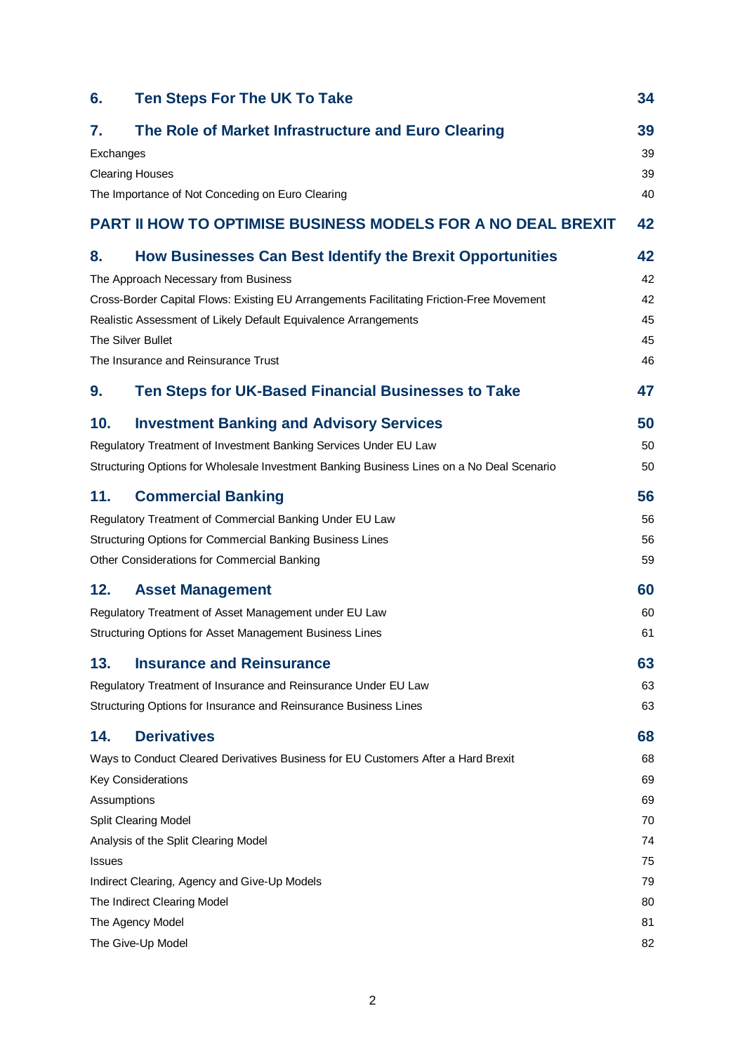| | | |
|---|---|---|
| **6.** | **Ten Steps For The UK To Take** | **34** |
| **7.** | **The Role of Market Infrastructure and Euro Clearing** | **39** |
| Exchanges | | 39 |
| Clearing Houses | | 39 |
| The Importance of Not Conceding on Euro Clearing | | 40 |
| **PART II HOW TO OPTIMISE BUSINESS MODELS FOR A NO DEAL BREXIT** | | **42** |
| **8.** | **How Businesses Can Best Identify the Brexit Opportunities** | **42** |
| The Approach Necessary from Business | | 42 |
| Cross-Border Capital Flows: Existing EU Arrangements Facilitating Friction-Free Movement | | 42 |
| Realistic Assessment of Likely Default Equivalence Arrangements | | 45 |
| The Silver Bullet | | 45 |
| The Insurance and Reinsurance Trust | | 46 |
| **9.** | **Ten Steps for UK-Based Financial Businesses to Take** | **47** |
| **10.** | **Investment Banking and Advisory Services** | **50** |
| Regulatory Treatment of Investment Banking Services Under EU Law | | 50 |
| Structuring Options for Wholesale Investment Banking Business Lines on a No Deal Scenario | | 50 |
| **11.** | **Commercial Banking** | **56** |
| Regulatory Treatment of Commercial Banking Under EU Law | | 56 |
| Structuring Options for Commercial Banking Business Lines | | 56 |
| Other Considerations for Commercial Banking | | 59 |
| **12.** | **Asset Management** | **60** |
| Regulatory Treatment of Asset Management under EU Law | | 60 |
| Structuring Options for Asset Management Business Lines | | 61 |
| **13.** | **Insurance and Reinsurance** | **63** |
| Regulatory Treatment of Insurance and Reinsurance Under EU Law | | 63 |
| Structuring Options for Insurance and Reinsurance Business Lines | | 63 |
| **14.** | **Derivatives** | **68** |
| Ways to Conduct Cleared Derivatives Business for EU Customers After a Hard Brexit | | 68 |
| Key Considerations | | 69 |
| Assumptions | | 69 |
| Split Clearing Model | | 70 |
| Analysis of the Split Clearing Model | | 74 |
| Issues | | 75 |
| Indirect Clearing, Agency and Give-Up Models | | 79 |
| The Indirect Clearing Model | | 80 |
| The Agency Model | | 81 |
| The Give-Up Model | | 82 |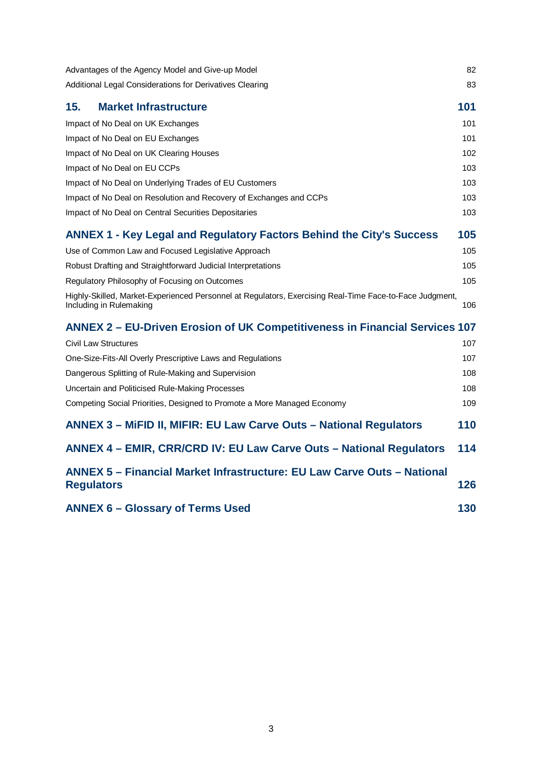Advantages of the Agency Model and Give-up Model 82

Additional Legal Considerations for Derivatives Clearing 83

**15. Market Infrastructure 101**

Impact of No Deal on UK Exchanges 101

Impact of No Deal on EU Exchanges 101

Impact of No Deal on UK Clearing Houses 102

Impact of No Deal on EU CCPs 103

Impact of No Deal on Underlying Trades of EU Customers 103

Impact of No Deal on Resolution and Recovery of Exchanges and CCPs 103

Impact of No Deal on Central Securities Depositaries 103

**ANNEX 1 - Key Legal and Regulatory Factors Behind the City's Success 105**

Use of Common Law and Focused Legislative Approach 105

Robust Drafting and Straightforward Judicial Interpretations 105

Regulatory Philosophy of Focusing on Outcomes 105

Highly-Skilled, Market-Experienced Personnel at Regulators, Exercising Real-Time Face-to-Face Judgment, Including in Rulemaking 106

**ANNEX 2 – EU-Driven Erosion of UK Competitiveness in Financial Services 107**

Civil Law Structures 107

One-Size-Fits-All Overly Prescriptive Laws and Regulations 107

Dangerous Splitting of Rule-Making and Supervision 108

Uncertain and Politicised Rule-Making Processes 108

Competing Social Priorities, Designed to Promote a More Managed Economy 109

**ANNEX 3 – MiFID II, MIFIR: EU Law Carve Outs – National Regulators 110**

**ANNEX 4 – EMIR, CRR/CRD IV: EU Law Carve Outs – National Regulators 114**

**ANNEX 5 – Financial Market Infrastructure: EU Law Carve Outs – National Regulators 126**

**ANNEX 6 – Glossary of Terms Used 130**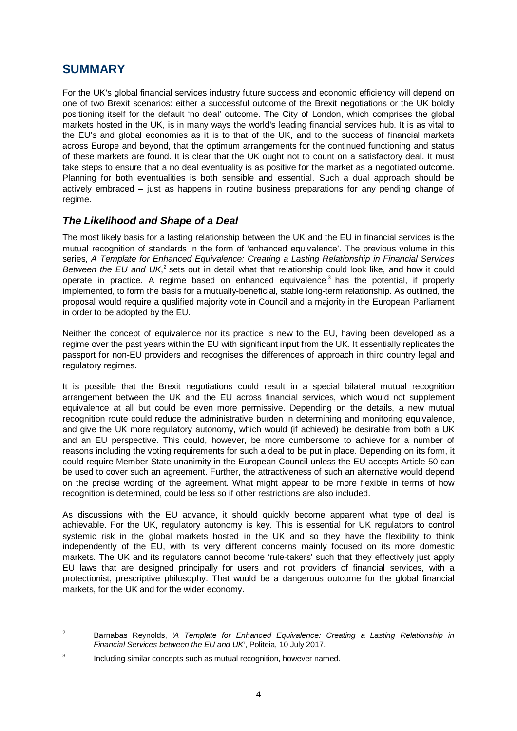# SUMMARY

For the UK's global financial services industry future success and economic efficiency will depend on one of two Brexit scenarios: either a successful outcome of the Brexit negotiations or the UK boldly positioning itself for the default 'no deal' outcome. The City of London, which comprises the global markets hosted in the UK, is in many ways the world's leading financial services hub. It is as vital to the EU's and global economies as it is to that of the UK, and to the success of financial markets across Europe and beyond, that the optimum arrangements for the continued functioning and status of these markets are found. It is clear that the UK ought not to count on a satisfactory deal. It must take steps to ensure that a no deal eventuality is as positive for the market as a negotiated outcome. Planning for both eventualities is both sensible and essential. Such a dual approach should be actively embraced – just as happens in routine business preparations for any pending change of regime.

## *The Likelihood and Shape of a Deal*

The most likely basis for a lasting relationship between the UK and the EU in financial services is the mutual recognition of standards in the form of 'enhanced equivalence'. The previous volume in this series, *A Template for Enhanced Equivalence: Creating a Lasting Relationship in Financial Services Between the EU and UK*,[2] sets out in detail what that relationship could look like, and how it could operate in practice. A regime based on enhanced equivalence[3] has the potential, if properly implemented, to form the basis for a mutually-beneficial, stable long-term relationship. As outlined, the proposal would require a qualified majority vote in Council and a majority in the European Parliament in order to be adopted by the EU.

Neither the concept of equivalence nor its practice is new to the EU, having been developed as a regime over the past years within the EU with significant input from the UK. It essentially replicates the passport for non-EU providers and recognises the differences of approach in third country legal and regulatory regimes.

It is possible that the Brexit negotiations could result in a special bilateral mutual recognition arrangement between the UK and the EU across financial services, which would not supplement equivalence at all but could be even more permissive. Depending on the details, a new mutual recognition route could reduce the administrative burden in determining and monitoring equivalence, and give the UK more regulatory autonomy, which would (if achieved) be desirable from both a UK and an EU perspective. This could, however, be more cumbersome to achieve for a number of reasons including the voting requirements for such a deal to be put in place. Depending on its form, it could require Member State unanimity in the European Council unless the EU accepts Article 50 can be used to cover such an agreement. Further, the attractiveness of such an alternative would depend on the precise wording of the agreement. What might appear to be more flexible in terms of how recognition is determined, could be less so if other restrictions are also included.

As discussions with the EU advance, it should quickly become apparent what type of deal is achievable. For the UK, regulatory autonomy is key. This is essential for UK regulators to control systemic risk in the global markets hosted in the UK and so they have the flexibility to think independently of the EU, with its very different concerns mainly focused on its more domestic markets. The UK and its regulators cannot become 'rule-takers' such that they effectively just apply EU laws that are designed principally for users and not providers of financial services, with a protectionist, prescriptive philosophy. That would be a dangerous outcome for the global financial markets, for the UK and for the wider economy.

---

[2] Barnabas Reynolds, *'A Template for Enhanced Equivalence: Creating a Lasting Relationship in Financial Services between the EU and UK'*, Politeia, 10 July 2017.

[3] Including similar concepts such as mutual recognition, however named.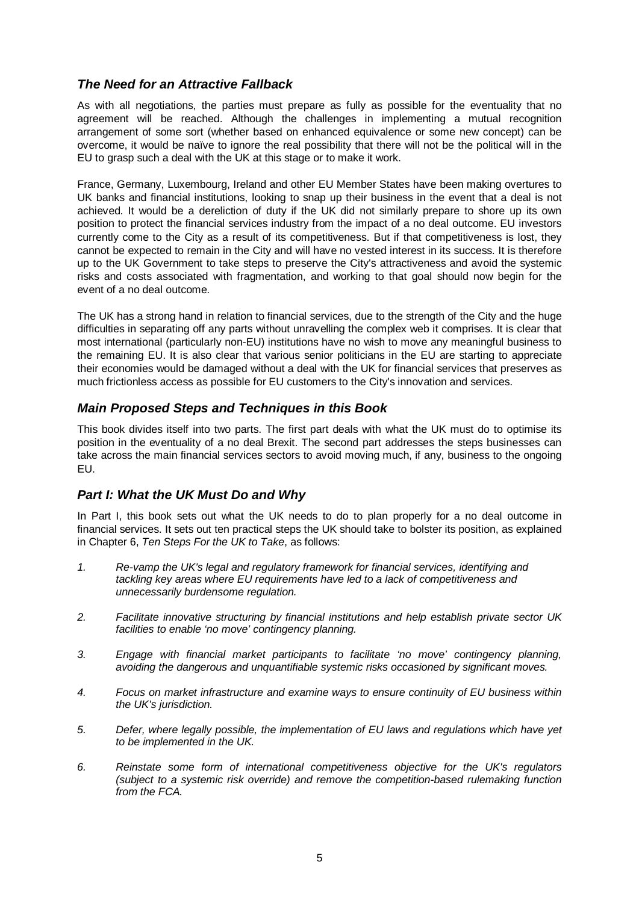### *The Need for an Attractive Fallback*

As with all negotiations, the parties must prepare as fully as possible for the eventuality that no agreement will be reached. Although the challenges in implementing a mutual recognition arrangement of some sort (whether based on enhanced equivalence or some new concept) can be overcome, it would be naïve to ignore the real possibility that there will not be the political will in the EU to grasp such a deal with the UK at this stage or to make it work.

France, Germany, Luxembourg, Ireland and other EU Member States have been making overtures to UK banks and financial institutions, looking to snap up their business in the event that a deal is not achieved. It would be a dereliction of duty if the UK did not similarly prepare to shore up its own position to protect the financial services industry from the impact of a no deal outcome. EU investors currently come to the City as a result of its competitiveness. But if that competitiveness is lost, they cannot be expected to remain in the City and will have no vested interest in its success. It is therefore up to the UK Government to take steps to preserve the City's attractiveness and avoid the systemic risks and costs associated with fragmentation, and working to that goal should now begin for the event of a no deal outcome.

The UK has a strong hand in relation to financial services, due to the strength of the City and the huge difficulties in separating off any parts without unravelling the complex web it comprises. It is clear that most international (particularly non-EU) institutions have no wish to move any meaningful business to the remaining EU. It is also clear that various senior politicians in the EU are starting to appreciate their economies would be damaged without a deal with the UK for financial services that preserves as much frictionless access as possible for EU customers to the City's innovation and services.

### *Main Proposed Steps and Techniques in this Book*

This book divides itself into two parts. The first part deals with what the UK must do to optimise its position in the eventuality of a no deal Brexit. The second part addresses the steps businesses can take across the main financial services sectors to avoid moving much, if any, business to the ongoing EU.

### *Part I: What the UK Must Do and Why*

In Part I, this book sets out what the UK needs to do to plan properly for a no deal outcome in financial services. It sets out ten practical steps the UK should take to bolster its position, as explained in Chapter 6, *Ten Steps For the UK to Take*, as follows:

1. *Re-vamp the UK's legal and regulatory framework for financial services, identifying and tackling key areas where EU requirements have led to a lack of competitiveness and unnecessarily burdensome regulation.*

2. *Facilitate innovative structuring by financial institutions and help establish private sector UK facilities to enable 'no move' contingency planning.*

3. *Engage with financial market participants to facilitate 'no move' contingency planning, avoiding the dangerous and unquantifiable systemic risks occasioned by significant moves.*

4. *Focus on market infrastructure and examine ways to ensure continuity of EU business within the UK's jurisdiction.*

5. *Defer, where legally possible, the implementation of EU laws and regulations which have yet to be implemented in the UK.*

6. *Reinstate some form of international competitiveness objective for the UK's regulators (subject to a systemic risk override) and remove the competition-based rulemaking function from the FCA.*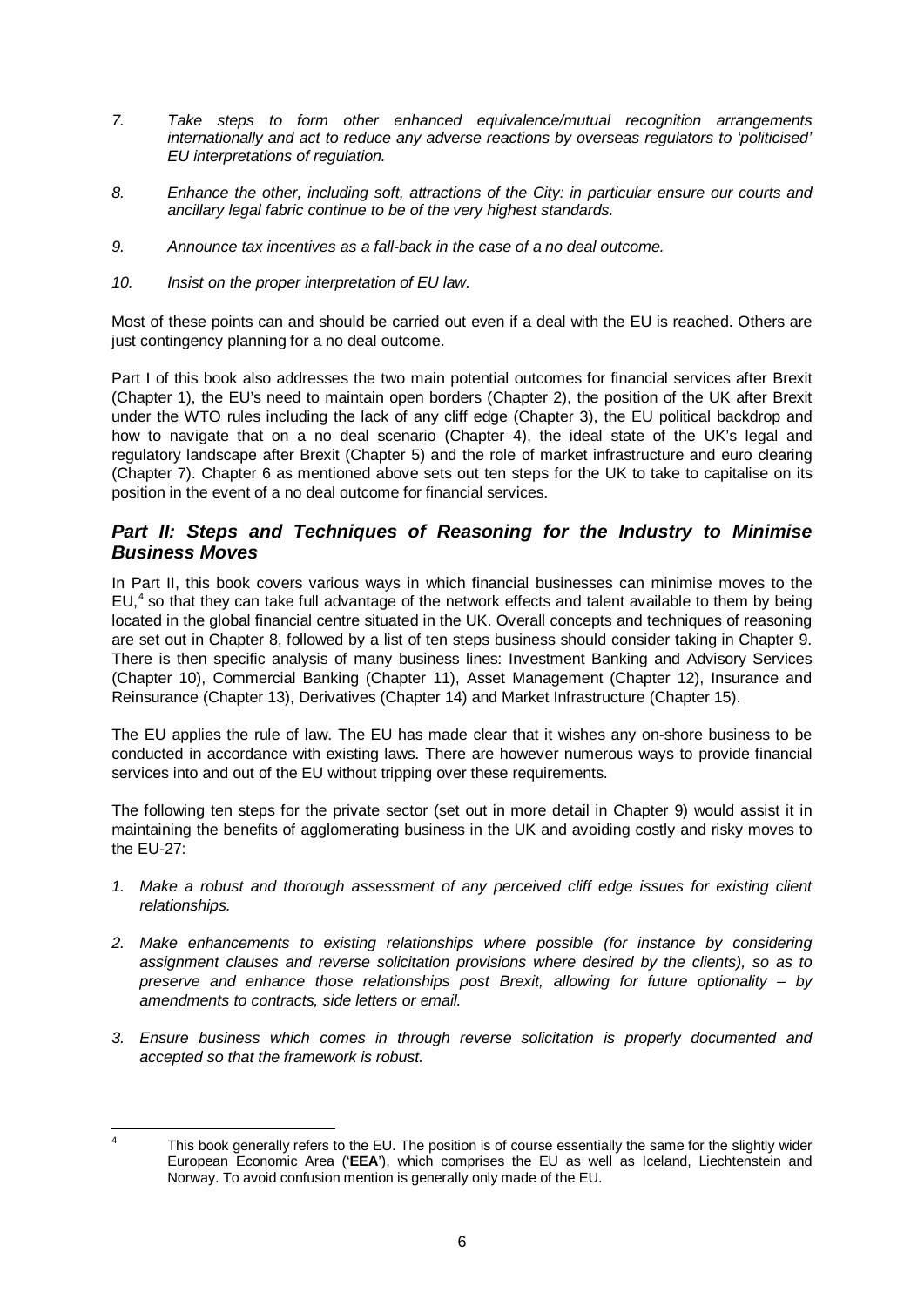7. *Take steps to form other enhanced equivalence/mutual recognition arrangements internationally and act to reduce any adverse reactions by overseas regulators to 'politicised' EU interpretations of regulation.*

8. *Enhance the other, including soft, attractions of the City: in particular ensure our courts and ancillary legal fabric continue to be of the very highest standards.*

9. *Announce tax incentives as a fall-back in the case of a no deal outcome.*

10. *Insist on the proper interpretation of EU law.*

Most of these points can and should be carried out even if a deal with the EU is reached. Others are just contingency planning for a no deal outcome.

Part I of this book also addresses the two main potential outcomes for financial services after Brexit (Chapter 1), the EU's need to maintain open borders (Chapter 2), the position of the UK after Brexit under the WTO rules including the lack of any cliff edge (Chapter 3), the EU political backdrop and how to navigate that on a no deal scenario (Chapter 4), the ideal state of the UK's legal and regulatory landscape after Brexit (Chapter 5) and the role of market infrastructure and euro clearing (Chapter 7). Chapter 6 as mentioned above sets out ten steps for the UK to take to capitalise on its position in the event of a no deal outcome for financial services.

## *Part II: Steps and Techniques of Reasoning for the Industry to Minimise Business Moves*

In Part II, this book covers various ways in which financial businesses can minimise moves to the EU,[4] so that they can take full advantage of the network effects and talent available to them by being located in the global financial centre situated in the UK. Overall concepts and techniques of reasoning are set out in Chapter 8, followed by a list of ten steps business should consider taking in Chapter 9. There is then specific analysis of many business lines: Investment Banking and Advisory Services (Chapter 10), Commercial Banking (Chapter 11), Asset Management (Chapter 12), Insurance and Reinsurance (Chapter 13), Derivatives (Chapter 14) and Market Infrastructure (Chapter 15).

The EU applies the rule of law. The EU has made clear that it wishes any on-shore business to be conducted in accordance with existing laws. There are however numerous ways to provide financial services into and out of the EU without tripping over these requirements.

The following ten steps for the private sector (set out in more detail in Chapter 9) would assist it in maintaining the benefits of agglomerating business in the UK and avoiding costly and risky moves to the EU-27:

1. *Make a robust and thorough assessment of any perceived cliff edge issues for existing client relationships.*

2. *Make enhancements to existing relationships where possible (for instance by considering assignment clauses and reverse solicitation provisions where desired by the clients), so as to preserve and enhance those relationships post Brexit, allowing for future optionality – by amendments to contracts, side letters or email.*

3. *Ensure business which comes in through reverse solicitation is properly documented and accepted so that the framework is robust.*

---

[4] This book generally refers to the EU. The position is of course essentially the same for the slightly wider European Economic Area ('**EEA**'), which comprises the EU as well as Iceland, Liechtenstein and Norway. To avoid confusion mention is generally only made of the EU.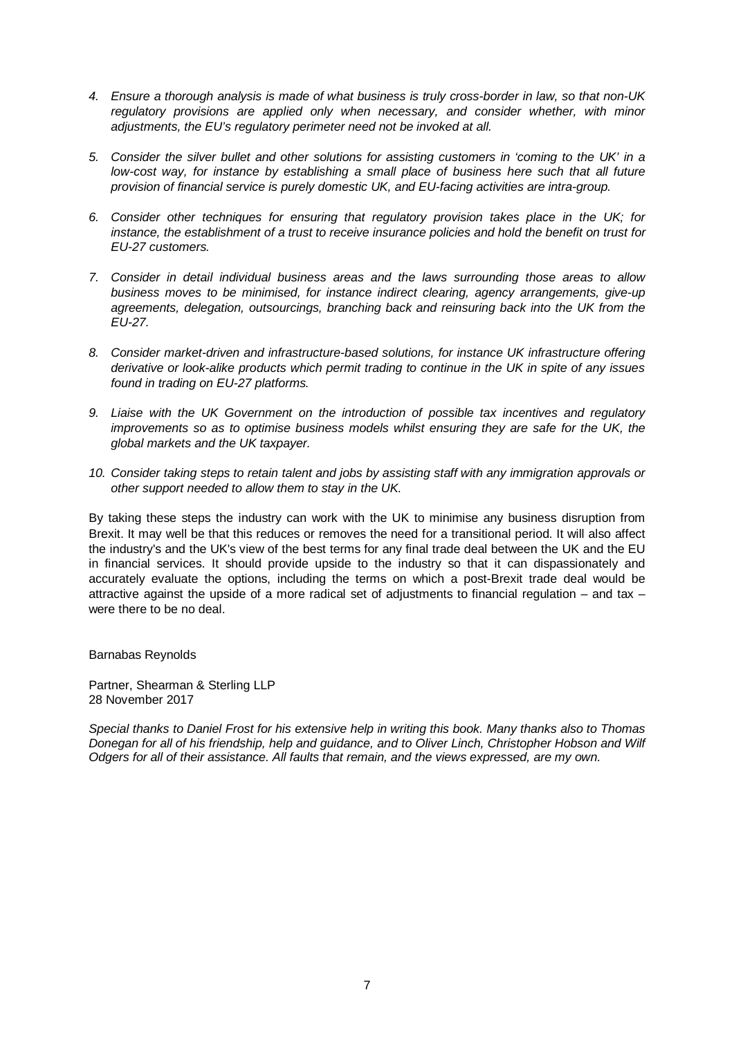4. *Ensure a thorough analysis is made of what business is truly cross-border in law, so that non-UK regulatory provisions are applied only when necessary, and consider whether, with minor adjustments, the EU's regulatory perimeter need not be invoked at all.*

5. *Consider the silver bullet and other solutions for assisting customers in 'coming to the UK' in a low-cost way, for instance by establishing a small place of business here such that all future provision of financial service is purely domestic UK, and EU-facing activities are intra-group.*

6. *Consider other techniques for ensuring that regulatory provision takes place in the UK; for instance, the establishment of a trust to receive insurance policies and hold the benefit on trust for EU-27 customers.*

7. *Consider in detail individual business areas and the laws surrounding those areas to allow business moves to be minimised, for instance indirect clearing, agency arrangements, give-up agreements, delegation, outsourcings, branching back and reinsuring back into the UK from the EU-27.*

8. *Consider market-driven and infrastructure-based solutions, for instance UK infrastructure offering derivative or look-alike products which permit trading to continue in the UK in spite of any issues found in trading on EU-27 platforms.*

9. *Liaise with the UK Government on the introduction of possible tax incentives and regulatory improvements so as to optimise business models whilst ensuring they are safe for the UK, the global markets and the UK taxpayer.*

10. *Consider taking steps to retain talent and jobs by assisting staff with any immigration approvals or other support needed to allow them to stay in the UK.*

By taking these steps the industry can work with the UK to minimise any business disruption from Brexit. It may well be that this reduces or removes the need for a transitional period. It will also affect the industry's and the UK's view of the best terms for any final trade deal between the UK and the EU in financial services. It should provide upside to the industry so that it can dispassionately and accurately evaluate the options, including the terms on which a post-Brexit trade deal would be attractive against the upside of a more radical set of adjustments to financial regulation – and tax – were there to be no deal.

Barnabas Reynolds

Partner, Shearman & Sterling LLP
28 November 2017

*Special thanks to Daniel Frost for his extensive help in writing this book. Many thanks also to Thomas Donegan for all of his friendship, help and guidance, and to Oliver Linch, Christopher Hobson and Wilf Odgers for all of their assistance. All faults that remain, and the views expressed, are my own.*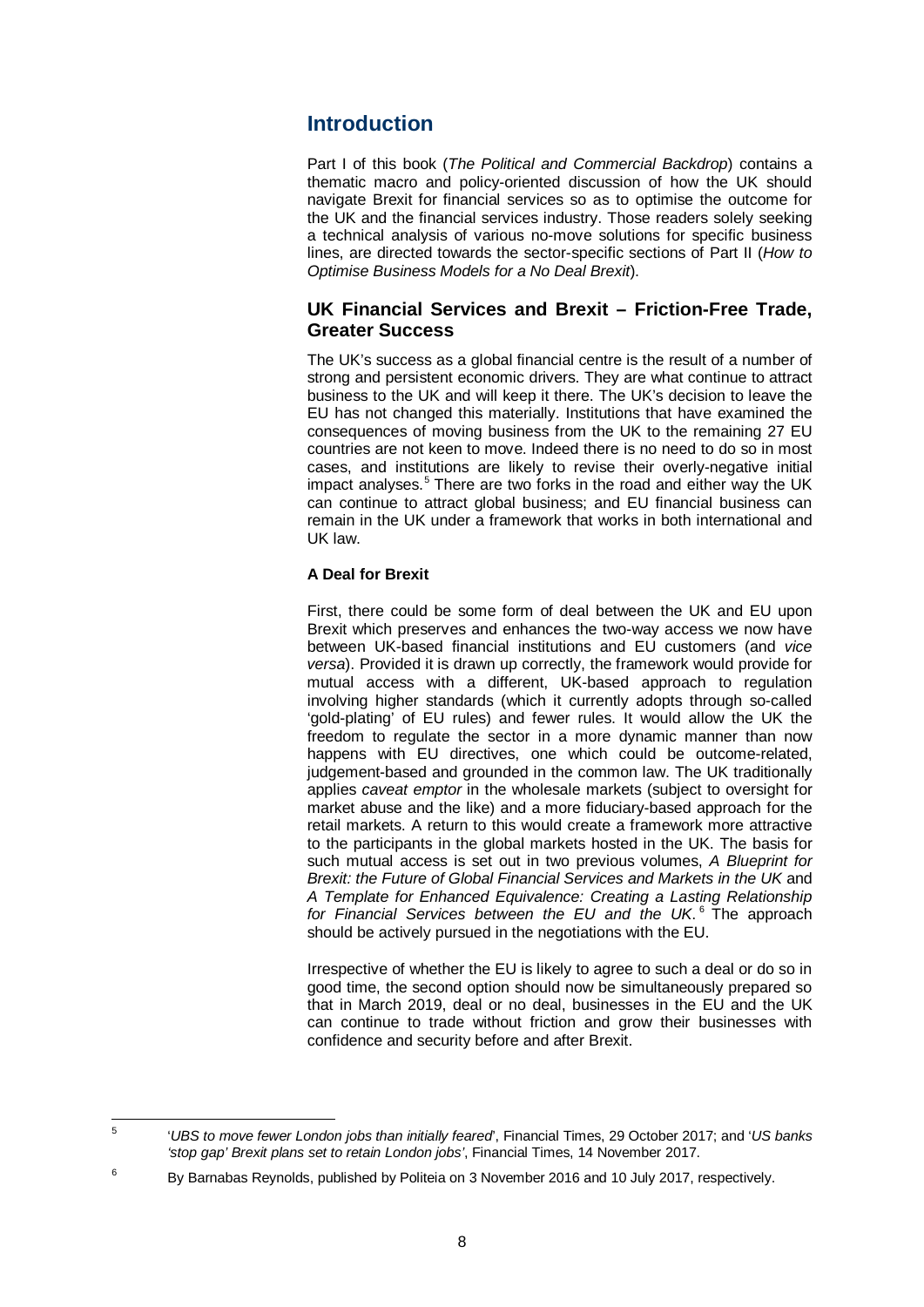## Introduction

Part I of this book (*The Political and Commercial Backdrop*) contains a thematic macro and policy-oriented discussion of how the UK should navigate Brexit for financial services so as to optimise the outcome for the UK and the financial services industry. Those readers solely seeking a technical analysis of various no-move solutions for specific business lines, are directed towards the sector-specific sections of Part II (*How to Optimise Business Models for a No Deal Brexit*).

### UK Financial Services and Brexit – Friction-Free Trade, Greater Success

The UK's success as a global financial centre is the result of a number of strong and persistent economic drivers. They are what continue to attract business to the UK and will keep it there. The UK's decision to leave the EU has not changed this materially. Institutions that have examined the consequences of moving business from the UK to the remaining 27 EU countries are not keen to move. Indeed there is no need to do so in most cases, and institutions are likely to revise their overly-negative initial impact analyses.[5] There are two forks in the road and either way the UK can continue to attract global business; and EU financial business can remain in the UK under a framework that works in both international and UK law.

#### A Deal for Brexit

First, there could be some form of deal between the UK and EU upon Brexit which preserves and enhances the two-way access we now have between UK-based financial institutions and EU customers (and *vice versa*). Provided it is drawn up correctly, the framework would provide for mutual access with a different, UK-based approach to regulation involving higher standards (which it currently adopts through so-called 'gold-plating' of EU rules) and fewer rules. It would allow the UK the freedom to regulate the sector in a more dynamic manner than now happens with EU directives, one which could be outcome-related, judgement-based and grounded in the common law. The UK traditionally applies *caveat emptor* in the wholesale markets (subject to oversight for market abuse and the like) and a more fiduciary-based approach for the retail markets. A return to this would create a framework more attractive to the participants in the global markets hosted in the UK. The basis for such mutual access is set out in two previous volumes, *A Blueprint for Brexit: the Future of Global Financial Services and Markets in the UK* and *A Template for Enhanced Equivalence: Creating a Lasting Relationship for Financial Services between the EU and the UK*.[6] The approach should be actively pursued in the negotiations with the EU.

Irrespective of whether the EU is likely to agree to such a deal or do so in good time, the second option should now be simultaneously prepared so that in March 2019, deal or no deal, businesses in the EU and the UK can continue to trade without friction and grow their businesses with confidence and security before and after Brexit.

---

[5] '*UBS to move fewer London jobs than initially feared*', Financial Times, 29 October 2017; and '*US banks 'stop gap' Brexit plans set to retain London jobs*', Financial Times, 14 November 2017.

[6] By Barnabas Reynolds, published by Politeia on 3 November 2016 and 10 July 2017, respectively.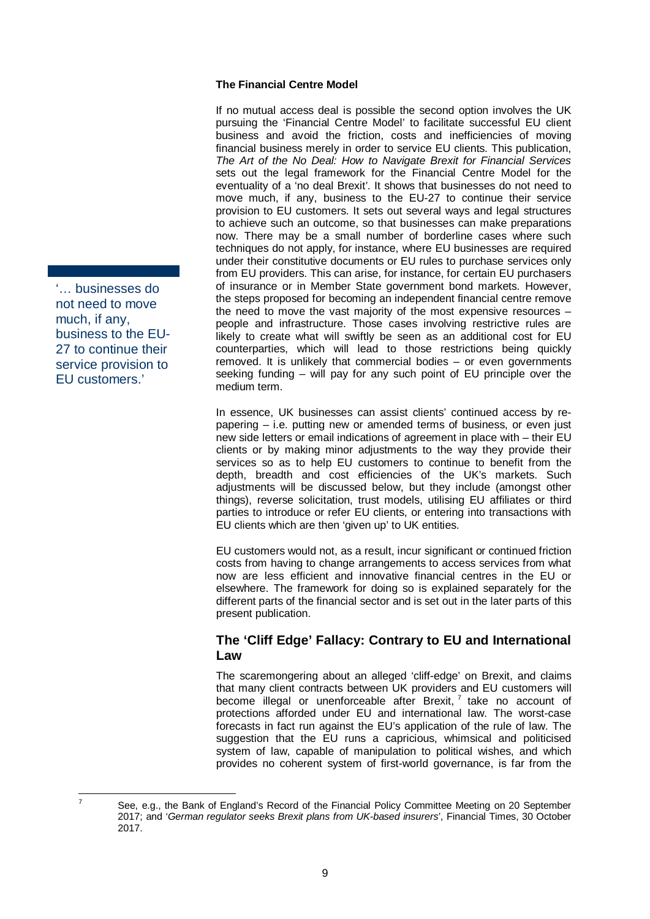**The Financial Centre Model**

If no mutual access deal is possible the second option involves the UK pursuing the 'Financial Centre Model' to facilitate successful EU client business and avoid the friction, costs and inefficiencies of moving financial business merely in order to service EU clients. This publication, *The Art of the No Deal: How to Navigate Brexit for Financial Services* sets out the legal framework for the Financial Centre Model for the eventuality of a 'no deal Brexit'. It shows that businesses do not need to move much, if any, business to the EU-27 to continue their service provision to EU customers. It sets out several ways and legal structures to achieve such an outcome, so that businesses can make preparations now. There may be a small number of borderline cases where such techniques do not apply, for instance, where EU businesses are required under their constitutive documents or EU rules to purchase services only from EU providers. This can arise, for instance, for certain EU purchasers of insurance or in Member State government bond markets. However, the steps proposed for becoming an independent financial centre remove the need to move the vast majority of the most expensive resources – people and infrastructure. Those cases involving restrictive rules are likely to create what will swiftly be seen as an additional cost for EU counterparties, which will lead to those restrictions being quickly removed. It is unlikely that commercial bodies – or even governments seeking funding – will pay for any such point of EU principle over the medium term.

'… businesses do not need to move much, if any, business to the EU-27 to continue their service provision to EU customers.'

In essence, UK businesses can assist clients' continued access by re-papering – i.e. putting new or amended terms of business, or even just new side letters or email indications of agreement in place with – their EU clients or by making minor adjustments to the way they provide their services so as to help EU customers to continue to benefit from the depth, breadth and cost efficiencies of the UK's markets. Such adjustments will be discussed below, but they include (amongst other things), reverse solicitation, trust models, utilising EU affiliates or third parties to introduce or refer EU clients, or entering into transactions with EU clients which are then 'given up' to UK entities.

EU customers would not, as a result, incur significant or continued friction costs from having to change arrangements to access services from what now are less efficient and innovative financial centres in the EU or elsewhere. The framework for doing so is explained separately for the different parts of the financial sector and is set out in the later parts of this present publication.

## The 'Cliff Edge' Fallacy: Contrary to EU and International Law

The scaremongering about an alleged 'cliff-edge' on Brexit, and claims that many client contracts between UK providers and EU customers will become illegal or unenforceable after Brexit,[7] take no account of protections afforded under EU and international law. The worst-case forecasts in fact run against the EU's application of the rule of law. The suggestion that the EU runs a capricious, whimsical and politicised system of law, capable of manipulation to political wishes, and which provides no coherent system of first-world governance, is far from the

[7] See, e.g., the Bank of England's Record of the Financial Policy Committee Meeting on 20 September 2017; and '*German regulator seeks Brexit plans from UK-based insurers*', Financial Times, 30 October 2017.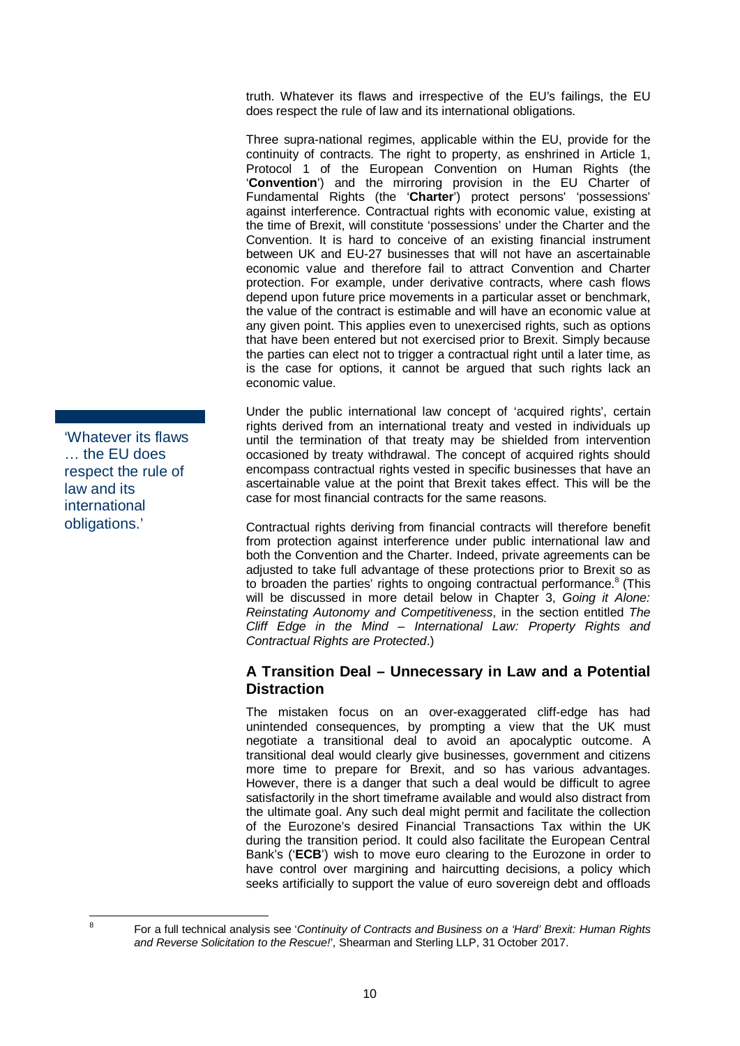truth. Whatever its flaws and irrespective of the EU's failings, the EU does respect the rule of law and its international obligations.

Three supra-national regimes, applicable within the EU, provide for the continuity of contracts. The right to property, as enshrined in Article 1, Protocol 1 of the European Convention on Human Rights (the '**Convention**') and the mirroring provision in the EU Charter of Fundamental Rights (the '**Charter**') protect persons' 'possessions' against interference. Contractual rights with economic value, existing at the time of Brexit, will constitute 'possessions' under the Charter and the Convention. It is hard to conceive of an existing financial instrument between UK and EU-27 businesses that will not have an ascertainable economic value and therefore fail to attract Convention and Charter protection. For example, under derivative contracts, where cash flows depend upon future price movements in a particular asset or benchmark, the value of the contract is estimable and will have an economic value at any given point. This applies even to unexercised rights, such as options that have been entered but not exercised prior to Brexit. Simply because the parties can elect not to trigger a contractual right until a later time, as is the case for options, it cannot be argued that such rights lack an economic value.

> 'Whatever its flaws … the EU does respect the rule of law and its international obligations.'

Under the public international law concept of 'acquired rights', certain rights derived from an international treaty and vested in individuals up until the termination of that treaty may be shielded from intervention occasioned by treaty withdrawal. The concept of acquired rights should encompass contractual rights vested in specific businesses that have an ascertainable value at the point that Brexit takes effect. This will be the case for most financial contracts for the same reasons.

Contractual rights deriving from financial contracts will therefore benefit from protection against interference under public international law and both the Convention and the Charter. Indeed, private agreements can be adjusted to take full advantage of these protections prior to Brexit so as to broaden the parties' rights to ongoing contractual performance.[8] (This will be discussed in more detail below in Chapter 3, *Going it Alone: Reinstating Autonomy and Competitiveness*, in the section entitled *The Cliff Edge in the Mind – International Law: Property Rights and Contractual Rights are Protected*.)

## A Transition Deal – Unnecessary in Law and a Potential Distraction

The mistaken focus on an over-exaggerated cliff-edge has had unintended consequences, by prompting a view that the UK must negotiate a transitional deal to avoid an apocalyptic outcome. A transitional deal would clearly give businesses, government and citizens more time to prepare for Brexit, and so has various advantages. However, there is a danger that such a deal would be difficult to agree satisfactorily in the short timeframe available and would also distract from the ultimate goal. Any such deal might permit and facilitate the collection of the Eurozone's desired Financial Transactions Tax within the UK during the transition period. It could also facilitate the European Central Bank's ('**ECB**') wish to move euro clearing to the Eurozone in order to have control over margining and haircutting decisions, a policy which seeks artificially to support the value of euro sovereign debt and offloads

[8] For a full technical analysis see '*Continuity of Contracts and Business on a 'Hard' Brexit: Human Rights and Reverse Solicitation to the Rescue!*', Shearman and Sterling LLP, 31 October 2017.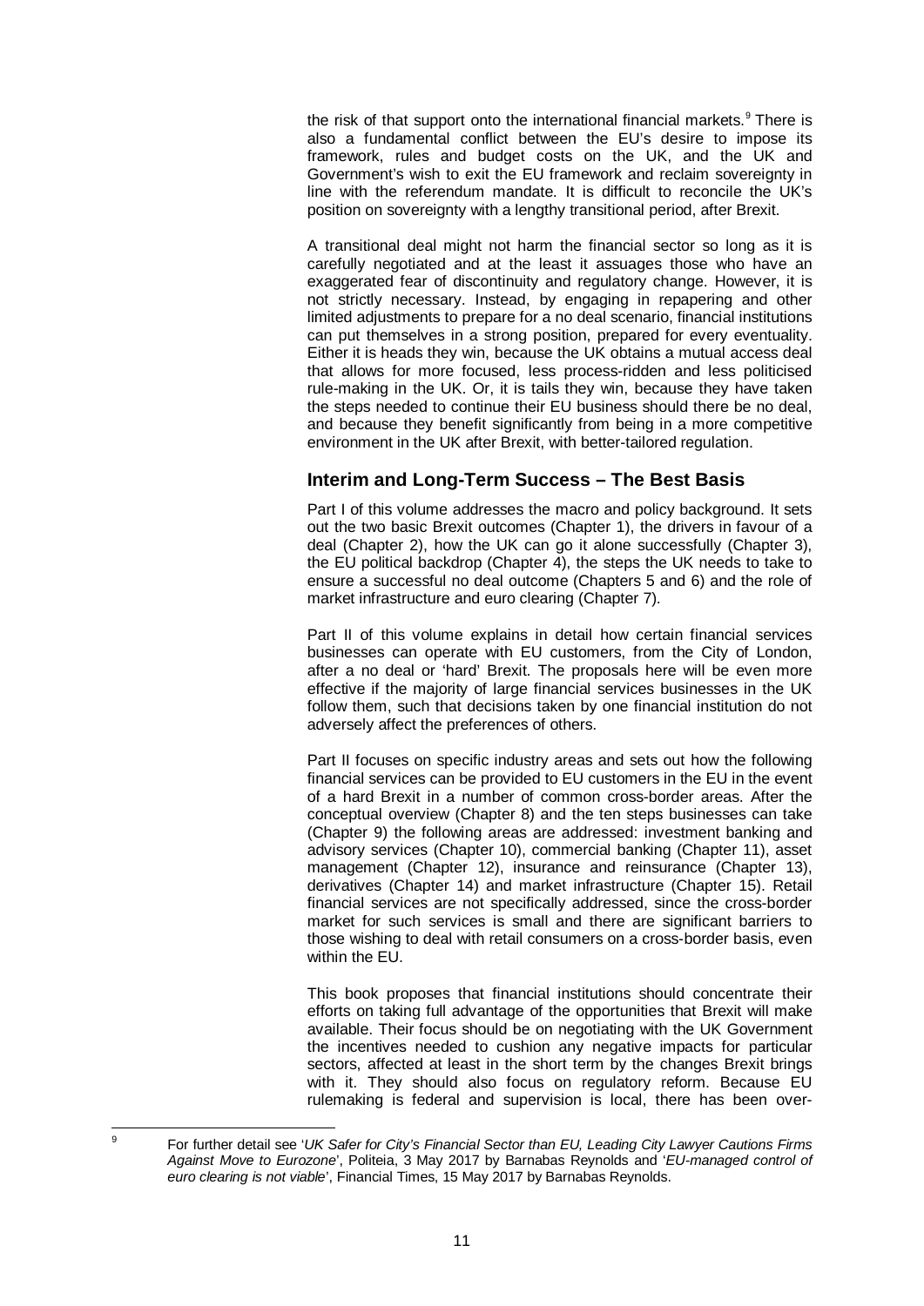the risk of that support onto the international financial markets.[9] There is also a fundamental conflict between the EU's desire to impose its framework, rules and budget costs on the UK, and the UK and Government's wish to exit the EU framework and reclaim sovereignty in line with the referendum mandate. It is difficult to reconcile the UK's position on sovereignty with a lengthy transitional period, after Brexit.

A transitional deal might not harm the financial sector so long as it is carefully negotiated and at the least it assuages those who have an exaggerated fear of discontinuity and regulatory change. However, it is not strictly necessary. Instead, by engaging in repapering and other limited adjustments to prepare for a no deal scenario, financial institutions can put themselves in a strong position, prepared for every eventuality. Either it is heads they win, because the UK obtains a mutual access deal that allows for more focused, less process-ridden and less politicised rule-making in the UK. Or, it is tails they win, because they have taken the steps needed to continue their EU business should there be no deal, and because they benefit significantly from being in a more competitive environment in the UK after Brexit, with better-tailored regulation.

## Interim and Long-Term Success – The Best Basis

Part I of this volume addresses the macro and policy background. It sets out the two basic Brexit outcomes (Chapter 1), the drivers in favour of a deal (Chapter 2), how the UK can go it alone successfully (Chapter 3), the EU political backdrop (Chapter 4), the steps the UK needs to take to ensure a successful no deal outcome (Chapters 5 and 6) and the role of market infrastructure and euro clearing (Chapter 7).

Part II of this volume explains in detail how certain financial services businesses can operate with EU customers, from the City of London, after a no deal or 'hard' Brexit. The proposals here will be even more effective if the majority of large financial services businesses in the UK follow them, such that decisions taken by one financial institution do not adversely affect the preferences of others.

Part II focuses on specific industry areas and sets out how the following financial services can be provided to EU customers in the EU in the event of a hard Brexit in a number of common cross-border areas. After the conceptual overview (Chapter 8) and the ten steps businesses can take (Chapter 9) the following areas are addressed: investment banking and advisory services (Chapter 10), commercial banking (Chapter 11), asset management (Chapter 12), insurance and reinsurance (Chapter 13), derivatives (Chapter 14) and market infrastructure (Chapter 15). Retail financial services are not specifically addressed, since the cross-border market for such services is small and there are significant barriers to those wishing to deal with retail consumers on a cross-border basis, even within the EU.

This book proposes that financial institutions should concentrate their efforts on taking full advantage of the opportunities that Brexit will make available. Their focus should be on negotiating with the UK Government the incentives needed to cushion any negative impacts for particular sectors, affected at least in the short term by the changes Brexit brings with it. They should also focus on regulatory reform. Because EU rulemaking is federal and supervision is local, there has been over-

---

[9] For further detail see '*UK Safer for City's Financial Sector than EU, Leading City Lawyer Cautions Firms Against Move to Eurozone*', Politeia, 3 May 2017 by Barnabas Reynolds and '*EU-managed control of euro clearing is not viable*', Financial Times, 15 May 2017 by Barnabas Reynolds.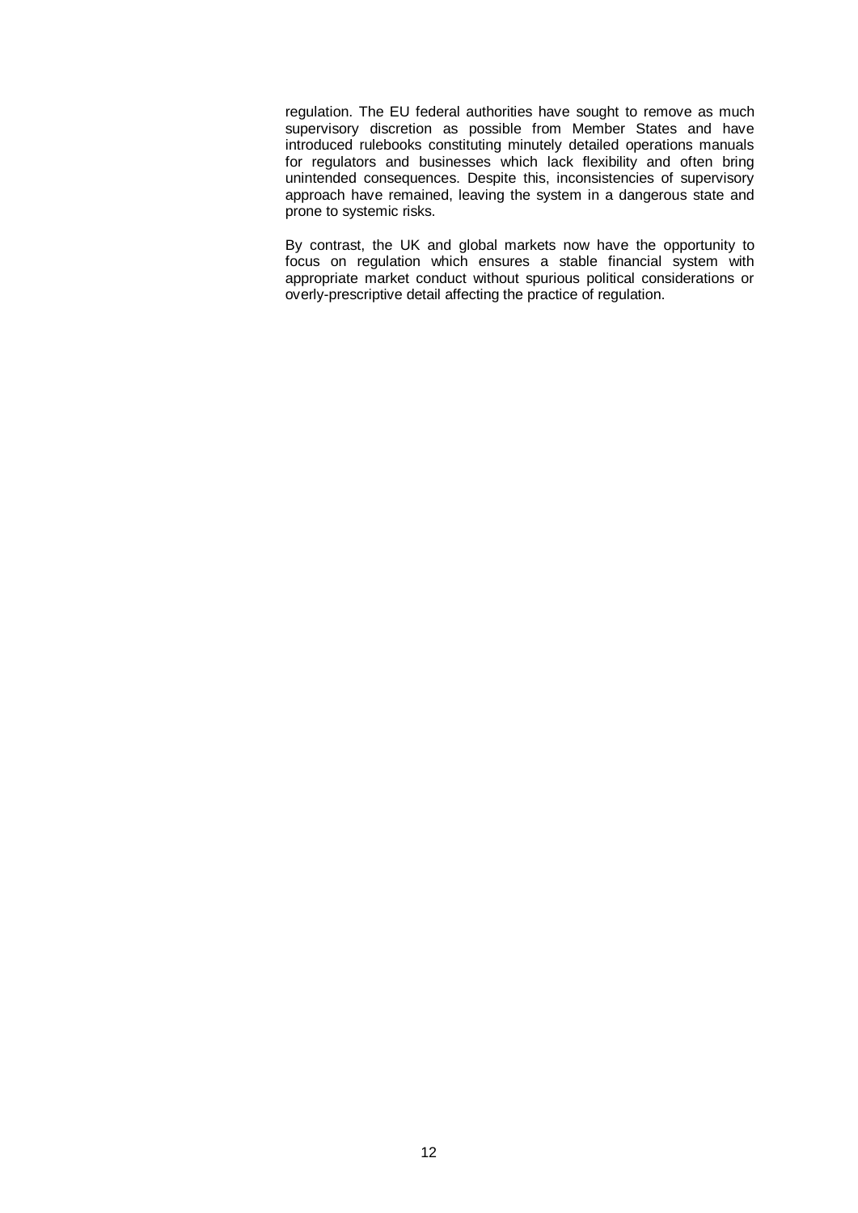regulation. The EU federal authorities have sought to remove as much supervisory discretion as possible from Member States and have introduced rulebooks constituting minutely detailed operations manuals for regulators and businesses which lack flexibility and often bring unintended consequences. Despite this, inconsistencies of supervisory approach have remained, leaving the system in a dangerous state and prone to systemic risks.

By contrast, the UK and global markets now have the opportunity to focus on regulation which ensures a stable financial system with appropriate market conduct without spurious political considerations or overly-prescriptive detail affecting the practice of regulation.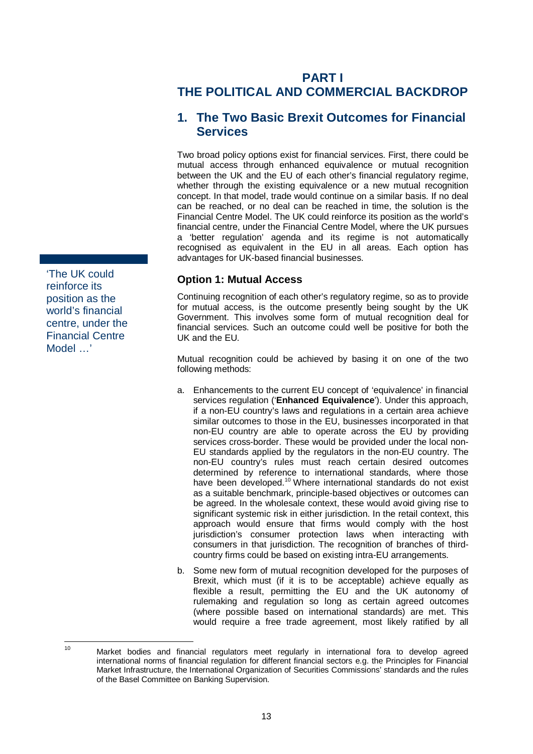# PART I
# THE POLITICAL AND COMMERCIAL BACKDROP

## 1. The Two Basic Brexit Outcomes for Financial Services

Two broad policy options exist for financial services. First, there could be mutual access through enhanced equivalence or mutual recognition between the UK and the EU of each other's financial regulatory regime, whether through the existing equivalence or a new mutual recognition concept. In that model, trade would continue on a similar basis. If no deal can be reached, or no deal can be reached in time, the solution is the Financial Centre Model. The UK could reinforce its position as the world's financial centre, under the Financial Centre Model, where the UK pursues a 'better regulation' agenda and its regime is not automatically recognised as equivalent in the EU in all areas. Each option has advantages for UK-based financial businesses.

'The UK could reinforce its position as the world's financial centre, under the Financial Centre Model …'

### Option 1: Mutual Access

Continuing recognition of each other's regulatory regime, so as to provide for mutual access, is the outcome presently being sought by the UK Government. This involves some form of mutual recognition deal for financial services. Such an outcome could well be positive for both the UK and the EU.

Mutual recognition could be achieved by basing it on one of the two following methods:

a. Enhancements to the current EU concept of 'equivalence' in financial services regulation ('**Enhanced Equivalence**'). Under this approach, if a non-EU country's laws and regulations in a certain area achieve similar outcomes to those in the EU, businesses incorporated in that non-EU country are able to operate across the EU by providing services cross-border. These would be provided under the local non-EU standards applied by the regulators in the non-EU country. The non-EU country's rules must reach certain desired outcomes determined by reference to international standards, where those have been developed.[10] Where international standards do not exist as a suitable benchmark, principle-based objectives or outcomes can be agreed. In the wholesale context, these would avoid giving rise to significant systemic risk in either jurisdiction. In the retail context, this approach would ensure that firms would comply with the host jurisdiction's consumer protection laws when interacting with consumers in that jurisdiction. The recognition of branches of third-country firms could be based on existing intra-EU arrangements.

b. Some new form of mutual recognition developed for the purposes of Brexit, which must (if it is to be acceptable) achieve equally as flexible a result, permitting the EU and the UK autonomy of rulemaking and regulation so long as certain agreed outcomes (where possible based on international standards) are met. This would require a free trade agreement, most likely ratified by all

[10] Market bodies and financial regulators meet regularly in international fora to develop agreed international norms of financial regulation for different financial sectors e.g. the Principles for Financial Market Infrastructure, the International Organization of Securities Commissions' standards and the rules of the Basel Committee on Banking Supervision.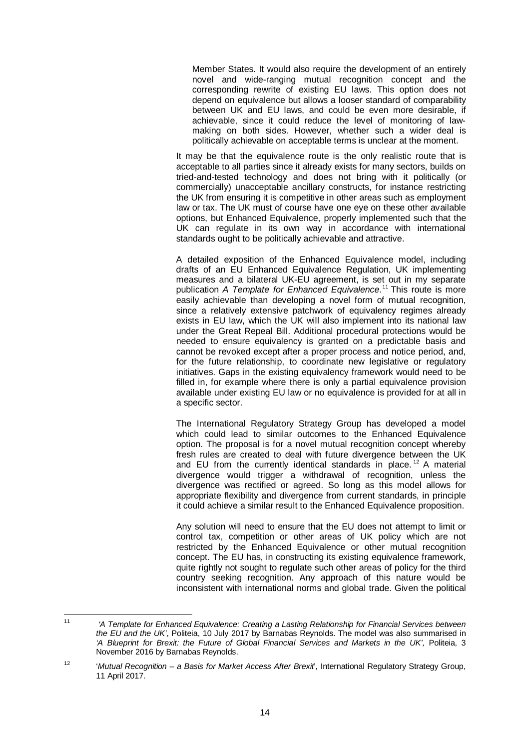> Member States. It would also require the development of an entirely novel and wide-ranging mutual recognition concept and the corresponding rewrite of existing EU laws. This option does not depend on equivalence but allows a looser standard of comparability between UK and EU laws, and could be even more desirable, if achievable, since it could reduce the level of monitoring of law-making on both sides. However, whether such a wider deal is politically achievable on acceptable terms is unclear at the moment.

It may be that the equivalence route is the only realistic route that is acceptable to all parties since it already exists for many sectors, builds on tried-and-tested technology and does not bring with it politically (or commercially) unacceptable ancillary constructs, for instance restricting the UK from ensuring it is competitive in other areas such as employment law or tax. The UK must of course have one eye on these other available options, but Enhanced Equivalence, properly implemented such that the UK can regulate in its own way in accordance with international standards ought to be politically achievable and attractive.

A detailed exposition of the Enhanced Equivalence model, including drafts of an EU Enhanced Equivalence Regulation, UK implementing measures and a bilateral UK-EU agreement, is set out in my separate publication *A Template for Enhanced Equivalence*.[11] This route is more easily achievable than developing a novel form of mutual recognition, since a relatively extensive patchwork of equivalency regimes already exists in EU law, which the UK will also implement into its national law under the Great Repeal Bill. Additional procedural protections would be needed to ensure equivalency is granted on a predictable basis and cannot be revoked except after a proper process and notice period, and, for the future relationship, to coordinate new legislative or regulatory initiatives. Gaps in the existing equivalency framework would need to be filled in, for example where there is only a partial equivalence provision available under existing EU law or no equivalence is provided for at all in a specific sector.

The International Regulatory Strategy Group has developed a model which could lead to similar outcomes to the Enhanced Equivalence option. The proposal is for a novel mutual recognition concept whereby fresh rules are created to deal with future divergence between the UK and EU from the currently identical standards in place.[12] A material divergence would trigger a withdrawal of recognition, unless the divergence was rectified or agreed. So long as this model allows for appropriate flexibility and divergence from current standards, in principle it could achieve a similar result to the Enhanced Equivalence proposition.

Any solution will need to ensure that the EU does not attempt to limit or control tax, competition or other areas of UK policy which are not restricted by the Enhanced Equivalence or other mutual recognition concept. The EU has, in constructing its existing equivalence framework, quite rightly not sought to regulate such other areas of policy for the third country seeking recognition. Any approach of this nature would be inconsistent with international norms and global trade. Given the political

---

[11] *'A Template for Enhanced Equivalence: Creating a Lasting Relationship for Financial Services between the EU and the UK'*, Politeia, 10 July 2017 by Barnabas Reynolds. The model was also summarised in *'A Blueprint for Brexit: the Future of Global Financial Services and Markets in the UK'*, Politeia, 3 November 2016 by Barnabas Reynolds.

[12] '*Mutual Recognition – a Basis for Market Access After Brexit*', International Regulatory Strategy Group, 11 April 2017.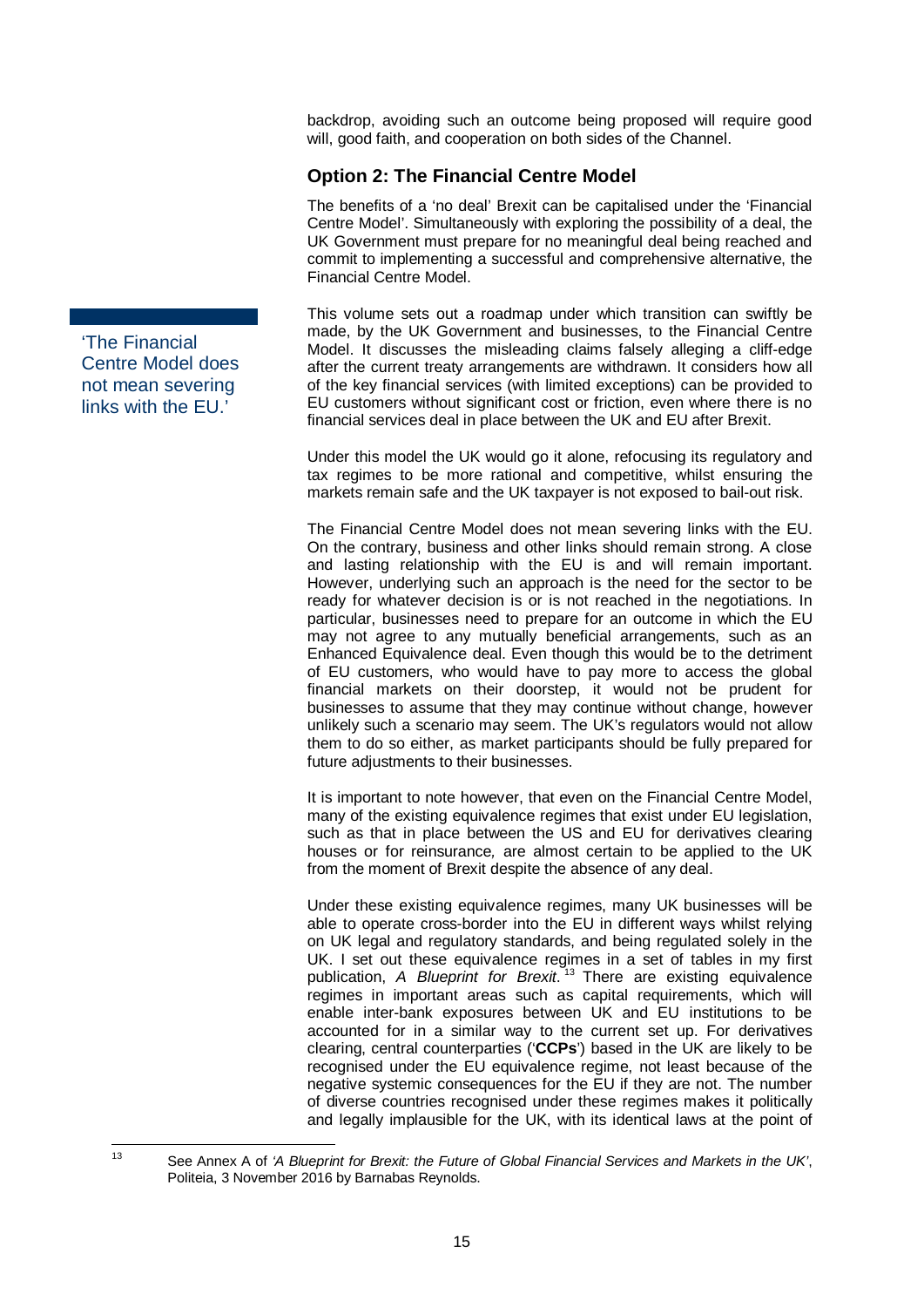backdrop, avoiding such an outcome being proposed will require good will, good faith, and cooperation on both sides of the Channel.

## Option 2: The Financial Centre Model

The benefits of a 'no deal' Brexit can be capitalised under the 'Financial Centre Model'. Simultaneously with exploring the possibility of a deal, the UK Government must prepare for no meaningful deal being reached and commit to implementing a successful and comprehensive alternative, the Financial Centre Model.

> 'The Financial Centre Model does not mean severing links with the EU.'

This volume sets out a roadmap under which transition can swiftly be made, by the UK Government and businesses, to the Financial Centre Model. It discusses the misleading claims falsely alleging a cliff-edge after the current treaty arrangements are withdrawn. It considers how all of the key financial services (with limited exceptions) can be provided to EU customers without significant cost or friction, even where there is no financial services deal in place between the UK and EU after Brexit.

Under this model the UK would go it alone, refocusing its regulatory and tax regimes to be more rational and competitive, whilst ensuring the markets remain safe and the UK taxpayer is not exposed to bail-out risk.

The Financial Centre Model does not mean severing links with the EU. On the contrary, business and other links should remain strong. A close and lasting relationship with the EU is and will remain important. However, underlying such an approach is the need for the sector to be ready for whatever decision is or is not reached in the negotiations. In particular, businesses need to prepare for an outcome in which the EU may not agree to any mutually beneficial arrangements, such as an Enhanced Equivalence deal. Even though this would be to the detriment of EU customers, who would have to pay more to access the global financial markets on their doorstep, it would not be prudent for businesses to assume that they may continue without change, however unlikely such a scenario may seem. The UK's regulators would not allow them to do so either, as market participants should be fully prepared for future adjustments to their businesses.

It is important to note however, that even on the Financial Centre Model, many of the existing equivalence regimes that exist under EU legislation, such as that in place between the US and EU for derivatives clearing houses or for reinsurance, are almost certain to be applied to the UK from the moment of Brexit despite the absence of any deal.

Under these existing equivalence regimes, many UK businesses will be able to operate cross-border into the EU in different ways whilst relying on UK legal and regulatory standards, and being regulated solely in the UK. I set out these equivalence regimes in a set of tables in my first publication, *A Blueprint for Brexit*.[13] There are existing equivalence regimes in important areas such as capital requirements, which will enable inter-bank exposures between UK and EU institutions to be accounted for in a similar way to the current set up. For derivatives clearing, central counterparties ('**CCPs**') based in the UK are likely to be recognised under the EU equivalence regime, not least because of the negative systemic consequences for the EU if they are not. The number of diverse countries recognised under these regimes makes it politically and legally implausible for the UK, with its identical laws at the point of

---

[13] See Annex A of *'A Blueprint for Brexit: the Future of Global Financial Services and Markets in the UK'*, Politeia, 3 November 2016 by Barnabas Reynolds.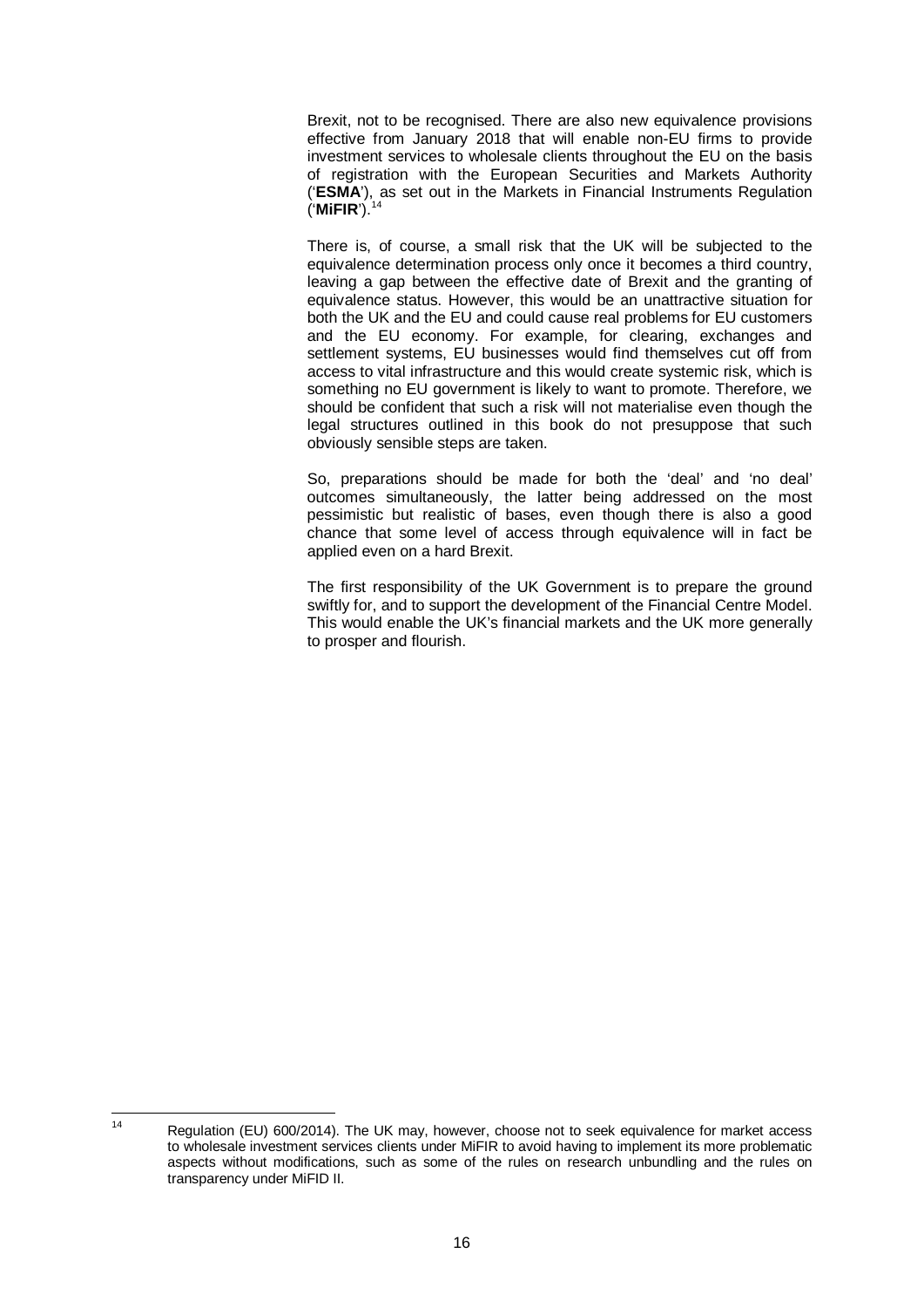Brexit, not to be recognised. There are also new equivalence provisions effective from January 2018 that will enable non-EU firms to provide investment services to wholesale clients throughout the EU on the basis of registration with the European Securities and Markets Authority ('**ESMA**'), as set out in the Markets in Financial Instruments Regulation ('**MiFIR**').[14]

There is, of course, a small risk that the UK will be subjected to the equivalence determination process only once it becomes a third country, leaving a gap between the effective date of Brexit and the granting of equivalence status. However, this would be an unattractive situation for both the UK and the EU and could cause real problems for EU customers and the EU economy. For example, for clearing, exchanges and settlement systems, EU businesses would find themselves cut off from access to vital infrastructure and this would create systemic risk, which is something no EU government is likely to want to promote. Therefore, we should be confident that such a risk will not materialise even though the legal structures outlined in this book do not presuppose that such obviously sensible steps are taken.

So, preparations should be made for both the 'deal' and 'no deal' outcomes simultaneously, the latter being addressed on the most pessimistic but realistic of bases, even though there is also a good chance that some level of access through equivalence will in fact be applied even on a hard Brexit.

The first responsibility of the UK Government is to prepare the ground swiftly for, and to support the development of the Financial Centre Model. This would enable the UK's financial markets and the UK more generally to prosper and flourish.

---

[14] Regulation (EU) 600/2014). The UK may, however, choose not to seek equivalence for market access to wholesale investment services clients under MiFIR to avoid having to implement its more problematic aspects without modifications, such as some of the rules on research unbundling and the rules on transparency under MiFID II.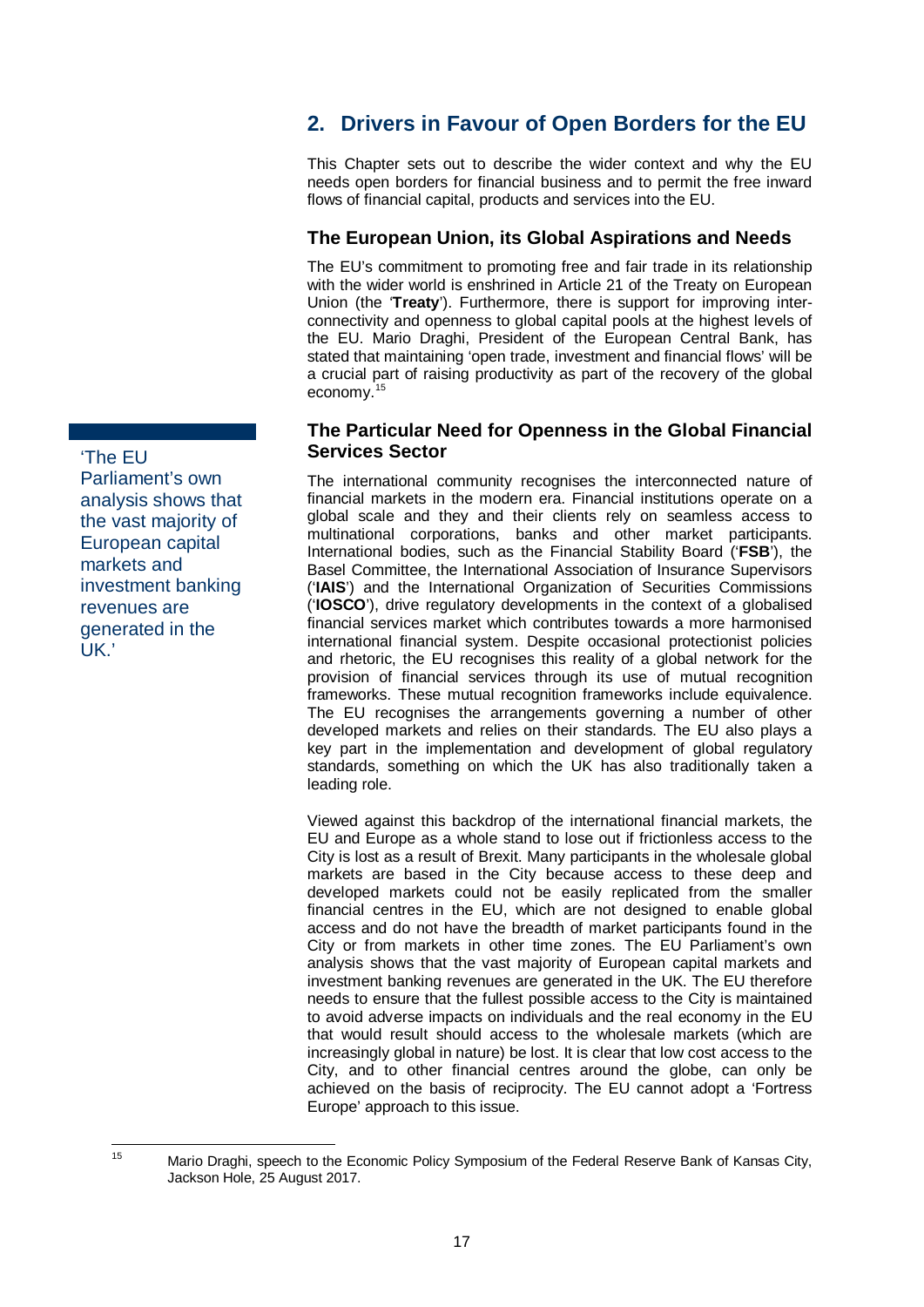## 2. Drivers in Favour of Open Borders for the EU

This Chapter sets out to describe the wider context and why the EU needs open borders for financial business and to permit the free inward flows of financial capital, products and services into the EU.

### The European Union, its Global Aspirations and Needs

The EU's commitment to promoting free and fair trade in its relationship with the wider world is enshrined in Article 21 of the Treaty on European Union (the '**Treaty**'). Furthermore, there is support for improving inter-connectivity and openness to global capital pools at the highest levels of the EU. Mario Draghi, President of the European Central Bank, has stated that maintaining 'open trade, investment and financial flows' will be a crucial part of raising productivity as part of the recovery of the global economy.[15]

> 'The EU Parliament's own analysis shows that the vast majority of European capital markets and investment banking revenues are generated in the UK.'

### The Particular Need for Openness in the Global Financial Services Sector

The international community recognises the interconnected nature of financial markets in the modern era. Financial institutions operate on a global scale and they and their clients rely on seamless access to multinational corporations, banks and other market participants. International bodies, such as the Financial Stability Board ('**FSB**'), the Basel Committee, the International Association of Insurance Supervisors ('**IAIS**') and the International Organization of Securities Commissions ('**IOSCO**'), drive regulatory developments in the context of a globalised financial services market which contributes towards a more harmonised international financial system. Despite occasional protectionist policies and rhetoric, the EU recognises this reality of a global network for the provision of financial services through its use of mutual recognition frameworks. These mutual recognition frameworks include equivalence. The EU recognises the arrangements governing a number of other developed markets and relies on their standards. The EU also plays a key part in the implementation and development of global regulatory standards, something on which the UK has also traditionally taken a leading role.

Viewed against this backdrop of the international financial markets, the EU and Europe as a whole stand to lose out if frictionless access to the City is lost as a result of Brexit. Many participants in the wholesale global markets are based in the City because access to these deep and developed markets could not be easily replicated from the smaller financial centres in the EU, which are not designed to enable global access and do not have the breadth of market participants found in the City or from markets in other time zones. The EU Parliament's own analysis shows that the vast majority of European capital markets and investment banking revenues are generated in the UK. The EU therefore needs to ensure that the fullest possible access to the City is maintained to avoid adverse impacts on individuals and the real economy in the EU that would result should access to the wholesale markets (which are increasingly global in nature) be lost. It is clear that low cost access to the City, and to other financial centres around the globe, can only be achieved on the basis of reciprocity. The EU cannot adopt a 'Fortress Europe' approach to this issue.

---

[15] Mario Draghi, speech to the Economic Policy Symposium of the Federal Reserve Bank of Kansas City, Jackson Hole, 25 August 2017.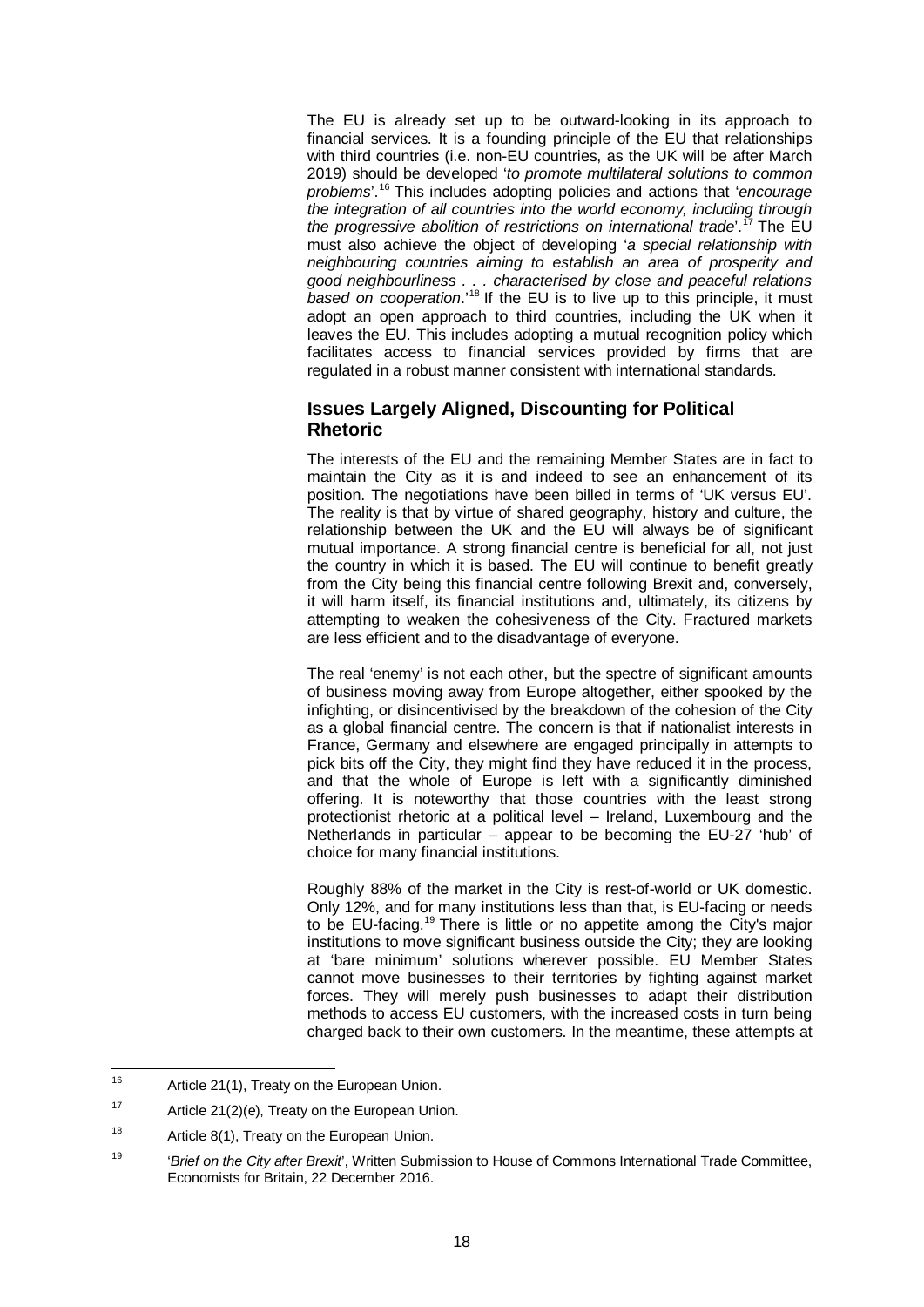The EU is already set up to be outward-looking in its approach to financial services. It is a founding principle of the EU that relationships with third countries (i.e. non-EU countries, as the UK will be after March 2019) should be developed '*to promote multilateral solutions to common problems*'.[16] This includes adopting policies and actions that '*encourage the integration of all countries into the world economy, including through the progressive abolition of restrictions on international trade*'.[17] The EU must also achieve the object of developing '*a special relationship with neighbouring countries aiming to establish an area of prosperity and good neighbourliness . . . characterised by close and peaceful relations based on cooperation*.'[18] If the EU is to live up to this principle, it must adopt an open approach to third countries, including the UK when it leaves the EU. This includes adopting a mutual recognition policy which facilitates access to financial services provided by firms that are regulated in a robust manner consistent with international standards.

## Issues Largely Aligned, Discounting for Political Rhetoric

The interests of the EU and the remaining Member States are in fact to maintain the City as it is and indeed to see an enhancement of its position. The negotiations have been billed in terms of 'UK versus EU'. The reality is that by virtue of shared geography, history and culture, the relationship between the UK and the EU will always be of significant mutual importance. A strong financial centre is beneficial for all, not just the country in which it is based. The EU will continue to benefit greatly from the City being this financial centre following Brexit and, conversely, it will harm itself, its financial institutions and, ultimately, its citizens by attempting to weaken the cohesiveness of the City. Fractured markets are less efficient and to the disadvantage of everyone.

The real 'enemy' is not each other, but the spectre of significant amounts of business moving away from Europe altogether, either spooked by the infighting, or disincentivised by the breakdown of the cohesion of the City as a global financial centre. The concern is that if nationalist interests in France, Germany and elsewhere are engaged principally in attempts to pick bits off the City, they might find they have reduced it in the process, and that the whole of Europe is left with a significantly diminished offering. It is noteworthy that those countries with the least strong protectionist rhetoric at a political level – Ireland, Luxembourg and the Netherlands in particular – appear to be becoming the EU-27 'hub' of choice for many financial institutions.

Roughly 88% of the market in the City is rest-of-world or UK domestic. Only 12%, and for many institutions less than that, is EU-facing or needs to be EU-facing.[19] There is little or no appetite among the City's major institutions to move significant business outside the City; they are looking at 'bare minimum' solutions wherever possible. EU Member States cannot move businesses to their territories by fighting against market forces. They will merely push businesses to adapt their distribution methods to access EU customers, with the increased costs in turn being charged back to their own customers. In the meantime, these attempts at

---

[16] Article 21(1), Treaty on the European Union.

[17] Article 21(2)(e), Treaty on the European Union.

[18] Article 8(1), Treaty on the European Union.

[19] '*Brief on the City after Brexit*', Written Submission to House of Commons International Trade Committee, Economists for Britain, 22 December 2016.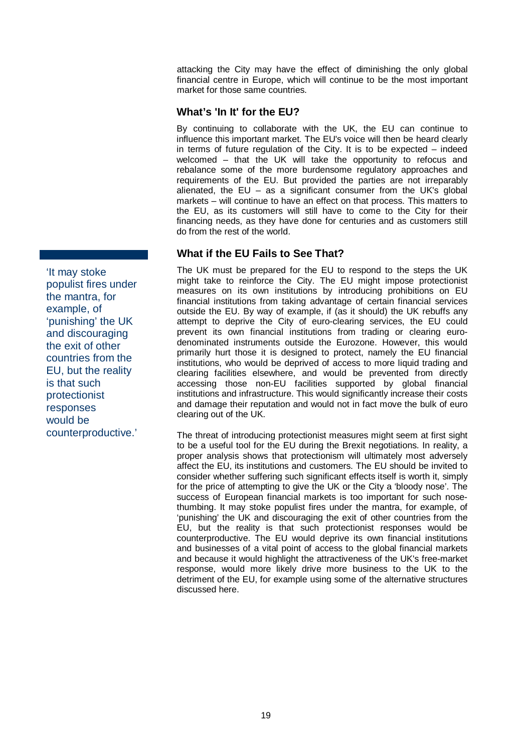attacking the City may have the effect of diminishing the only global financial centre in Europe, which will continue to be the most important market for those same countries.

### What's 'In It' for the EU?

By continuing to collaborate with the UK, the EU can continue to influence this important market. The EU's voice will then be heard clearly in terms of future regulation of the City. It is to be expected – indeed welcomed – that the UK will take the opportunity to refocus and rebalance some of the more burdensome regulatory approaches and requirements of the EU. But provided the parties are not irreparably alienated, the EU – as a significant consumer from the UK's global markets – will continue to have an effect on that process. This matters to the EU, as its customers will still have to come to the City for their financing needs, as they have done for centuries and as customers still do from the rest of the world.

### What if the EU Fails to See That?

The UK must be prepared for the EU to respond to the steps the UK might take to reinforce the City. The EU might impose protectionist measures on its own institutions by introducing prohibitions on EU financial institutions from taking advantage of certain financial services outside the EU. By way of example, if (as it should) the UK rebuffs any attempt to deprive the City of euro-clearing services, the EU could prevent its own financial institutions from trading or clearing euro-denominated instruments outside the Eurozone. However, this would primarily hurt those it is designed to protect, namely the EU financial institutions, who would be deprived of access to more liquid trading and clearing facilities elsewhere, and would be prevented from directly accessing those non-EU facilities supported by global financial institutions and infrastructure. This would significantly increase their costs and damage their reputation and would not in fact move the bulk of euro clearing out of the UK.

> 'It may stoke populist fires under the mantra, for example, of 'punishing' the UK and discouraging the exit of other countries from the EU, but the reality is that such protectionist responses would be counterproductive.'

The threat of introducing protectionist measures might seem at first sight to be a useful tool for the EU during the Brexit negotiations. In reality, a proper analysis shows that protectionism will ultimately most adversely affect the EU, its institutions and customers. The EU should be invited to consider whether suffering such significant effects itself is worth it, simply for the price of attempting to give the UK or the City a 'bloody nose'. The success of European financial markets is too important for such nose-thumbing. It may stoke populist fires under the mantra, for example, of 'punishing' the UK and discouraging the exit of other countries from the EU, but the reality is that such protectionist responses would be counterproductive. The EU would deprive its own financial institutions and businesses of a vital point of access to the global financial markets and because it would highlight the attractiveness of the UK's free-market response, would more likely drive more business to the UK to the detriment of the EU, for example using some of the alternative structures discussed here.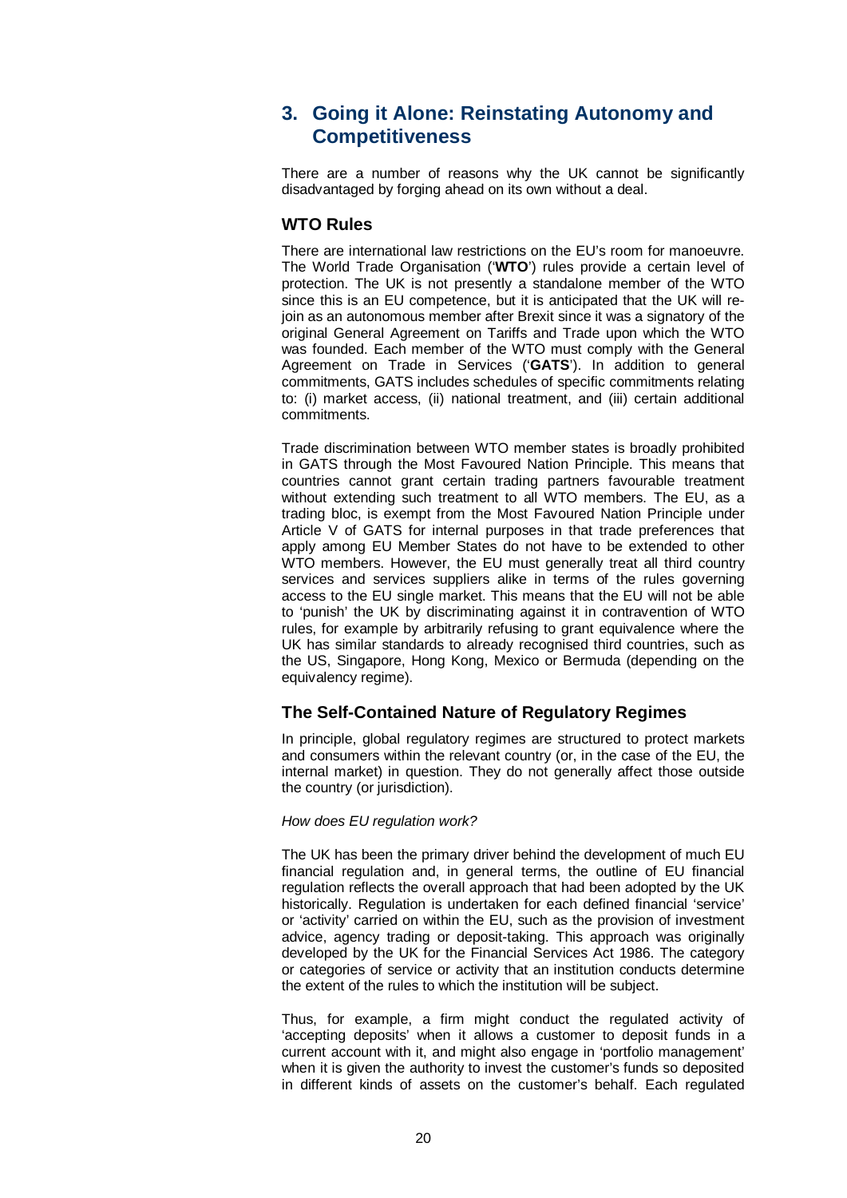## 3. Going it Alone: Reinstating Autonomy and Competitiveness

There are a number of reasons why the UK cannot be significantly disadvantaged by forging ahead on its own without a deal.

### WTO Rules

There are international law restrictions on the EU's room for manoeuvre. The World Trade Organisation ('**WTO**') rules provide a certain level of protection. The UK is not presently a standalone member of the WTO since this is an EU competence, but it is anticipated that the UK will re-join as an autonomous member after Brexit since it was a signatory of the original General Agreement on Tariffs and Trade upon which the WTO was founded. Each member of the WTO must comply with the General Agreement on Trade in Services ('**GATS**'). In addition to general commitments, GATS includes schedules of specific commitments relating to: (i) market access, (ii) national treatment, and (iii) certain additional commitments.

Trade discrimination between WTO member states is broadly prohibited in GATS through the Most Favoured Nation Principle. This means that countries cannot grant certain trading partners favourable treatment without extending such treatment to all WTO members. The EU, as a trading bloc, is exempt from the Most Favoured Nation Principle under Article V of GATS for internal purposes in that trade preferences that apply among EU Member States do not have to be extended to other WTO members. However, the EU must generally treat all third country services and services suppliers alike in terms of the rules governing access to the EU single market. This means that the EU will not be able to 'punish' the UK by discriminating against it in contravention of WTO rules, for example by arbitrarily refusing to grant equivalence where the UK has similar standards to already recognised third countries, such as the US, Singapore, Hong Kong, Mexico or Bermuda (depending on the equivalency regime).

### The Self-Contained Nature of Regulatory Regimes

In principle, global regulatory regimes are structured to protect markets and consumers within the relevant country (or, in the case of the EU, the internal market) in question. They do not generally affect those outside the country (or jurisdiction).

*How does EU regulation work?*

The UK has been the primary driver behind the development of much EU financial regulation and, in general terms, the outline of EU financial regulation reflects the overall approach that had been adopted by the UK historically. Regulation is undertaken for each defined financial 'service' or 'activity' carried on within the EU, such as the provision of investment advice, agency trading or deposit-taking. This approach was originally developed by the UK for the Financial Services Act 1986. The category or categories of service or activity that an institution conducts determine the extent of the rules to which the institution will be subject.

Thus, for example, a firm might conduct the regulated activity of 'accepting deposits' when it allows a customer to deposit funds in a current account with it, and might also engage in 'portfolio management' when it is given the authority to invest the customer's funds so deposited in different kinds of assets on the customer's behalf. Each regulated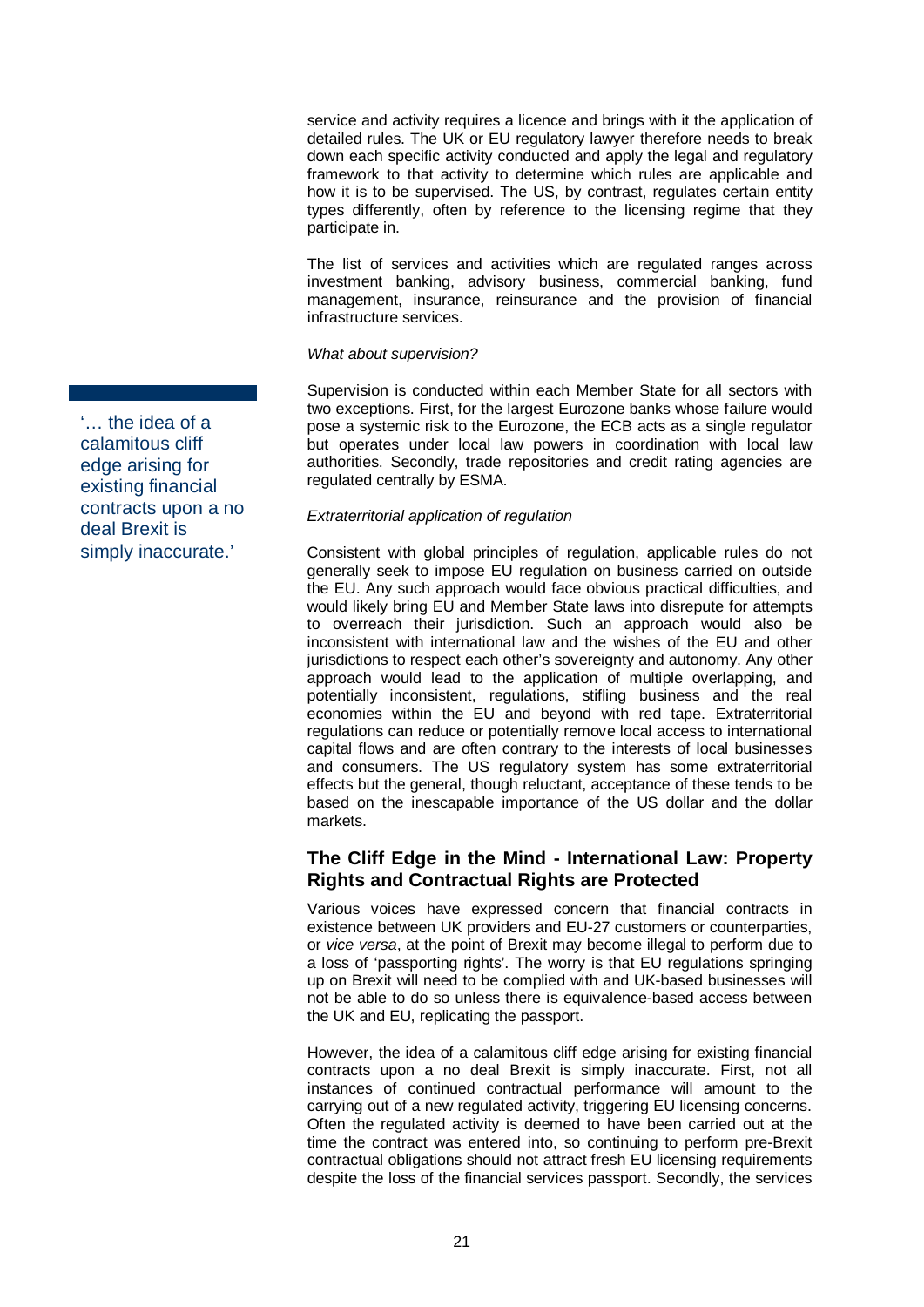service and activity requires a licence and brings with it the application of detailed rules. The UK or EU regulatory lawyer therefore needs to break down each specific activity conducted and apply the legal and regulatory framework to that activity to determine which rules are applicable and how it is to be supervised. The US, by contrast, regulates certain entity types differently, often by reference to the licensing regime that they participate in.

The list of services and activities which are regulated ranges across investment banking, advisory business, commercial banking, fund management, insurance, reinsurance and the provision of financial infrastructure services.

*What about supervision?*

> '… the idea of a calamitous cliff edge arising for existing financial contracts upon a no deal Brexit is simply inaccurate.'

Supervision is conducted within each Member State for all sectors with two exceptions. First, for the largest Eurozone banks whose failure would pose a systemic risk to the Eurozone, the ECB acts as a single regulator but operates under local law powers in coordination with local law authorities. Secondly, trade repositories and credit rating agencies are regulated centrally by ESMA.

*Extraterritorial application of regulation*

Consistent with global principles of regulation, applicable rules do not generally seek to impose EU regulation on business carried on outside the EU. Any such approach would face obvious practical difficulties, and would likely bring EU and Member State laws into disrepute for attempts to overreach their jurisdiction. Such an approach would also be inconsistent with international law and the wishes of the EU and other jurisdictions to respect each other's sovereignty and autonomy. Any other approach would lead to the application of multiple overlapping, and potentially inconsistent, regulations, stifling business and the real economies within the EU and beyond with red tape. Extraterritorial regulations can reduce or potentially remove local access to international capital flows and are often contrary to the interests of local businesses and consumers. The US regulatory system has some extraterritorial effects but the general, though reluctant, acceptance of these tends to be based on the inescapable importance of the US dollar and the dollar markets.

## The Cliff Edge in the Mind - International Law: Property Rights and Contractual Rights are Protected

Various voices have expressed concern that financial contracts in existence between UK providers and EU-27 customers or counterparties, or *vice versa*, at the point of Brexit may become illegal to perform due to a loss of 'passporting rights'. The worry is that EU regulations springing up on Brexit will need to be complied with and UK-based businesses will not be able to do so unless there is equivalence-based access between the UK and EU, replicating the passport.

However, the idea of a calamitous cliff edge arising for existing financial contracts upon a no deal Brexit is simply inaccurate. First, not all instances of continued contractual performance will amount to the carrying out of a new regulated activity, triggering EU licensing concerns. Often the regulated activity is deemed to have been carried out at the time the contract was entered into, so continuing to perform pre-Brexit contractual obligations should not attract fresh EU licensing requirements despite the loss of the financial services passport. Secondly, the services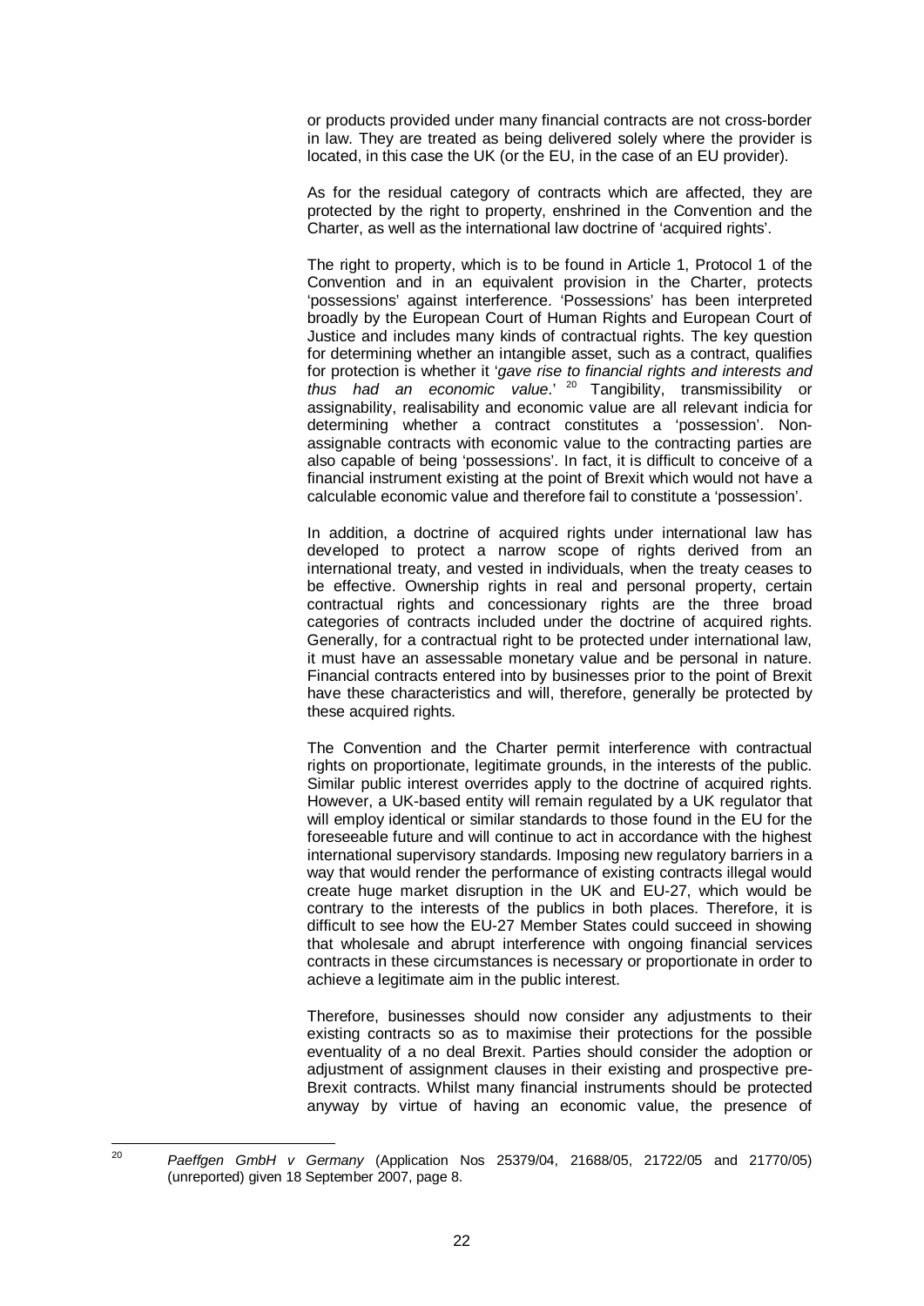or products provided under many financial contracts are not cross-border in law. They are treated as being delivered solely where the provider is located, in this case the UK (or the EU, in the case of an EU provider).

As for the residual category of contracts which are affected, they are protected by the right to property, enshrined in the Convention and the Charter, as well as the international law doctrine of 'acquired rights'.

The right to property, which is to be found in Article 1, Protocol 1 of the Convention and in an equivalent provision in the Charter, protects 'possessions' against interference. 'Possessions' has been interpreted broadly by the European Court of Human Rights and European Court of Justice and includes many kinds of contractual rights. The key question for determining whether an intangible asset, such as a contract, qualifies for protection is whether it '*gave rise to financial rights and interests and thus had an economic value*.' [20] Tangibility, transmissibility or assignability, realisability and economic value are all relevant indicia for determining whether a contract constitutes a 'possession'. Non-assignable contracts with economic value to the contracting parties are also capable of being 'possessions'. In fact, it is difficult to conceive of a financial instrument existing at the point of Brexit which would not have a calculable economic value and therefore fail to constitute a 'possession'.

In addition, a doctrine of acquired rights under international law has developed to protect a narrow scope of rights derived from an international treaty, and vested in individuals, when the treaty ceases to be effective. Ownership rights in real and personal property, certain contractual rights and concessionary rights are the three broad categories of contracts included under the doctrine of acquired rights. Generally, for a contractual right to be protected under international law, it must have an assessable monetary value and be personal in nature. Financial contracts entered into by businesses prior to the point of Brexit have these characteristics and will, therefore, generally be protected by these acquired rights.

The Convention and the Charter permit interference with contractual rights on proportionate, legitimate grounds, in the interests of the public. Similar public interest overrides apply to the doctrine of acquired rights. However, a UK-based entity will remain regulated by a UK regulator that will employ identical or similar standards to those found in the EU for the foreseeable future and will continue to act in accordance with the highest international supervisory standards. Imposing new regulatory barriers in a way that would render the performance of existing contracts illegal would create huge market disruption in the UK and EU-27, which would be contrary to the interests of the publics in both places. Therefore, it is difficult to see how the EU-27 Member States could succeed in showing that wholesale and abrupt interference with ongoing financial services contracts in these circumstances is necessary or proportionate in order to achieve a legitimate aim in the public interest.

Therefore, businesses should now consider any adjustments to their existing contracts so as to maximise their protections for the possible eventuality of a no deal Brexit. Parties should consider the adoption or adjustment of assignment clauses in their existing and prospective pre-Brexit contracts. Whilst many financial instruments should be protected anyway by virtue of having an economic value, the presence of

---

[20] *Paeffgen GmbH v Germany* (Application Nos 25379/04, 21688/05, 21722/05 and 21770/05) (unreported) given 18 September 2007, page 8.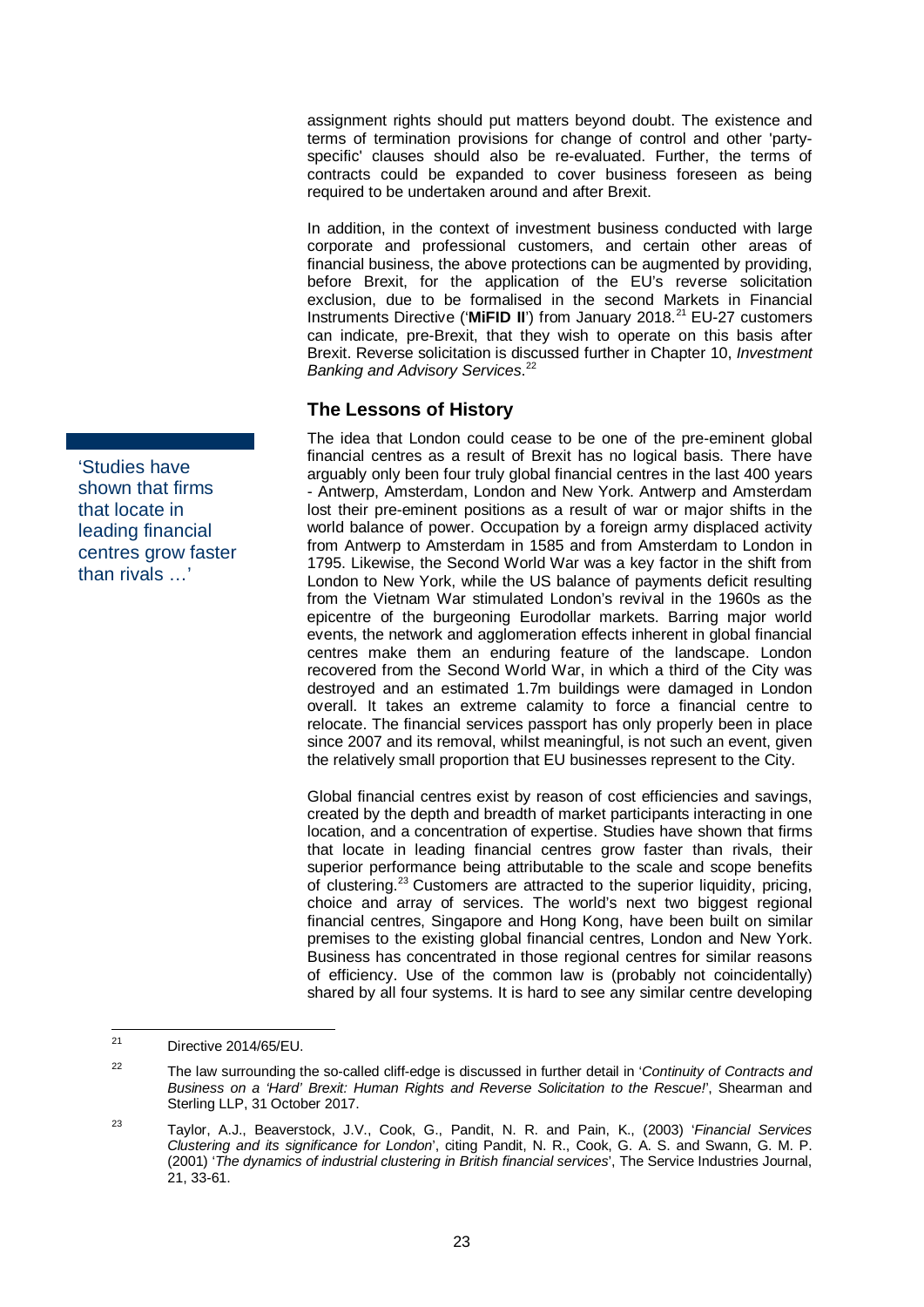assignment rights should put matters beyond doubt. The existence and terms of termination provisions for change of control and other 'party-specific' clauses should also be re-evaluated. Further, the terms of contracts could be expanded to cover business foreseen as being required to be undertaken around and after Brexit.

In addition, in the context of investment business conducted with large corporate and professional customers, and certain other areas of financial business, the above protections can be augmented by providing, before Brexit, for the application of the EU's reverse solicitation exclusion, due to be formalised in the second Markets in Financial Instruments Directive ('**MiFID II**') from January 2018.[21] EU-27 customers can indicate, pre-Brexit, that they wish to operate on this basis after Brexit. Reverse solicitation is discussed further in Chapter 10, *Investment Banking and Advisory Services*.[22]

## The Lessons of History

> 'Studies have shown that firms that locate in leading financial centres grow faster than rivals …'

The idea that London could cease to be one of the pre-eminent global financial centres as a result of Brexit has no logical basis. There have arguably only been four truly global financial centres in the last 400 years - Antwerp, Amsterdam, London and New York. Antwerp and Amsterdam lost their pre-eminent positions as a result of war or major shifts in the world balance of power. Occupation by a foreign army displaced activity from Antwerp to Amsterdam in 1585 and from Amsterdam to London in 1795. Likewise, the Second World War was a key factor in the shift from London to New York, while the US balance of payments deficit resulting from the Vietnam War stimulated London's revival in the 1960s as the epicentre of the burgeoning Eurodollar markets. Barring major world events, the network and agglomeration effects inherent in global financial centres make them an enduring feature of the landscape. London recovered from the Second World War, in which a third of the City was destroyed and an estimated 1.7m buildings were damaged in London overall. It takes an extreme calamity to force a financial centre to relocate. The financial services passport has only properly been in place since 2007 and its removal, whilst meaningful, is not such an event, given the relatively small proportion that EU businesses represent to the City.

Global financial centres exist by reason of cost efficiencies and savings, created by the depth and breadth of market participants interacting in one location, and a concentration of expertise. Studies have shown that firms that locate in leading financial centres grow faster than rivals, their superior performance being attributable to the scale and scope benefits of clustering.[23] Customers are attracted to the superior liquidity, pricing, choice and array of services. The world's next two biggest regional financial centres, Singapore and Hong Kong, have been built on similar premises to the existing global financial centres, London and New York. Business has concentrated in those regional centres for similar reasons of efficiency. Use of the common law is (probably not coincidentally) shared by all four systems. It is hard to see any similar centre developing

---

[21] Directive 2014/65/EU.

[22] The law surrounding the so-called cliff-edge is discussed in further detail in '*Continuity of Contracts and Business on a 'Hard' Brexit: Human Rights and Reverse Solicitation to the Rescue!*', Shearman and Sterling LLP, 31 October 2017.

[23] Taylor, A.J., Beaverstock, J.V., Cook, G., Pandit, N. R. and Pain, K., (2003) '*Financial Services Clustering and its significance for London*', citing Pandit, N. R., Cook, G. A. S. and Swann, G. M. P. (2001) '*The dynamics of industrial clustering in British financial services*', The Service Industries Journal, 21, 33-61.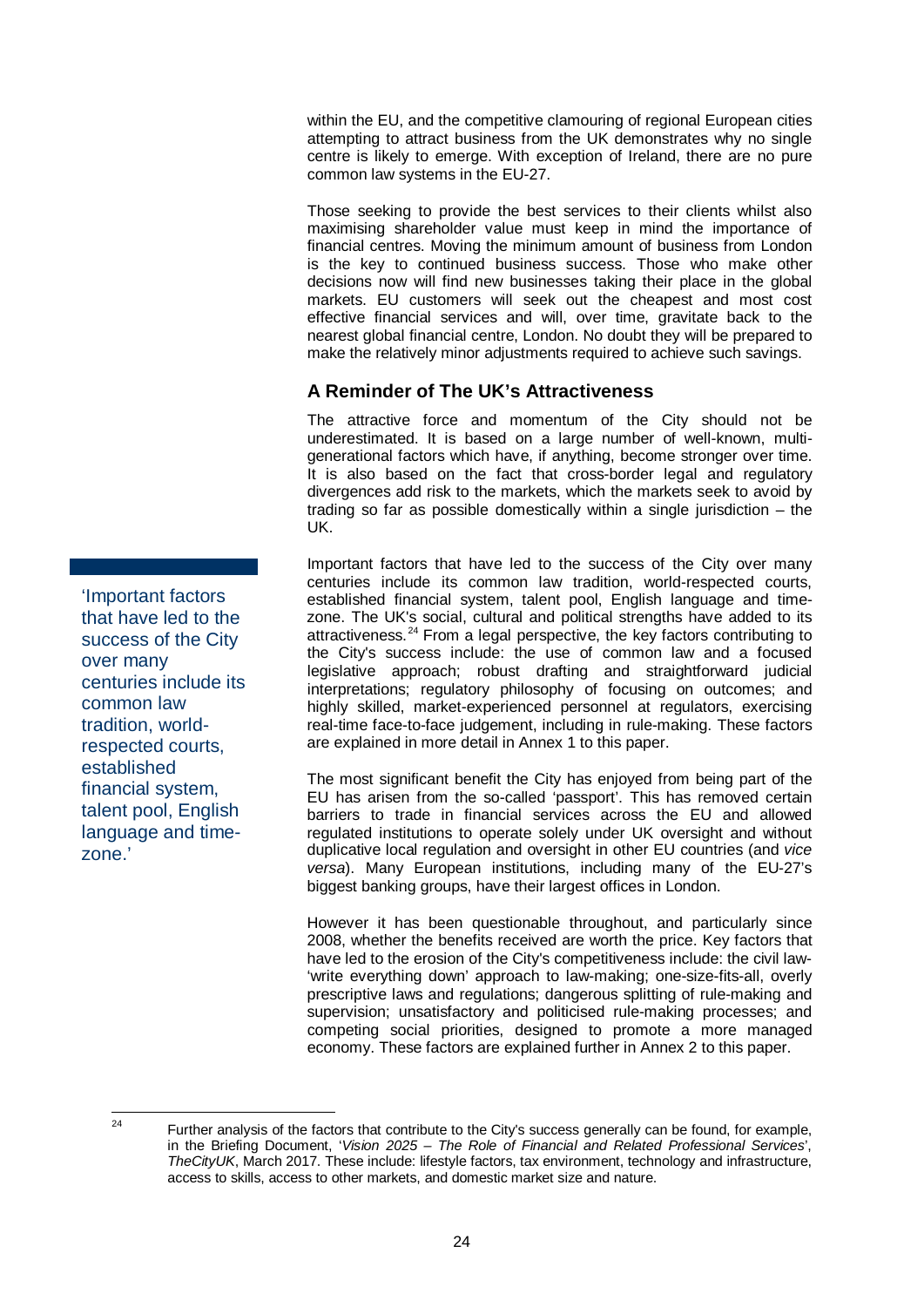within the EU, and the competitive clamouring of regional European cities attempting to attract business from the UK demonstrates why no single centre is likely to emerge. With exception of Ireland, there are no pure common law systems in the EU-27.

Those seeking to provide the best services to their clients whilst also maximising shareholder value must keep in mind the importance of financial centres. Moving the minimum amount of business from London is the key to continued business success. Those who make other decisions now will find new businesses taking their place in the global markets. EU customers will seek out the cheapest and most cost effective financial services and will, over time, gravitate back to the nearest global financial centre, London. No doubt they will be prepared to make the relatively minor adjustments required to achieve such savings.

### A Reminder of The UK's Attractiveness

The attractive force and momentum of the City should not be underestimated. It is based on a large number of well-known, multi-generational factors which have, if anything, become stronger over time. It is also based on the fact that cross-border legal and regulatory divergences add risk to the markets, which the markets seek to avoid by trading so far as possible domestically within a single jurisdiction – the UK.

> 'Important factors that have led to the success of the City over many centuries include its common law tradition, world-respected courts, established financial system, talent pool, English language and time-zone.'

Important factors that have led to the success of the City over many centuries include its common law tradition, world-respected courts, established financial system, talent pool, English language and time-zone. The UK's social, cultural and political strengths have added to its attractiveness.[24] From a legal perspective, the key factors contributing to the City's success include: the use of common law and a focused legislative approach; robust drafting and straightforward judicial interpretations; regulatory philosophy of focusing on outcomes; and highly skilled, market-experienced personnel at regulators, exercising real-time face-to-face judgement, including in rule-making. These factors are explained in more detail in Annex 1 to this paper.

The most significant benefit the City has enjoyed from being part of the EU has arisen from the so-called 'passport'. This has removed certain barriers to trade in financial services across the EU and allowed regulated institutions to operate solely under UK oversight and without duplicative local regulation and oversight in other EU countries (and *vice versa*). Many European institutions, including many of the EU-27's biggest banking groups, have their largest offices in London.

However it has been questionable throughout, and particularly since 2008, whether the benefits received are worth the price. Key factors that have led to the erosion of the City's competitiveness include: the civil law-'write everything down' approach to law-making; one-size-fits-all, overly prescriptive laws and regulations; dangerous splitting of rule-making and supervision; unsatisfactory and politicised rule-making processes; and competing social priorities, designed to promote a more managed economy. These factors are explained further in Annex 2 to this paper.

---

[24] Further analysis of the factors that contribute to the City's success generally can be found, for example, in the Briefing Document, '*Vision 2025 – The Role of Financial and Related Professional Services*', *TheCityUK*, March 2017. These include: lifestyle factors, tax environment, technology and infrastructure, access to skills, access to other markets, and domestic market size and nature.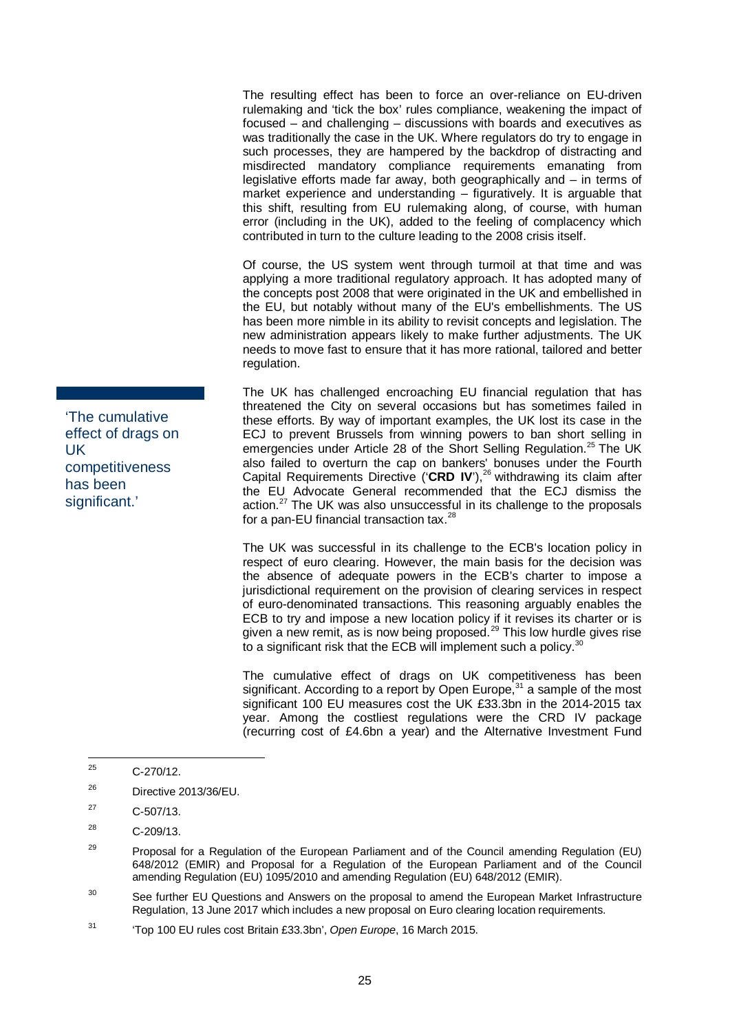The resulting effect has been to force an over-reliance on EU-driven rulemaking and 'tick the box' rules compliance, weakening the impact of focused – and challenging – discussions with boards and executives as was traditionally the case in the UK. Where regulators do try to engage in such processes, they are hampered by the backdrop of distracting and misdirected mandatory compliance requirements emanating from legislative efforts made far away, both geographically and – in terms of market experience and understanding – figuratively. It is arguable that this shift, resulting from EU rulemaking along, of course, with human error (including in the UK), added to the feeling of complacency which contributed in turn to the culture leading to the 2008 crisis itself.

Of course, the US system went through turmoil at that time and was applying a more traditional regulatory approach. It has adopted many of the concepts post 2008 that were originated in the UK and embellished in the EU, but notably without many of the EU's embellishments. The US has been more nimble in its ability to revisit concepts and legislation. The new administration appears likely to make further adjustments. The UK needs to move fast to ensure that it has more rational, tailored and better regulation.

> 'The cumulative effect of drags on UK competitiveness has been significant.'

The UK has challenged encroaching EU financial regulation that has threatened the City on several occasions but has sometimes failed in these efforts. By way of important examples, the UK lost its case in the ECJ to prevent Brussels from winning powers to ban short selling in emergencies under Article 28 of the Short Selling Regulation.[25] The UK also failed to overturn the cap on bankers' bonuses under the Fourth Capital Requirements Directive ('**CRD IV**'),[26] withdrawing its claim after the EU Advocate General recommended that the ECJ dismiss the action.[27] The UK was also unsuccessful in its challenge to the proposals for a pan-EU financial transaction tax.[28]

The UK was successful in its challenge to the ECB's location policy in respect of euro clearing. However, the main basis for the decision was the absence of adequate powers in the ECB's charter to impose a jurisdictional requirement on the provision of clearing services in respect of euro-denominated transactions. This reasoning arguably enables the ECB to try and impose a new location policy if it revises its charter or is given a new remit, as is now being proposed.[29] This low hurdle gives rise to a significant risk that the ECB will implement such a policy.[30]

The cumulative effect of drags on UK competitiveness has been significant. According to a report by Open Europe,[31] a sample of the most significant 100 EU measures cost the UK £33.3bn in the 2014-2015 tax year. Among the costliest regulations were the CRD IV package (recurring cost of £4.6bn a year) and the Alternative Investment Fund

---

[25] C-270/12.

[26] Directive 2013/36/EU.

[27] C-507/13.

[28] C-209/13.

[29] Proposal for a Regulation of the European Parliament and of the Council amending Regulation (EU) 648/2012 (EMIR) and Proposal for a Regulation of the European Parliament and of the Council amending Regulation (EU) 1095/2010 and amending Regulation (EU) 648/2012 (EMIR).

[30] See further EU Questions and Answers on the proposal to amend the European Market Infrastructure Regulation, 13 June 2017 which includes a new proposal on Euro clearing location requirements.

[31] 'Top 100 EU rules cost Britain £33.3bn', *Open Europe*, 16 March 2015.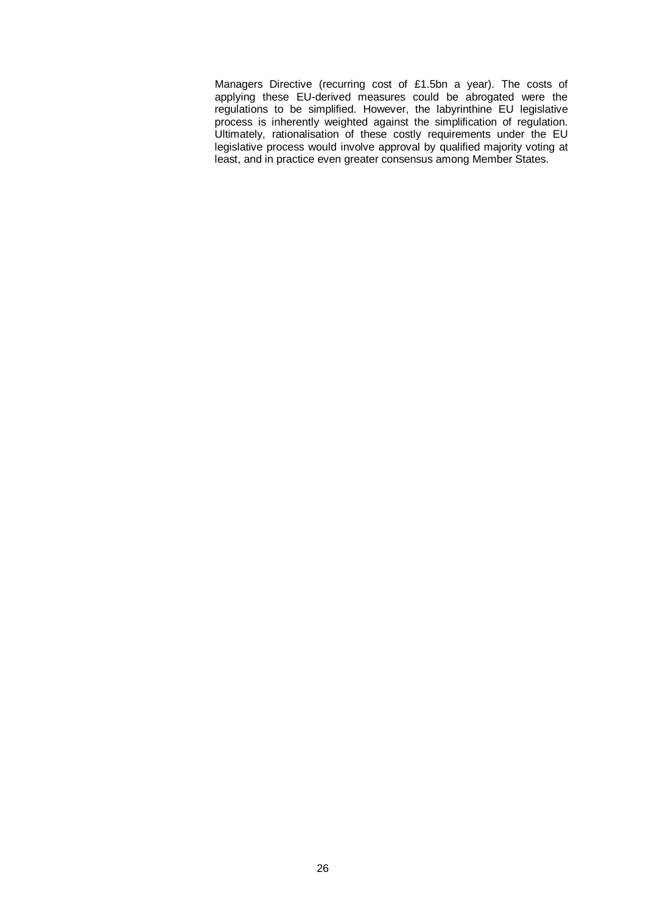Managers Directive (recurring cost of £1.5bn a year). The costs of applying these EU-derived measures could be abrogated were the regulations to be simplified. However, the labyrinthine EU legislative process is inherently weighted against the simplification of regulation. Ultimately, rationalisation of these costly requirements under the EU legislative process would involve approval by qualified majority voting at least, and in practice even greater consensus among Member States.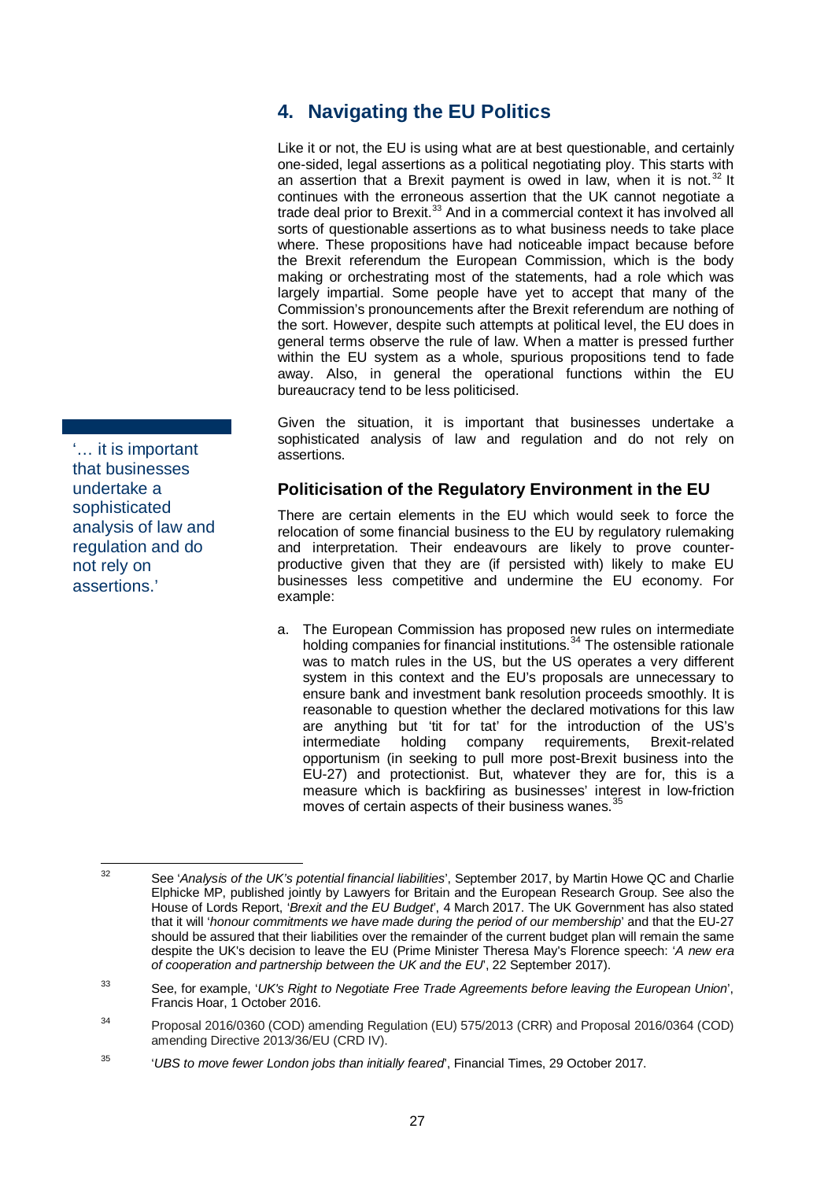## 4. Navigating the EU Politics

Like it or not, the EU is using what are at best questionable, and certainly one-sided, legal assertions as a political negotiating ploy. This starts with an assertion that a Brexit payment is owed in law, when it is not.[32] It continues with the erroneous assertion that the UK cannot negotiate a trade deal prior to Brexit.[33] And in a commercial context it has involved all sorts of questionable assertions as to what business needs to take place where. These propositions have had noticeable impact because before the Brexit referendum the European Commission, which is the body making or orchestrating most of the statements, had a role which was largely impartial. Some people have yet to accept that many of the Commission's pronouncements after the Brexit referendum are nothing of the sort. However, despite such attempts at political level, the EU does in general terms observe the rule of law. When a matter is pressed further within the EU system as a whole, spurious propositions tend to fade away. Also, in general the operational functions within the EU bureaucracy tend to be less politicised.

Given the situation, it is important that businesses undertake a sophisticated analysis of law and regulation and do not rely on assertions.

'… it is important that businesses undertake a sophisticated analysis of law and regulation and do not rely on assertions.'

### Politicisation of the Regulatory Environment in the EU

There are certain elements in the EU which would seek to force the relocation of some financial business to the EU by regulatory rulemaking and interpretation. Their endeavours are likely to prove counter-productive given that they are (if persisted with) likely to make EU businesses less competitive and undermine the EU economy. For example:

a. The European Commission has proposed new rules on intermediate holding companies for financial institutions.[34] The ostensible rationale was to match rules in the US, but the US operates a very different system in this context and the EU's proposals are unnecessary to ensure bank and investment bank resolution proceeds smoothly. It is reasonable to question whether the declared motivations for this law are anything but 'tit for tat' for the introduction of the US's intermediate holding company requirements, Brexit-related opportunism (in seeking to pull more post-Brexit business into the EU-27) and protectionist. But, whatever they are for, this is a measure which is backfiring as businesses' interest in low-friction moves of certain aspects of their business wanes.[35]

---

[32] See '*Analysis of the UK's potential financial liabilities*', September 2017, by Martin Howe QC and Charlie Elphicke MP, published jointly by Lawyers for Britain and the European Research Group. See also the House of Lords Report, '*Brexit and the EU Budget*', 4 March 2017. The UK Government has also stated that it will '*honour commitments we have made during the period of our membership*' and that the EU-27 should be assured that their liabilities over the remainder of the current budget plan will remain the same despite the UK's decision to leave the EU (Prime Minister Theresa May's Florence speech: '*A new era of cooperation and partnership between the UK and the EU*', 22 September 2017).

[33] See, for example, '*UK's Right to Negotiate Free Trade Agreements before leaving the European Union*', Francis Hoar, 1 October 2016.

[34] Proposal 2016/0360 (COD) amending Regulation (EU) 575/2013 (CRR) and Proposal 2016/0364 (COD) amending Directive 2013/36/EU (CRD IV).

[35] '*UBS to move fewer London jobs than initially feared*', Financial Times, 29 October 2017.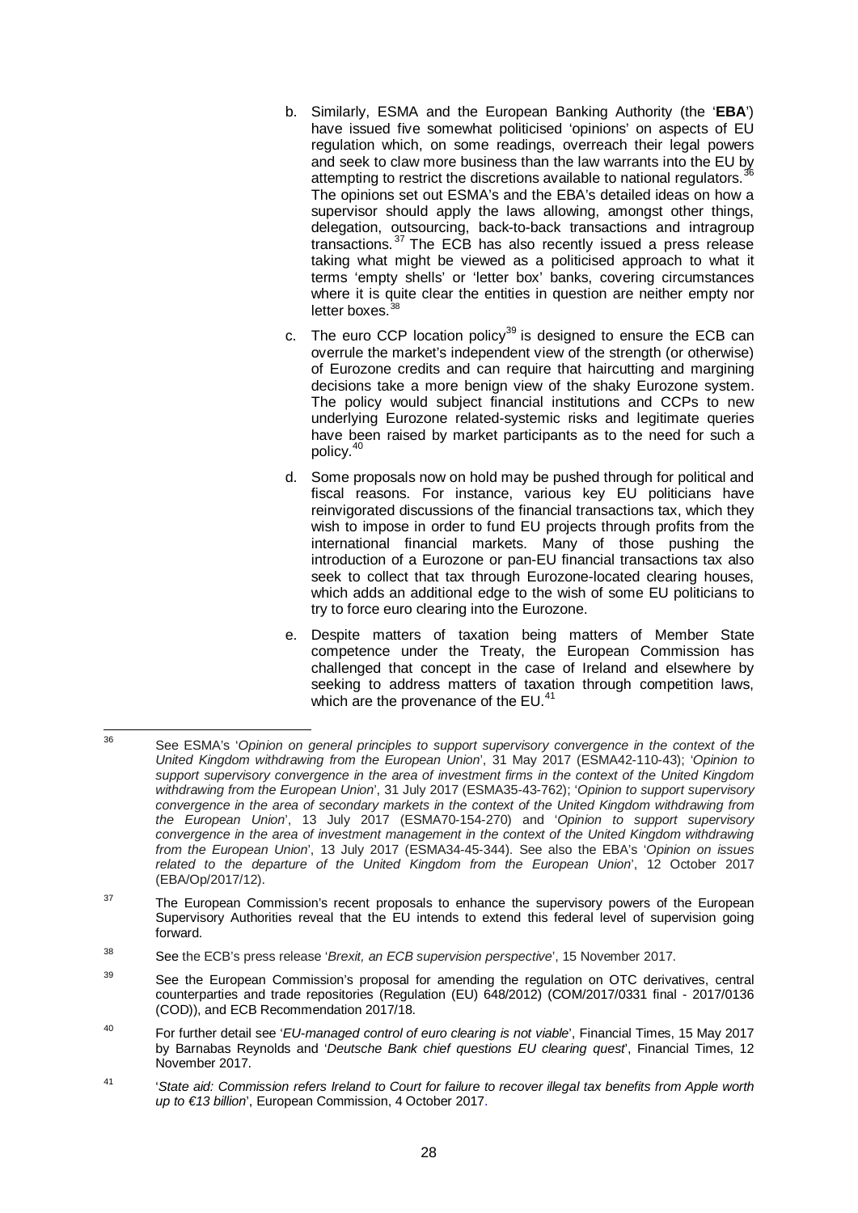b. Similarly, ESMA and the European Banking Authority (the '**EBA**') have issued five somewhat politicised 'opinions' on aspects of EU regulation which, on some readings, overreach their legal powers and seek to claw more business than the law warrants into the EU by attempting to restrict the discretions available to national regulators.[36] The opinions set out ESMA's and the EBA's detailed ideas on how a supervisor should apply the laws allowing, amongst other things, delegation, outsourcing, back-to-back transactions and intragroup transactions.[37] The ECB has also recently issued a press release taking what might be viewed as a politicised approach to what it terms 'empty shells' or 'letter box' banks, covering circumstances where it is quite clear the entities in question are neither empty nor letter boxes.[38]

c. The euro CCP location policy[39] is designed to ensure the ECB can overrule the market's independent view of the strength (or otherwise) of Eurozone credits and can require that haircutting and margining decisions take a more benign view of the shaky Eurozone system. The policy would subject financial institutions and CCPs to new underlying Eurozone related-systemic risks and legitimate queries have been raised by market participants as to the need for such a policy.[40]

d. Some proposals now on hold may be pushed through for political and fiscal reasons. For instance, various key EU politicians have reinvigorated discussions of the financial transactions tax, which they wish to impose in order to fund EU projects through profits from the international financial markets. Many of those pushing the introduction of a Eurozone or pan-EU financial transactions tax also seek to collect that tax through Eurozone-located clearing houses, which adds an additional edge to the wish of some EU politicians to try to force euro clearing into the Eurozone.

e. Despite matters of taxation being matters of Member State competence under the Treaty, the European Commission has challenged that concept in the case of Ireland and elsewhere by seeking to address matters of taxation through competition laws, which are the provenance of the EU.[41]

---

[36] See ESMA's '*Opinion on general principles to support supervisory convergence in the context of the United Kingdom withdrawing from the European Union*', 31 May 2017 (ESMA42-110-43); '*Opinion to support supervisory convergence in the area of investment firms in the context of the United Kingdom withdrawing from the European Union*', 31 July 2017 (ESMA35-43-762); '*Opinion to support supervisory convergence in the area of secondary markets in the context of the United Kingdom withdrawing from the European Union*', 13 July 2017 (ESMA70-154-270) and '*Opinion to support supervisory convergence in the area of investment management in the context of the United Kingdom withdrawing from the European Union*', 13 July 2017 (ESMA34-45-344). See also the EBA's '*Opinion on issues related to the departure of the United Kingdom from the European Union*', 12 October 2017 (EBA/Op/2017/12).

[37] The European Commission's recent proposals to enhance the supervisory powers of the European Supervisory Authorities reveal that the EU intends to extend this federal level of supervision going forward.

[38] See the ECB's press release '*Brexit, an ECB supervision perspective*', 15 November 2017.

[39] See the European Commission's proposal for amending the regulation on OTC derivatives, central counterparties and trade repositories (Regulation (EU) 648/2012) (COM/2017/0331 final - 2017/0136 (COD)), and ECB Recommendation 2017/18.

[40] For further detail see '*EU-managed control of euro clearing is not viable*', Financial Times, 15 May 2017 by Barnabas Reynolds and '*Deutsche Bank chief questions EU clearing quest*', Financial Times, 12 November 2017.

[41] '*State aid: Commission refers Ireland to Court for failure to recover illegal tax benefits from Apple worth up to €13 billion*', European Commission, 4 October 2017.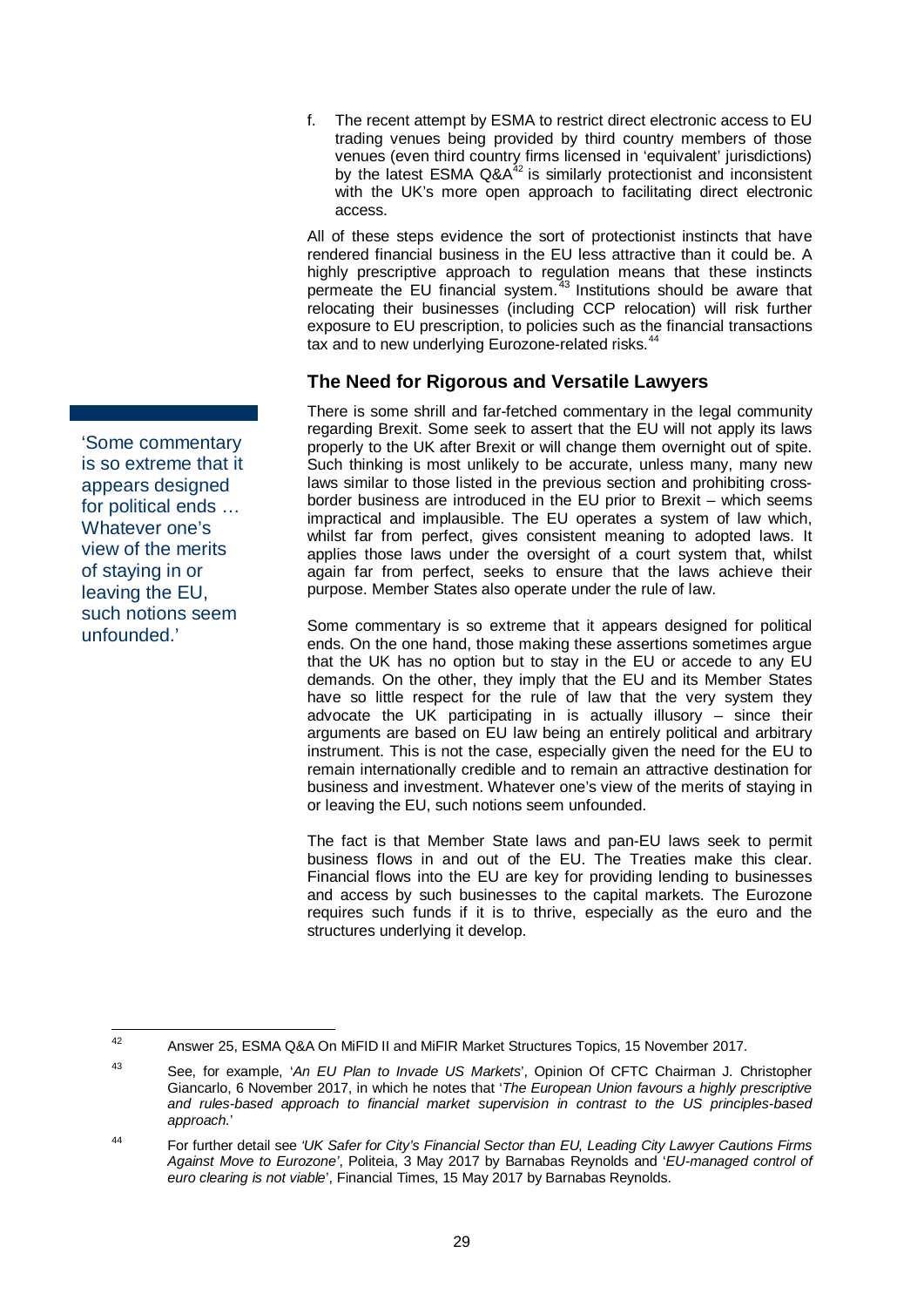f. The recent attempt by ESMA to restrict direct electronic access to EU trading venues being provided by third country members of those venues (even third country firms licensed in 'equivalent' jurisdictions) by the latest ESMA Q&A[42] is similarly protectionist and inconsistent with the UK's more open approach to facilitating direct electronic access.

All of these steps evidence the sort of protectionist instincts that have rendered financial business in the EU less attractive than it could be. A highly prescriptive approach to regulation means that these instincts permeate the EU financial system.[43] Institutions should be aware that relocating their businesses (including CCP relocation) will risk further exposure to EU prescription, to policies such as the financial transactions tax and to new underlying Eurozone-related risks.[44]

## The Need for Rigorous and Versatile Lawyers

> 'Some commentary is so extreme that it appears designed for political ends … Whatever one's view of the merits of staying in or leaving the EU, such notions seem unfounded.'

There is some shrill and far-fetched commentary in the legal community regarding Brexit. Some seek to assert that the EU will not apply its laws properly to the UK after Brexit or will change them overnight out of spite. Such thinking is most unlikely to be accurate, unless many, many new laws similar to those listed in the previous section and prohibiting cross-border business are introduced in the EU prior to Brexit – which seems impractical and implausible. The EU operates a system of law which, whilst far from perfect, gives consistent meaning to adopted laws. It applies those laws under the oversight of a court system that, whilst again far from perfect, seeks to ensure that the laws achieve their purpose. Member States also operate under the rule of law.

Some commentary is so extreme that it appears designed for political ends. On the one hand, those making these assertions sometimes argue that the UK has no option but to stay in the EU or accede to any EU demands. On the other, they imply that the EU and its Member States have so little respect for the rule of law that the very system they advocate the UK participating in is actually illusory – since their arguments are based on EU law being an entirely political and arbitrary instrument. This is not the case, especially given the need for the EU to remain internationally credible and to remain an attractive destination for business and investment. Whatever one's view of the merits of staying in or leaving the EU, such notions seem unfounded.

The fact is that Member State laws and pan-EU laws seek to permit business flows in and out of the EU. The Treaties make this clear. Financial flows into the EU are key for providing lending to businesses and access by such businesses to the capital markets. The Eurozone requires such funds if it is to thrive, especially as the euro and the structures underlying it develop.

---

[42] Answer 25, ESMA Q&A On MiFID II and MiFIR Market Structures Topics, 15 November 2017.

[43] See, for example, '*An EU Plan to Invade US Markets*', Opinion Of CFTC Chairman J. Christopher Giancarlo, 6 November 2017, in which he notes that '*The European Union favours a highly prescriptive and rules-based approach to financial market supervision in contrast to the US principles-based approach.*'

[44] For further detail see *'UK Safer for City's Financial Sector than EU, Leading City Lawyer Cautions Firms Against Move to Eurozone'*, Politeia, 3 May 2017 by Barnabas Reynolds and '*EU-managed control of euro clearing is not viable*', Financial Times, 15 May 2017 by Barnabas Reynolds.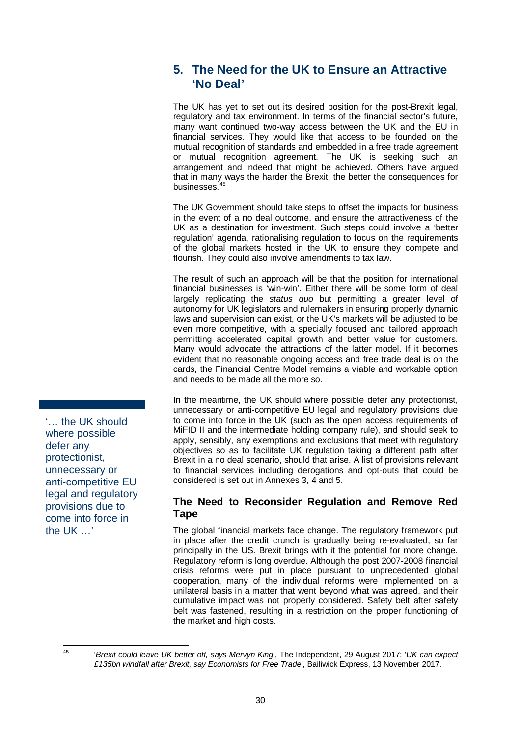## 5. The Need for the UK to Ensure an Attractive 'No Deal'

The UK has yet to set out its desired position for the post-Brexit legal, regulatory and tax environment. In terms of the financial sector's future, many want continued two-way access between the UK and the EU in financial services. They would like that access to be founded on the mutual recognition of standards and embedded in a free trade agreement or mutual recognition agreement. The UK is seeking such an arrangement and indeed that might be achieved. Others have argued that in many ways the harder the Brexit, the better the consequences for businesses.[45]

The UK Government should take steps to offset the impacts for business in the event of a no deal outcome, and ensure the attractiveness of the UK as a destination for investment. Such steps could involve a 'better regulation' agenda, rationalising regulation to focus on the requirements of the global markets hosted in the UK to ensure they compete and flourish. They could also involve amendments to tax law.

The result of such an approach will be that the position for international financial businesses is 'win-win'. Either there will be some form of deal largely replicating the *status quo* but permitting a greater level of autonomy for UK legislators and rulemakers in ensuring properly dynamic laws and supervision can exist, or the UK's markets will be adjusted to be even more competitive, with a specially focused and tailored approach permitting accelerated capital growth and better value for customers. Many would advocate the attractions of the latter model. If it becomes evident that no reasonable ongoing access and free trade deal is on the cards, the Financial Centre Model remains a viable and workable option and needs to be made all the more so.

> '… the UK should where possible defer any protectionist, unnecessary or anti-competitive EU legal and regulatory provisions due to come into force in the UK …'

In the meantime, the UK should where possible defer any protectionist, unnecessary or anti-competitive EU legal and regulatory provisions due to come into force in the UK (such as the open access requirements of MiFID II and the intermediate holding company rule), and should seek to apply, sensibly, any exemptions and exclusions that meet with regulatory objectives so as to facilitate UK regulation taking a different path after Brexit in a no deal scenario, should that arise. A list of provisions relevant to financial services including derogations and opt-outs that could be considered is set out in Annexes 3, 4 and 5.

### The Need to Reconsider Regulation and Remove Red Tape

The global financial markets face change. The regulatory framework put in place after the credit crunch is gradually being re-evaluated, so far principally in the US. Brexit brings with it the potential for more change. Regulatory reform is long overdue. Although the post 2007-2008 financial crisis reforms were put in place pursuant to unprecedented global cooperation, many of the individual reforms were implemented on a unilateral basis in a matter that went beyond what was agreed, and their cumulative impact was not properly considered. Safety belt after safety belt was fastened, resulting in a restriction on the proper functioning of the market and high costs.

---

[45] '*Brexit could leave UK better off, says Mervyn King*', The Independent, 29 August 2017; '*UK can expect £135bn windfall after Brexit, say Economists for Free Trade*', Bailiwick Express, 13 November 2017.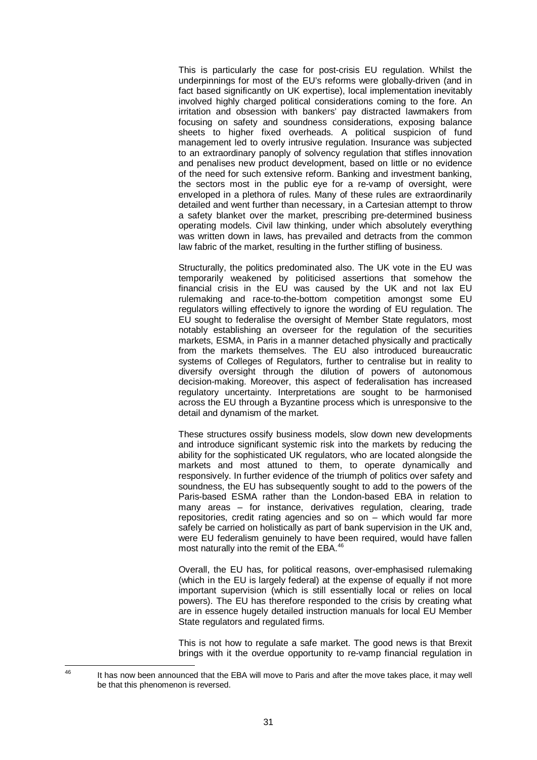This is particularly the case for post-crisis EU regulation. Whilst the underpinnings for most of the EU's reforms were globally-driven (and in fact based significantly on UK expertise), local implementation inevitably involved highly charged political considerations coming to the fore. An irritation and obsession with bankers' pay distracted lawmakers from focusing on safety and soundness considerations, exposing balance sheets to higher fixed overheads. A political suspicion of fund management led to overly intrusive regulation. Insurance was subjected to an extraordinary panoply of solvency regulation that stifles innovation and penalises new product development, based on little or no evidence of the need for such extensive reform. Banking and investment banking, the sectors most in the public eye for a re-vamp of oversight, were enveloped in a plethora of rules. Many of these rules are extraordinarily detailed and went further than necessary, in a Cartesian attempt to throw a safety blanket over the market, prescribing pre-determined business operating models. Civil law thinking, under which absolutely everything was written down in laws, has prevailed and detracts from the common law fabric of the market, resulting in the further stifling of business.

Structurally, the politics predominated also. The UK vote in the EU was temporarily weakened by politicised assertions that somehow the financial crisis in the EU was caused by the UK and not lax EU rulemaking and race-to-the-bottom competition amongst some EU regulators willing effectively to ignore the wording of EU regulation. The EU sought to federalise the oversight of Member State regulators, most notably establishing an overseer for the regulation of the securities markets, ESMA, in Paris in a manner detached physically and practically from the markets themselves. The EU also introduced bureaucratic systems of Colleges of Regulators, further to centralise but in reality to diversify oversight through the dilution of powers of autonomous decision-making. Moreover, this aspect of federalisation has increased regulatory uncertainty. Interpretations are sought to be harmonised across the EU through a Byzantine process which is unresponsive to the detail and dynamism of the market.

These structures ossify business models, slow down new developments and introduce significant systemic risk into the markets by reducing the ability for the sophisticated UK regulators, who are located alongside the markets and most attuned to them, to operate dynamically and responsively. In further evidence of the triumph of politics over safety and soundness, the EU has subsequently sought to add to the powers of the Paris-based ESMA rather than the London-based EBA in relation to many areas – for instance, derivatives regulation, clearing, trade repositories, credit rating agencies and so on – which would far more safely be carried on holistically as part of bank supervision in the UK and, were EU federalism genuinely to have been required, would have fallen most naturally into the remit of the EBA.[46]

Overall, the EU has, for political reasons, over-emphasised rulemaking (which in the EU is largely federal) at the expense of equally if not more important supervision (which is still essentially local or relies on local powers). The EU has therefore responded to the crisis by creating what are in essence hugely detailed instruction manuals for local EU Member State regulators and regulated firms.

This is not how to regulate a safe market. The good news is that Brexit brings with it the overdue opportunity to re-vamp financial regulation in

[46] It has now been announced that the EBA will move to Paris and after the move takes place, it may well be that this phenomenon is reversed.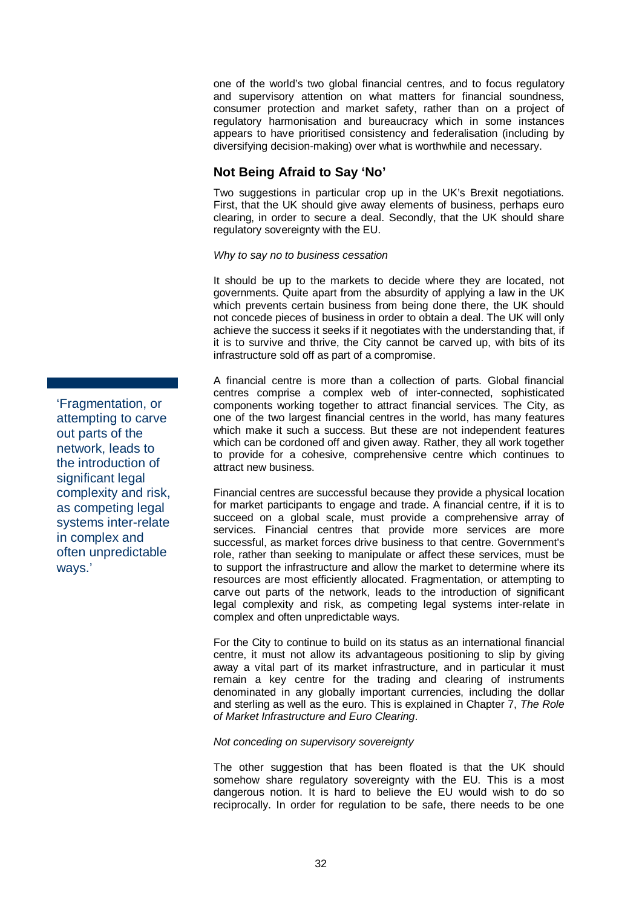one of the world's two global financial centres, and to focus regulatory and supervisory attention on what matters for financial soundness, consumer protection and market safety, rather than on a project of regulatory harmonisation and bureaucracy which in some instances appears to have prioritised consistency and federalisation (including by diversifying decision-making) over what is worthwhile and necessary.

## Not Being Afraid to Say 'No'

Two suggestions in particular crop up in the UK's Brexit negotiations. First, that the UK should give away elements of business, perhaps euro clearing, in order to secure a deal. Secondly, that the UK should share regulatory sovereignty with the EU.

*Why to say no to business cessation*

It should be up to the markets to decide where they are located, not governments. Quite apart from the absurdity of applying a law in the UK which prevents certain business from being done there, the UK should not concede pieces of business in order to obtain a deal. The UK will only achieve the success it seeks if it negotiates with the understanding that, if it is to survive and thrive, the City cannot be carved up, with bits of its infrastructure sold off as part of a compromise.

A financial centre is more than a collection of parts. Global financial centres comprise a complex web of inter-connected, sophisticated components working together to attract financial services. The City, as one of the two largest financial centres in the world, has many features which make it such a success. But these are not independent features which can be cordoned off and given away. Rather, they all work together to provide for a cohesive, comprehensive centre which continues to attract new business.

> 'Fragmentation, or attempting to carve out parts of the network, leads to the introduction of significant legal complexity and risk, as competing legal systems inter-relate in complex and often unpredictable ways.'

Financial centres are successful because they provide a physical location for market participants to engage and trade. A financial centre, if it is to succeed on a global scale, must provide a comprehensive array of services. Financial centres that provide more services are more successful, as market forces drive business to that centre. Government's role, rather than seeking to manipulate or affect these services, must be to support the infrastructure and allow the market to determine where its resources are most efficiently allocated. Fragmentation, or attempting to carve out parts of the network, leads to the introduction of significant legal complexity and risk, as competing legal systems inter-relate in complex and often unpredictable ways.

For the City to continue to build on its status as an international financial centre, it must not allow its advantageous positioning to slip by giving away a vital part of its market infrastructure, and in particular it must remain a key centre for the trading and clearing of instruments denominated in any globally important currencies, including the dollar and sterling as well as the euro. This is explained in Chapter 7, *The Role of Market Infrastructure and Euro Clearing*.

*Not conceding on supervisory sovereignty*

The other suggestion that has been floated is that the UK should somehow share regulatory sovereignty with the EU. This is a most dangerous notion. It is hard to believe the EU would wish to do so reciprocally. In order for regulation to be safe, there needs to be one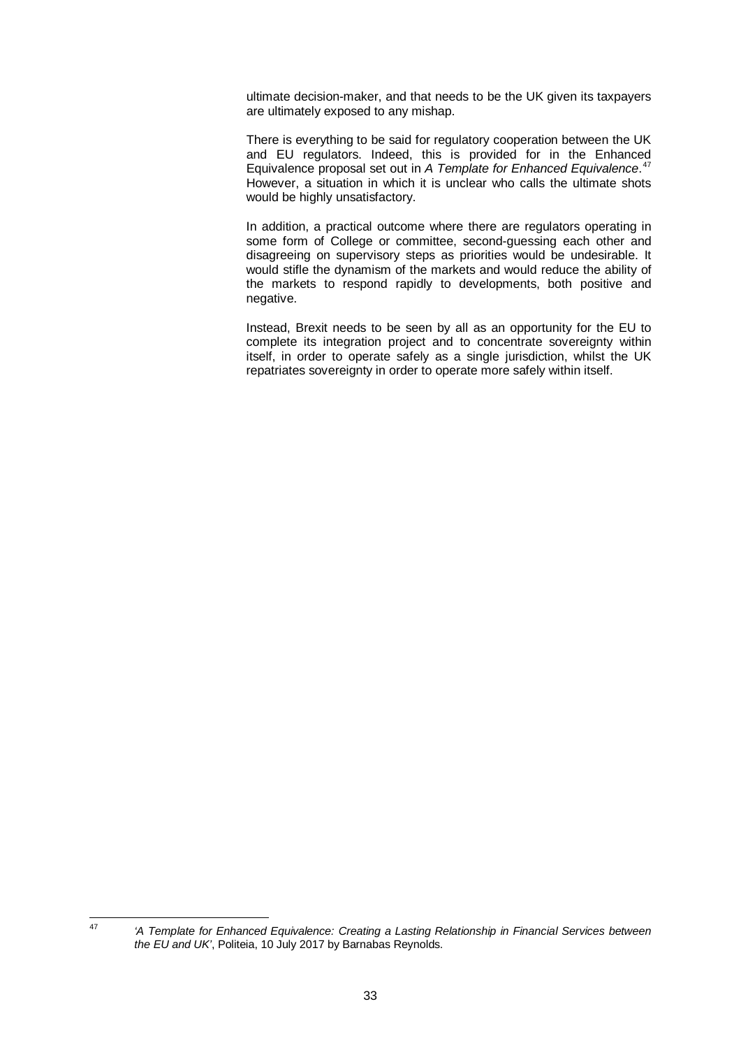ultimate decision-maker, and that needs to be the UK given its taxpayers are ultimately exposed to any mishap.

There is everything to be said for regulatory cooperation between the UK and EU regulators. Indeed, this is provided for in the Enhanced Equivalence proposal set out in *A Template for Enhanced Equivalence*.[47] However, a situation in which it is unclear who calls the ultimate shots would be highly unsatisfactory.

In addition, a practical outcome where there are regulators operating in some form of College or committee, second-guessing each other and disagreeing on supervisory steps as priorities would be undesirable. It would stifle the dynamism of the markets and would reduce the ability of the markets to respond rapidly to developments, both positive and negative.

Instead, Brexit needs to be seen by all as an opportunity for the EU to complete its integration project and to concentrate sovereignty within itself, in order to operate safely as a single jurisdiction, whilst the UK repatriates sovereignty in order to operate more safely within itself.

---

[47] *'A Template for Enhanced Equivalence: Creating a Lasting Relationship in Financial Services between the EU and UK'*, Politeia, 10 July 2017 by Barnabas Reynolds.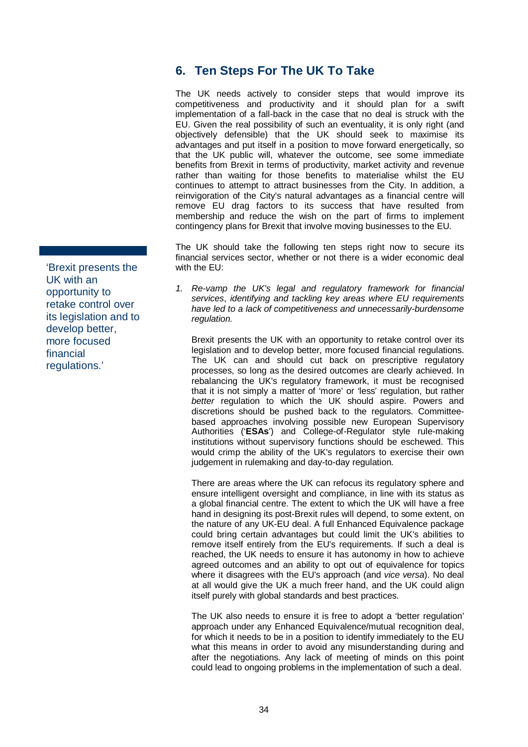## 6. Ten Steps For The UK To Take

The UK needs actively to consider steps that would improve its competitiveness and productivity and it should plan for a swift implementation of a fall-back in the case that no deal is struck with the EU. Given the real possibility of such an eventuality, it is only right (and objectively defensible) that the UK should seek to maximise its advantages and put itself in a position to move forward energetically, so that the UK public will, whatever the outcome, see some immediate benefits from Brexit in terms of productivity, market activity and revenue rather than waiting for those benefits to materialise whilst the EU continues to attempt to attract businesses from the City. In addition, a reinvigoration of the City's natural advantages as a financial centre will remove EU drag factors to its success that have resulted from membership and reduce the wish on the part of firms to implement contingency plans for Brexit that involve moving businesses to the EU.

'Brexit presents the UK with an opportunity to retake control over its legislation and to develop better, more focused financial regulations.'

The UK should take the following ten steps right now to secure its financial services sector, whether or not there is a wider economic deal with the EU:

1. *Re-vamp the UK's legal and regulatory framework for financial services, identifying and tackling key areas where EU requirements have led to a lack of competitiveness and unnecessarily-burdensome regulation.*

   Brexit presents the UK with an opportunity to retake control over its legislation and to develop better, more focused financial regulations. The UK can and should cut back on prescriptive regulatory processes, so long as the desired outcomes are clearly achieved. In rebalancing the UK's regulatory framework, it must be recognised that it is not simply a matter of 'more' or 'less' regulation, but rather *better* regulation to which the UK should aspire. Powers and discretions should be pushed back to the regulators. Committee-based approaches involving possible new European Supervisory Authorities ('**ESAs**') and College-of-Regulator style rule-making institutions without supervisory functions should be eschewed. This would crimp the ability of the UK's regulators to exercise their own judgement in rulemaking and day-to-day regulation.

   There are areas where the UK can refocus its regulatory sphere and ensure intelligent oversight and compliance, in line with its status as a global financial centre. The extent to which the UK will have a free hand in designing its post-Brexit rules will depend, to some extent, on the nature of any UK-EU deal. A full Enhanced Equivalence package could bring certain advantages but could limit the UK's abilities to remove itself entirely from the EU's requirements. If such a deal is reached, the UK needs to ensure it has autonomy in how to achieve agreed outcomes and an ability to opt out of equivalence for topics where it disagrees with the EU's approach (and *vice versa*). No deal at all would give the UK a much freer hand, and the UK could align itself purely with global standards and best practices.

   The UK also needs to ensure it is free to adopt a 'better regulation' approach under any Enhanced Equivalence/mutual recognition deal, for which it needs to be in a position to identify immediately to the EU what this means in order to avoid any misunderstanding during and after the negotiations. Any lack of meeting of minds on this point could lead to ongoing problems in the implementation of such a deal.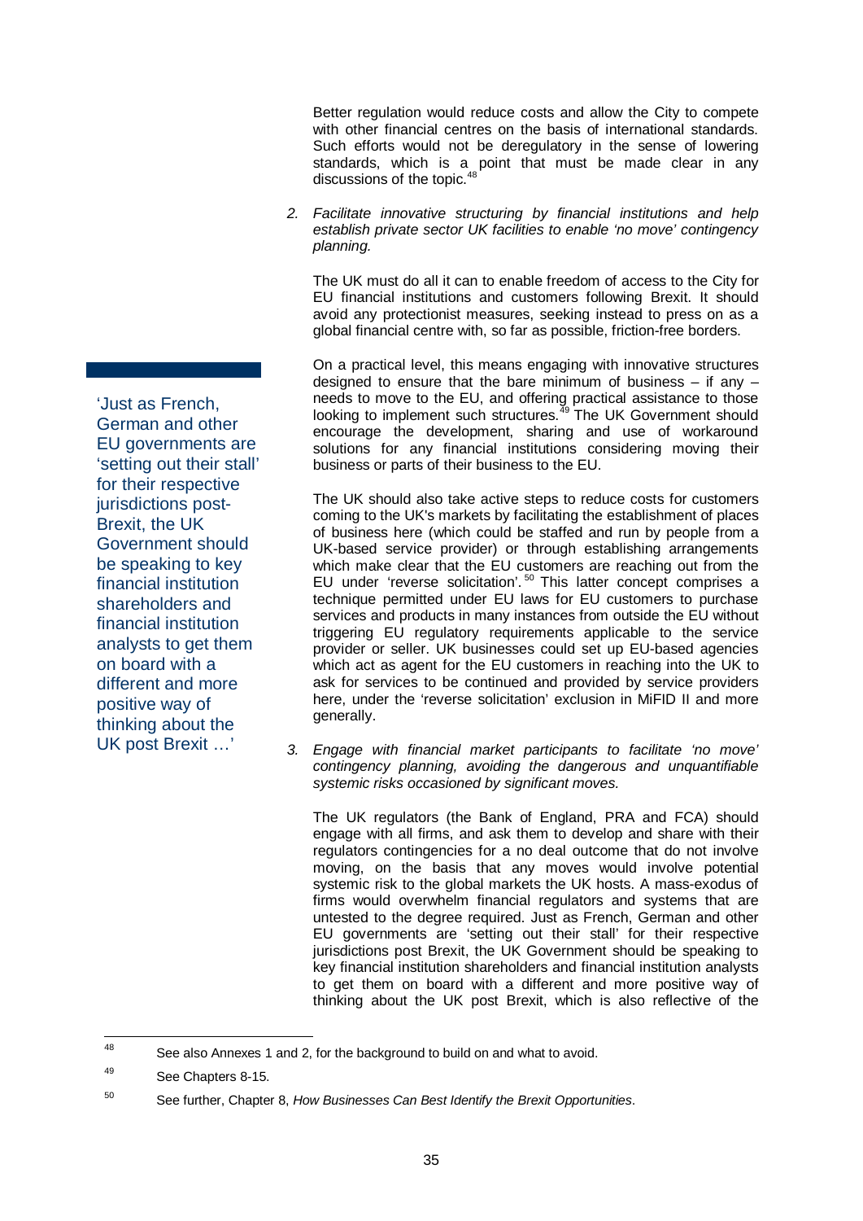Better regulation would reduce costs and allow the City to compete with other financial centres on the basis of international standards. Such efforts would not be deregulatory in the sense of lowering standards, which is a point that must be made clear in any discussions of the topic.[48]

2. *Facilitate innovative structuring by financial institutions and help establish private sector UK facilities to enable 'no move' contingency planning.*

The UK must do all it can to enable freedom of access to the City for EU financial institutions and customers following Brexit. It should avoid any protectionist measures, seeking instead to press on as a global financial centre with, so far as possible, friction-free borders.

On a practical level, this means engaging with innovative structures designed to ensure that the bare minimum of business – if any – needs to move to the EU, and offering practical assistance to those looking to implement such structures.[49] The UK Government should encourage the development, sharing and use of workaround solutions for any financial institutions considering moving their business or parts of their business to the EU.

The UK should also take active steps to reduce costs for customers coming to the UK's markets by facilitating the establishment of places of business here (which could be staffed and run by people from a UK-based service provider) or through establishing arrangements which make clear that the EU customers are reaching out from the EU under 'reverse solicitation'.[50] This latter concept comprises a technique permitted under EU laws for EU customers to purchase services and products in many instances from outside the EU without triggering EU regulatory requirements applicable to the service provider or seller. UK businesses could set up EU-based agencies which act as agent for the EU customers in reaching into the UK to ask for services to be continued and provided by service providers here, under the 'reverse solicitation' exclusion in MiFID II and more generally.

3. *Engage with financial market participants to facilitate 'no move' contingency planning, avoiding the dangerous and unquantifiable systemic risks occasioned by significant moves.*

The UK regulators (the Bank of England, PRA and FCA) should engage with all firms, and ask them to develop and share with their regulators contingencies for a no deal outcome that do not involve moving, on the basis that any moves would involve potential systemic risk to the global markets the UK hosts. A mass-exodus of firms would overwhelm financial regulators and systems that are untested to the degree required. Just as French, German and other EU governments are 'setting out their stall' for their respective jurisdictions post Brexit, the UK Government should be speaking to key financial institution shareholders and financial institution analysts to get them on board with a different and more positive way of thinking about the UK post Brexit, which is also reflective of the

> 'Just as French, German and other EU governments are 'setting out their stall' for their respective jurisdictions post-Brexit, the UK Government should be speaking to key financial institution shareholders and financial institution analysts to get them on board with a different and more positive way of thinking about the UK post Brexit …'

---

[48] See also Annexes 1 and 2, for the background to build on and what to avoid.

[49] See Chapters 8-15.

[50] See further, Chapter 8, *How Businesses Can Best Identify the Brexit Opportunities*.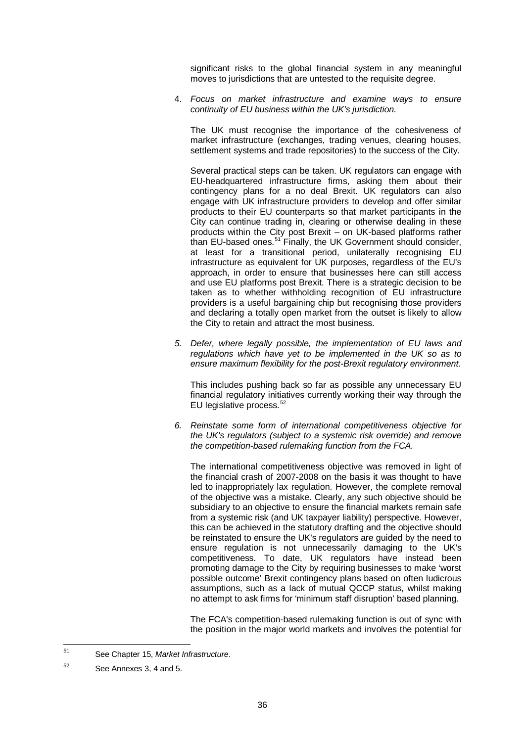significant risks to the global financial system in any meaningful moves to jurisdictions that are untested to the requisite degree.

4. *Focus on market infrastructure and examine ways to ensure continuity of EU business within the UK's jurisdiction.*

   The UK must recognise the importance of the cohesiveness of market infrastructure (exchanges, trading venues, clearing houses, settlement systems and trade repositories) to the success of the City.

   Several practical steps can be taken. UK regulators can engage with EU-headquartered infrastructure firms, asking them about their contingency plans for a no deal Brexit. UK regulators can also engage with UK infrastructure providers to develop and offer similar products to their EU counterparts so that market participants in the City can continue trading in, clearing or otherwise dealing in these products within the City post Brexit – on UK-based platforms rather than EU-based ones.[51] Finally, the UK Government should consider, at least for a transitional period, unilaterally recognising EU infrastructure as equivalent for UK purposes, regardless of the EU's approach, in order to ensure that businesses here can still access and use EU platforms post Brexit. There is a strategic decision to be taken as to whether withholding recognition of EU infrastructure providers is a useful bargaining chip but recognising those providers and declaring a totally open market from the outset is likely to allow the City to retain and attract the most business.

5. *Defer, where legally possible, the implementation of EU laws and regulations which have yet to be implemented in the UK so as to ensure maximum flexibility for the post-Brexit regulatory environment.*

   This includes pushing back so far as possible any unnecessary EU financial regulatory initiatives currently working their way through the EU legislative process.[52]

6. *Reinstate some form of international competitiveness objective for the UK's regulators (subject to a systemic risk override) and remove the competition-based rulemaking function from the FCA.*

   The international competitiveness objective was removed in light of the financial crash of 2007-2008 on the basis it was thought to have led to inappropriately lax regulation. However, the complete removal of the objective was a mistake. Clearly, any such objective should be subsidiary to an objective to ensure the financial markets remain safe from a systemic risk (and UK taxpayer liability) perspective. However, this can be achieved in the statutory drafting and the objective should be reinstated to ensure the UK's regulators are guided by the need to ensure regulation is not unnecessarily damaging to the UK's competitiveness. To date, UK regulators have instead been promoting damage to the City by requiring businesses to make 'worst possible outcome' Brexit contingency plans based on often ludicrous assumptions, such as a lack of mutual QCCP status, whilst making no attempt to ask firms for 'minimum staff disruption' based planning.

   The FCA's competition-based rulemaking function is out of sync with the position in the major world markets and involves the potential for

---

[51] See Chapter 15, *Market Infrastructure*.

[52] See Annexes 3, 4 and 5.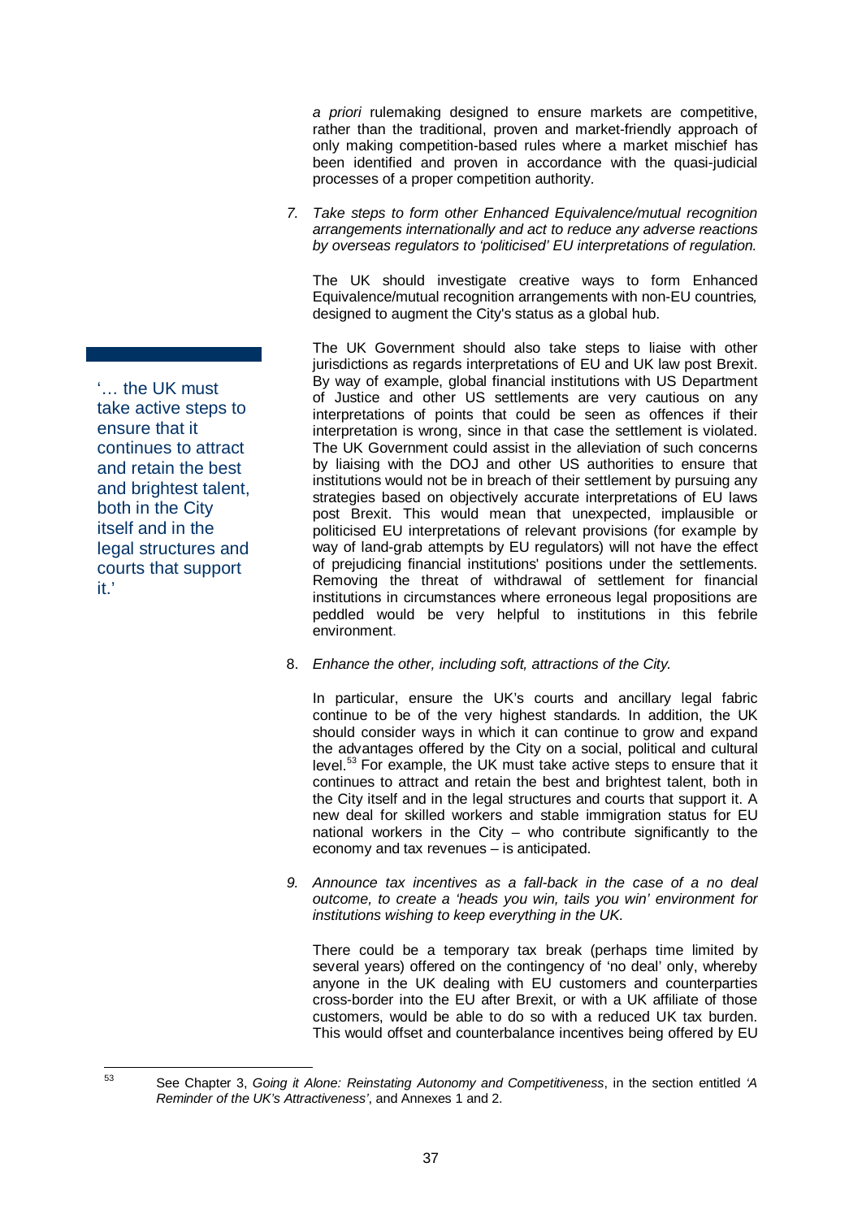*a priori* rulemaking designed to ensure markets are competitive, rather than the traditional, proven and market-friendly approach of only making competition-based rules where a market mischief has been identified and proven in accordance with the quasi-judicial processes of a proper competition authority.

7. *Take steps to form other Enhanced Equivalence/mutual recognition arrangements internationally and act to reduce any adverse reactions by overseas regulators to 'politicised' EU interpretations of regulation.*

   The UK should investigate creative ways to form Enhanced Equivalence/mutual recognition arrangements with non-EU countries, designed to augment the City's status as a global hub.

   The UK Government should also take steps to liaise with other jurisdictions as regards interpretations of EU and UK law post Brexit. By way of example, global financial institutions with US Department of Justice and other US settlements are very cautious on any interpretations of points that could be seen as offences if their interpretation is wrong, since in that case the settlement is violated. The UK Government could assist in the alleviation of such concerns by liaising with the DOJ and other US authorities to ensure that institutions would not be in breach of their settlement by pursuing any strategies based on objectively accurate interpretations of EU laws post Brexit. This would mean that unexpected, implausible or politicised EU interpretations of relevant provisions (for example by way of land-grab attempts by EU regulators) will not have the effect of prejudicing financial institutions' positions under the settlements. Removing the threat of withdrawal of settlement for financial institutions in circumstances where erroneous legal propositions are peddled would be very helpful to institutions in this febrile environment.

> '… the UK must take active steps to ensure that it continues to attract and retain the best and brightest talent, both in the City itself and in the legal structures and courts that support it.'

8. *Enhance the other, including soft, attractions of the City.*

   In particular, ensure the UK's courts and ancillary legal fabric continue to be of the very highest standards. In addition, the UK should consider ways in which it can continue to grow and expand the advantages offered by the City on a social, political and cultural level.[53] For example, the UK must take active steps to ensure that it continues to attract and retain the best and brightest talent, both in the City itself and in the legal structures and courts that support it. A new deal for skilled workers and stable immigration status for EU national workers in the City – who contribute significantly to the economy and tax revenues – is anticipated.

9. *Announce tax incentives as a fall-back in the case of a no deal outcome, to create a 'heads you win, tails you win' environment for institutions wishing to keep everything in the UK.*

   There could be a temporary tax break (perhaps time limited by several years) offered on the contingency of 'no deal' only, whereby anyone in the UK dealing with EU customers and counterparties cross-border into the EU after Brexit, or with a UK affiliate of those customers, would be able to do so with a reduced UK tax burden. This would offset and counterbalance incentives being offered by EU

[53] See Chapter 3, *Going it Alone: Reinstating Autonomy and Competitiveness*, in the section entitled *'A Reminder of the UK's Attractiveness'*, and Annexes 1 and 2.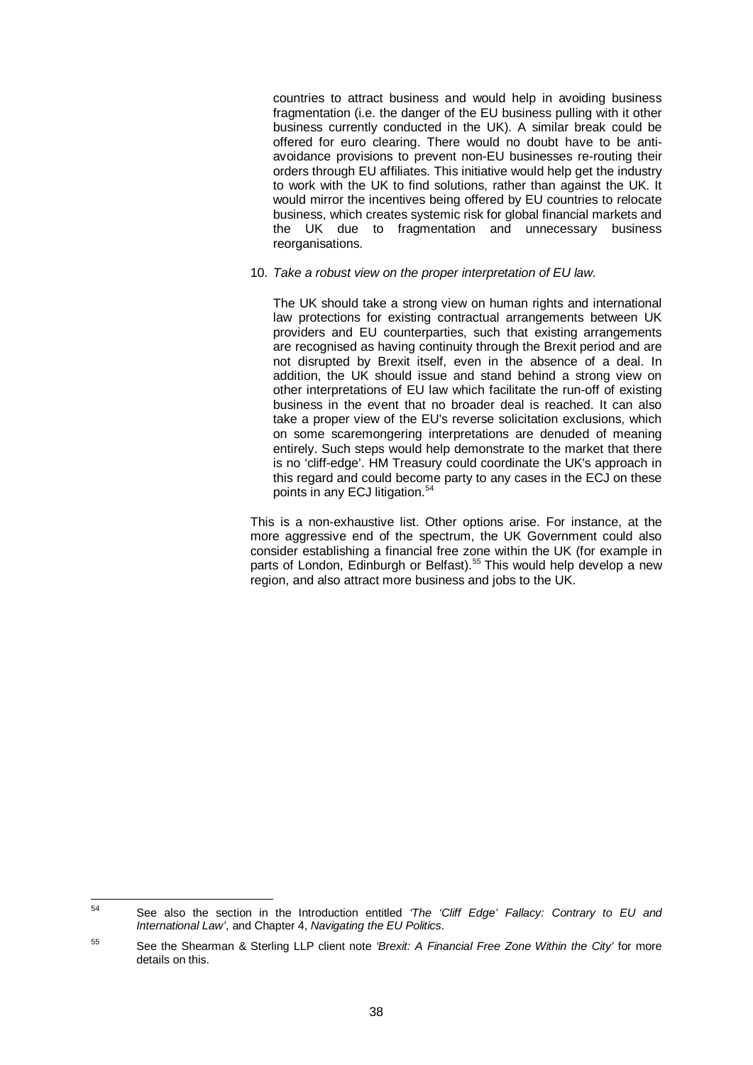countries to attract business and would help in avoiding business fragmentation (i.e. the danger of the EU business pulling with it other business currently conducted in the UK). A similar break could be offered for euro clearing. There would no doubt have to be anti-avoidance provisions to prevent non-EU businesses re-routing their orders through EU affiliates. This initiative would help get the industry to work with the UK to find solutions, rather than against the UK. It would mirror the incentives being offered by EU countries to relocate business, which creates systemic risk for global financial markets and the UK due to fragmentation and unnecessary business reorganisations.

10. *Take a robust view on the proper interpretation of EU law.*

    The UK should take a strong view on human rights and international law protections for existing contractual arrangements between UK providers and EU counterparties, such that existing arrangements are recognised as having continuity through the Brexit period and are not disrupted by Brexit itself, even in the absence of a deal. In addition, the UK should issue and stand behind a strong view on other interpretations of EU law which facilitate the run-off of existing business in the event that no broader deal is reached. It can also take a proper view of the EU's reverse solicitation exclusions, which on some scaremongering interpretations are denuded of meaning entirely. Such steps would help demonstrate to the market that there is no 'cliff-edge'. HM Treasury could coordinate the UK's approach in this regard and could become party to any cases in the ECJ on these points in any ECJ litigation.[54]

This is a non-exhaustive list. Other options arise. For instance, at the more aggressive end of the spectrum, the UK Government could also consider establishing a financial free zone within the UK (for example in parts of London, Edinburgh or Belfast).[55] This would help develop a new region, and also attract more business and jobs to the UK.

---

[54] See also the section in the Introduction entitled *'The 'Cliff Edge' Fallacy: Contrary to EU and International Law'*, and Chapter 4, *Navigating the EU Politics*.

[55] See the Shearman & Sterling LLP client note *'Brexit: A Financial Free Zone Within the City'* for more details on this.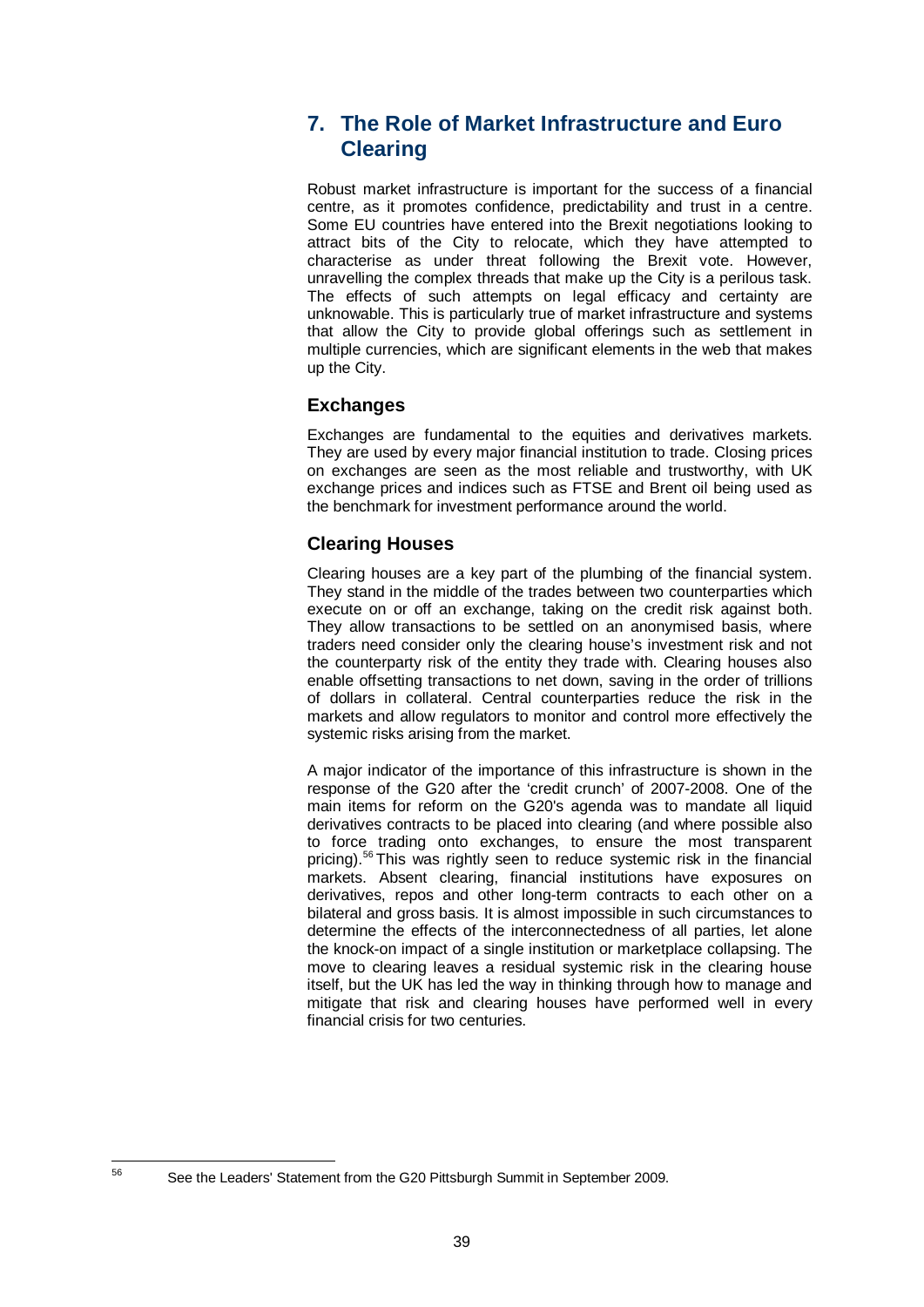## 7. The Role of Market Infrastructure and Euro Clearing

Robust market infrastructure is important for the success of a financial centre, as it promotes confidence, predictability and trust in a centre. Some EU countries have entered into the Brexit negotiations looking to attract bits of the City to relocate, which they have attempted to characterise as under threat following the Brexit vote. However, unravelling the complex threads that make up the City is a perilous task. The effects of such attempts on legal efficacy and certainty are unknowable. This is particularly true of market infrastructure and systems that allow the City to provide global offerings such as settlement in multiple currencies, which are significant elements in the web that makes up the City.

### Exchanges

Exchanges are fundamental to the equities and derivatives markets. They are used by every major financial institution to trade. Closing prices on exchanges are seen as the most reliable and trustworthy, with UK exchange prices and indices such as FTSE and Brent oil being used as the benchmark for investment performance around the world.

### Clearing Houses

Clearing houses are a key part of the plumbing of the financial system. They stand in the middle of the trades between two counterparties which execute on or off an exchange, taking on the credit risk against both. They allow transactions to be settled on an anonymised basis, where traders need consider only the clearing house's investment risk and not the counterparty risk of the entity they trade with. Clearing houses also enable offsetting transactions to net down, saving in the order of trillions of dollars in collateral. Central counterparties reduce the risk in the markets and allow regulators to monitor and control more effectively the systemic risks arising from the market.

A major indicator of the importance of this infrastructure is shown in the response of the G20 after the 'credit crunch' of 2007-2008. One of the main items for reform on the G20's agenda was to mandate all liquid derivatives contracts to be placed into clearing (and where possible also to force trading onto exchanges, to ensure the most transparent pricing).[56] This was rightly seen to reduce systemic risk in the financial markets. Absent clearing, financial institutions have exposures on derivatives, repos and other long-term contracts to each other on a bilateral and gross basis. It is almost impossible in such circumstances to determine the effects of the interconnectedness of all parties, let alone the knock-on impact of a single institution or marketplace collapsing. The move to clearing leaves a residual systemic risk in the clearing house itself, but the UK has led the way in thinking through how to manage and mitigate that risk and clearing houses have performed well in every financial crisis for two centuries.

[56] See the Leaders' Statement from the G20 Pittsburgh Summit in September 2009.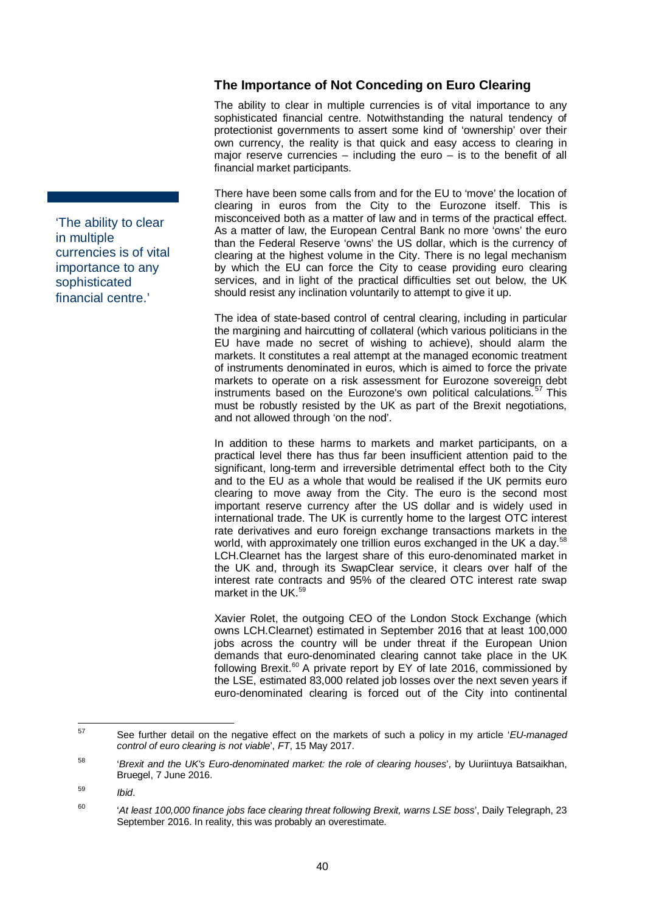## The Importance of Not Conceding on Euro Clearing

The ability to clear in multiple currencies is of vital importance to any sophisticated financial centre. Notwithstanding the natural tendency of protectionist governments to assert some kind of 'ownership' over their own currency, the reality is that quick and easy access to clearing in major reserve currencies – including the euro – is to the benefit of all financial market participants.

> 'The ability to clear in multiple currencies is of vital importance to any sophisticated financial centre.'

There have been some calls from and for the EU to 'move' the location of clearing in euros from the City to the Eurozone itself. This is misconceived both as a matter of law and in terms of the practical effect. As a matter of law, the European Central Bank no more 'owns' the euro than the Federal Reserve 'owns' the US dollar, which is the currency of clearing at the highest volume in the City. There is no legal mechanism by which the EU can force the City to cease providing euro clearing services, and in light of the practical difficulties set out below, the UK should resist any inclination voluntarily to attempt to give it up.

The idea of state-based control of central clearing, including in particular the margining and haircutting of collateral (which various politicians in the EU have made no secret of wishing to achieve), should alarm the markets. It constitutes a real attempt at the managed economic treatment of instruments denominated in euros, which is aimed to force the private markets to operate on a risk assessment for Eurozone sovereign debt instruments based on the Eurozone's own political calculations.[57] This must be robustly resisted by the UK as part of the Brexit negotiations, and not allowed through 'on the nod'.

In addition to these harms to markets and market participants, on a practical level there has thus far been insufficient attention paid to the significant, long-term and irreversible detrimental effect both to the City and to the EU as a whole that would be realised if the UK permits euro clearing to move away from the City. The euro is the second most important reserve currency after the US dollar and is widely used in international trade. The UK is currently home to the largest OTC interest rate derivatives and euro foreign exchange transactions markets in the world, with approximately one trillion euros exchanged in the UK a day.[58] LCH.Clearnet has the largest share of this euro-denominated market in the UK and, through its SwapClear service, it clears over half of the interest rate contracts and 95% of the cleared OTC interest rate swap market in the UK.[59]

Xavier Rolet, the outgoing CEO of the London Stock Exchange (which owns LCH.Clearnet) estimated in September 2016 that at least 100,000 jobs across the country will be under threat if the European Union demands that euro-denominated clearing cannot take place in the UK following Brexit.[60] A private report by EY of late 2016, commissioned by the LSE, estimated 83,000 related job losses over the next seven years if euro-denominated clearing is forced out of the City into continental

---

[57] See further detail on the negative effect on the markets of such a policy in my article '*EU-managed control of euro clearing is not viable*', *FT*, 15 May 2017.

[58] '*Brexit and the UK's Euro-denominated market: the role of clearing houses*', by Uuriintuya Batsaikhan, Bruegel, 7 June 2016.

[59] *Ibid*.

[60] '*At least 100,000 finance jobs face clearing threat following Brexit, warns LSE boss*', Daily Telegraph, 23 September 2016. In reality, this was probably an overestimate.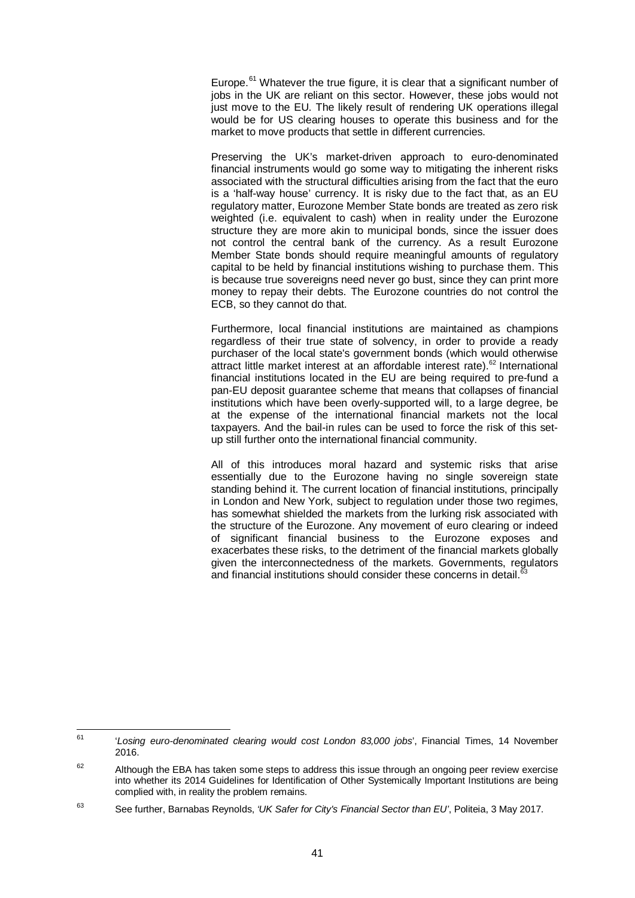Europe.[61] Whatever the true figure, it is clear that a significant number of jobs in the UK are reliant on this sector. However, these jobs would not just move to the EU. The likely result of rendering UK operations illegal would be for US clearing houses to operate this business and for the market to move products that settle in different currencies.

Preserving the UK's market-driven approach to euro-denominated financial instruments would go some way to mitigating the inherent risks associated with the structural difficulties arising from the fact that the euro is a 'half-way house' currency. It is risky due to the fact that, as an EU regulatory matter, Eurozone Member State bonds are treated as zero risk weighted (i.e. equivalent to cash) when in reality under the Eurozone structure they are more akin to municipal bonds, since the issuer does not control the central bank of the currency. As a result Eurozone Member State bonds should require meaningful amounts of regulatory capital to be held by financial institutions wishing to purchase them. This is because true sovereigns need never go bust, since they can print more money to repay their debts. The Eurozone countries do not control the ECB, so they cannot do that.

Furthermore, local financial institutions are maintained as champions regardless of their true state of solvency, in order to provide a ready purchaser of the local state's government bonds (which would otherwise attract little market interest at an affordable interest rate).[62] International financial institutions located in the EU are being required to pre-fund a pan-EU deposit guarantee scheme that means that collapses of financial institutions which have been overly-supported will, to a large degree, be at the expense of the international financial markets not the local taxpayers. And the bail-in rules can be used to force the risk of this set-up still further onto the international financial community.

All of this introduces moral hazard and systemic risks that arise essentially due to the Eurozone having no single sovereign state standing behind it. The current location of financial institutions, principally in London and New York, subject to regulation under those two regimes, has somewhat shielded the markets from the lurking risk associated with the structure of the Eurozone. Any movement of euro clearing or indeed of significant financial business to the Eurozone exposes and exacerbates these risks, to the detriment of the financial markets globally given the interconnectedness of the markets. Governments, regulators and financial institutions should consider these concerns in detail.[63]

---

[61] '*Losing euro-denominated clearing would cost London 83,000 jobs*', Financial Times, 14 November 2016.

[62] Although the EBA has taken some steps to address this issue through an ongoing peer review exercise into whether its 2014 Guidelines for Identification of Other Systemically Important Institutions are being complied with, in reality the problem remains.

[63] See further, Barnabas Reynolds, *'UK Safer for City's Financial Sector than EU'*, Politeia, 3 May 2017.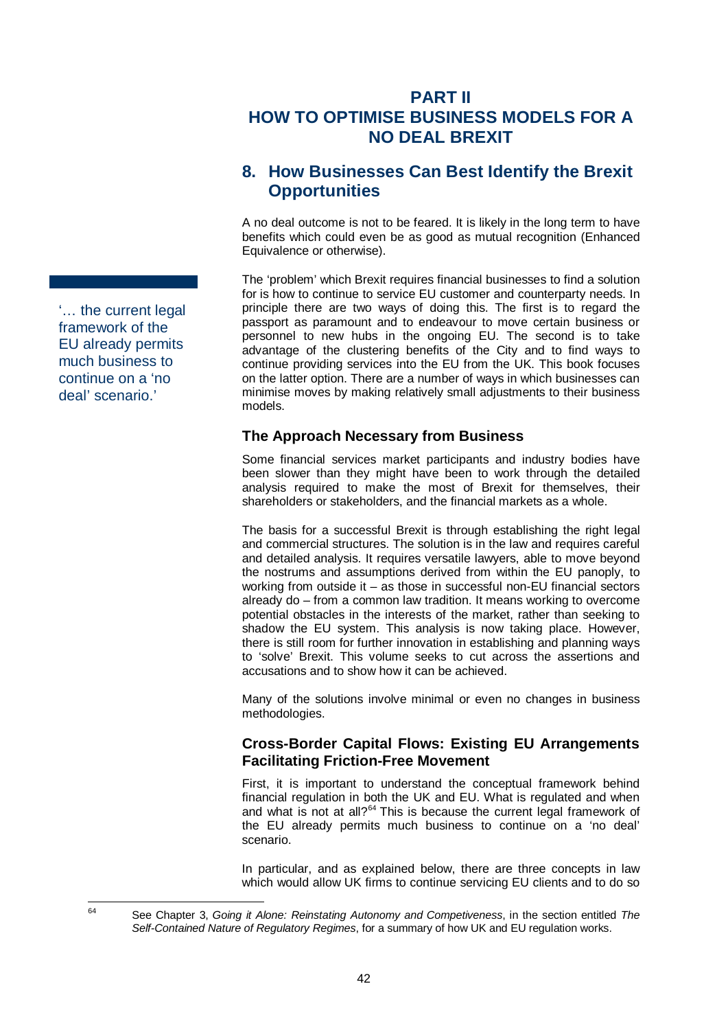# PART II
# HOW TO OPTIMISE BUSINESS MODELS FOR A NO DEAL BREXIT

## 8. How Businesses Can Best Identify the Brexit Opportunities

A no deal outcome is not to be feared. It is likely in the long term to have benefits which could even be as good as mutual recognition (Enhanced Equivalence or otherwise).

'… the current legal framework of the EU already permits much business to continue on a 'no deal' scenario.'

The 'problem' which Brexit requires financial businesses to find a solution for is how to continue to service EU customer and counterparty needs. In principle there are two ways of doing this. The first is to regard the passport as paramount and to endeavour to move certain business or personnel to new hubs in the ongoing EU. The second is to take advantage of the clustering benefits of the City and to find ways to continue providing services into the EU from the UK. This book focuses on the latter option. There are a number of ways in which businesses can minimise moves by making relatively small adjustments to their business models.

### The Approach Necessary from Business

Some financial services market participants and industry bodies have been slower than they might have been to work through the detailed analysis required to make the most of Brexit for themselves, their shareholders or stakeholders, and the financial markets as a whole.

The basis for a successful Brexit is through establishing the right legal and commercial structures. The solution is in the law and requires careful and detailed analysis. It requires versatile lawyers, able to move beyond the nostrums and assumptions derived from within the EU panoply, to working from outside it – as those in successful non-EU financial sectors already do – from a common law tradition. It means working to overcome potential obstacles in the interests of the market, rather than seeking to shadow the EU system. This analysis is now taking place. However, there is still room for further innovation in establishing and planning ways to 'solve' Brexit. This volume seeks to cut across the assertions and accusations and to show how it can be achieved.

Many of the solutions involve minimal or even no changes in business methodologies.

### Cross-Border Capital Flows: Existing EU Arrangements Facilitating Friction-Free Movement

First, it is important to understand the conceptual framework behind financial regulation in both the UK and EU. What is regulated and when and what is not at all?[64] This is because the current legal framework of the EU already permits much business to continue on a 'no deal' scenario.

In particular, and as explained below, there are three concepts in law which would allow UK firms to continue servicing EU clients and to do so

[64] See Chapter 3, *Going it Alone: Reinstating Autonomy and Competiveness*, in the section entitled *The Self-Contained Nature of Regulatory Regimes*, for a summary of how UK and EU regulation works.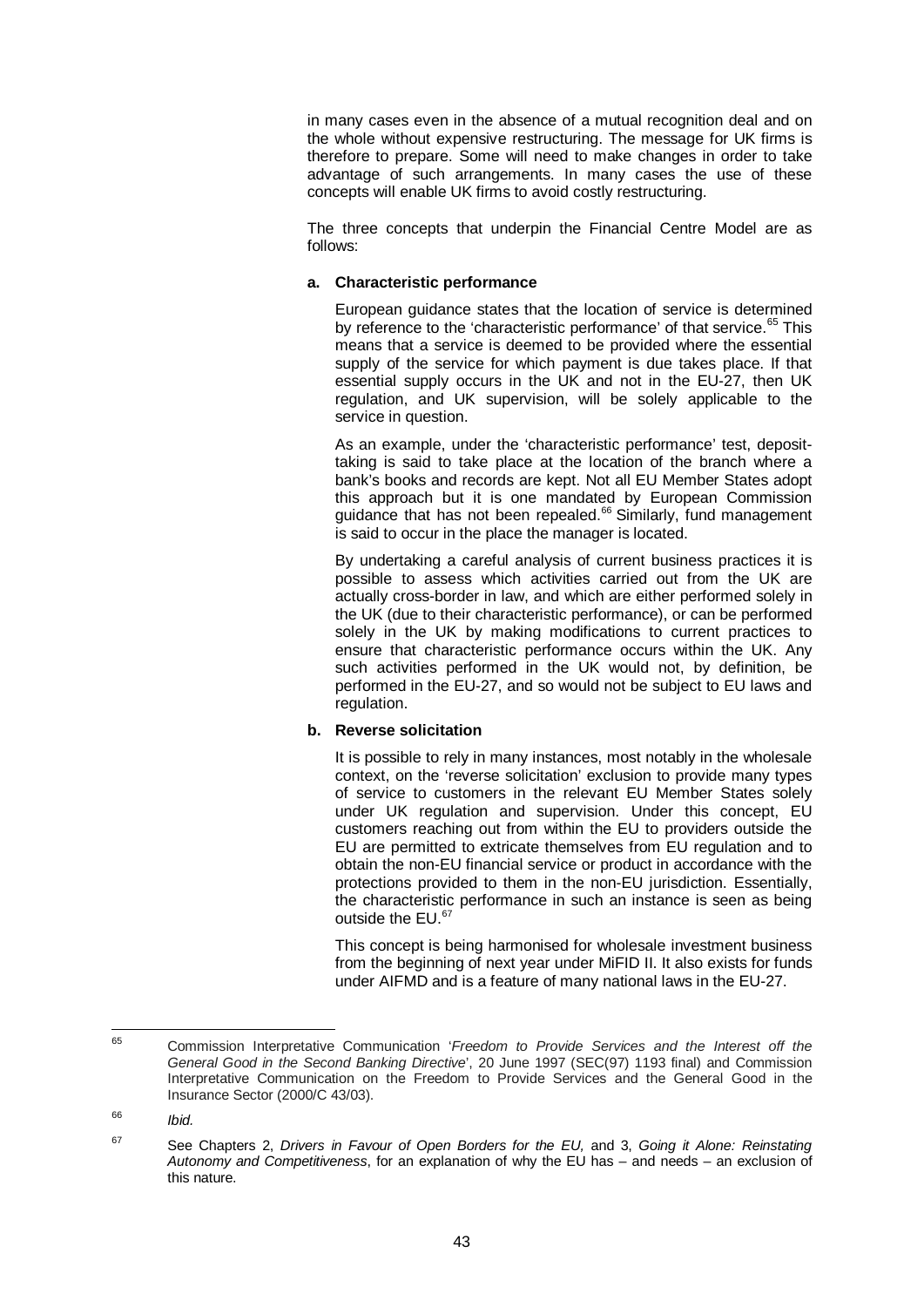in many cases even in the absence of a mutual recognition deal and on the whole without expensive restructuring. The message for UK firms is therefore to prepare. Some will need to make changes in order to take advantage of such arrangements. In many cases the use of these concepts will enable UK firms to avoid costly restructuring.

The three concepts that underpin the Financial Centre Model are as follows:

**a. Characteristic performance**

European guidance states that the location of service is determined by reference to the 'characteristic performance' of that service.[65] This means that a service is deemed to be provided where the essential supply of the service for which payment is due takes place. If that essential supply occurs in the UK and not in the EU-27, then UK regulation, and UK supervision, will be solely applicable to the service in question.

As an example, under the 'characteristic performance' test, deposit-taking is said to take place at the location of the branch where a bank's books and records are kept. Not all EU Member States adopt this approach but it is one mandated by European Commission guidance that has not been repealed.[66] Similarly, fund management is said to occur in the place the manager is located.

By undertaking a careful analysis of current business practices it is possible to assess which activities carried out from the UK are actually cross-border in law, and which are either performed solely in the UK (due to their characteristic performance), or can be performed solely in the UK by making modifications to current practices to ensure that characteristic performance occurs within the UK. Any such activities performed in the UK would not, by definition, be performed in the EU-27, and so would not be subject to EU laws and regulation.

**b. Reverse solicitation**

It is possible to rely in many instances, most notably in the wholesale context, on the 'reverse solicitation' exclusion to provide many types of service to customers in the relevant EU Member States solely under UK regulation and supervision. Under this concept, EU customers reaching out from within the EU to providers outside the EU are permitted to extricate themselves from EU regulation and to obtain the non-EU financial service or product in accordance with the protections provided to them in the non-EU jurisdiction. Essentially, the characteristic performance in such an instance is seen as being outside the EU.[67]

This concept is being harmonised for wholesale investment business from the beginning of next year under MiFID II. It also exists for funds under AIFMD and is a feature of many national laws in the EU-27.

---

[65] Commission Interpretative Communication '*Freedom to Provide Services and the Interest off the General Good in the Second Banking Directive*', 20 June 1997 (SEC(97) 1193 final) and Commission Interpretative Communication on the Freedom to Provide Services and the General Good in the Insurance Sector (2000/C 43/03).

[66] *Ibid.*

[67] See Chapters 2, *Drivers in Favour of Open Borders for the EU,* and 3, *Going it Alone: Reinstating Autonomy and Competitiveness*, for an explanation of why the EU has – and needs – an exclusion of this nature.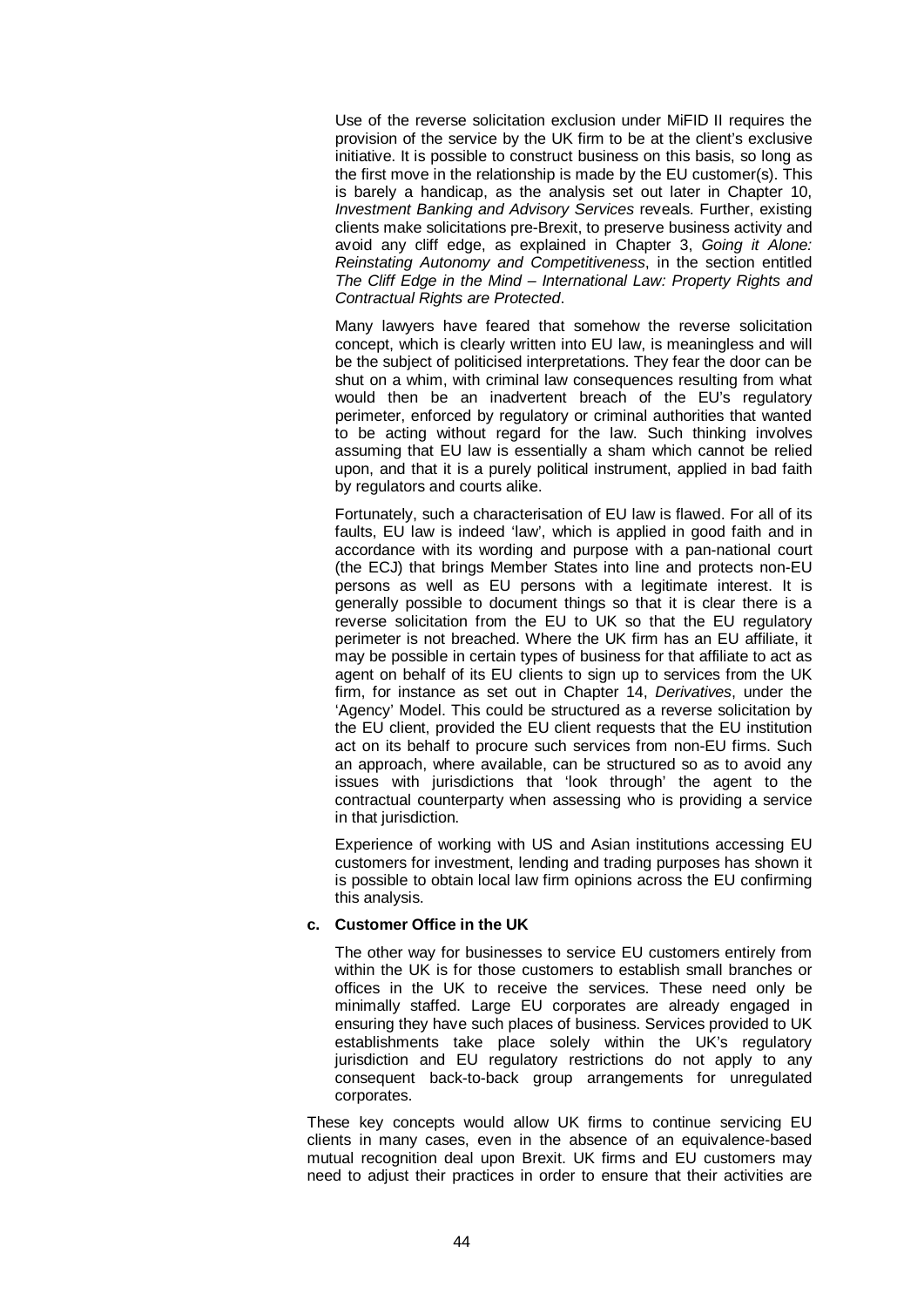Use of the reverse solicitation exclusion under MiFID II requires the provision of the service by the UK firm to be at the client's exclusive initiative. It is possible to construct business on this basis, so long as the first move in the relationship is made by the EU customer(s). This is barely a handicap, as the analysis set out later in Chapter 10, *Investment Banking and Advisory Services* reveals. Further, existing clients make solicitations pre-Brexit, to preserve business activity and avoid any cliff edge, as explained in Chapter 3, *Going it Alone: Reinstating Autonomy and Competitiveness*, in the section entitled *The Cliff Edge in the Mind – International Law: Property Rights and Contractual Rights are Protected*.

Many lawyers have feared that somehow the reverse solicitation concept, which is clearly written into EU law, is meaningless and will be the subject of politicised interpretations. They fear the door can be shut on a whim, with criminal law consequences resulting from what would then be an inadvertent breach of the EU's regulatory perimeter, enforced by regulatory or criminal authorities that wanted to be acting without regard for the law. Such thinking involves assuming that EU law is essentially a sham which cannot be relied upon, and that it is a purely political instrument, applied in bad faith by regulators and courts alike.

Fortunately, such a characterisation of EU law is flawed. For all of its faults, EU law is indeed 'law', which is applied in good faith and in accordance with its wording and purpose with a pan-national court (the ECJ) that brings Member States into line and protects non-EU persons as well as EU persons with a legitimate interest. It is generally possible to document things so that it is clear there is a reverse solicitation from the EU to UK so that the EU regulatory perimeter is not breached. Where the UK firm has an EU affiliate, it may be possible in certain types of business for that affiliate to act as agent on behalf of its EU clients to sign up to services from the UK firm, for instance as set out in Chapter 14, *Derivatives*, under the 'Agency' Model. This could be structured as a reverse solicitation by the EU client, provided the EU client requests that the EU institution act on its behalf to procure such services from non-EU firms. Such an approach, where available, can be structured so as to avoid any issues with jurisdictions that 'look through' the agent to the contractual counterparty when assessing who is providing a service in that jurisdiction.

Experience of working with US and Asian institutions accessing EU customers for investment, lending and trading purposes has shown it is possible to obtain local law firm opinions across the EU confirming this analysis.

**c. Customer Office in the UK**

The other way for businesses to service EU customers entirely from within the UK is for those customers to establish small branches or offices in the UK to receive the services. These need only be minimally staffed. Large EU corporates are already engaged in ensuring they have such places of business. Services provided to UK establishments take place solely within the UK's regulatory jurisdiction and EU regulatory restrictions do not apply to any consequent back-to-back group arrangements for unregulated corporates.

These key concepts would allow UK firms to continue servicing EU clients in many cases, even in the absence of an equivalence-based mutual recognition deal upon Brexit. UK firms and EU customers may need to adjust their practices in order to ensure that their activities are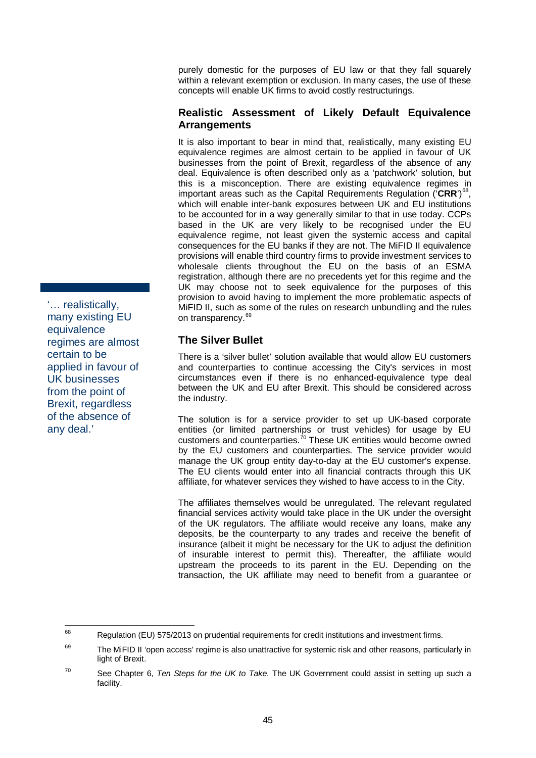purely domestic for the purposes of EU law or that they fall squarely within a relevant exemption or exclusion. In many cases, the use of these concepts will enable UK firms to avoid costly restructurings.

## Realistic Assessment of Likely Default Equivalence Arrangements

It is also important to bear in mind that, realistically, many existing EU equivalence regimes are almost certain to be applied in favour of UK businesses from the point of Brexit, regardless of the absence of any deal. Equivalence is often described only as a 'patchwork' solution, but this is a misconception. There are existing equivalence regimes in important areas such as the Capital Requirements Regulation ('**CRR**')[68], which will enable inter-bank exposures between UK and EU institutions to be accounted for in a way generally similar to that in use today. CCPs based in the UK are very likely to be recognised under the EU equivalence regime, not least given the systemic access and capital consequences for the EU banks if they are not. The MiFID II equivalence provisions will enable third country firms to provide investment services to wholesale clients throughout the EU on the basis of an ESMA registration, although there are no precedents yet for this regime and the UK may choose not to seek equivalence for the purposes of this provision to avoid having to implement the more problematic aspects of MiFID II, such as some of the rules on research unbundling and the rules on transparency.[69]

'… realistically, many existing EU equivalence regimes are almost certain to be applied in favour of UK businesses from the point of Brexit, regardless of the absence of any deal.'

## The Silver Bullet

There is a 'silver bullet' solution available that would allow EU customers and counterparties to continue accessing the City's services in most circumstances even if there is no enhanced-equivalence type deal between the UK and EU after Brexit. This should be considered across the industry.

The solution is for a service provider to set up UK-based corporate entities (or limited partnerships or trust vehicles) for usage by EU customers and counterparties.[70] These UK entities would become owned by the EU customers and counterparties. The service provider would manage the UK group entity day-to-day at the EU customer's expense. The EU clients would enter into all financial contracts through this UK affiliate, for whatever services they wished to have access to in the City.

The affiliates themselves would be unregulated. The relevant regulated financial services activity would take place in the UK under the oversight of the UK regulators. The affiliate would receive any loans, make any deposits, be the counterparty to any trades and receive the benefit of insurance (albeit it might be necessary for the UK to adjust the definition of insurable interest to permit this). Thereafter, the affiliate would upstream the proceeds to its parent in the EU. Depending on the transaction, the UK affiliate may need to benefit from a guarantee or

---

[68] Regulation (EU) 575/2013 on prudential requirements for credit institutions and investment firms.

[69] The MiFID II 'open access' regime is also unattractive for systemic risk and other reasons, particularly in light of Brexit.

[70] See Chapter 6, *Ten Steps for the UK to Take*. The UK Government could assist in setting up such a facility.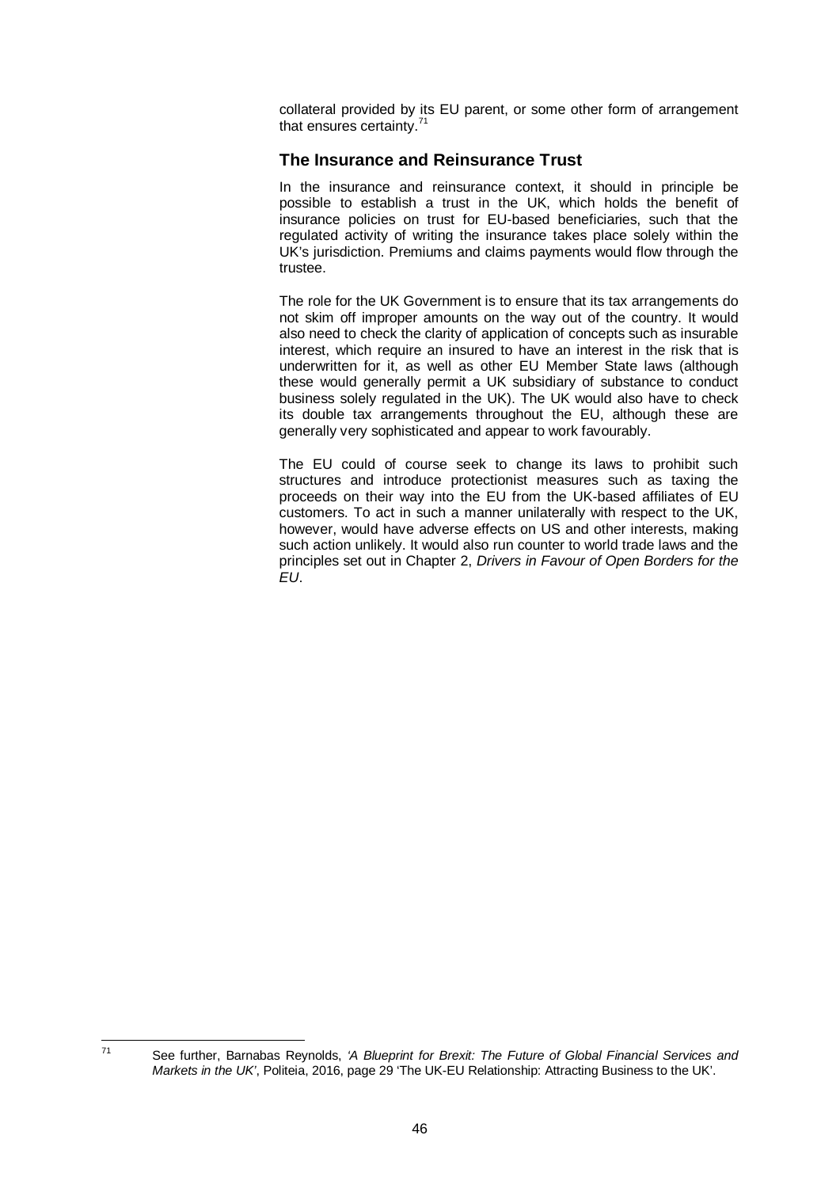collateral provided by its EU parent, or some other form of arrangement that ensures certainty.[71]

## The Insurance and Reinsurance Trust

In the insurance and reinsurance context, it should in principle be possible to establish a trust in the UK, which holds the benefit of insurance policies on trust for EU-based beneficiaries, such that the regulated activity of writing the insurance takes place solely within the UK's jurisdiction. Premiums and claims payments would flow through the trustee.

The role for the UK Government is to ensure that its tax arrangements do not skim off improper amounts on the way out of the country. It would also need to check the clarity of application of concepts such as insurable interest, which require an insured to have an interest in the risk that is underwritten for it, as well as other EU Member State laws (although these would generally permit a UK subsidiary of substance to conduct business solely regulated in the UK). The UK would also have to check its double tax arrangements throughout the EU, although these are generally very sophisticated and appear to work favourably.

The EU could of course seek to change its laws to prohibit such structures and introduce protectionist measures such as taxing the proceeds on their way into the EU from the UK-based affiliates of EU customers. To act in such a manner unilaterally with respect to the UK, however, would have adverse effects on US and other interests, making such action unlikely. It would also run counter to world trade laws and the principles set out in Chapter 2, *Drivers in Favour of Open Borders for the EU*.

---

[71] See further, Barnabas Reynolds, *'A Blueprint for Brexit: The Future of Global Financial Services and Markets in the UK'*, Politeia, 2016, page 29 'The UK-EU Relationship: Attracting Business to the UK'.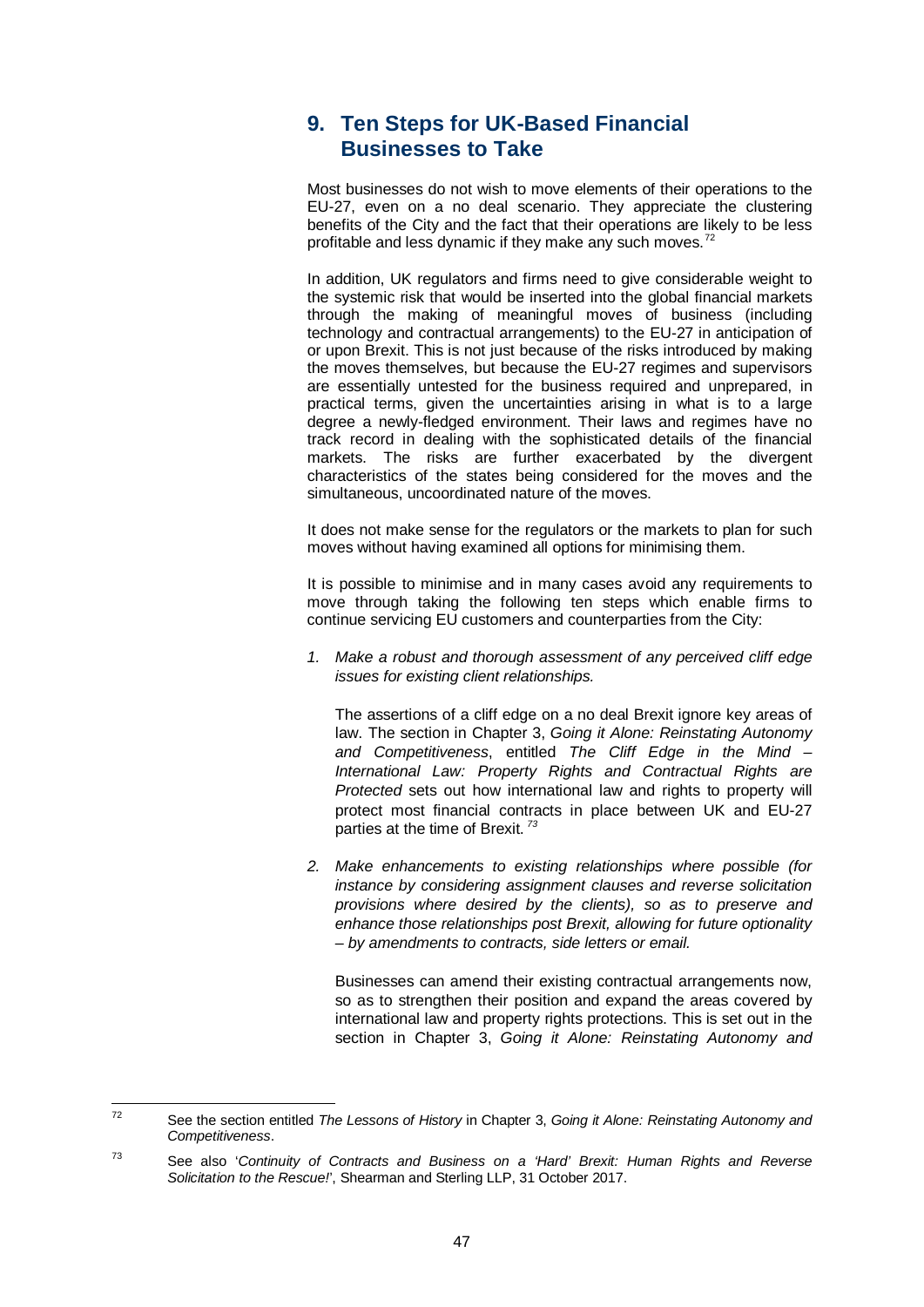## 9. Ten Steps for UK-Based Financial Businesses to Take

Most businesses do not wish to move elements of their operations to the EU-27, even on a no deal scenario. They appreciate the clustering benefits of the City and the fact that their operations are likely to be less profitable and less dynamic if they make any such moves.[72]

In addition, UK regulators and firms need to give considerable weight to the systemic risk that would be inserted into the global financial markets through the making of meaningful moves of business (including technology and contractual arrangements) to the EU-27 in anticipation of or upon Brexit. This is not just because of the risks introduced by making the moves themselves, but because the EU-27 regimes and supervisors are essentially untested for the business required and unprepared, in practical terms, given the uncertainties arising in what is to a large degree a newly-fledged environment. Their laws and regimes have no track record in dealing with the sophisticated details of the financial markets. The risks are further exacerbated by the divergent characteristics of the states being considered for the moves and the simultaneous, uncoordinated nature of the moves.

It does not make sense for the regulators or the markets to plan for such moves without having examined all options for minimising them.

It is possible to minimise and in many cases avoid any requirements to move through taking the following ten steps which enable firms to continue servicing EU customers and counterparties from the City:

1. *Make a robust and thorough assessment of any perceived cliff edge issues for existing client relationships.*

   The assertions of a cliff edge on a no deal Brexit ignore key areas of law. The section in Chapter 3, *Going it Alone: Reinstating Autonomy and Competitiveness*, entitled *The Cliff Edge in the Mind – International Law: Property Rights and Contractual Rights are Protected* sets out how international law and rights to property will protect most financial contracts in place between UK and EU-27 parties at the time of Brexit.[73]

2. *Make enhancements to existing relationships where possible (for instance by considering assignment clauses and reverse solicitation provisions where desired by the clients), so as to preserve and enhance those relationships post Brexit, allowing for future optionality – by amendments to contracts, side letters or email.*

   Businesses can amend their existing contractual arrangements now, so as to strengthen their position and expand the areas covered by international law and property rights protections. This is set out in the section in Chapter 3, *Going it Alone: Reinstating Autonomy and*

---

[72] See the section entitled *The Lessons of History* in Chapter 3, *Going it Alone: Reinstating Autonomy and Competitiveness*.

[73] See also '*Continuity of Contracts and Business on a 'Hard' Brexit: Human Rights and Reverse Solicitation to the Rescue!*', Shearman and Sterling LLP, 31 October 2017.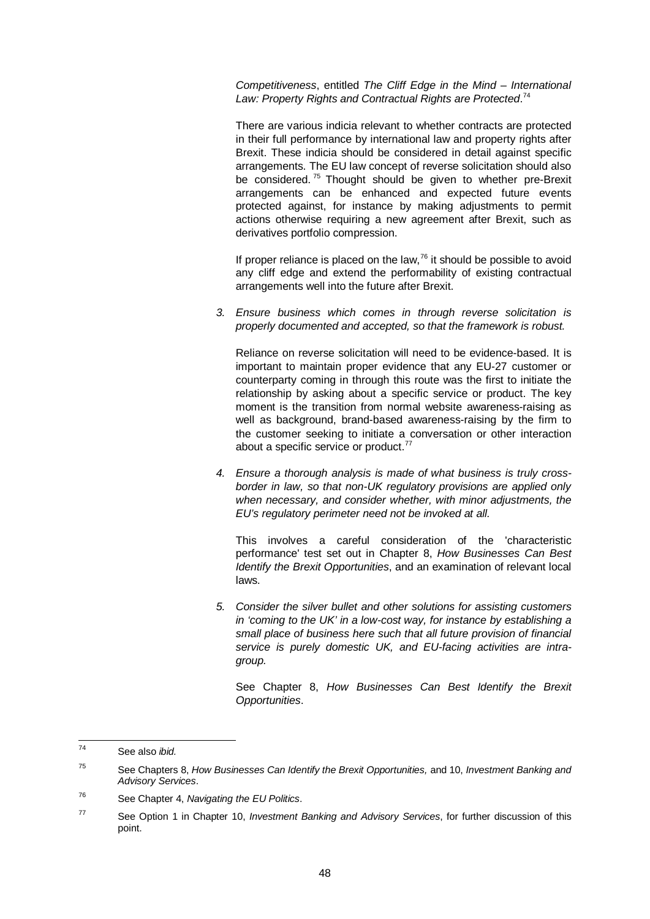*Competitiveness*, entitled *The Cliff Edge in the Mind – International Law: Property Rights and Contractual Rights are Protected*.[74]

There are various indicia relevant to whether contracts are protected in their full performance by international law and property rights after Brexit. These indicia should be considered in detail against specific arrangements. The EU law concept of reverse solicitation should also be considered.[75] Thought should be given to whether pre-Brexit arrangements can be enhanced and expected future events protected against, for instance by making adjustments to permit actions otherwise requiring a new agreement after Brexit, such as derivatives portfolio compression.

If proper reliance is placed on the law,[76] it should be possible to avoid any cliff edge and extend the performability of existing contractual arrangements well into the future after Brexit.

3. *Ensure business which comes in through reverse solicitation is properly documented and accepted, so that the framework is robust.*

   Reliance on reverse solicitation will need to be evidence-based. It is important to maintain proper evidence that any EU-27 customer or counterparty coming in through this route was the first to initiate the relationship by asking about a specific service or product. The key moment is the transition from normal website awareness-raising as well as background, brand-based awareness-raising by the firm to the customer seeking to initiate a conversation or other interaction about a specific service or product.[77]

4. *Ensure a thorough analysis is made of what business is truly cross-border in law, so that non-UK regulatory provisions are applied only when necessary, and consider whether, with minor adjustments, the EU's regulatory perimeter need not be invoked at all.*

   This involves a careful consideration of the 'characteristic performance' test set out in Chapter 8, *How Businesses Can Best Identify the Brexit Opportunities*, and an examination of relevant local laws.

5. *Consider the silver bullet and other solutions for assisting customers in 'coming to the UK' in a low-cost way, for instance by establishing a small place of business here such that all future provision of financial service is purely domestic UK, and EU-facing activities are intra-group.*

   See Chapter 8, *How Businesses Can Best Identify the Brexit Opportunities*.

---

[74] See also *ibid.*

[75] See Chapters 8, *How Businesses Can Identify the Brexit Opportunities,* and 10, *Investment Banking and Advisory Services*.

[76] See Chapter 4, *Navigating the EU Politics*.

[77] See Option 1 in Chapter 10, *Investment Banking and Advisory Services*, for further discussion of this point.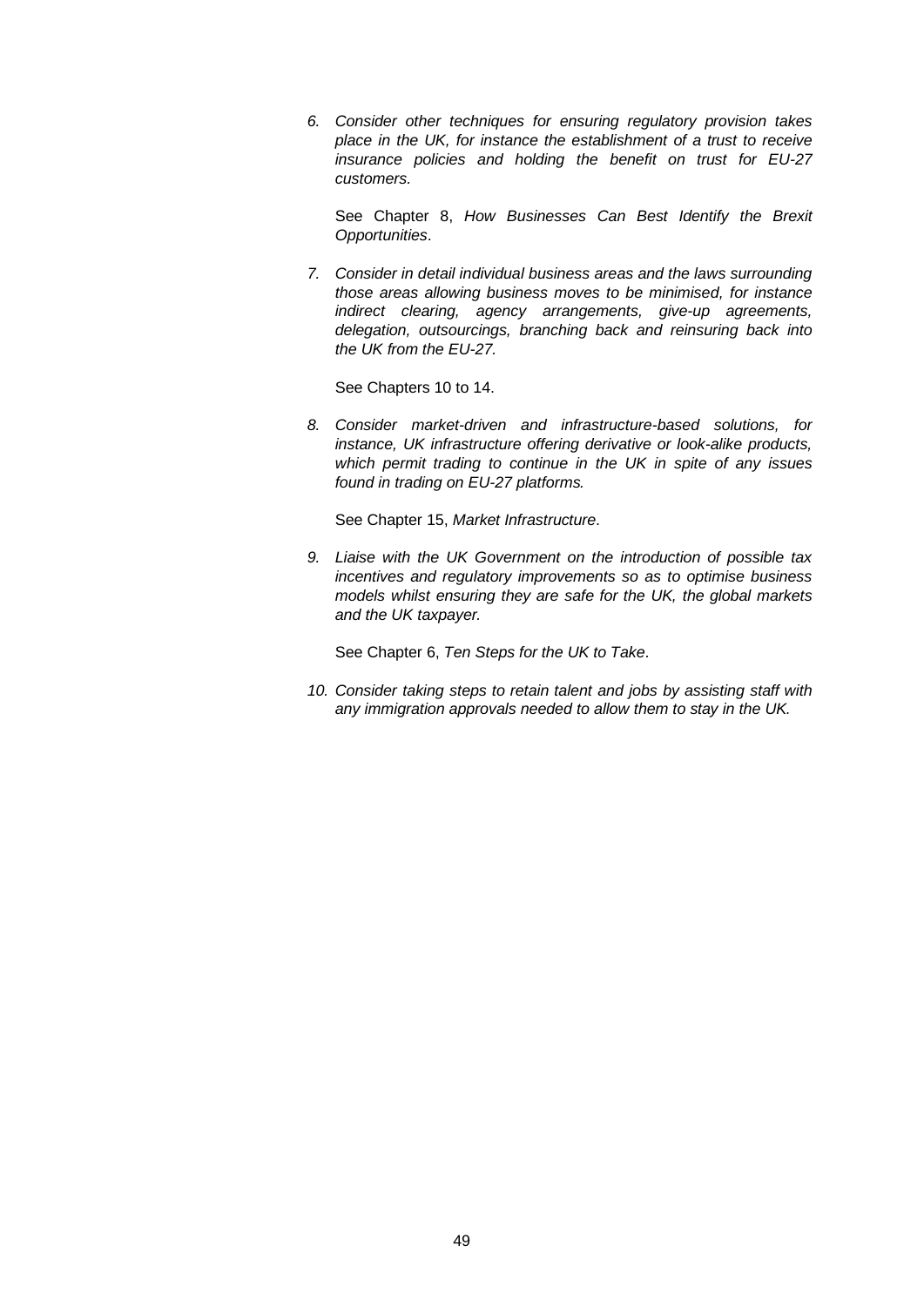6. *Consider other techniques for ensuring regulatory provision takes place in the UK, for instance the establishment of a trust to receive insurance policies and holding the benefit on trust for EU-27 customers.*

   See Chapter 8, *How Businesses Can Best Identify the Brexit Opportunities*.

7. *Consider in detail individual business areas and the laws surrounding those areas allowing business moves to be minimised, for instance indirect clearing, agency arrangements, give-up agreements, delegation, outsourcings, branching back and reinsuring back into the UK from the EU-27.*

   See Chapters 10 to 14.

8. *Consider market-driven and infrastructure-based solutions, for instance, UK infrastructure offering derivative or look-alike products, which permit trading to continue in the UK in spite of any issues found in trading on EU-27 platforms.*

   See Chapter 15, *Market Infrastructure*.

9. *Liaise with the UK Government on the introduction of possible tax incentives and regulatory improvements so as to optimise business models whilst ensuring they are safe for the UK, the global markets and the UK taxpayer.*

   See Chapter 6, *Ten Steps for the UK to Take*.

10. *Consider taking steps to retain talent and jobs by assisting staff with any immigration approvals needed to allow them to stay in the UK.*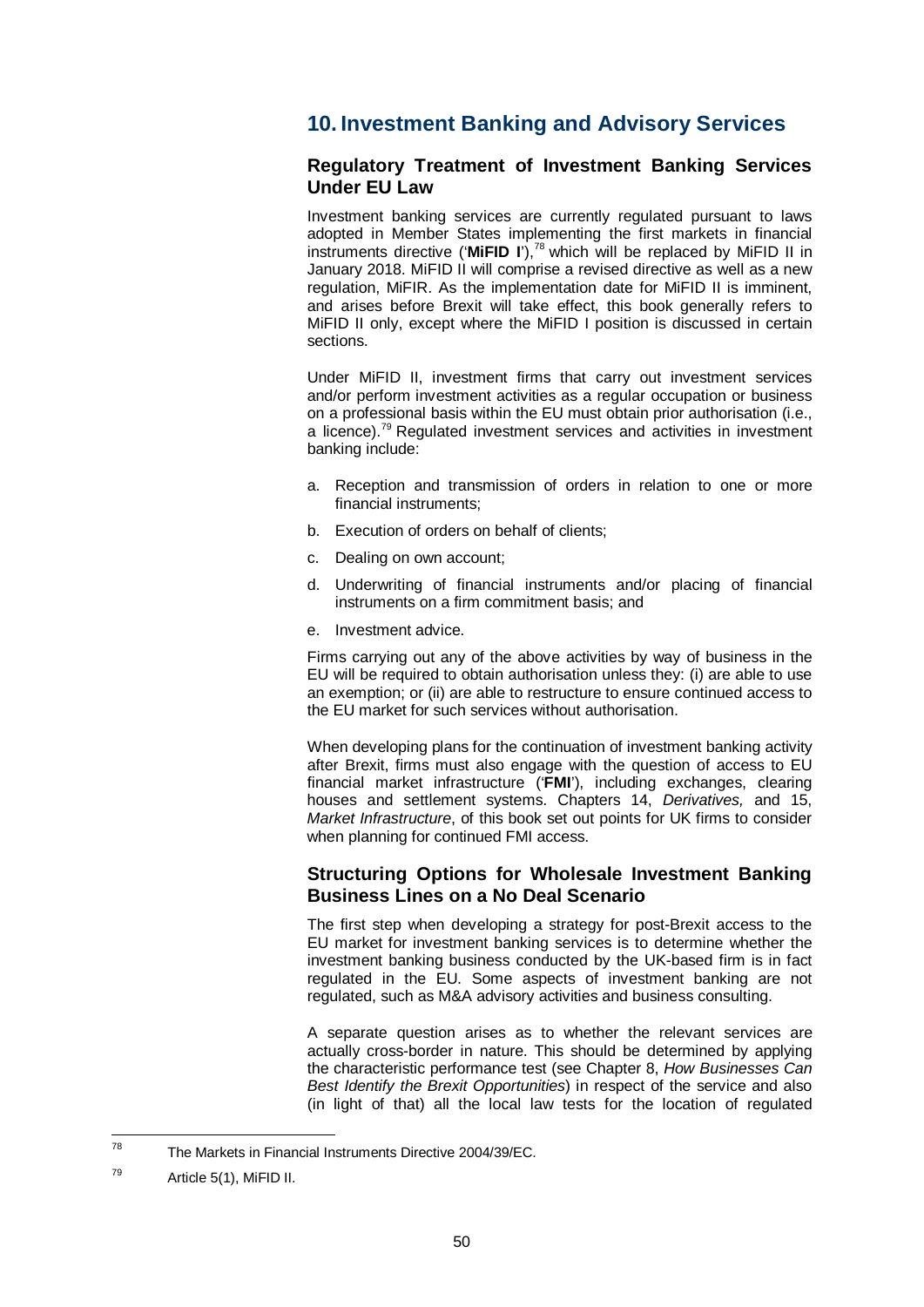## 10. Investment Banking and Advisory Services

### Regulatory Treatment of Investment Banking Services Under EU Law

Investment banking services are currently regulated pursuant to laws adopted in Member States implementing the first markets in financial instruments directive ('**MiFID I**'),[78] which will be replaced by MiFID II in January 2018. MiFID II will comprise a revised directive as well as a new regulation, MiFIR. As the implementation date for MiFID II is imminent, and arises before Brexit will take effect, this book generally refers to MiFID II only, except where the MiFID I position is discussed in certain sections.

Under MiFID II, investment firms that carry out investment services and/or perform investment activities as a regular occupation or business on a professional basis within the EU must obtain prior authorisation (i.e., a licence).[79] Regulated investment services and activities in investment banking include:

a. Reception and transmission of orders in relation to one or more financial instruments;

b. Execution of orders on behalf of clients;

c. Dealing on own account;

d. Underwriting of financial instruments and/or placing of financial instruments on a firm commitment basis; and

e. Investment advice.

Firms carrying out any of the above activities by way of business in the EU will be required to obtain authorisation unless they: (i) are able to use an exemption; or (ii) are able to restructure to ensure continued access to the EU market for such services without authorisation.

When developing plans for the continuation of investment banking activity after Brexit, firms must also engage with the question of access to EU financial market infrastructure ('**FMI**'), including exchanges, clearing houses and settlement systems. Chapters 14, *Derivatives,* and 15, *Market Infrastructure*, of this book set out points for UK firms to consider when planning for continued FMI access.

### Structuring Options for Wholesale Investment Banking Business Lines on a No Deal Scenario

The first step when developing a strategy for post-Brexit access to the EU market for investment banking services is to determine whether the investment banking business conducted by the UK-based firm is in fact regulated in the EU. Some aspects of investment banking are not regulated, such as M&A advisory activities and business consulting.

A separate question arises as to whether the relevant services are actually cross-border in nature. This should be determined by applying the characteristic performance test (see Chapter 8, *How Businesses Can Best Identify the Brexit Opportunities*) in respect of the service and also (in light of that) all the local law tests for the location of regulated

---

[78] The Markets in Financial Instruments Directive 2004/39/EC.

[79] Article 5(1), MiFID II.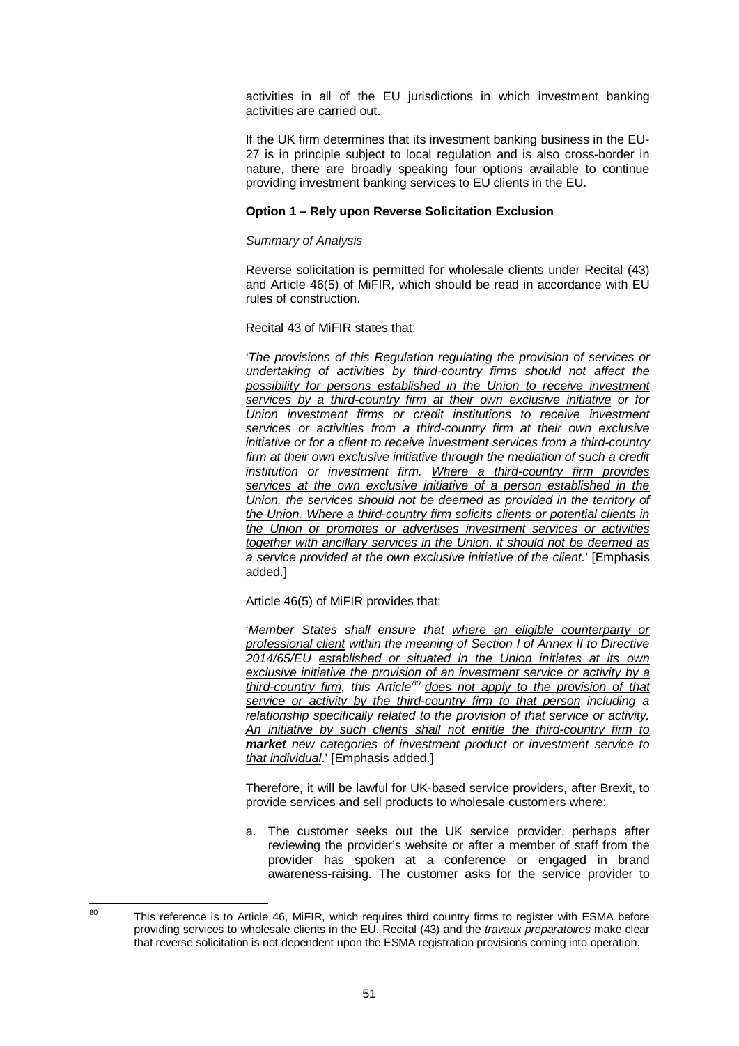activities in all of the EU jurisdictions in which investment banking activities are carried out.

If the UK firm determines that its investment banking business in the EU-27 is in principle subject to local regulation and is also cross-border in nature, there are broadly speaking four options available to continue providing investment banking services to EU clients in the EU.

**Option 1 – Rely upon Reverse Solicitation Exclusion**

*Summary of Analysis*

Reverse solicitation is permitted for wholesale clients under Recital (43) and Article 46(5) of MiFIR, which should be read in accordance with EU rules of construction.

Recital 43 of MiFIR states that:

'*The provisions of this Regulation regulating the provision of services or undertaking of activities by third-country firms should not affect the possibility for persons established in the Union to receive investment services by a third-country firm at their own exclusive initiative or for Union investment firms or credit institutions to receive investment services or activities from a third-country firm at their own exclusive initiative or for a client to receive investment services from a third-country firm at their own exclusive initiative through the mediation of such a credit institution or investment firm. Where a third-country firm provides services at the own exclusive initiative of a person established in the Union, the services should not be deemed as provided in the territory of the Union. Where a third-country firm solicits clients or potential clients in the Union or promotes or advertises investment services or activities together with ancillary services in the Union, it should not be deemed as a service provided at the own exclusive initiative of the client.*' [Emphasis added.]

Article 46(5) of MiFIR provides that:

'*Member States shall ensure that where an eligible counterparty or professional client within the meaning of Section I of Annex II to Directive 2014/65/EU established or situated in the Union initiates at its own exclusive initiative the provision of an investment service or activity by a third-country firm, this Article*[80] *does not apply to the provision of that service or activity by the third-country firm to that person including a relationship specifically related to the provision of that service or activity. An initiative by such clients shall not entitle the third-country firm to* ***market*** *new categories of investment product or investment service to that individual*.' [Emphasis added.]

Therefore, it will be lawful for UK-based service providers, after Brexit, to provide services and sell products to wholesale customers where:

a. The customer seeks out the UK service provider, perhaps after reviewing the provider's website or after a member of staff from the provider has spoken at a conference or engaged in brand awareness-raising. The customer asks for the service provider to

[80] This reference is to Article 46, MiFIR, which requires third country firms to register with ESMA before providing services to wholesale clients in the EU. Recital (43) and the *travaux preparatoires* make clear that reverse solicitation is not dependent upon the ESMA registration provisions coming into operation.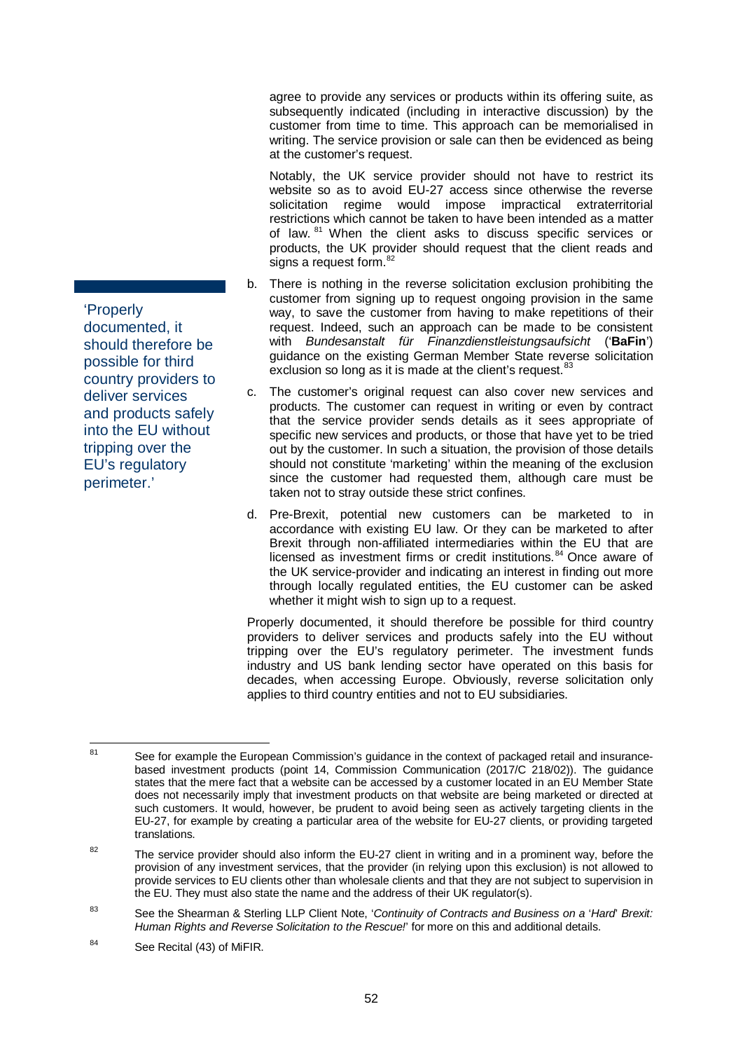agree to provide any services or products within its offering suite, as subsequently indicated (including in interactive discussion) by the customer from time to time. This approach can be memorialised in writing. The service provision or sale can then be evidenced as being at the customer's request.

Notably, the UK service provider should not have to restrict its website so as to avoid EU-27 access since otherwise the reverse solicitation regime would impose impractical extraterritorial restrictions which cannot be taken to have been intended as a matter of law.[81] When the client asks to discuss specific services or products, the UK provider should request that the client reads and signs a request form.[82]

> 'Properly documented, it should therefore be possible for third country providers to deliver services and products safely into the EU without tripping over the EU's regulatory perimeter.'

b. There is nothing in the reverse solicitation exclusion prohibiting the customer from signing up to request ongoing provision in the same way, to save the customer from having to make repetitions of their request. Indeed, such an approach can be made to be consistent with *Bundesanstalt für Finanzdienstleistungsaufsicht* ('**BaFin**') guidance on the existing German Member State reverse solicitation exclusion so long as it is made at the client's request.[83]

c. The customer's original request can also cover new services and products. The customer can request in writing or even by contract that the service provider sends details as it sees appropriate of specific new services and products, or those that have yet to be tried out by the customer. In such a situation, the provision of those details should not constitute 'marketing' within the meaning of the exclusion since the customer had requested them, although care must be taken not to stray outside these strict confines.

d. Pre-Brexit, potential new customers can be marketed to in accordance with existing EU law. Or they can be marketed to after Brexit through non-affiliated intermediaries within the EU that are licensed as investment firms or credit institutions.[84] Once aware of the UK service-provider and indicating an interest in finding out more through locally regulated entities, the EU customer can be asked whether it might wish to sign up to a request.

Properly documented, it should therefore be possible for third country providers to deliver services and products safely into the EU without tripping over the EU's regulatory perimeter. The investment funds industry and US bank lending sector have operated on this basis for decades, when accessing Europe. Obviously, reverse solicitation only applies to third country entities and not to EU subsidiaries.

---

[81] See for example the European Commission's guidance in the context of packaged retail and insurance-based investment products (point 14, Commission Communication (2017/C 218/02)). The guidance states that the mere fact that a website can be accessed by a customer located in an EU Member State does not necessarily imply that investment products on that website are being marketed or directed at such customers. It would, however, be prudent to avoid being seen as actively targeting clients in the EU-27, for example by creating a particular area of the website for EU-27 clients, or providing targeted translations.

[82] The service provider should also inform the EU-27 client in writing and in a prominent way, before the provision of any investment services, that the provider (in relying upon this exclusion) is not allowed to provide services to EU clients other than wholesale clients and that they are not subject to supervision in the EU. They must also state the name and the address of their UK regulator(s).

[83] See the Shearman & Sterling LLP Client Note, '*Continuity of Contracts and Business on a 'Hard' Brexit: Human Rights and Reverse Solicitation to the Rescue!*' for more on this and additional details.

[84] See Recital (43) of MiFIR.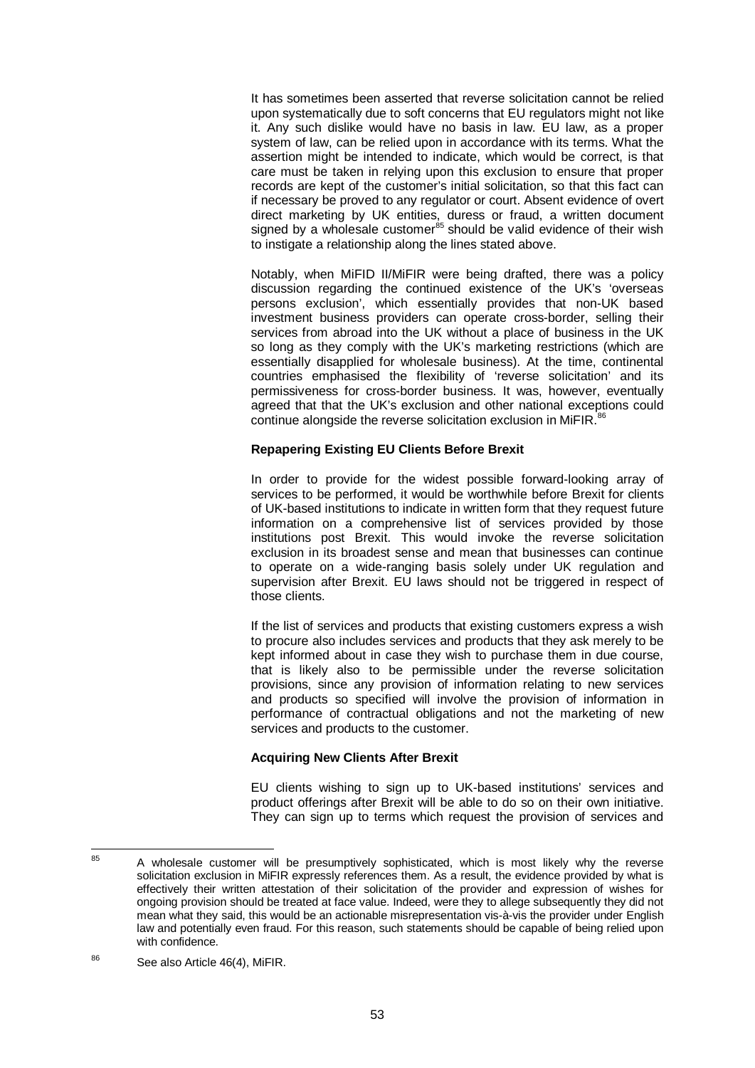It has sometimes been asserted that reverse solicitation cannot be relied upon systematically due to soft concerns that EU regulators might not like it. Any such dislike would have no basis in law. EU law, as a proper system of law, can be relied upon in accordance with its terms. What the assertion might be intended to indicate, which would be correct, is that care must be taken in relying upon this exclusion to ensure that proper records are kept of the customer's initial solicitation, so that this fact can if necessary be proved to any regulator or court. Absent evidence of overt direct marketing by UK entities, duress or fraud, a written document signed by a wholesale customer[85] should be valid evidence of their wish to instigate a relationship along the lines stated above.

Notably, when MiFID II/MiFIR were being drafted, there was a policy discussion regarding the continued existence of the UK's 'overseas persons exclusion', which essentially provides that non-UK based investment business providers can operate cross-border, selling their services from abroad into the UK without a place of business in the UK so long as they comply with the UK's marketing restrictions (which are essentially disapplied for wholesale business). At the time, continental countries emphasised the flexibility of 'reverse solicitation' and its permissiveness for cross-border business. It was, however, eventually agreed that that the UK's exclusion and other national exceptions could continue alongside the reverse solicitation exclusion in MiFIR.[86]

**Repapering Existing EU Clients Before Brexit**

In order to provide for the widest possible forward-looking array of services to be performed, it would be worthwhile before Brexit for clients of UK-based institutions to indicate in written form that they request future information on a comprehensive list of services provided by those institutions post Brexit. This would invoke the reverse solicitation exclusion in its broadest sense and mean that businesses can continue to operate on a wide-ranging basis solely under UK regulation and supervision after Brexit. EU laws should not be triggered in respect of those clients.

If the list of services and products that existing customers express a wish to procure also includes services and products that they ask merely to be kept informed about in case they wish to purchase them in due course, that is likely also to be permissible under the reverse solicitation provisions, since any provision of information relating to new services and products so specified will involve the provision of information in performance of contractual obligations and not the marketing of new services and products to the customer.

**Acquiring New Clients After Brexit**

EU clients wishing to sign up to UK-based institutions' services and product offerings after Brexit will be able to do so on their own initiative. They can sign up to terms which request the provision of services and

---

[85] A wholesale customer will be presumptively sophisticated, which is most likely why the reverse solicitation exclusion in MiFIR expressly references them. As a result, the evidence provided by what is effectively their written attestation of their solicitation of the provider and expression of wishes for ongoing provision should be treated at face value. Indeed, were they to allege subsequently they did not mean what they said, this would be an actionable misrepresentation vis-à-vis the provider under English law and potentially even fraud. For this reason, such statements should be capable of being relied upon with confidence.

[86] See also Article 46(4), MiFIR.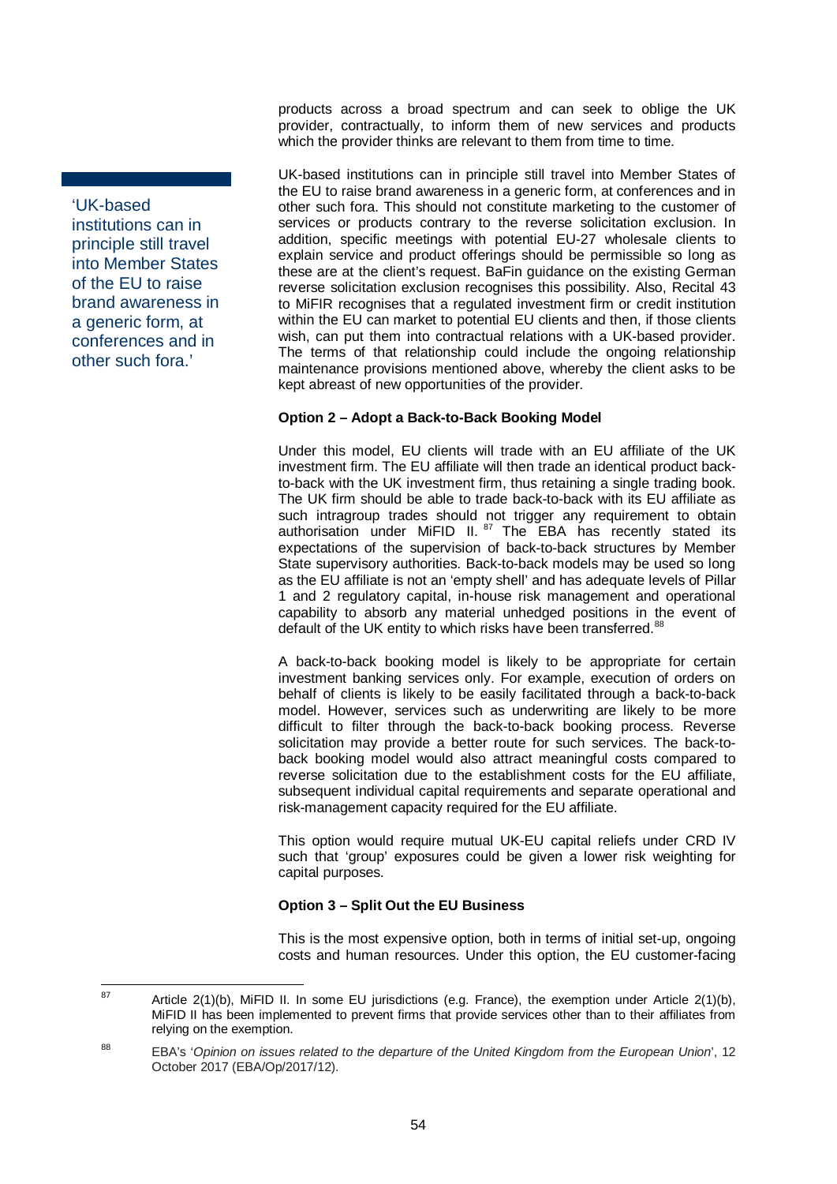products across a broad spectrum and can seek to oblige the UK provider, contractually, to inform them of new services and products which the provider thinks are relevant to them from time to time.

> 'UK-based institutions can in principle still travel into Member States of the EU to raise brand awareness in a generic form, at conferences and in other such fora.'

UK-based institutions can in principle still travel into Member States of the EU to raise brand awareness in a generic form, at conferences and in other such fora. This should not constitute marketing to the customer of services or products contrary to the reverse solicitation exclusion. In addition, specific meetings with potential EU-27 wholesale clients to explain service and product offerings should be permissible so long as these are at the client's request. BaFin guidance on the existing German reverse solicitation exclusion recognises this possibility. Also, Recital 43 to MiFIR recognises that a regulated investment firm or credit institution within the EU can market to potential EU clients and then, if those clients wish, can put them into contractual relations with a UK-based provider. The terms of that relationship could include the ongoing relationship maintenance provisions mentioned above, whereby the client asks to be kept abreast of new opportunities of the provider.

**Option 2 – Adopt a Back-to-Back Booking Model**

Under this model, EU clients will trade with an EU affiliate of the UK investment firm. The EU affiliate will then trade an identical product back-to-back with the UK investment firm, thus retaining a single trading book. The UK firm should be able to trade back-to-back with its EU affiliate as such intragroup trades should not trigger any requirement to obtain authorisation under MiFID II. [87] The EBA has recently stated its expectations of the supervision of back-to-back structures by Member State supervisory authorities. Back-to-back models may be used so long as the EU affiliate is not an 'empty shell' and has adequate levels of Pillar 1 and 2 regulatory capital, in-house risk management and operational capability to absorb any material unhedged positions in the event of default of the UK entity to which risks have been transferred.[88]

A back-to-back booking model is likely to be appropriate for certain investment banking services only. For example, execution of orders on behalf of clients is likely to be easily facilitated through a back-to-back model. However, services such as underwriting are likely to be more difficult to filter through the back-to-back booking process. Reverse solicitation may provide a better route for such services. The back-to-back booking model would also attract meaningful costs compared to reverse solicitation due to the establishment costs for the EU affiliate, subsequent individual capital requirements and separate operational and risk-management capacity required for the EU affiliate.

This option would require mutual UK-EU capital reliefs under CRD IV such that 'group' exposures could be given a lower risk weighting for capital purposes.

**Option 3 – Split Out the EU Business**

This is the most expensive option, both in terms of initial set-up, ongoing costs and human resources. Under this option, the EU customer-facing

---

[87] Article 2(1)(b), MiFID II. In some EU jurisdictions (e.g. France), the exemption under Article 2(1)(b), MiFID II has been implemented to prevent firms that provide services other than to their affiliates from relying on the exemption.

[88] EBA's '*Opinion on issues related to the departure of the United Kingdom from the European Union*', 12 October 2017 (EBA/Op/2017/12).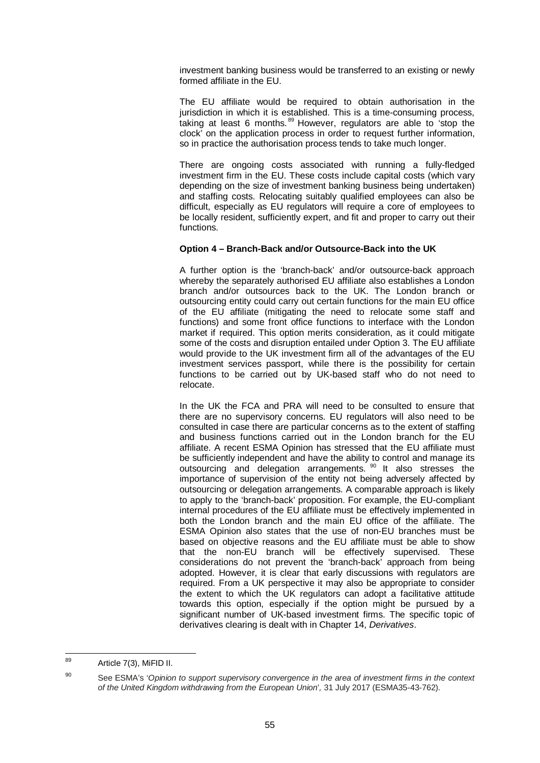investment banking business would be transferred to an existing or newly formed affiliate in the EU.

The EU affiliate would be required to obtain authorisation in the jurisdiction in which it is established. This is a time-consuming process, taking at least 6 months.[89] However, regulators are able to 'stop the clock' on the application process in order to request further information, so in practice the authorisation process tends to take much longer.

There are ongoing costs associated with running a fully-fledged investment firm in the EU. These costs include capital costs (which vary depending on the size of investment banking business being undertaken) and staffing costs. Relocating suitably qualified employees can also be difficult, especially as EU regulators will require a core of employees to be locally resident, sufficiently expert, and fit and proper to carry out their functions.

**Option 4 – Branch-Back and/or Outsource-Back into the UK**

A further option is the 'branch-back' and/or outsource-back approach whereby the separately authorised EU affiliate also establishes a London branch and/or outsources back to the UK. The London branch or outsourcing entity could carry out certain functions for the main EU office of the EU affiliate (mitigating the need to relocate some staff and functions) and some front office functions to interface with the London market if required. This option merits consideration, as it could mitigate some of the costs and disruption entailed under Option 3. The EU affiliate would provide to the UK investment firm all of the advantages of the EU investment services passport, while there is the possibility for certain functions to be carried out by UK-based staff who do not need to relocate.

In the UK the FCA and PRA will need to be consulted to ensure that there are no supervisory concerns. EU regulators will also need to be consulted in case there are particular concerns as to the extent of staffing and business functions carried out in the London branch for the EU affiliate. A recent ESMA Opinion has stressed that the EU affiliate must be sufficiently independent and have the ability to control and manage its outsourcing and delegation arrangements.[90] It also stresses the importance of supervision of the entity not being adversely affected by outsourcing or delegation arrangements. A comparable approach is likely to apply to the 'branch-back' proposition. For example, the EU-compliant internal procedures of the EU affiliate must be effectively implemented in both the London branch and the main EU office of the affiliate. The ESMA Opinion also states that the use of non-EU branches must be based on objective reasons and the EU affiliate must be able to show that the non-EU branch will be effectively supervised. These considerations do not prevent the 'branch-back' approach from being adopted. However, it is clear that early discussions with regulators are required. From a UK perspective it may also be appropriate to consider the extent to which the UK regulators can adopt a facilitative attitude towards this option, especially if the option might be pursued by a significant number of UK-based investment firms. The specific topic of derivatives clearing is dealt with in Chapter 14, *Derivatives*.

---

[89] Article 7(3), MiFID II.

[90] See ESMA's '*Opinion to support supervisory convergence in the area of investment firms in the context of the United Kingdom withdrawing from the European Union*', 31 July 2017 (ESMA35-43-762).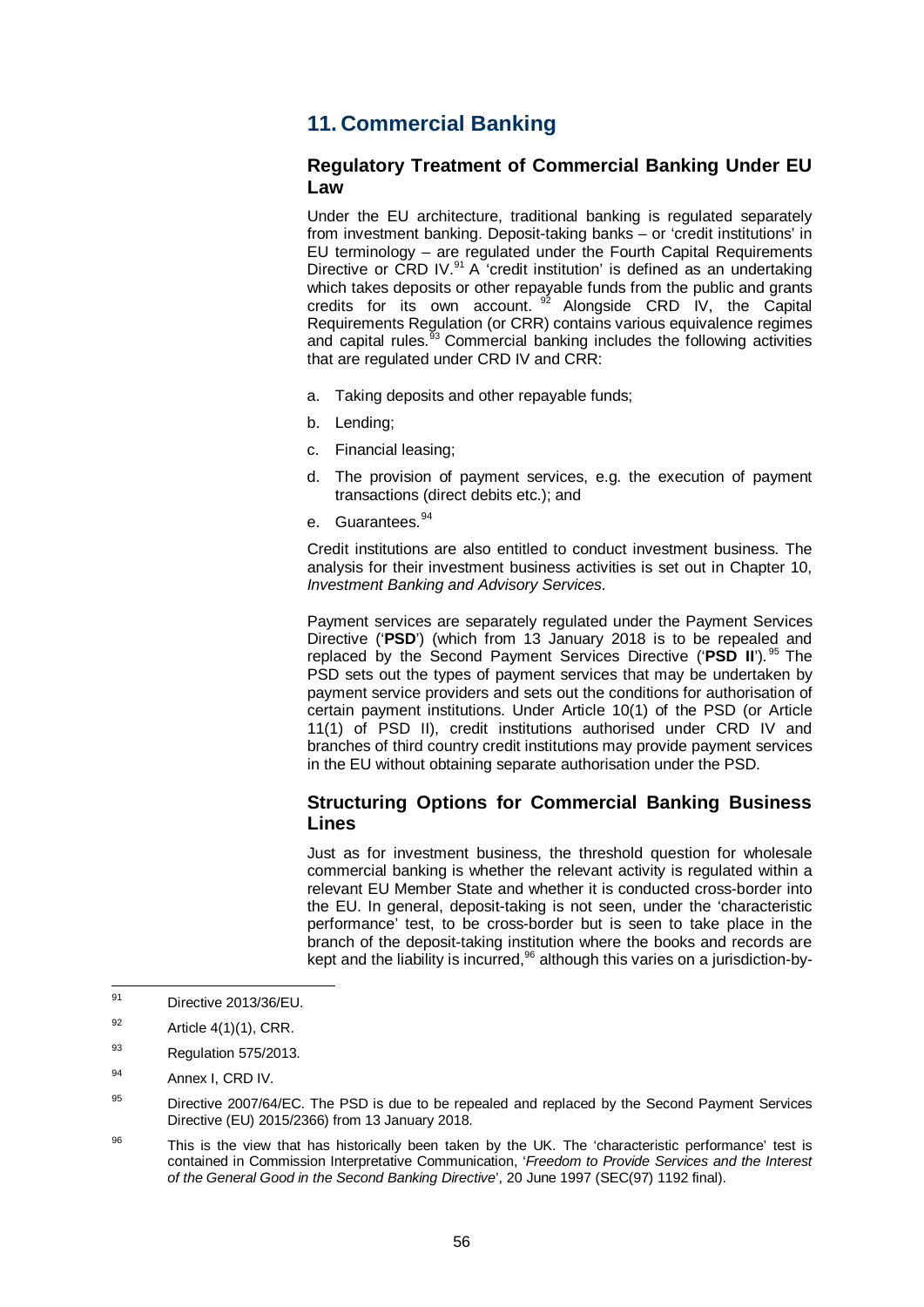# 11. Commercial Banking

## Regulatory Treatment of Commercial Banking Under EU Law

Under the EU architecture, traditional banking is regulated separately from investment banking. Deposit-taking banks – or 'credit institutions' in EU terminology – are regulated under the Fourth Capital Requirements Directive or CRD IV.[91] A 'credit institution' is defined as an undertaking which takes deposits or other repayable funds from the public and grants credits for its own account.[92] Alongside CRD IV, the Capital Requirements Regulation (or CRR) contains various equivalence regimes and capital rules.[93] Commercial banking includes the following activities that are regulated under CRD IV and CRR:

a. Taking deposits and other repayable funds;

b. Lending;

c. Financial leasing;

d. The provision of payment services, e.g. the execution of payment transactions (direct debits etc.); and

e. Guarantees.[94]

Credit institutions are also entitled to conduct investment business. The analysis for their investment business activities is set out in Chapter 10, *Investment Banking and Advisory Services*.

Payment services are separately regulated under the Payment Services Directive ('**PSD**') (which from 13 January 2018 is to be repealed and replaced by the Second Payment Services Directive ('**PSD II**').[95] The PSD sets out the types of payment services that may be undertaken by payment service providers and sets out the conditions for authorisation of certain payment institutions. Under Article 10(1) of the PSD (or Article 11(1) of PSD II), credit institutions authorised under CRD IV and branches of third country credit institutions may provide payment services in the EU without obtaining separate authorisation under the PSD.

## Structuring Options for Commercial Banking Business Lines

Just as for investment business, the threshold question for wholesale commercial banking is whether the relevant activity is regulated within a relevant EU Member State and whether it is conducted cross-border into the EU. In general, deposit-taking is not seen, under the 'characteristic performance' test, to be cross-border but is seen to take place in the branch of the deposit-taking institution where the books and records are kept and the liability is incurred,[96] although this varies on a jurisdiction-by-

---

[91] Directive 2013/36/EU.

[92] Article 4(1)(1), CRR.

[93] Regulation 575/2013.

[94] Annex I, CRD IV.

[95] Directive 2007/64/EC. The PSD is due to be repealed and replaced by the Second Payment Services Directive (EU) 2015/2366) from 13 January 2018.

[96] This is the view that has historically been taken by the UK. The 'characteristic performance' test is contained in Commission Interpretative Communication, '*Freedom to Provide Services and the Interest of the General Good in the Second Banking Directive*', 20 June 1997 (SEC(97) 1192 final).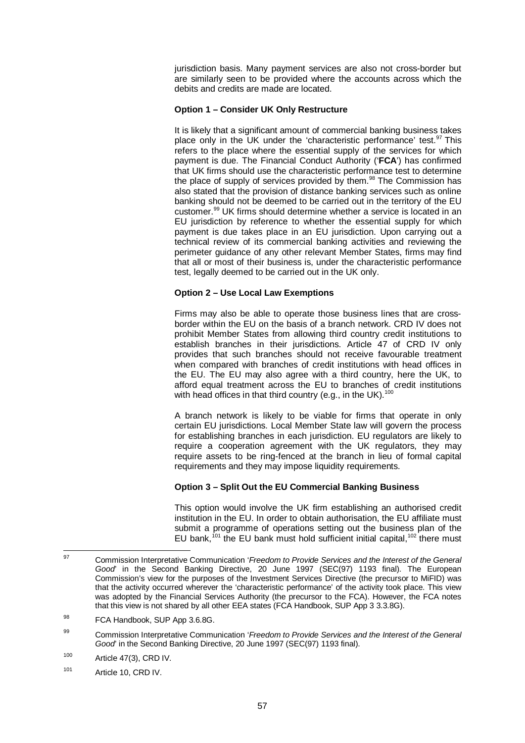jurisdiction basis. Many payment services are also not cross-border but are similarly seen to be provided where the accounts across which the debits and credits are made are located.

**Option 1 – Consider UK Only Restructure**

It is likely that a significant amount of commercial banking business takes place only in the UK under the 'characteristic performance' test.[97] This refers to the place where the essential supply of the services for which payment is due. The Financial Conduct Authority ('**FCA**') has confirmed that UK firms should use the characteristic performance test to determine the place of supply of services provided by them.[98] The Commission has also stated that the provision of distance banking services such as online banking should not be deemed to be carried out in the territory of the EU customer.[99] UK firms should determine whether a service is located in an EU jurisdiction by reference to whether the essential supply for which payment is due takes place in an EU jurisdiction. Upon carrying out a technical review of its commercial banking activities and reviewing the perimeter guidance of any other relevant Member States, firms may find that all or most of their business is, under the characteristic performance test, legally deemed to be carried out in the UK only.

**Option 2 – Use Local Law Exemptions**

Firms may also be able to operate those business lines that are cross-border within the EU on the basis of a branch network. CRD IV does not prohibit Member States from allowing third country credit institutions to establish branches in their jurisdictions. Article 47 of CRD IV only provides that such branches should not receive favourable treatment when compared with branches of credit institutions with head offices in the EU. The EU may also agree with a third country, here the UK, to afford equal treatment across the EU to branches of credit institutions with head offices in that third country (e.g., in the UK).[100]

A branch network is likely to be viable for firms that operate in only certain EU jurisdictions. Local Member State law will govern the process for establishing branches in each jurisdiction. EU regulators are likely to require a cooperation agreement with the UK regulators, they may require assets to be ring-fenced at the branch in lieu of formal capital requirements and they may impose liquidity requirements.

**Option 3 – Split Out the EU Commercial Banking Business**

This option would involve the UK firm establishing an authorised credit institution in the EU. In order to obtain authorisation, the EU affiliate must submit a programme of operations setting out the business plan of the EU bank,[101] the EU bank must hold sufficient initial capital,[102] there must

---

[97] Commission Interpretative Communication '*Freedom to Provide Services and the Interest of the General Good*' in the Second Banking Directive, 20 June 1997 (SEC(97) 1193 final). The European Commission's view for the purposes of the Investment Services Directive (the precursor to MiFID) was that the activity occurred wherever the 'characteristic performance' of the activity took place. This view was adopted by the Financial Services Authority (the precursor to the FCA). However, the FCA notes that this view is not shared by all other EEA states (FCA Handbook, SUP App 3 3.3.8G).

[98] FCA Handbook, SUP App 3.6.8G.

[99] Commission Interpretative Communication '*Freedom to Provide Services and the Interest of the General Good*' in the Second Banking Directive, 20 June 1997 (SEC(97) 1193 final).

[100] Article 47(3), CRD IV.

[101] Article 10, CRD IV.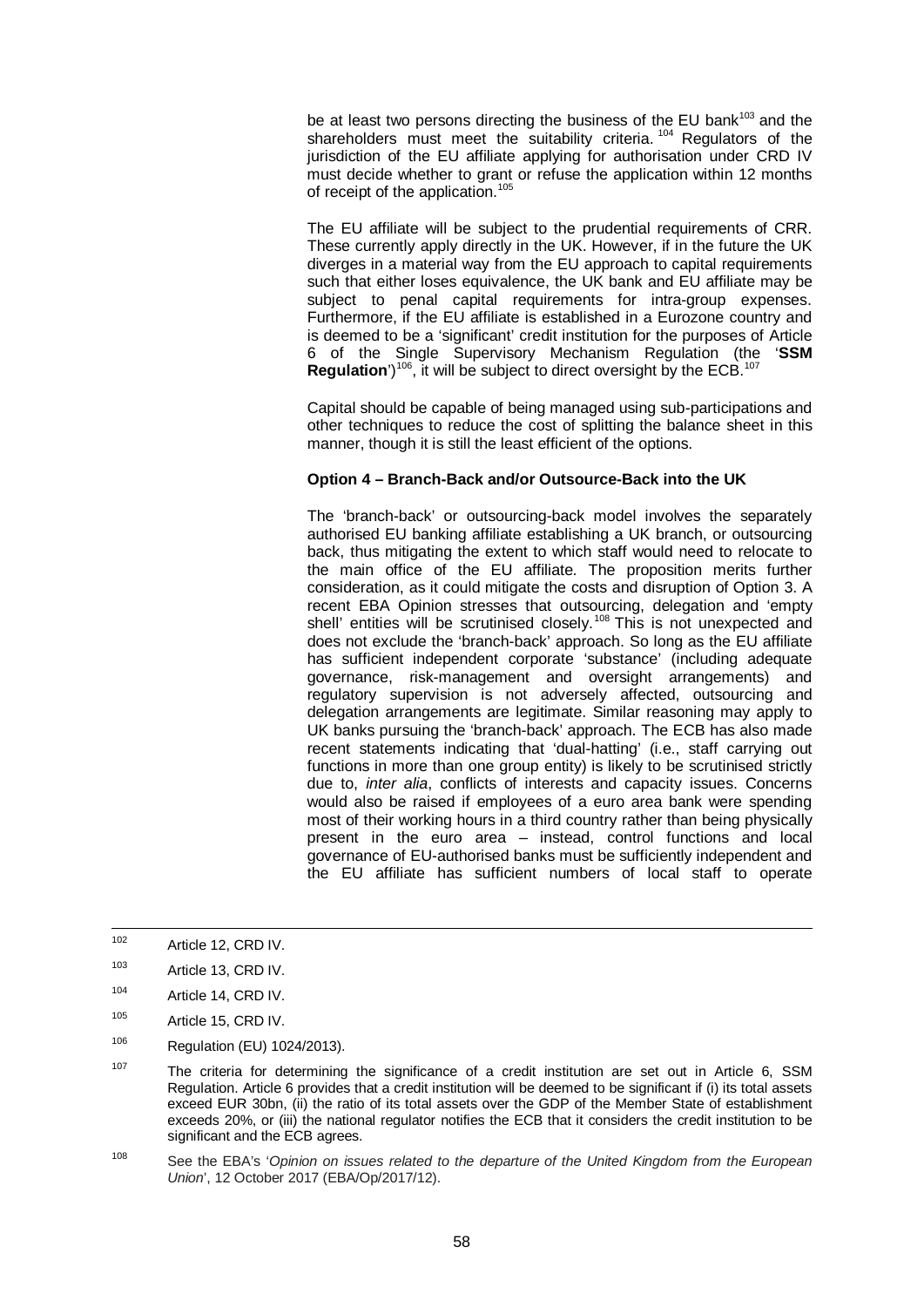be at least two persons directing the business of the EU bank[103] and the shareholders must meet the suitability criteria.[104] Regulators of the jurisdiction of the EU affiliate applying for authorisation under CRD IV must decide whether to grant or refuse the application within 12 months of receipt of the application.[105]

The EU affiliate will be subject to the prudential requirements of CRR. These currently apply directly in the UK. However, if in the future the UK diverges in a material way from the EU approach to capital requirements such that either loses equivalence, the UK bank and EU affiliate may be subject to penal capital requirements for intra-group expenses. Furthermore, if the EU affiliate is established in a Eurozone country and is deemed to be a 'significant' credit institution for the purposes of Article 6 of the Single Supervisory Mechanism Regulation (the '**SSM Regulation**')[106], it will be subject to direct oversight by the ECB.[107]

Capital should be capable of being managed using sub-participations and other techniques to reduce the cost of splitting the balance sheet in this manner, though it is still the least efficient of the options.

**Option 4 – Branch-Back and/or Outsource-Back into the UK**

The 'branch-back' or outsourcing-back model involves the separately authorised EU banking affiliate establishing a UK branch, or outsourcing back, thus mitigating the extent to which staff would need to relocate to the main office of the EU affiliate. The proposition merits further consideration, as it could mitigate the costs and disruption of Option 3. A recent EBA Opinion stresses that outsourcing, delegation and 'empty shell' entities will be scrutinised closely.[108] This is not unexpected and does not exclude the 'branch-back' approach. So long as the EU affiliate has sufficient independent corporate 'substance' (including adequate governance, risk-management and oversight arrangements) and regulatory supervision is not adversely affected, outsourcing and delegation arrangements are legitimate. Similar reasoning may apply to UK banks pursuing the 'branch-back' approach. The ECB has also made recent statements indicating that 'dual-hatting' (i.e., staff carrying out functions in more than one group entity) is likely to be scrutinised strictly due to, *inter alia*, conflicts of interests and capacity issues. Concerns would also be raised if employees of a euro area bank were spending most of their working hours in a third country rather than being physically present in the euro area – instead, control functions and local governance of EU-authorised banks must be sufficiently independent and the EU affiliate has sufficient numbers of local staff to operate

---

[102] Article 12, CRD IV.

[103] Article 13, CRD IV.

[104] Article 14, CRD IV.

[105] Article 15, CRD IV.

[106] Regulation (EU) 1024/2013).

[107] The criteria for determining the significance of a credit institution are set out in Article 6, SSM Regulation. Article 6 provides that a credit institution will be deemed to be significant if (i) its total assets exceed EUR 30bn, (ii) the ratio of its total assets over the GDP of the Member State of establishment exceeds 20%, or (iii) the national regulator notifies the ECB that it considers the credit institution to be significant and the ECB agrees.

[108] See the EBA's '*Opinion on issues related to the departure of the United Kingdom from the European Union*', 12 October 2017 (EBA/Op/2017/12).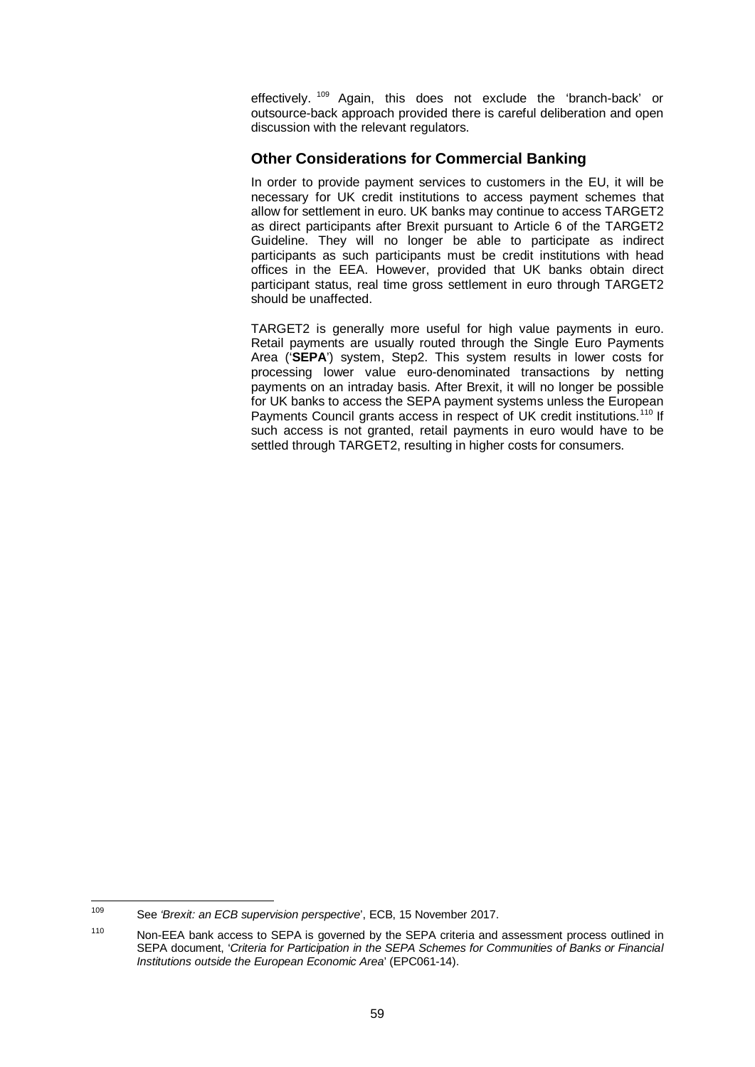effectively.[109] Again, this does not exclude the 'branch-back' or outsource-back approach provided there is careful deliberation and open discussion with the relevant regulators.

## Other Considerations for Commercial Banking

In order to provide payment services to customers in the EU, it will be necessary for UK credit institutions to access payment schemes that allow for settlement in euro. UK banks may continue to access TARGET2 as direct participants after Brexit pursuant to Article 6 of the TARGET2 Guideline. They will no longer be able to participate as indirect participants as such participants must be credit institutions with head offices in the EEA. However, provided that UK banks obtain direct participant status, real time gross settlement in euro through TARGET2 should be unaffected.

TARGET2 is generally more useful for high value payments in euro. Retail payments are usually routed through the Single Euro Payments Area ('**SEPA**') system, Step2. This system results in lower costs for processing lower value euro-denominated transactions by netting payments on an intraday basis. After Brexit, it will no longer be possible for UK banks to access the SEPA payment systems unless the European Payments Council grants access in respect of UK credit institutions.[110] If such access is not granted, retail payments in euro would have to be settled through TARGET2, resulting in higher costs for consumers.

---

[109] See *'Brexit: an ECB supervision perspective*', ECB, 15 November 2017.

[110] Non-EEA bank access to SEPA is governed by the SEPA criteria and assessment process outlined in SEPA document, '*Criteria for Participation in the SEPA Schemes for Communities of Banks or Financial Institutions outside the European Economic Area*' (EPC061-14).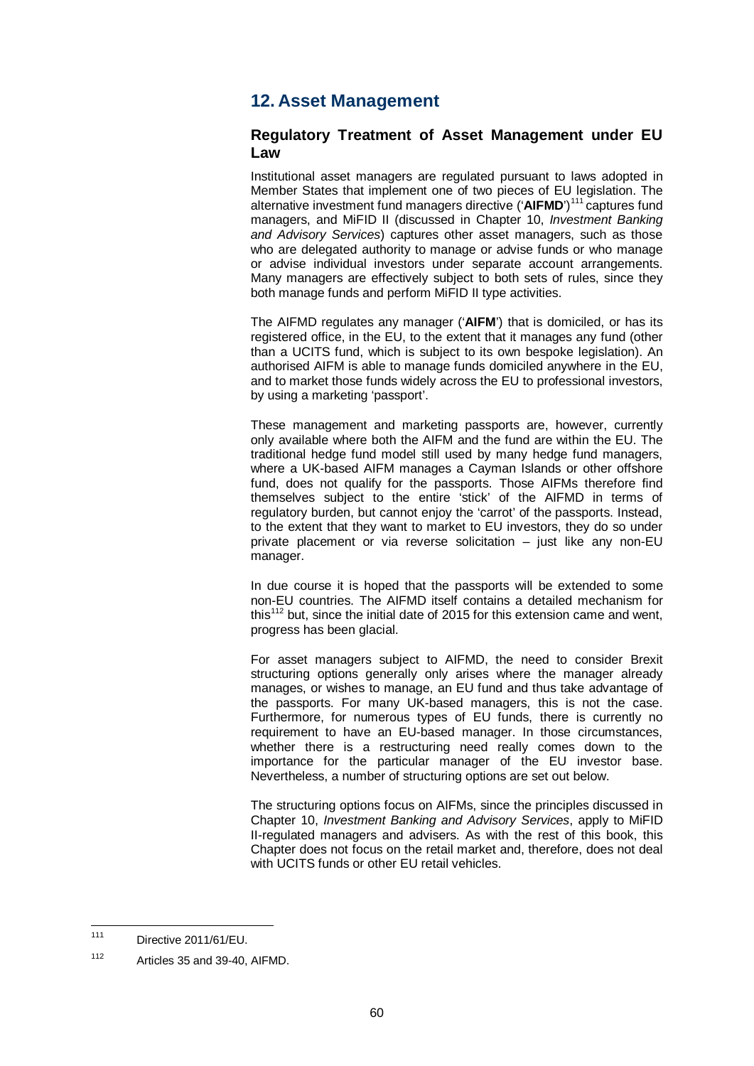# 12. Asset Management

## Regulatory Treatment of Asset Management under EU Law

Institutional asset managers are regulated pursuant to laws adopted in Member States that implement one of two pieces of EU legislation. The alternative investment fund managers directive ('**AIFMD**')[111] captures fund managers, and MiFID II (discussed in Chapter 10, *Investment Banking and Advisory Services*) captures other asset managers, such as those who are delegated authority to manage or advise funds or who manage or advise individual investors under separate account arrangements. Many managers are effectively subject to both sets of rules, since they both manage funds and perform MiFID II type activities.

The AIFMD regulates any manager ('**AIFM**') that is domiciled, or has its registered office, in the EU, to the extent that it manages any fund (other than a UCITS fund, which is subject to its own bespoke legislation). An authorised AIFM is able to manage funds domiciled anywhere in the EU, and to market those funds widely across the EU to professional investors, by using a marketing 'passport'.

These management and marketing passports are, however, currently only available where both the AIFM and the fund are within the EU. The traditional hedge fund model still used by many hedge fund managers, where a UK-based AIFM manages a Cayman Islands or other offshore fund, does not qualify for the passports. Those AIFMs therefore find themselves subject to the entire 'stick' of the AIFMD in terms of regulatory burden, but cannot enjoy the 'carrot' of the passports. Instead, to the extent that they want to market to EU investors, they do so under private placement or via reverse solicitation – just like any non-EU manager.

In due course it is hoped that the passports will be extended to some non-EU countries. The AIFMD itself contains a detailed mechanism for this[112] but, since the initial date of 2015 for this extension came and went, progress has been glacial.

For asset managers subject to AIFMD, the need to consider Brexit structuring options generally only arises where the manager already manages, or wishes to manage, an EU fund and thus take advantage of the passports. For many UK-based managers, this is not the case. Furthermore, for numerous types of EU funds, there is currently no requirement to have an EU-based manager. In those circumstances, whether there is a restructuring need really comes down to the importance for the particular manager of the EU investor base. Nevertheless, a number of structuring options are set out below.

The structuring options focus on AIFMs, since the principles discussed in Chapter 10, *Investment Banking and Advisory Services*, apply to MiFID II-regulated managers and advisers. As with the rest of this book, this Chapter does not focus on the retail market and, therefore, does not deal with UCITS funds or other EU retail vehicles.

---

[111] Directive 2011/61/EU.

[112] Articles 35 and 39-40, AIFMD.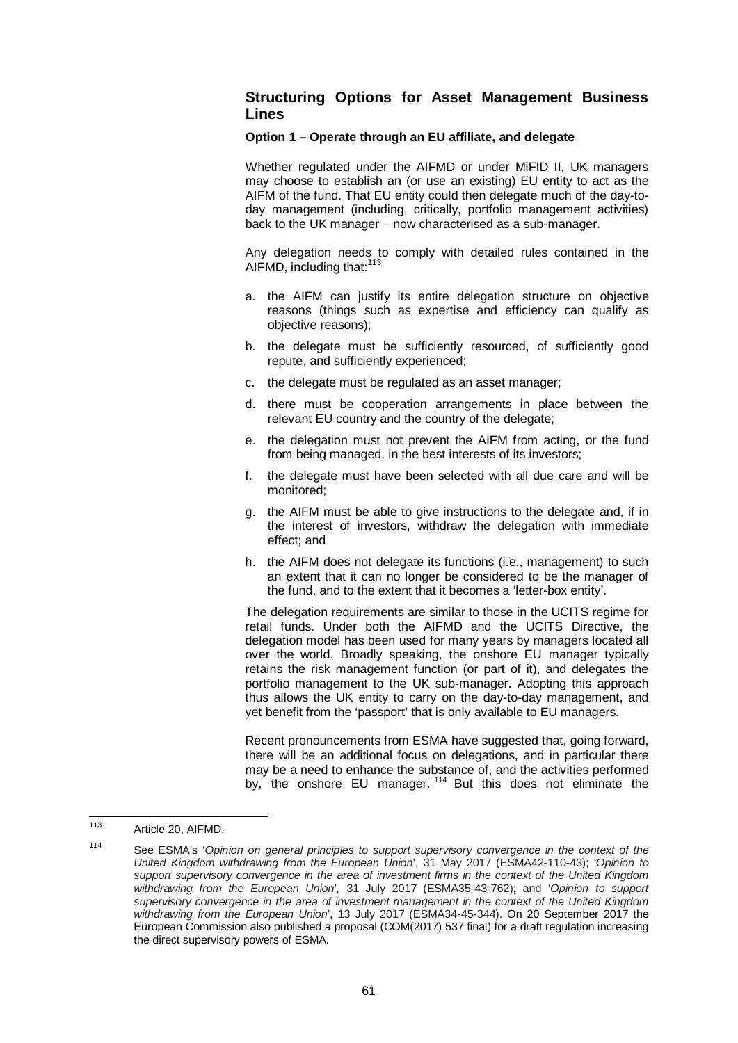## Structuring Options for Asset Management Business Lines

### Option 1 – Operate through an EU affiliate, and delegate

Whether regulated under the AIFMD or under MiFID II, UK managers may choose to establish an (or use an existing) EU entity to act as the AIFM of the fund. That EU entity could then delegate much of the day-to-day management (including, critically, portfolio management activities) back to the UK manager – now characterised as a sub-manager.

Any delegation needs to comply with detailed rules contained in the AIFMD, including that:[113]

a. the AIFM can justify its entire delegation structure on objective reasons (things such as expertise and efficiency can qualify as objective reasons);

b. the delegate must be sufficiently resourced, of sufficiently good repute, and sufficiently experienced;

c. the delegate must be regulated as an asset manager;

d. there must be cooperation arrangements in place between the relevant EU country and the country of the delegate;

e. the delegation must not prevent the AIFM from acting, or the fund from being managed, in the best interests of its investors;

f. the delegate must have been selected with all due care and will be monitored;

g. the AIFM must be able to give instructions to the delegate and, if in the interest of investors, withdraw the delegation with immediate effect; and

h. the AIFM does not delegate its functions (i.e., management) to such an extent that it can no longer be considered to be the manager of the fund, and to the extent that it becomes a 'letter-box entity'.

The delegation requirements are similar to those in the UCITS regime for retail funds. Under both the AIFMD and the UCITS Directive, the delegation model has been used for many years by managers located all over the world. Broadly speaking, the onshore EU manager typically retains the risk management function (or part of it), and delegates the portfolio management to the UK sub-manager. Adopting this approach thus allows the UK entity to carry on the day-to-day management, and yet benefit from the 'passport' that is only available to EU managers.

Recent pronouncements from ESMA have suggested that, going forward, there will be an additional focus on delegations, and in particular there may be a need to enhance the substance of, and the activities performed by, the onshore EU manager.[114] But this does not eliminate the

---

[113] Article 20, AIFMD.

[114] See ESMA's '*Opinion on general principles to support supervisory convergence in the context of the United Kingdom withdrawing from the European Union*', 31 May 2017 (ESMA42-110-43); '*Opinion to support supervisory convergence in the area of investment firms in the context of the United Kingdom withdrawing from the European Union*', 31 July 2017 (ESMA35-43-762); and '*Opinion to support supervisory convergence in the area of investment management in the context of the United Kingdom withdrawing from the European Union*', 13 July 2017 (ESMA34-45-344). On 20 September 2017 the European Commission also published a proposal (COM(2017) 537 final) for a draft regulation increasing the direct supervisory powers of ESMA.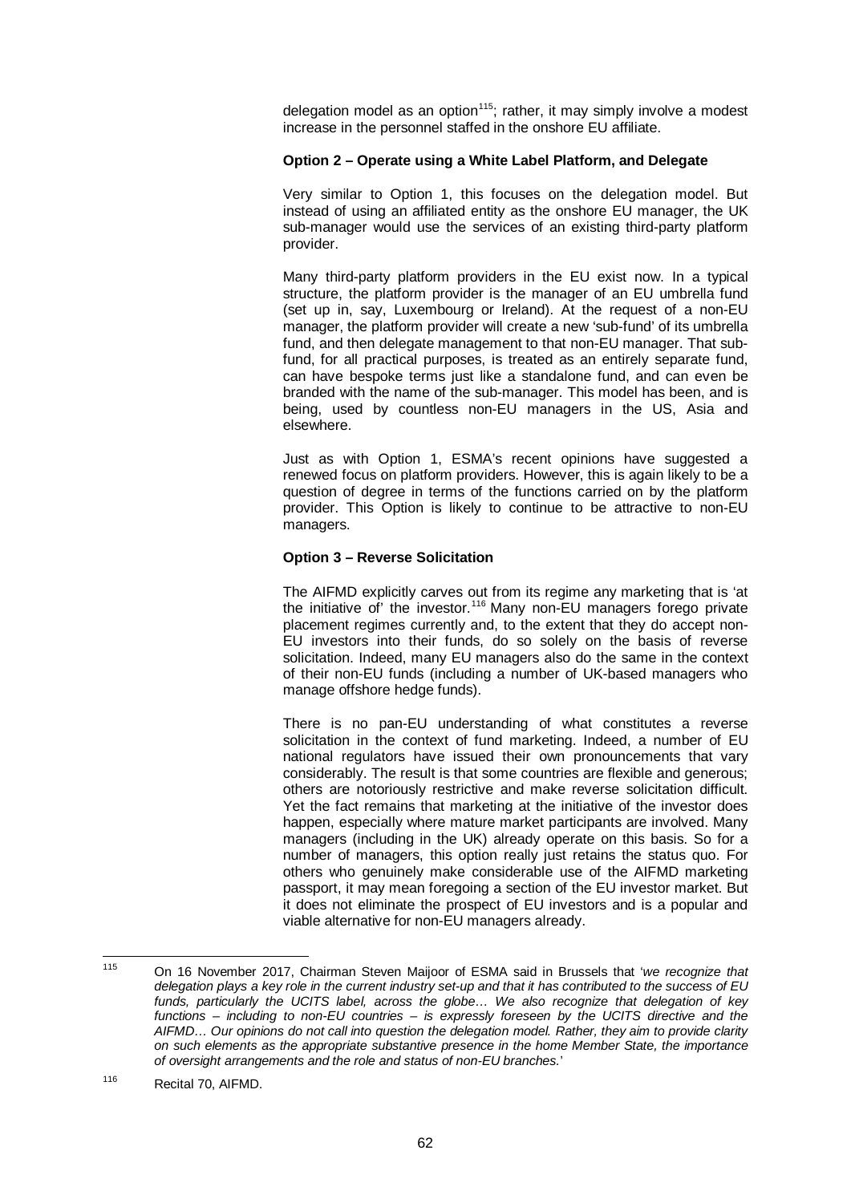delegation model as an option[115]; rather, it may simply involve a modest increase in the personnel staffed in the onshore EU affiliate.

**Option 2 – Operate using a White Label Platform, and Delegate**

Very similar to Option 1, this focuses on the delegation model. But instead of using an affiliated entity as the onshore EU manager, the UK sub-manager would use the services of an existing third-party platform provider.

Many third-party platform providers in the EU exist now. In a typical structure, the platform provider is the manager of an EU umbrella fund (set up in, say, Luxembourg or Ireland). At the request of a non-EU manager, the platform provider will create a new 'sub-fund' of its umbrella fund, and then delegate management to that non-EU manager. That sub-fund, for all practical purposes, is treated as an entirely separate fund, can have bespoke terms just like a standalone fund, and can even be branded with the name of the sub-manager. This model has been, and is being, used by countless non-EU managers in the US, Asia and elsewhere.

Just as with Option 1, ESMA's recent opinions have suggested a renewed focus on platform providers. However, this is again likely to be a question of degree in terms of the functions carried on by the platform provider. This Option is likely to continue to be attractive to non-EU managers.

**Option 3 – Reverse Solicitation**

The AIFMD explicitly carves out from its regime any marketing that is 'at the initiative of' the investor.[116] Many non-EU managers forego private placement regimes currently and, to the extent that they do accept non-EU investors into their funds, do so solely on the basis of reverse solicitation. Indeed, many EU managers also do the same in the context of their non-EU funds (including a number of UK-based managers who manage offshore hedge funds).

There is no pan-EU understanding of what constitutes a reverse solicitation in the context of fund marketing. Indeed, a number of EU national regulators have issued their own pronouncements that vary considerably. The result is that some countries are flexible and generous; others are notoriously restrictive and make reverse solicitation difficult. Yet the fact remains that marketing at the initiative of the investor does happen, especially where mature market participants are involved. Many managers (including in the UK) already operate on this basis. So for a number of managers, this option really just retains the status quo. For others who genuinely make considerable use of the AIFMD marketing passport, it may mean foregoing a section of the EU investor market. But it does not eliminate the prospect of EU investors and is a popular and viable alternative for non-EU managers already.

---

[115] On 16 November 2017, Chairman Steven Maijoor of ESMA said in Brussels that '*we recognize that delegation plays a key role in the current industry set-up and that it has contributed to the success of EU funds, particularly the UCITS label, across the globe… We also recognize that delegation of key functions – including to non-EU countries – is expressly foreseen by the UCITS directive and the AIFMD… Our opinions do not call into question the delegation model. Rather, they aim to provide clarity on such elements as the appropriate substantive presence in the home Member State, the importance of oversight arrangements and the role and status of non-EU branches.*'

[116] Recital 70, AIFMD.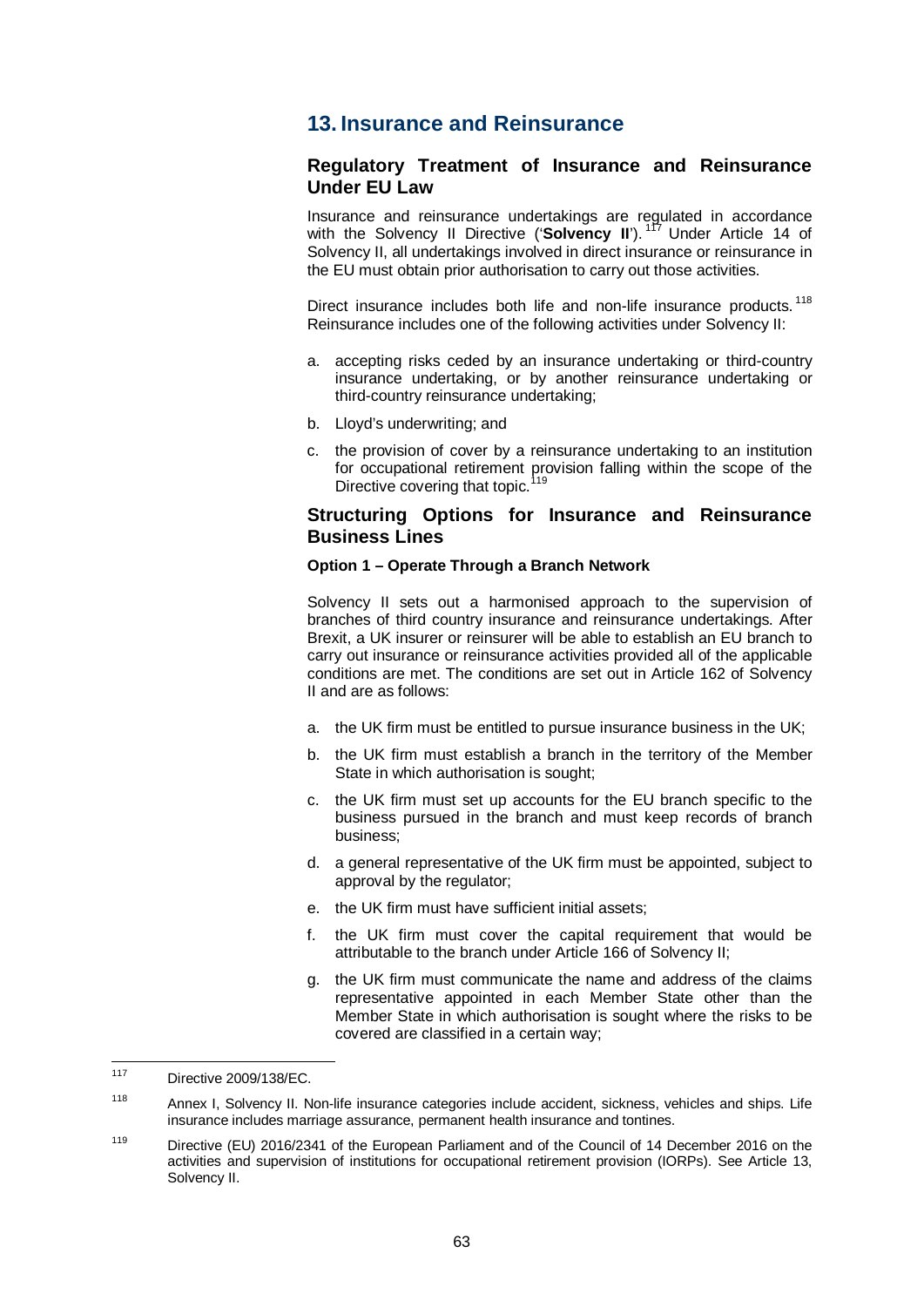## 13. Insurance and Reinsurance

### Regulatory Treatment of Insurance and Reinsurance Under EU Law

Insurance and reinsurance undertakings are regulated in accordance with the Solvency II Directive ('**Solvency II**').[117] Under Article 14 of Solvency II, all undertakings involved in direct insurance or reinsurance in the EU must obtain prior authorisation to carry out those activities.

Direct insurance includes both life and non-life insurance products.[118] Reinsurance includes one of the following activities under Solvency II:

a. accepting risks ceded by an insurance undertaking or third-country insurance undertaking, or by another reinsurance undertaking or third-country reinsurance undertaking;

b. Lloyd's underwriting; and

c. the provision of cover by a reinsurance undertaking to an institution for occupational retirement provision falling within the scope of the Directive covering that topic.[119]

### Structuring Options for Insurance and Reinsurance Business Lines

#### Option 1 – Operate Through a Branch Network

Solvency II sets out a harmonised approach to the supervision of branches of third country insurance and reinsurance undertakings. After Brexit, a UK insurer or reinsurer will be able to establish an EU branch to carry out insurance or reinsurance activities provided all of the applicable conditions are met. The conditions are set out in Article 162 of Solvency II and are as follows:

a. the UK firm must be entitled to pursue insurance business in the UK;

b. the UK firm must establish a branch in the territory of the Member State in which authorisation is sought;

c. the UK firm must set up accounts for the EU branch specific to the business pursued in the branch and must keep records of branch business;

d. a general representative of the UK firm must be appointed, subject to approval by the regulator;

e. the UK firm must have sufficient initial assets;

f. the UK firm must cover the capital requirement that would be attributable to the branch under Article 166 of Solvency II;

g. the UK firm must communicate the name and address of the claims representative appointed in each Member State other than the Member State in which authorisation is sought where the risks to be covered are classified in a certain way;

---

[117] Directive 2009/138/EC.

[118] Annex I, Solvency II. Non-life insurance categories include accident, sickness, vehicles and ships. Life insurance includes marriage assurance, permanent health insurance and tontines.

[119] Directive (EU) 2016/2341 of the European Parliament and of the Council of 14 December 2016 on the activities and supervision of institutions for occupational retirement provision (IORPs). See Article 13, Solvency II.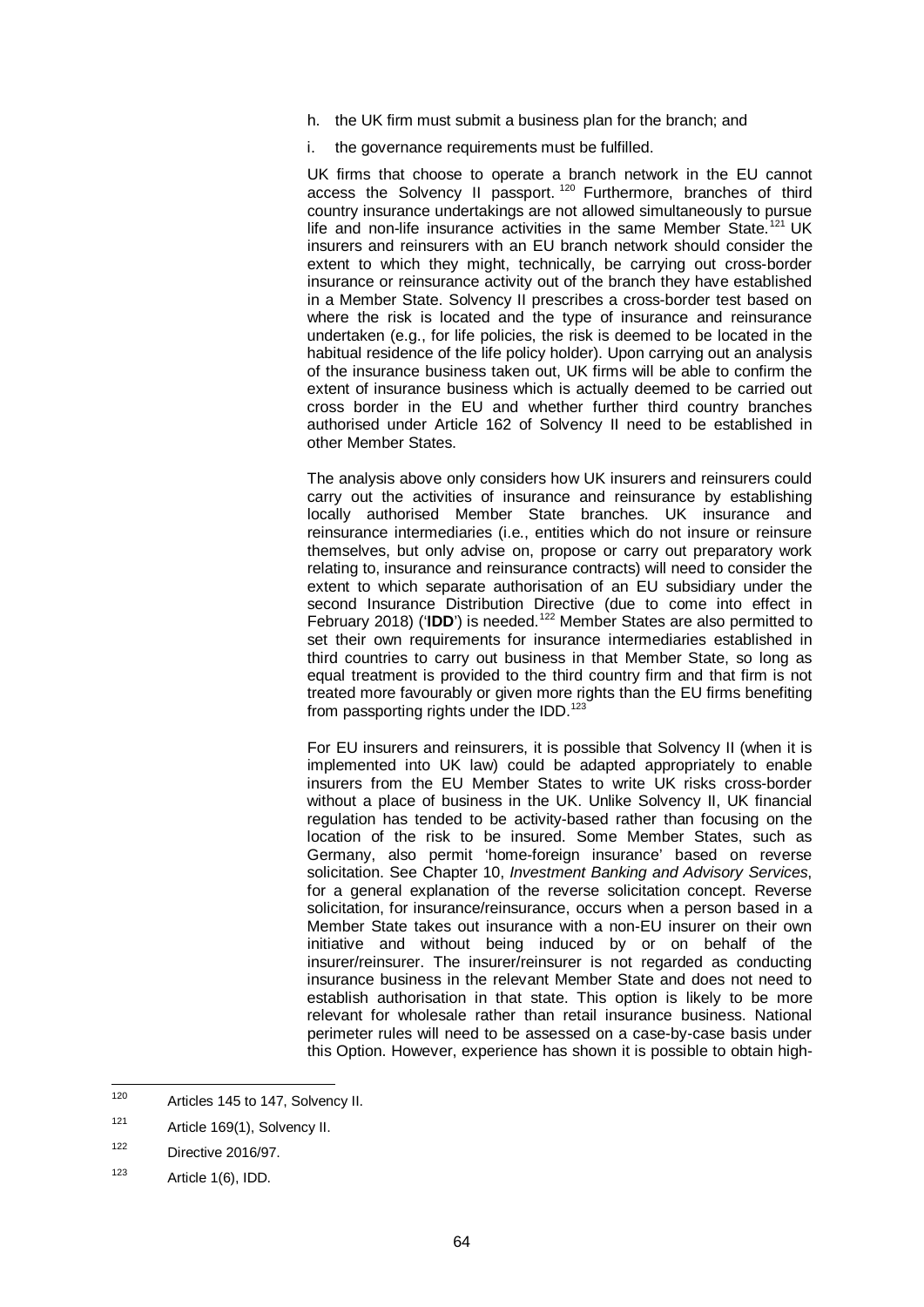h. the UK firm must submit a business plan for the branch; and

i. the governance requirements must be fulfilled.

UK firms that choose to operate a branch network in the EU cannot access the Solvency II passport.[120] Furthermore, branches of third country insurance undertakings are not allowed simultaneously to pursue life and non-life insurance activities in the same Member State.[121] UK insurers and reinsurers with an EU branch network should consider the extent to which they might, technically, be carrying out cross-border insurance or reinsurance activity out of the branch they have established in a Member State. Solvency II prescribes a cross-border test based on where the risk is located and the type of insurance and reinsurance undertaken (e.g., for life policies, the risk is deemed to be located in the habitual residence of the life policy holder). Upon carrying out an analysis of the insurance business taken out, UK firms will be able to confirm the extent of insurance business which is actually deemed to be carried out cross border in the EU and whether further third country branches authorised under Article 162 of Solvency II need to be established in other Member States.

The analysis above only considers how UK insurers and reinsurers could carry out the activities of insurance and reinsurance by establishing locally authorised Member State branches. UK insurance and reinsurance intermediaries (i.e., entities which do not insure or reinsure themselves, but only advise on, propose or carry out preparatory work relating to, insurance and reinsurance contracts) will need to consider the extent to which separate authorisation of an EU subsidiary under the second Insurance Distribution Directive (due to come into effect in February 2018) ('**IDD**') is needed.[122] Member States are also permitted to set their own requirements for insurance intermediaries established in third countries to carry out business in that Member State, so long as equal treatment is provided to the third country firm and that firm is not treated more favourably or given more rights than the EU firms benefiting from passporting rights under the IDD.[123]

For EU insurers and reinsurers, it is possible that Solvency II (when it is implemented into UK law) could be adapted appropriately to enable insurers from the EU Member States to write UK risks cross-border without a place of business in the UK. Unlike Solvency II, UK financial regulation has tended to be activity-based rather than focusing on the location of the risk to be insured. Some Member States, such as Germany, also permit 'home-foreign insurance' based on reverse solicitation. See Chapter 10, *Investment Banking and Advisory Services*, for a general explanation of the reverse solicitation concept. Reverse solicitation, for insurance/reinsurance, occurs when a person based in a Member State takes out insurance with a non-EU insurer on their own initiative and without being induced by or on behalf of the insurer/reinsurer. The insurer/reinsurer is not regarded as conducting insurance business in the relevant Member State and does not need to establish authorisation in that state. This option is likely to be more relevant for wholesale rather than retail insurance business. National perimeter rules will need to be assessed on a case-by-case basis under this Option. However, experience has shown it is possible to obtain high-

---

[120] Articles 145 to 147, Solvency II.

[121] Article 169(1), Solvency II.

[122] Directive 2016/97.

[123] Article 1(6), IDD.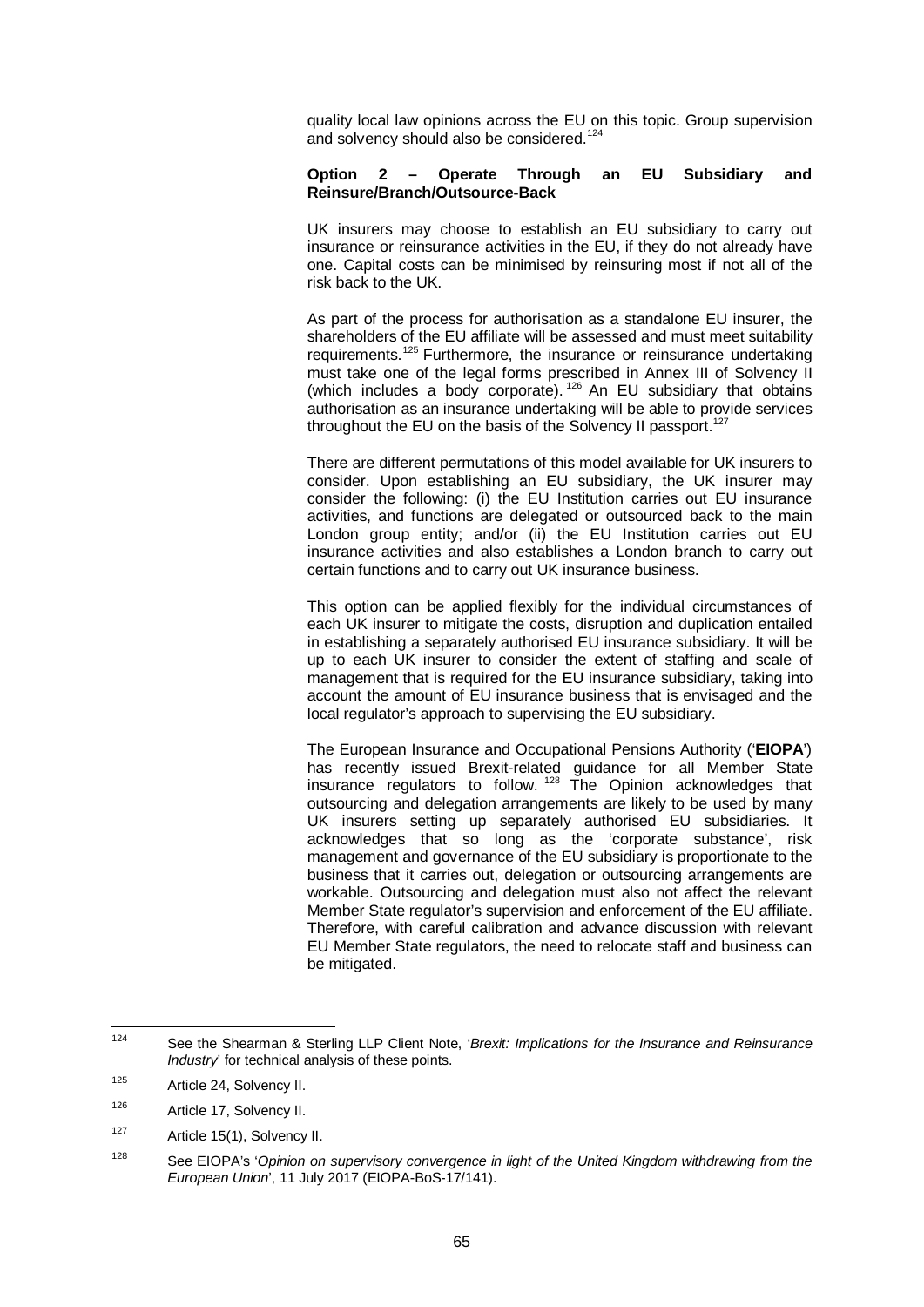quality local law opinions across the EU on this topic. Group supervision and solvency should also be considered.[124]

**Option 2 – Operate Through an EU Subsidiary and Reinsure/Branch/Outsource-Back**

UK insurers may choose to establish an EU subsidiary to carry out insurance or reinsurance activities in the EU, if they do not already have one. Capital costs can be minimised by reinsuring most if not all of the risk back to the UK.

As part of the process for authorisation as a standalone EU insurer, the shareholders of the EU affiliate will be assessed and must meet suitability requirements.[125] Furthermore, the insurance or reinsurance undertaking must take one of the legal forms prescribed in Annex III of Solvency II (which includes a body corporate).[126] An EU subsidiary that obtains authorisation as an insurance undertaking will be able to provide services throughout the EU on the basis of the Solvency II passport.[127]

There are different permutations of this model available for UK insurers to consider. Upon establishing an EU subsidiary, the UK insurer may consider the following: (i) the EU Institution carries out EU insurance activities, and functions are delegated or outsourced back to the main London group entity; and/or (ii) the EU Institution carries out EU insurance activities and also establishes a London branch to carry out certain functions and to carry out UK insurance business.

This option can be applied flexibly for the individual circumstances of each UK insurer to mitigate the costs, disruption and duplication entailed in establishing a separately authorised EU insurance subsidiary. It will be up to each UK insurer to consider the extent of staffing and scale of management that is required for the EU insurance subsidiary, taking into account the amount of EU insurance business that is envisaged and the local regulator's approach to supervising the EU subsidiary.

The European Insurance and Occupational Pensions Authority ('**EIOPA**') has recently issued Brexit-related guidance for all Member State insurance regulators to follow.[128] The Opinion acknowledges that outsourcing and delegation arrangements are likely to be used by many UK insurers setting up separately authorised EU subsidiaries. It acknowledges that so long as the 'corporate substance', risk management and governance of the EU subsidiary is proportionate to the business that it carries out, delegation or outsourcing arrangements are workable. Outsourcing and delegation must also not affect the relevant Member State regulator's supervision and enforcement of the EU affiliate. Therefore, with careful calibration and advance discussion with relevant EU Member State regulators, the need to relocate staff and business can be mitigated.

---

[124] See the Shearman & Sterling LLP Client Note, '*Brexit: Implications for the Insurance and Reinsurance Industry*' for technical analysis of these points.

[125] Article 24, Solvency II.

[126] Article 17, Solvency II.

[127] Article 15(1), Solvency II.

[128] See EIOPA's '*Opinion on supervisory convergence in light of the United Kingdom withdrawing from the European Union*', 11 July 2017 (EIOPA-BoS-17/141).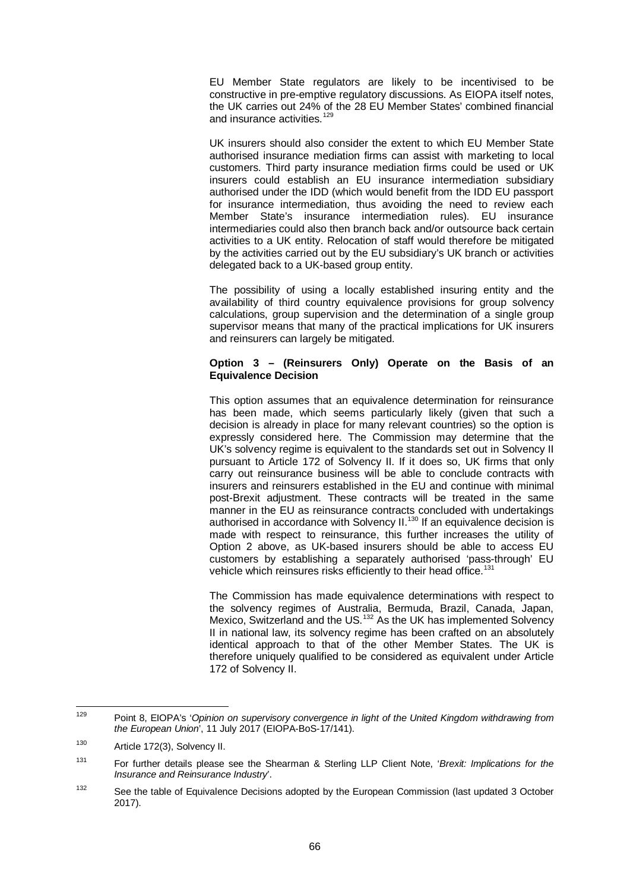EU Member State regulators are likely to be incentivised to be constructive in pre-emptive regulatory discussions. As EIOPA itself notes, the UK carries out 24% of the 28 EU Member States' combined financial and insurance activities.[129]

UK insurers should also consider the extent to which EU Member State authorised insurance mediation firms can assist with marketing to local customers. Third party insurance mediation firms could be used or UK insurers could establish an EU insurance intermediation subsidiary authorised under the IDD (which would benefit from the IDD EU passport for insurance intermediation, thus avoiding the need to review each Member State's insurance intermediation rules). EU insurance intermediaries could also then branch back and/or outsource back certain activities to a UK entity. Relocation of staff would therefore be mitigated by the activities carried out by the EU subsidiary's UK branch or activities delegated back to a UK-based group entity.

The possibility of using a locally established insuring entity and the availability of third country equivalence provisions for group solvency calculations, group supervision and the determination of a single group supervisor means that many of the practical implications for UK insurers and reinsurers can largely be mitigated.

**Option 3 – (Reinsurers Only) Operate on the Basis of an Equivalence Decision**

This option assumes that an equivalence determination for reinsurance has been made, which seems particularly likely (given that such a decision is already in place for many relevant countries) so the option is expressly considered here. The Commission may determine that the UK's solvency regime is equivalent to the standards set out in Solvency II pursuant to Article 172 of Solvency II. If it does so, UK firms that only carry out reinsurance business will be able to conclude contracts with insurers and reinsurers established in the EU and continue with minimal post-Brexit adjustment. These contracts will be treated in the same manner in the EU as reinsurance contracts concluded with undertakings authorised in accordance with Solvency II.[130] If an equivalence decision is made with respect to reinsurance, this further increases the utility of Option 2 above, as UK-based insurers should be able to access EU customers by establishing a separately authorised 'pass-through' EU vehicle which reinsures risks efficiently to their head office.[131]

The Commission has made equivalence determinations with respect to the solvency regimes of Australia, Bermuda, Brazil, Canada, Japan, Mexico, Switzerland and the US.[132] As the UK has implemented Solvency II in national law, its solvency regime has been crafted on an absolutely identical approach to that of the other Member States. The UK is therefore uniquely qualified to be considered as equivalent under Article 172 of Solvency II.

---

[129] Point 8, EIOPA's '*Opinion on supervisory convergence in light of the United Kingdom withdrawing from the European Union*', 11 July 2017 (EIOPA-BoS-17/141).

[130] Article 172(3), Solvency II.

[131] For further details please see the Shearman & Sterling LLP Client Note, '*Brexit: Implications for the Insurance and Reinsurance Industry*'.

[132] See the table of Equivalence Decisions adopted by the European Commission (last updated 3 October 2017).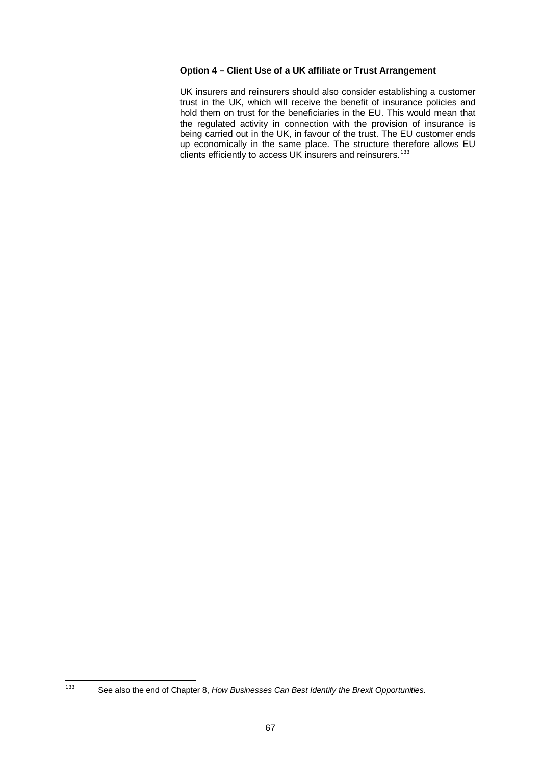**Option 4 – Client Use of a UK affiliate or Trust Arrangement**

UK insurers and reinsurers should also consider establishing a customer trust in the UK, which will receive the benefit of insurance policies and hold them on trust for the beneficiaries in the EU. This would mean that the regulated activity in connection with the provision of insurance is being carried out in the UK, in favour of the trust. The EU customer ends up economically in the same place. The structure therefore allows EU clients efficiently to access UK insurers and reinsurers.[133]

---

[133] See also the end of Chapter 8, *How Businesses Can Best Identify the Brexit Opportunities.*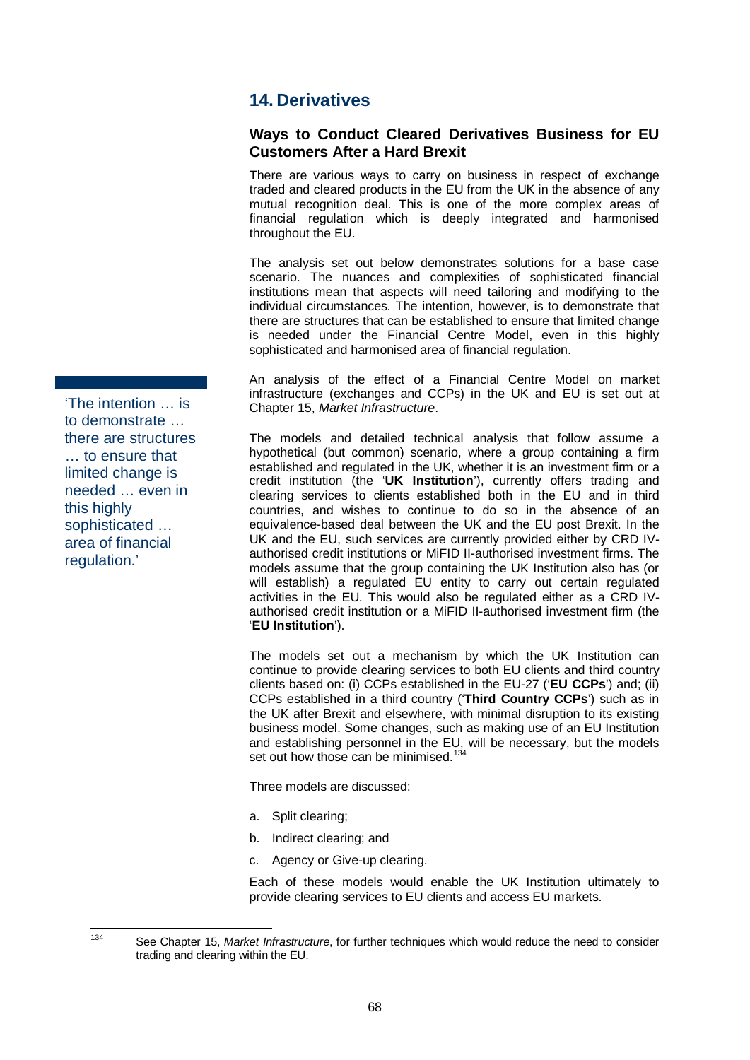## 14. Derivatives

### Ways to Conduct Cleared Derivatives Business for EU Customers After a Hard Brexit

There are various ways to carry on business in respect of exchange traded and cleared products in the EU from the UK in the absence of any mutual recognition deal. This is one of the more complex areas of financial regulation which is deeply integrated and harmonised throughout the EU.

The analysis set out below demonstrates solutions for a base case scenario. The nuances and complexities of sophisticated financial institutions mean that aspects will need tailoring and modifying to the individual circumstances. The intention, however, is to demonstrate that there are structures that can be established to ensure that limited change is needed under the Financial Centre Model, even in this highly sophisticated and harmonised area of financial regulation.

> 'The intention … is to demonstrate … there are structures … to ensure that limited change is needed … even in this highly sophisticated … area of financial regulation.'

An analysis of the effect of a Financial Centre Model on market infrastructure (exchanges and CCPs) in the UK and EU is set out at Chapter 15, *Market Infrastructure*.

The models and detailed technical analysis that follow assume a hypothetical (but common) scenario, where a group containing a firm established and regulated in the UK, whether it is an investment firm or a credit institution (the '**UK Institution**'), currently offers trading and clearing services to clients established both in the EU and in third countries, and wishes to continue to do so in the absence of an equivalence-based deal between the UK and the EU post Brexit. In the UK and the EU, such services are currently provided either by CRD IV-authorised credit institutions or MiFID II-authorised investment firms. The models assume that the group containing the UK Institution also has (or will establish) a regulated EU entity to carry out certain regulated activities in the EU. This would also be regulated either as a CRD IV-authorised credit institution or a MiFID II-authorised investment firm (the '**EU Institution**').

The models set out a mechanism by which the UK Institution can continue to provide clearing services to both EU clients and third country clients based on: (i) CCPs established in the EU-27 ('**EU CCPs**') and; (ii) CCPs established in a third country ('**Third Country CCPs**') such as in the UK after Brexit and elsewhere, with minimal disruption to its existing business model. Some changes, such as making use of an EU Institution and establishing personnel in the EU, will be necessary, but the models set out how those can be minimised.[134]

Three models are discussed:

a. Split clearing;

b. Indirect clearing; and

c. Agency or Give-up clearing.

Each of these models would enable the UK Institution ultimately to provide clearing services to EU clients and access EU markets.

[134] See Chapter 15, *Market Infrastructure*, for further techniques which would reduce the need to consider trading and clearing within the EU.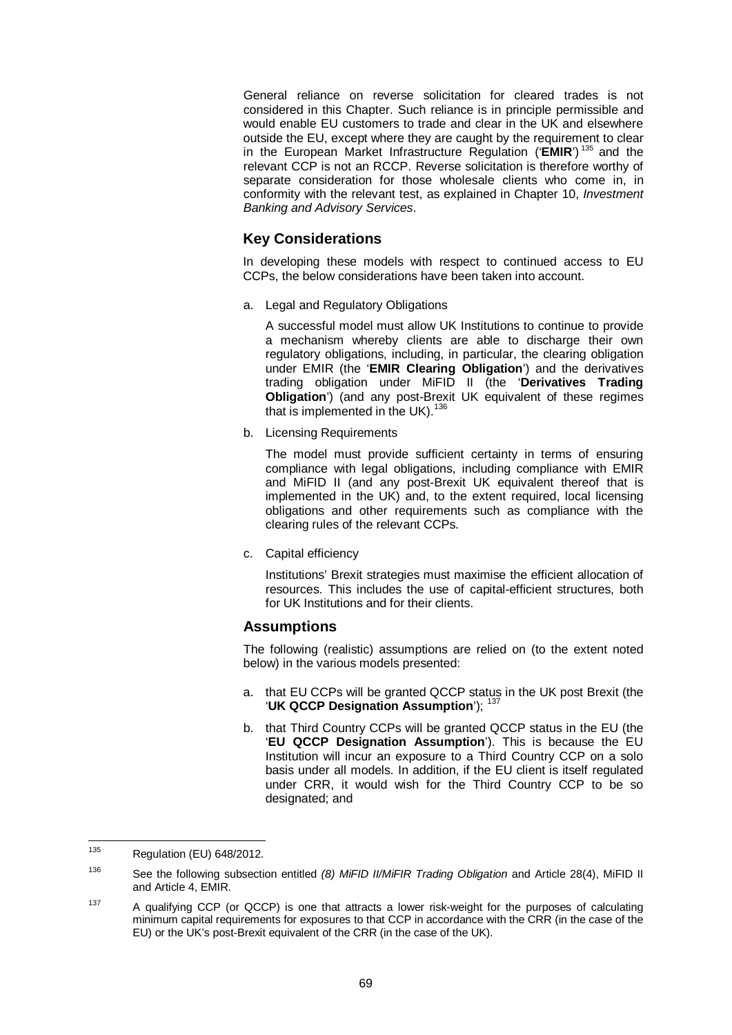General reliance on reverse solicitation for cleared trades is not considered in this Chapter. Such reliance is in principle permissible and would enable EU customers to trade and clear in the UK and elsewhere outside the EU, except where they are caught by the requirement to clear in the European Market Infrastructure Regulation ('**EMIR**')[135] and the relevant CCP is not an RCCP. Reverse solicitation is therefore worthy of separate consideration for those wholesale clients who come in, in conformity with the relevant test, as explained in Chapter 10, *Investment Banking and Advisory Services*.

## Key Considerations

In developing these models with respect to continued access to EU CCPs, the below considerations have been taken into account.

a. Legal and Regulatory Obligations

   A successful model must allow UK Institutions to continue to provide a mechanism whereby clients are able to discharge their own regulatory obligations, including, in particular, the clearing obligation under EMIR (the '**EMIR Clearing Obligation**') and the derivatives trading obligation under MiFID II (the '**Derivatives Trading Obligation**') (and any post-Brexit UK equivalent of these regimes that is implemented in the UK).[136]

b. Licensing Requirements

   The model must provide sufficient certainty in terms of ensuring compliance with legal obligations, including compliance with EMIR and MiFID II (and any post-Brexit UK equivalent thereof that is implemented in the UK) and, to the extent required, local licensing obligations and other requirements such as compliance with the clearing rules of the relevant CCPs.

c. Capital efficiency

   Institutions' Brexit strategies must maximise the efficient allocation of resources. This includes the use of capital-efficient structures, both for UK Institutions and for their clients.

## Assumptions

The following (realistic) assumptions are relied on (to the extent noted below) in the various models presented:

a. that EU CCPs will be granted QCCP status in the UK post Brexit (the '**UK QCCP Designation Assumption**');[137]

b. that Third Country CCPs will be granted QCCP status in the EU (the '**EU QCCP Designation Assumption**'). This is because the EU Institution will incur an exposure to a Third Country CCP on a solo basis under all models. In addition, if the EU client is itself regulated under CRR, it would wish for the Third Country CCP to be so designated; and

---

[135] Regulation (EU) 648/2012.

[136] See the following subsection entitled *(8) MiFID II/MiFIR Trading Obligation* and Article 28(4), MiFID II and Article 4, EMIR.

[137] A qualifying CCP (or QCCP) is one that attracts a lower risk-weight for the purposes of calculating minimum capital requirements for exposures to that CCP in accordance with the CRR (in the case of the EU) or the UK's post-Brexit equivalent of the CRR (in the case of the UK).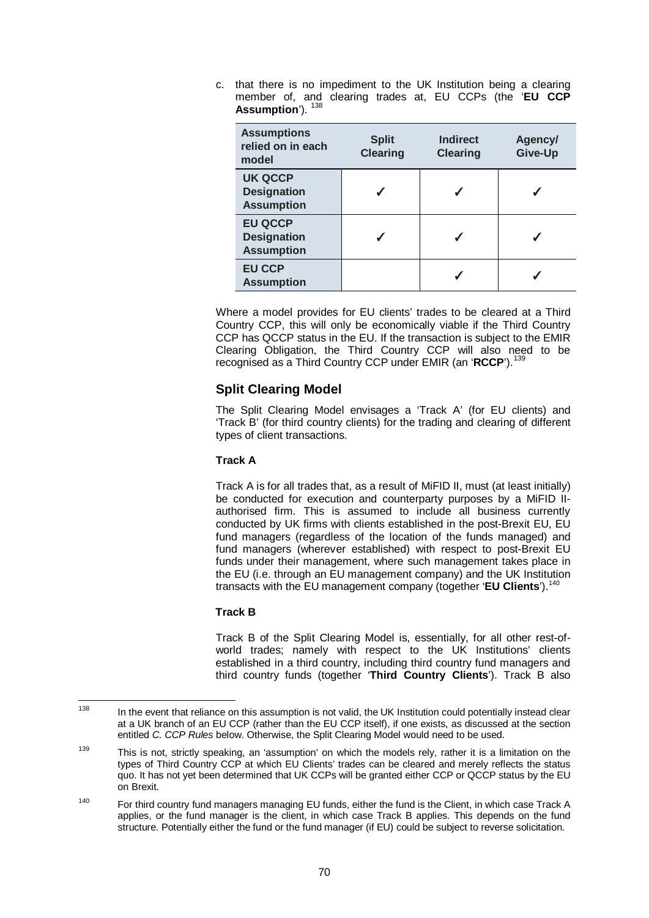c. that there is no impediment to the UK Institution being a clearing member of, and clearing trades at, EU CCPs (the '**EU CCP Assumption**'). [138]

| Assumptions relied on in each model | Split Clearing | Indirect Clearing | Agency/ Give-Up |
|---|---|---|---|
| **UK QCCP Designation Assumption** | ✓ | ✓ | ✓ |
| **EU QCCP Designation Assumption** | ✓ | ✓ | ✓ |
| **EU CCP Assumption** | | ✓ | ✓ |

Where a model provides for EU clients' trades to be cleared at a Third Country CCP, this will only be economically viable if the Third Country CCP has QCCP status in the EU. If the transaction is subject to the EMIR Clearing Obligation, the Third Country CCP will also need to be recognised as a Third Country CCP under EMIR (an '**RCCP**'). [139]

## Split Clearing Model

The Split Clearing Model envisages a 'Track A' (for EU clients) and 'Track B' (for third country clients) for the trading and clearing of different types of client transactions.

### Track A

Track A is for all trades that, as a result of MiFID II, must (at least initially) be conducted for execution and counterparty purposes by a MiFID II-authorised firm. This is assumed to include all business currently conducted by UK firms with clients established in the post-Brexit EU, EU fund managers (regardless of the location of the funds managed) and fund managers (wherever established) with respect to post-Brexit EU funds under their management, where such management takes place in the EU (i.e. through an EU management company) and the UK Institution transacts with the EU management company (together '**EU Clients**'). [140]

### Track B

Track B of the Split Clearing Model is, essentially, for all other rest-of-world trades; namely with respect to the UK Institutions' clients established in a third country, including third country fund managers and third country funds (together '**Third Country Clients**'). Track B also

---

[138] In the event that reliance on this assumption is not valid, the UK Institution could potentially instead clear at a UK branch of an EU CCP (rather than the EU CCP itself), if one exists, as discussed at the section entitled *C. CCP Rules* below. Otherwise, the Split Clearing Model would need to be used.

[139] This is not, strictly speaking, an 'assumption' on which the models rely, rather it is a limitation on the types of Third Country CCP at which EU Clients' trades can be cleared and merely reflects the status quo. It has not yet been determined that UK CCPs will be granted either CCP or QCCP status by the EU on Brexit.

[140] For third country fund managers managing EU funds, either the fund is the Client, in which case Track A applies, or the fund manager is the client, in which case Track B applies. This depends on the fund structure. Potentially either the fund or the fund manager (if EU) could be subject to reverse solicitation.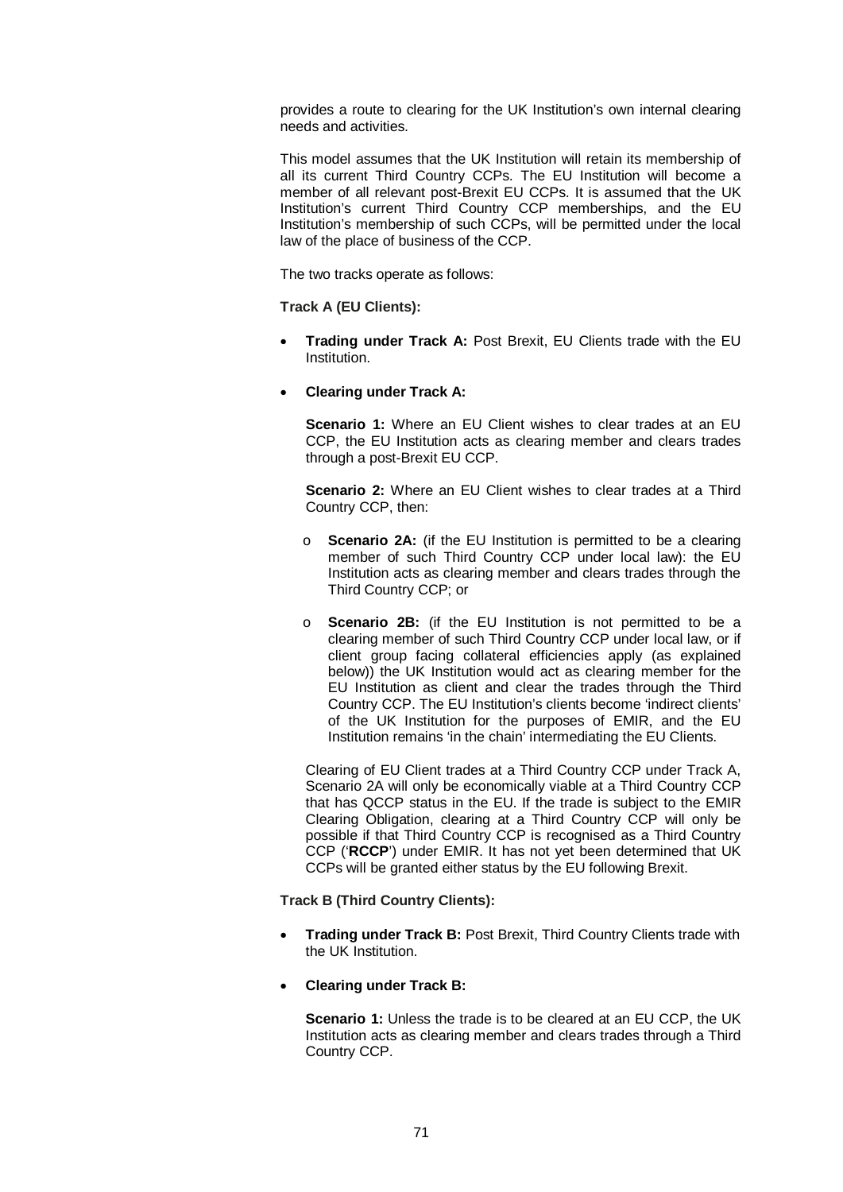provides a route to clearing for the UK Institution's own internal clearing needs and activities.

This model assumes that the UK Institution will retain its membership of all its current Third Country CCPs. The EU Institution will become a member of all relevant post-Brexit EU CCPs. It is assumed that the UK Institution's current Third Country CCP memberships, and the EU Institution's membership of such CCPs, will be permitted under the local law of the place of business of the CCP.

The two tracks operate as follows:

**Track A (EU Clients):**

- **Trading under Track A:** Post Brexit, EU Clients trade with the EU Institution.
- **Clearing under Track A:**

  **Scenario 1:** Where an EU Client wishes to clear trades at an EU CCP, the EU Institution acts as clearing member and clears trades through a post-Brexit EU CCP.

  **Scenario 2:** Where an EU Client wishes to clear trades at a Third Country CCP, then:

  - **Scenario 2A:** (if the EU Institution is permitted to be a clearing member of such Third Country CCP under local law): the EU Institution acts as clearing member and clears trades through the Third Country CCP; or
  - **Scenario 2B:** (if the EU Institution is not permitted to be a clearing member of such Third Country CCP under local law, or if client group facing collateral efficiencies apply (as explained below)) the UK Institution would act as clearing member for the EU Institution as client and clear the trades through the Third Country CCP. The EU Institution's clients become 'indirect clients' of the UK Institution for the purposes of EMIR, and the EU Institution remains 'in the chain' intermediating the EU Clients.

  Clearing of EU Client trades at a Third Country CCP under Track A, Scenario 2A will only be economically viable at a Third Country CCP that has QCCP status in the EU. If the trade is subject to the EMIR Clearing Obligation, clearing at a Third Country CCP will only be possible if that Third Country CCP is recognised as a Third Country CCP ('**RCCP**') under EMIR. It has not yet been determined that UK CCPs will be granted either status by the EU following Brexit.

**Track B (Third Country Clients):**

- **Trading under Track B:** Post Brexit, Third Country Clients trade with the UK Institution.
- **Clearing under Track B:**

  **Scenario 1:** Unless the trade is to be cleared at an EU CCP, the UK Institution acts as clearing member and clears trades through a Third Country CCP.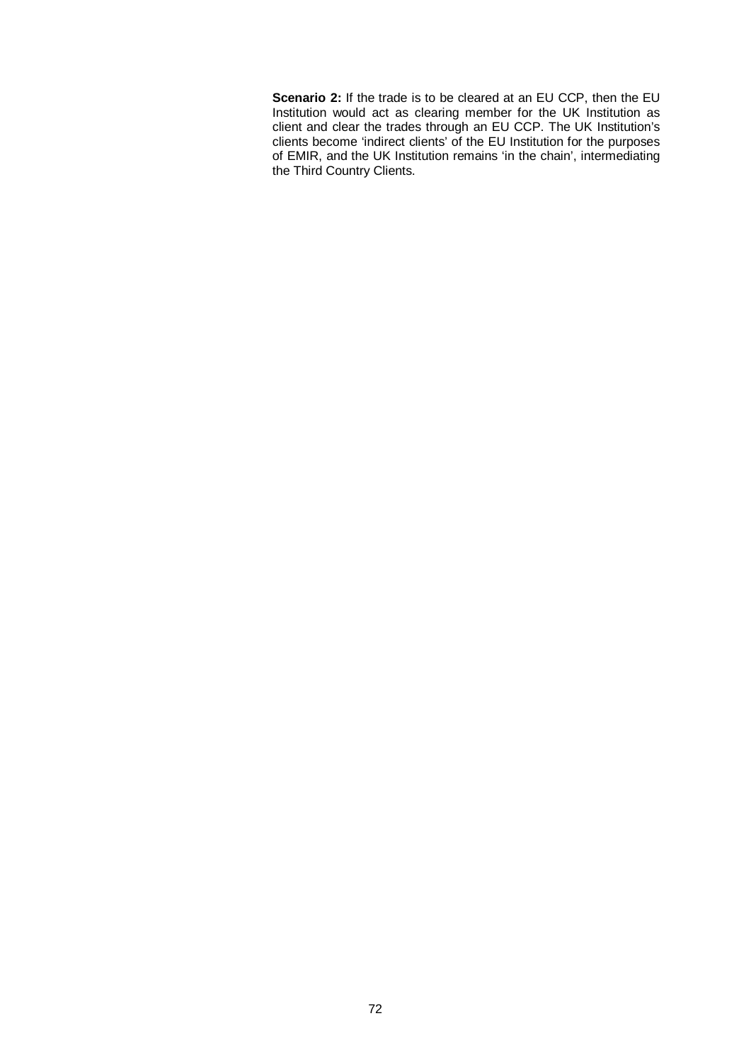**Scenario 2:** If the trade is to be cleared at an EU CCP, then the EU Institution would act as clearing member for the UK Institution as client and clear the trades through an EU CCP. The UK Institution's clients become 'indirect clients' of the EU Institution for the purposes of EMIR, and the UK Institution remains 'in the chain', intermediating the Third Country Clients.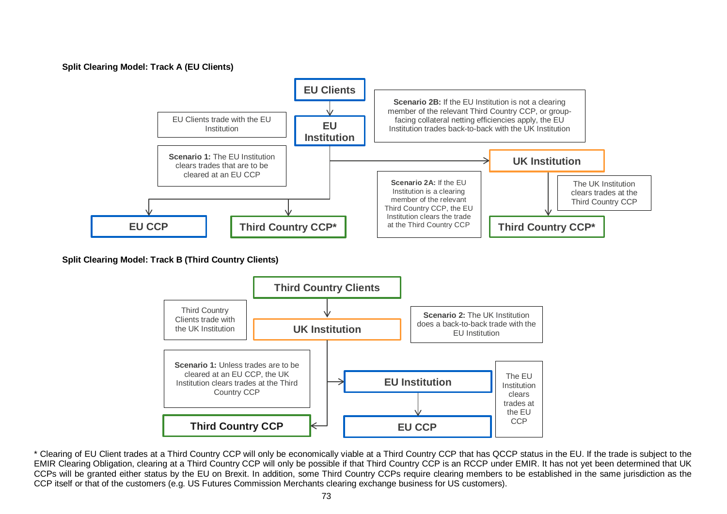**Split Clearing Model: Track A (EU Clients)**

- **EU Clients**
  - EU Clients trade with the EU Institution
- **EU Institution**
  - **Scenario 1:** The EU Institution clears trades that are to be cleared at an EU CCP
    - **EU CCP**
    - **Third Country CCP***
  - **Scenario 2A:** If the EU Institution is a clearing member of the relevant Third Country CCP, the EU Institution clears the trade at the Third Country CCP
  - **Scenario 2B:** If the EU Institution is not a clearing member of the relevant Third Country CCP, or group-facing collateral netting efficiencies apply, the EU Institution trades back-to-back with the UK Institution
    - **UK Institution**
      - The UK Institution clears trades at the Third Country CCP
      - **Third Country CCP***

**Split Clearing Model: Track B (Third Country Clients)**

- **Third Country Clients**
  - Third Country Clients trade with the UK Institution
- **UK Institution**
  - **Scenario 1:** Unless trades are to be cleared at an EU CCP, the UK Institution clears trades at the Third Country CCP
    - **Third Country CCP**
  - **Scenario 2:** The UK Institution does a back-to-back trade with the EU Institution
    - **EU Institution**
      - The EU Institution clears trades at the EU CCP
      - **EU CCP**

* Clearing of EU Client trades at a Third Country CCP will only be economically viable at a Third Country CCP that has QCCP status in the EU. If the trade is subject to the EMIR Clearing Obligation, clearing at a Third Country CCP will only be possible if that Third Country CCP is an RCCP under EMIR. It has not yet been determined that UK CCPs will be granted either status by the EU on Brexit. In addition, some Third Country CCPs require clearing members to be established in the same jurisdiction as the CCP itself or that of the customers (e.g. US Futures Commission Merchants clearing exchange business for US customers).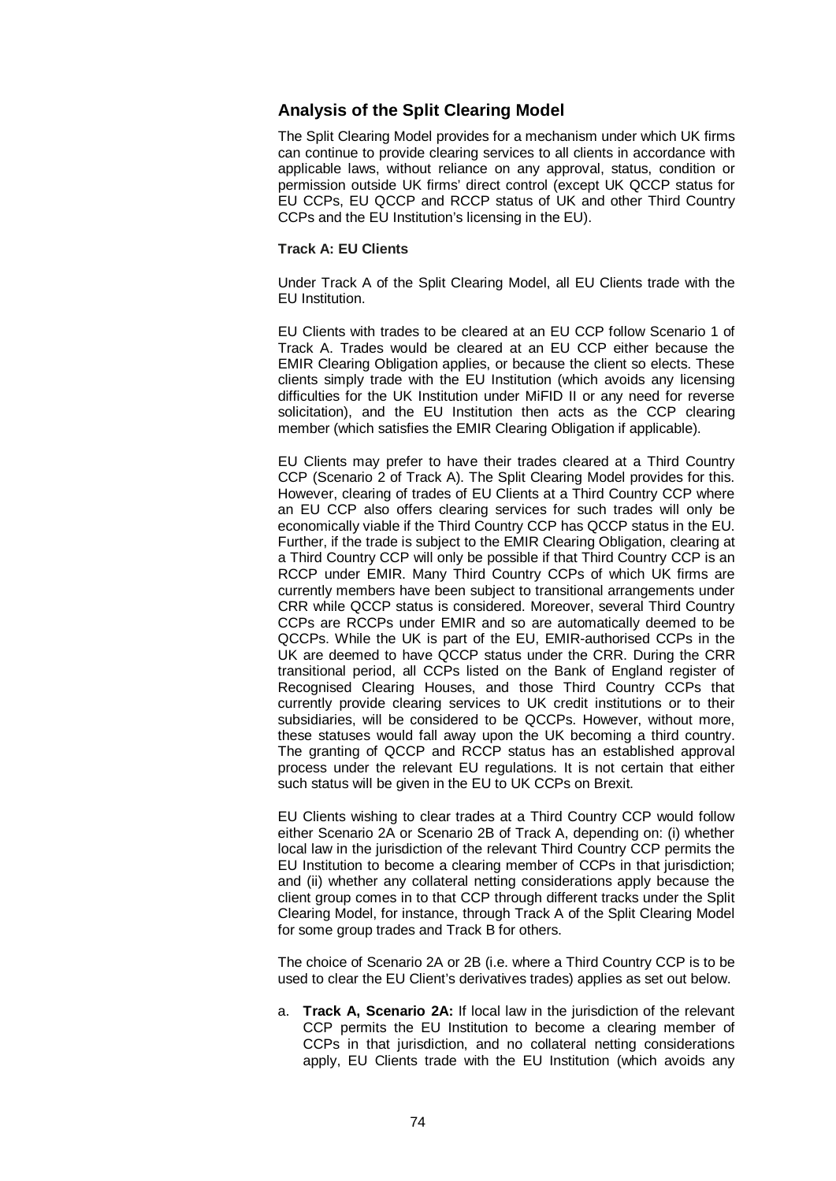## Analysis of the Split Clearing Model

The Split Clearing Model provides for a mechanism under which UK firms can continue to provide clearing services to all clients in accordance with applicable laws, without reliance on any approval, status, condition or permission outside UK firms' direct control (except UK QCCP status for EU CCPs, EU QCCP and RCCP status of UK and other Third Country CCPs and the EU Institution's licensing in the EU).

**Track A: EU Clients**

Under Track A of the Split Clearing Model, all EU Clients trade with the EU Institution.

EU Clients with trades to be cleared at an EU CCP follow Scenario 1 of Track A. Trades would be cleared at an EU CCP either because the EMIR Clearing Obligation applies, or because the client so elects. These clients simply trade with the EU Institution (which avoids any licensing difficulties for the UK Institution under MiFID II or any need for reverse solicitation), and the EU Institution then acts as the CCP clearing member (which satisfies the EMIR Clearing Obligation if applicable).

EU Clients may prefer to have their trades cleared at a Third Country CCP (Scenario 2 of Track A). The Split Clearing Model provides for this. However, clearing of trades of EU Clients at a Third Country CCP where an EU CCP also offers clearing services for such trades will only be economically viable if the Third Country CCP has QCCP status in the EU. Further, if the trade is subject to the EMIR Clearing Obligation, clearing at a Third Country CCP will only be possible if that Third Country CCP is an RCCP under EMIR. Many Third Country CCPs of which UK firms are currently members have been subject to transitional arrangements under CRR while QCCP status is considered. Moreover, several Third Country CCPs are RCCPs under EMIR and so are automatically deemed to be QCCPs. While the UK is part of the EU, EMIR-authorised CCPs in the UK are deemed to have QCCP status under the CRR. During the CRR transitional period, all CCPs listed on the Bank of England register of Recognised Clearing Houses, and those Third Country CCPs that currently provide clearing services to UK credit institutions or to their subsidiaries, will be considered to be QCCPs. However, without more, these statuses would fall away upon the UK becoming a third country. The granting of QCCP and RCCP status has an established approval process under the relevant EU regulations. It is not certain that either such status will be given in the EU to UK CCPs on Brexit.

EU Clients wishing to clear trades at a Third Country CCP would follow either Scenario 2A or Scenario 2B of Track A, depending on: (i) whether local law in the jurisdiction of the relevant Third Country CCP permits the EU Institution to become a clearing member of CCPs in that jurisdiction; and (ii) whether any collateral netting considerations apply because the client group comes in to that CCP through different tracks under the Split Clearing Model, for instance, through Track A of the Split Clearing Model for some group trades and Track B for others.

The choice of Scenario 2A or 2B (i.e. where a Third Country CCP is to be used to clear the EU Client's derivatives trades) applies as set out below.

a. **Track A, Scenario 2A:** If local law in the jurisdiction of the relevant CCP permits the EU Institution to become a clearing member of CCPs in that jurisdiction, and no collateral netting considerations apply, EU Clients trade with the EU Institution (which avoids any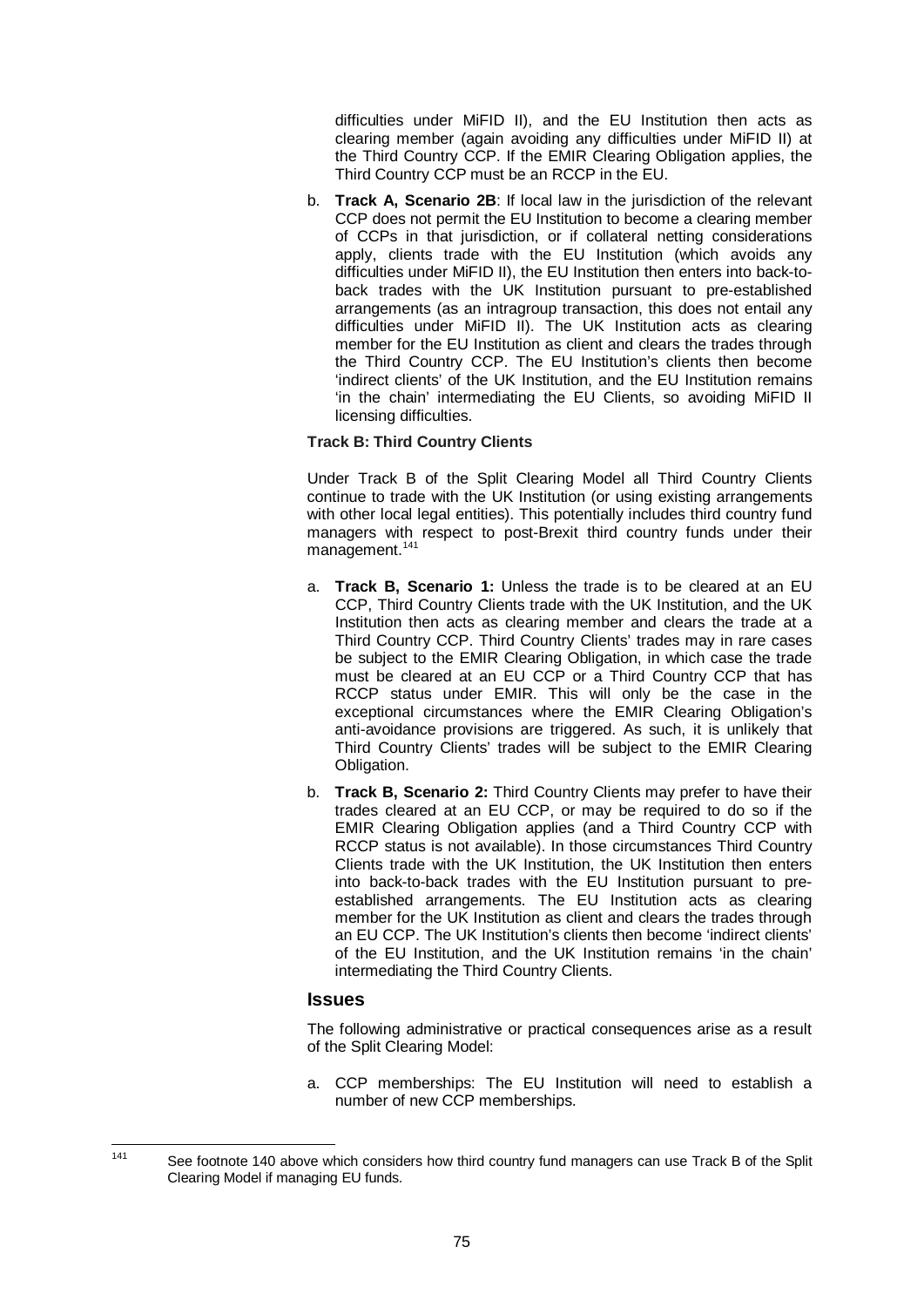difficulties under MiFID II), and the EU Institution then acts as clearing member (again avoiding any difficulties under MiFID II) at the Third Country CCP. If the EMIR Clearing Obligation applies, the Third Country CCP must be an RCCP in the EU.

b. **Track A, Scenario 2B**: If local law in the jurisdiction of the relevant CCP does not permit the EU Institution to become a clearing member of CCPs in that jurisdiction, or if collateral netting considerations apply, clients trade with the EU Institution (which avoids any difficulties under MiFID II), the EU Institution then enters into back-to-back trades with the UK Institution pursuant to pre-established arrangements (as an intragroup transaction, this does not entail any difficulties under MiFID II). The UK Institution acts as clearing member for the EU Institution as client and clears the trades through the Third Country CCP. The EU Institution's clients then become 'indirect clients' of the UK Institution, and the EU Institution remains 'in the chain' intermediating the EU Clients, so avoiding MiFID II licensing difficulties.

**Track B: Third Country Clients**

Under Track B of the Split Clearing Model all Third Country Clients continue to trade with the UK Institution (or using existing arrangements with other local legal entities). This potentially includes third country fund managers with respect to post-Brexit third country funds under their management.[141]

a. **Track B, Scenario 1:** Unless the trade is to be cleared at an EU CCP, Third Country Clients trade with the UK Institution, and the UK Institution then acts as clearing member and clears the trade at a Third Country CCP. Third Country Clients' trades may in rare cases be subject to the EMIR Clearing Obligation, in which case the trade must be cleared at an EU CCP or a Third Country CCP that has RCCP status under EMIR. This will only be the case in the exceptional circumstances where the EMIR Clearing Obligation's anti-avoidance provisions are triggered. As such, it is unlikely that Third Country Clients' trades will be subject to the EMIR Clearing Obligation.

b. **Track B, Scenario 2:** Third Country Clients may prefer to have their trades cleared at an EU CCP, or may be required to do so if the EMIR Clearing Obligation applies (and a Third Country CCP with RCCP status is not available). In those circumstances Third Country Clients trade with the UK Institution, the UK Institution then enters into back-to-back trades with the EU Institution pursuant to pre-established arrangements. The EU Institution acts as clearing member for the UK Institution as client and clears the trades through an EU CCP. The UK Institution's clients then become 'indirect clients' of the EU Institution, and the UK Institution remains 'in the chain' intermediating the Third Country Clients.

## Issues

The following administrative or practical consequences arise as a result of the Split Clearing Model:

a. CCP memberships: The EU Institution will need to establish a number of new CCP memberships.

---

[141] See footnote 140 above which considers how third country fund managers can use Track B of the Split Clearing Model if managing EU funds.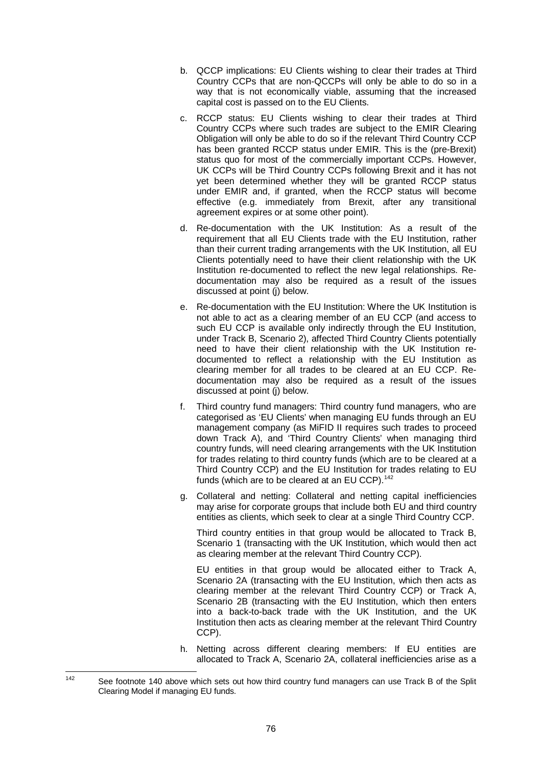b. QCCP implications: EU Clients wishing to clear their trades at Third Country CCPs that are non-QCCPs will only be able to do so in a way that is not economically viable, assuming that the increased capital cost is passed on to the EU Clients.

c. RCCP status: EU Clients wishing to clear their trades at Third Country CCPs where such trades are subject to the EMIR Clearing Obligation will only be able to do so if the relevant Third Country CCP has been granted RCCP status under EMIR. This is the (pre-Brexit) status quo for most of the commercially important CCPs. However, UK CCPs will be Third Country CCPs following Brexit and it has not yet been determined whether they will be granted RCCP status under EMIR and, if granted, when the RCCP status will become effective (e.g. immediately from Brexit, after any transitional agreement expires or at some other point).

d. Re-documentation with the UK Institution: As a result of the requirement that all EU Clients trade with the EU Institution, rather than their current trading arrangements with the UK Institution, all EU Clients potentially need to have their client relationship with the UK Institution re-documented to reflect the new legal relationships. Re-documentation may also be required as a result of the issues discussed at point (j) below.

e. Re-documentation with the EU Institution: Where the UK Institution is not able to act as a clearing member of an EU CCP (and access to such EU CCP is available only indirectly through the EU Institution, under Track B, Scenario 2), affected Third Country Clients potentially need to have their client relationship with the UK Institution re-documented to reflect a relationship with the EU Institution as clearing member for all trades to be cleared at an EU CCP. Re-documentation may also be required as a result of the issues discussed at point (j) below.

f. Third country fund managers: Third country fund managers, who are categorised as 'EU Clients' when managing EU funds through an EU management company (as MiFID II requires such trades to proceed down Track A), and 'Third Country Clients' when managing third country funds, will need clearing arrangements with the UK Institution for trades relating to third country funds (which are to be cleared at a Third Country CCP) and the EU Institution for trades relating to EU funds (which are to be cleared at an EU CCP).[142]

g. Collateral and netting: Collateral and netting capital inefficiencies may arise for corporate groups that include both EU and third country entities as clients, which seek to clear at a single Third Country CCP.

   Third country entities in that group would be allocated to Track B, Scenario 1 (transacting with the UK Institution, which would then act as clearing member at the relevant Third Country CCP).

   EU entities in that group would be allocated either to Track A, Scenario 2A (transacting with the EU Institution, which then acts as clearing member at the relevant Third Country CCP) or Track A, Scenario 2B (transacting with the EU Institution, which then enters into a back-to-back trade with the UK Institution, and the UK Institution then acts as clearing member at the relevant Third Country CCP).

h. Netting across different clearing members: If EU entities are allocated to Track A, Scenario 2A, collateral inefficiencies arise as a

---

[142] See footnote 140 above which sets out how third country fund managers can use Track B of the Split Clearing Model if managing EU funds.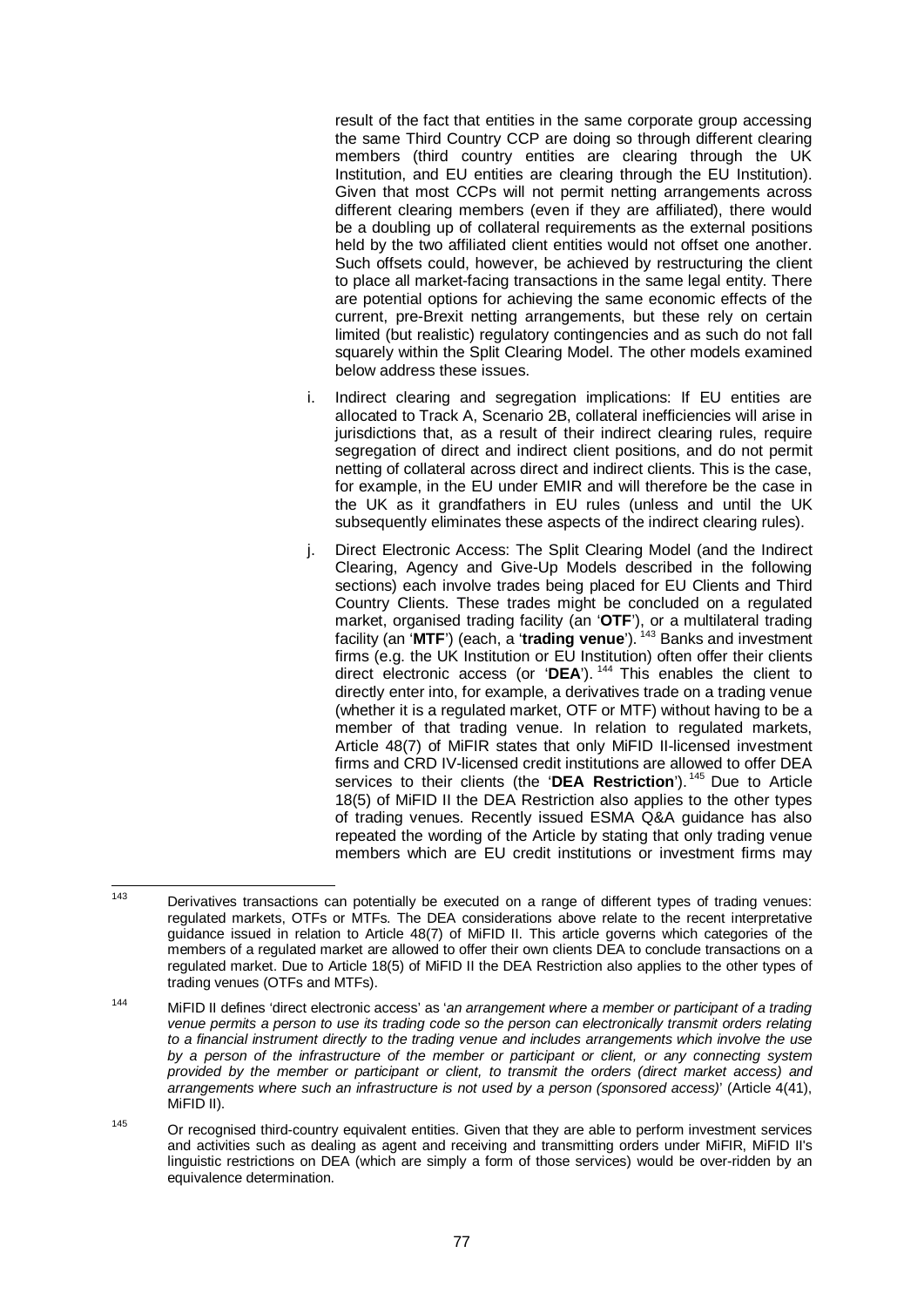result of the fact that entities in the same corporate group accessing the same Third Country CCP are doing so through different clearing members (third country entities are clearing through the UK Institution, and EU entities are clearing through the EU Institution). Given that most CCPs will not permit netting arrangements across different clearing members (even if they are affiliated), there would be a doubling up of collateral requirements as the external positions held by the two affiliated client entities would not offset one another. Such offsets could, however, be achieved by restructuring the client to place all market-facing transactions in the same legal entity. There are potential options for achieving the same economic effects of the current, pre-Brexit netting arrangements, but these rely on certain limited (but realistic) regulatory contingencies and as such do not fall squarely within the Split Clearing Model. The other models examined below address these issues.

i. Indirect clearing and segregation implications: If EU entities are allocated to Track A, Scenario 2B, collateral inefficiencies will arise in jurisdictions that, as a result of their indirect clearing rules, require segregation of direct and indirect client positions, and do not permit netting of collateral across direct and indirect clients. This is the case, for example, in the EU under EMIR and will therefore be the case in the UK as it grandfathers in EU rules (unless and until the UK subsequently eliminates these aspects of the indirect clearing rules).

j. Direct Electronic Access: The Split Clearing Model (and the Indirect Clearing, Agency and Give-Up Models described in the following sections) each involve trades being placed for EU Clients and Third Country Clients. These trades might be concluded on a regulated market, organised trading facility (an '**OTF**'), or a multilateral trading facility (an '**MTF**') (each, a '**trading venue**').[143] Banks and investment firms (e.g. the UK Institution or EU Institution) often offer their clients direct electronic access (or '**DEA**').[144] This enables the client to directly enter into, for example, a derivatives trade on a trading venue (whether it is a regulated market, OTF or MTF) without having to be a member of that trading venue. In relation to regulated markets, Article 48(7) of MiFIR states that only MiFID II-licensed investment firms and CRD IV-licensed credit institutions are allowed to offer DEA services to their clients (the '**DEA Restriction**').[145] Due to Article 18(5) of MiFID II the DEA Restriction also applies to the other types of trading venues. Recently issued ESMA Q&A guidance has also repeated the wording of the Article by stating that only trading venue members which are EU credit institutions or investment firms may

---

[143] Derivatives transactions can potentially be executed on a range of different types of trading venues: regulated markets, OTFs or MTFs. The DEA considerations above relate to the recent interpretative guidance issued in relation to Article 48(7) of MiFID II. This article governs which categories of the members of a regulated market are allowed to offer their own clients DEA to conclude transactions on a regulated market. Due to Article 18(5) of MiFID II the DEA Restriction also applies to the other types of trading venues (OTFs and MTFs).

[144] MiFID II defines 'direct electronic access' as '*an arrangement where a member or participant of a trading venue permits a person to use its trading code so the person can electronically transmit orders relating to a financial instrument directly to the trading venue and includes arrangements which involve the use by a person of the infrastructure of the member or participant or client, or any connecting system provided by the member or participant or client, to transmit the orders (direct market access) and arrangements where such an infrastructure is not used by a person (sponsored access)*' (Article 4(41), MiFID II).

[145] Or recognised third-country equivalent entities. Given that they are able to perform investment services and activities such as dealing as agent and receiving and transmitting orders under MiFIR, MiFID II's linguistic restrictions on DEA (which are simply a form of those services) would be over-ridden by an equivalence determination.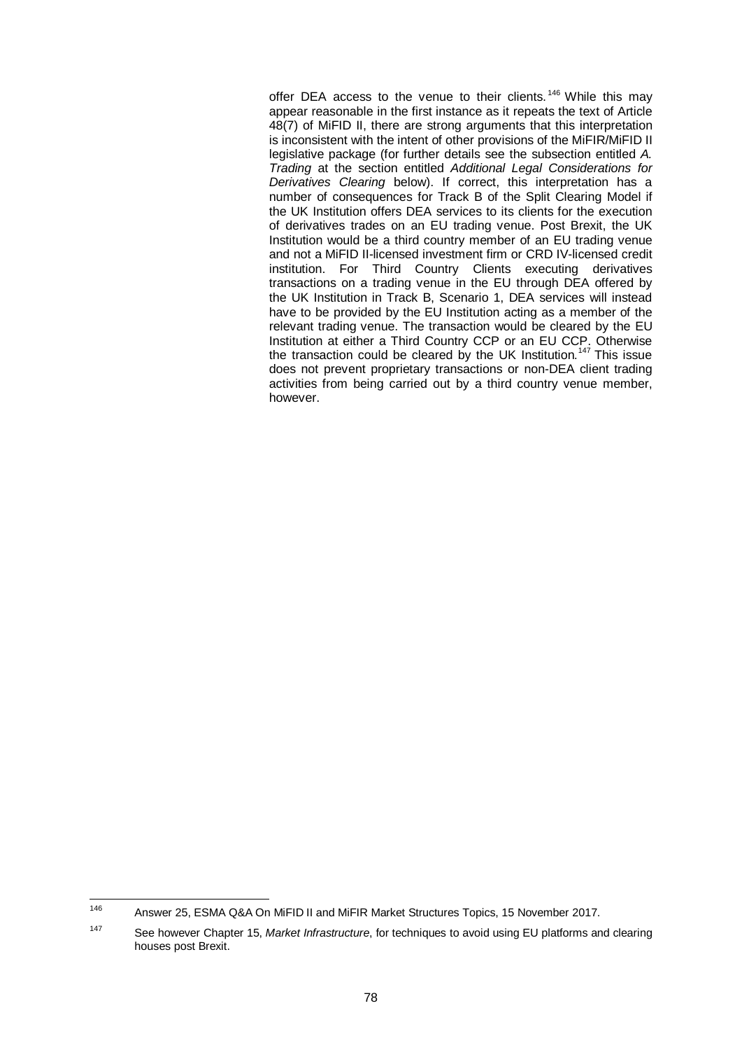offer DEA access to the venue to their clients.[146] While this may appear reasonable in the first instance as it repeats the text of Article 48(7) of MiFID II, there are strong arguments that this interpretation is inconsistent with the intent of other provisions of the MiFIR/MiFID II legislative package (for further details see the subsection entitled *A. Trading* at the section entitled *Additional Legal Considerations for Derivatives Clearing* below). If correct, this interpretation has a number of consequences for Track B of the Split Clearing Model if the UK Institution offers DEA services to its clients for the execution of derivatives trades on an EU trading venue. Post Brexit, the UK Institution would be a third country member of an EU trading venue and not a MiFID II-licensed investment firm or CRD IV-licensed credit institution. For Third Country Clients executing derivatives transactions on a trading venue in the EU through DEA offered by the UK Institution in Track B, Scenario 1, DEA services will instead have to be provided by the EU Institution acting as a member of the relevant trading venue. The transaction would be cleared by the EU Institution at either a Third Country CCP or an EU CCP. Otherwise the transaction could be cleared by the UK Institution.[147] This issue does not prevent proprietary transactions or non-DEA client trading activities from being carried out by a third country venue member, however.

---

[146] Answer 25, ESMA Q&A On MiFID II and MiFIR Market Structures Topics, 15 November 2017.

[147] See however Chapter 15, *Market Infrastructure*, for techniques to avoid using EU platforms and clearing houses post Brexit.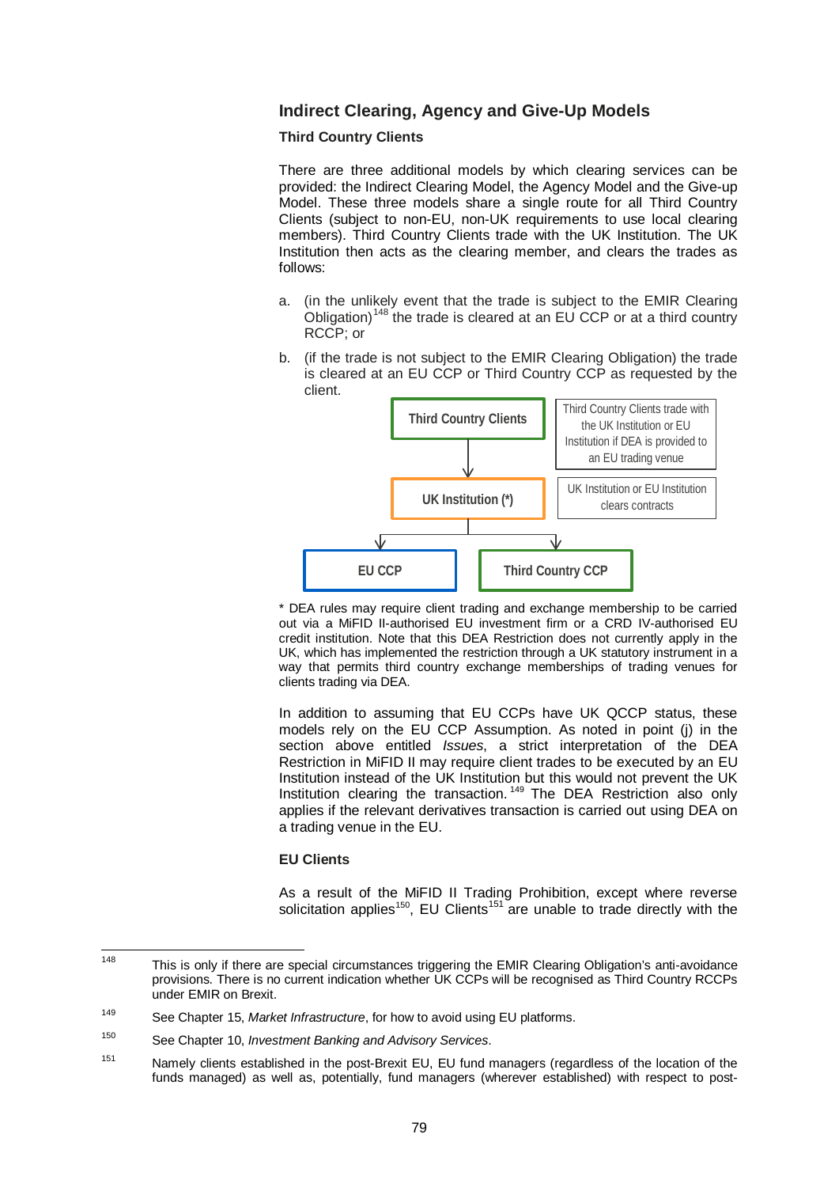## Indirect Clearing, Agency and Give-Up Models

### Third Country Clients

There are three additional models by which clearing services can be provided: the Indirect Clearing Model, the Agency Model and the Give-up Model. These three models share a single route for all Third Country Clients (subject to non-EU, non-UK requirements to use local clearing members). Third Country Clients trade with the UK Institution. The UK Institution then acts as the clearing member, and clears the trades as follows:

a. (in the unlikely event that the trade is subject to the EMIR Clearing Obligation)[148] the trade is cleared at an EU CCP or at a third country RCCP; or

b. (if the trade is not subject to the EMIR Clearing Obligation) the trade is cleared at an EU CCP or Third Country CCP as requested by the client.

Third Country Clients → UK Institution (*) → EU CCP / Third Country CCP

Third Country Clients trade with the UK Institution or EU Institution if DEA is provided to an EU trading venue

UK Institution or EU Institution clears contracts

\* DEA rules may require client trading and exchange membership to be carried out via a MiFID II-authorised EU investment firm or a CRD IV-authorised EU credit institution. Note that this DEA Restriction does not currently apply in the UK, which has implemented the restriction through a UK statutory instrument in a way that permits third country exchange memberships of trading venues for clients trading via DEA.

In addition to assuming that EU CCPs have UK QCCP status, these models rely on the EU CCP Assumption. As noted in point (j) in the section above entitled *Issues*, a strict interpretation of the DEA Restriction in MiFID II may require client trades to be executed by an EU Institution instead of the UK Institution but this would not prevent the UK Institution clearing the transaction.[149] The DEA Restriction also only applies if the relevant derivatives transaction is carried out using DEA on a trading venue in the EU.

### EU Clients

As a result of the MiFID II Trading Prohibition, except where reverse solicitation applies[150], EU Clients[151] are unable to trade directly with the

---

[148] This is only if there are special circumstances triggering the EMIR Clearing Obligation's anti-avoidance provisions. There is no current indication whether UK CCPs will be recognised as Third Country RCCPs under EMIR on Brexit.

[149] See Chapter 15, *Market Infrastructure*, for how to avoid using EU platforms.

[150] See Chapter 10, *Investment Banking and Advisory Services*.

[151] Namely clients established in the post-Brexit EU, EU fund managers (regardless of the location of the funds managed) as well as, potentially, fund managers (wherever established) with respect to post-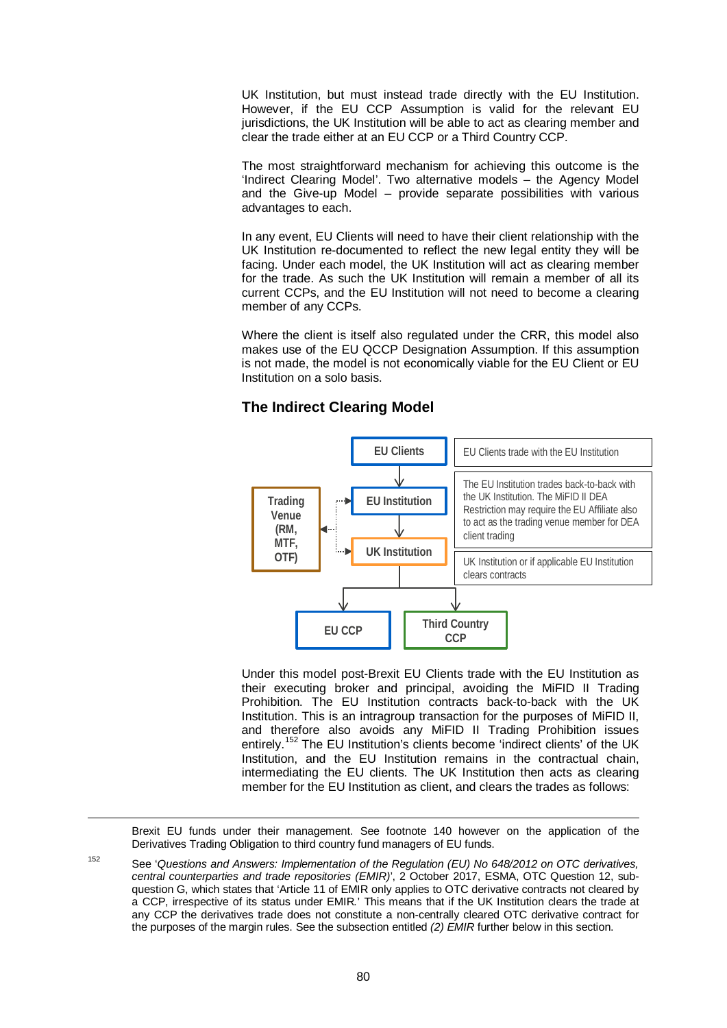UK Institution, but must instead trade directly with the EU Institution. However, if the EU CCP Assumption is valid for the relevant EU jurisdictions, the UK Institution will be able to act as clearing member and clear the trade either at an EU CCP or a Third Country CCP.

The most straightforward mechanism for achieving this outcome is the 'Indirect Clearing Model'. Two alternative models – the Agency Model and the Give-up Model – provide separate possibilities with various advantages to each.

In any event, EU Clients will need to have their client relationship with the UK Institution re-documented to reflect the new legal entity they will be facing. Under each model, the UK Institution will act as clearing member for the trade. As such the UK Institution will remain a member of all its current CCPs, and the EU Institution will not need to become a clearing member of any CCPs.

Where the client is itself also regulated under the CRR, this model also makes use of the EU QCCP Designation Assumption. If this assumption is not made, the model is not economically viable for the EU Client or EU Institution on a solo basis.

### The Indirect Clearing Model

EU Clients → EU Institution → UK Institution → EU CCP / Third Country CCP

Trading Venue (RM, MTF, OTF)

EU Clients trade with the EU Institution

The EU Institution trades back-to-back with the UK Institution. The MiFID II DEA Restriction may require the EU Affiliate also to act as the trading venue member for DEA client trading

UK Institution or if applicable EU Institution clears contracts

Under this model post-Brexit EU Clients trade with the EU Institution as their executing broker and principal, avoiding the MiFID II Trading Prohibition. The EU Institution contracts back-to-back with the UK Institution. This is an intragroup transaction for the purposes of MiFID II, and therefore also avoids any MiFID II Trading Prohibition issues entirely.[152] The EU Institution's clients become 'indirect clients' of the UK Institution, and the EU Institution remains in the contractual chain, intermediating the EU clients. The UK Institution then acts as clearing member for the EU Institution as client, and clears the trades as follows:

---

Brexit EU funds under their management. See footnote 140 however on the application of the Derivatives Trading Obligation to third country fund managers of EU funds.

[152] See '*Questions and Answers: Implementation of the Regulation (EU) No 648/2012 on OTC derivatives, central counterparties and trade repositories (EMIR)*', 2 October 2017, ESMA, OTC Question 12, sub-question G, which states that 'Article 11 of EMIR only applies to OTC derivative contracts not cleared by a CCP, irrespective of its status under EMIR.' This means that if the UK Institution clears the trade at any CCP the derivatives trade does not constitute a non-centrally cleared OTC derivative contract for the purposes of the margin rules. See the subsection entitled *(2) EMIR* further below in this section.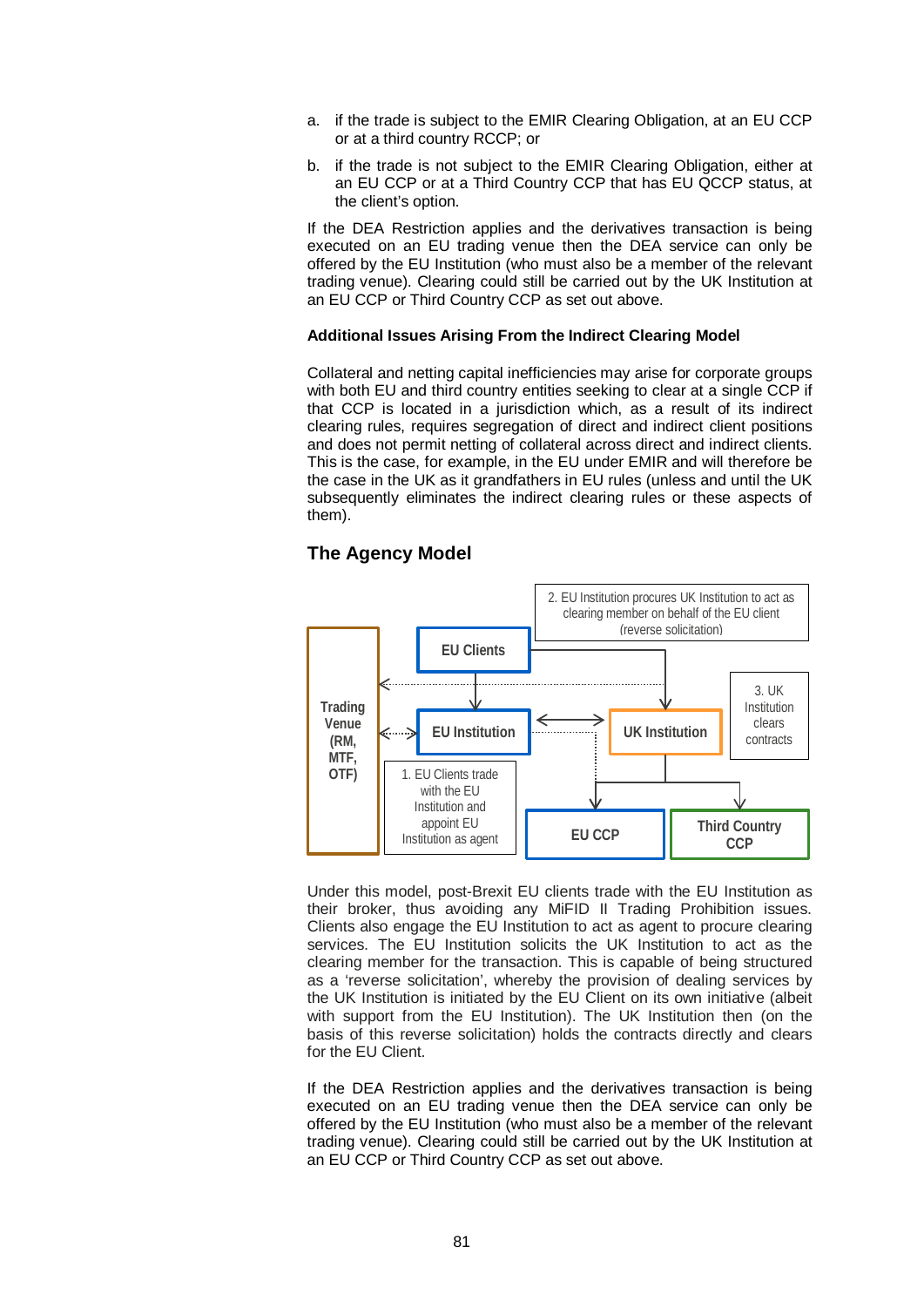a. if the trade is subject to the EMIR Clearing Obligation, at an EU CCP or at a third country RCCP; or

b. if the trade is not subject to the EMIR Clearing Obligation, either at an EU CCP or at a Third Country CCP that has EU QCCP status, at the client's option.

If the DEA Restriction applies and the derivatives transaction is being executed on an EU trading venue then the DEA service can only be offered by the EU Institution (who must also be a member of the relevant trading venue). Clearing could still be carried out by the UK Institution at an EU CCP or Third Country CCP as set out above.

**Additional Issues Arising From the Indirect Clearing Model**

Collateral and netting capital inefficiencies may arise for corporate groups with both EU and third country entities seeking to clear at a single CCP if that CCP is located in a jurisdiction which, as a result of its indirect clearing rules, requires segregation of direct and indirect client positions and does not permit netting of collateral across direct and indirect clients. This is the case, for example, in the EU under EMIR and will therefore be the case in the UK as it grandfathers in EU rules (unless and until the UK subsequently eliminates the indirect clearing rules or these aspects of them).

## The Agency Model

Trading Venue (RM, MTF, OTF)

EU Clients

EU Institution

UK Institution

EU CCP

Third Country CCP

1. EU Clients trade with the EU Institution and appoint EU Institution as agent

2. EU Institution procures UK Institution to act as clearing member on behalf of the EU client (reverse solicitation)

3. UK Institution clears contracts

Under this model, post-Brexit EU clients trade with the EU Institution as their broker, thus avoiding any MiFID II Trading Prohibition issues. Clients also engage the EU Institution to act as agent to procure clearing services. The EU Institution solicits the UK Institution to act as the clearing member for the transaction. This is capable of being structured as a 'reverse solicitation', whereby the provision of dealing services by the UK Institution is initiated by the EU Client on its own initiative (albeit with support from the EU Institution). The UK Institution then (on the basis of this reverse solicitation) holds the contracts directly and clears for the EU Client.

If the DEA Restriction applies and the derivatives transaction is being executed on an EU trading venue then the DEA service can only be offered by the EU Institution (who must also be a member of the relevant trading venue). Clearing could still be carried out by the UK Institution at an EU CCP or Third Country CCP as set out above.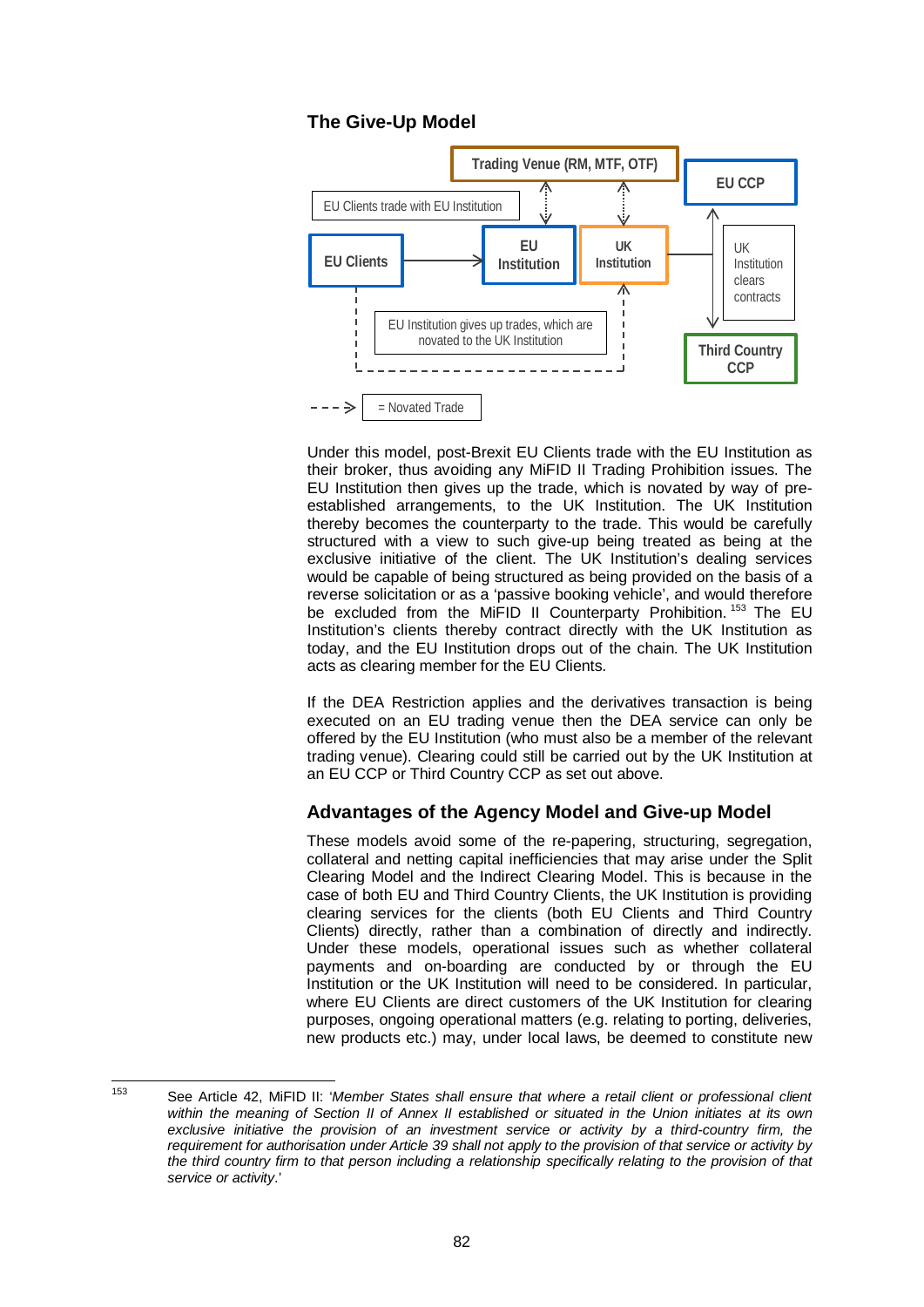### The Give-Up Model

Trading Venue (RM, MTF, OTF)

EU CCP

EU Clients trade with EU Institution

EU Clients

EU Institution

UK Institution

UK Institution clears contracts

EU Institution gives up trades, which are novated to the UK Institution

Third Country CCP

= Novated Trade

Under this model, post-Brexit EU Clients trade with the EU Institution as their broker, thus avoiding any MiFID II Trading Prohibition issues. The EU Institution then gives up the trade, which is novated by way of pre-established arrangements, to the UK Institution. The UK Institution thereby becomes the counterparty to the trade. This would be carefully structured with a view to such give-up being treated as being at the exclusive initiative of the client. The UK Institution's dealing services would be capable of being structured as being provided on the basis of a reverse solicitation or as a 'passive booking vehicle', and would therefore be excluded from the MiFID II Counterparty Prohibition.[153] The EU Institution's clients thereby contract directly with the UK Institution as today, and the EU Institution drops out of the chain. The UK Institution acts as clearing member for the EU Clients.

If the DEA Restriction applies and the derivatives transaction is being executed on an EU trading venue then the DEA service can only be offered by the EU Institution (who must also be a member of the relevant trading venue). Clearing could still be carried out by the UK Institution at an EU CCP or Third Country CCP as set out above.

### Advantages of the Agency Model and Give-up Model

These models avoid some of the re-papering, structuring, segregation, collateral and netting capital inefficiencies that may arise under the Split Clearing Model and the Indirect Clearing Model. This is because in the case of both EU and Third Country Clients, the UK Institution is providing clearing services for the clients (both EU Clients and Third Country Clients) directly, rather than a combination of directly and indirectly. Under these models, operational issues such as whether collateral payments and on-boarding are conducted by or through the EU Institution or the UK Institution will need to be considered. In particular, where EU Clients are direct customers of the UK Institution for clearing purposes, ongoing operational matters (e.g. relating to porting, deliveries, new products etc.) may, under local laws, be deemed to constitute new

---

[153] See Article 42, MiFID II: '*Member States shall ensure that where a retail client or professional client within the meaning of Section II of Annex II established or situated in the Union initiates at its own exclusive initiative the provision of an investment service or activity by a third-country firm, the requirement for authorisation under Article 39 shall not apply to the provision of that service or activity by the third country firm to that person including a relationship specifically relating to the provision of that service or activity*.'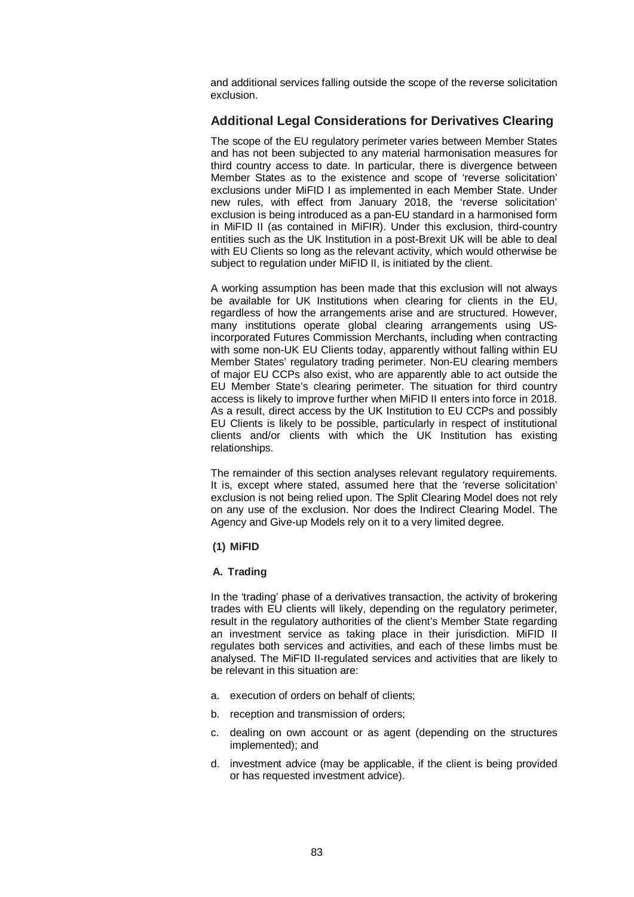and additional services falling outside the scope of the reverse solicitation exclusion.

## Additional Legal Considerations for Derivatives Clearing

The scope of the EU regulatory perimeter varies between Member States and has not been subjected to any material harmonisation measures for third country access to date. In particular, there is divergence between Member States as to the existence and scope of 'reverse solicitation' exclusions under MiFID I as implemented in each Member State. Under new rules, with effect from January 2018, the 'reverse solicitation' exclusion is being introduced as a pan-EU standard in a harmonised form in MiFID II (as contained in MiFIR). Under this exclusion, third-country entities such as the UK Institution in a post-Brexit UK will be able to deal with EU Clients so long as the relevant activity, which would otherwise be subject to regulation under MiFID II, is initiated by the client.

A working assumption has been made that this exclusion will not always be available for UK Institutions when clearing for clients in the EU, regardless of how the arrangements arise and are structured. However, many institutions operate global clearing arrangements using US-incorporated Futures Commission Merchants, including when contracting with some non-UK EU Clients today, apparently without falling within EU Member States' regulatory trading perimeter. Non-EU clearing members of major EU CCPs also exist, who are apparently able to act outside the EU Member State's clearing perimeter. The situation for third country access is likely to improve further when MiFID II enters into force in 2018. As a result, direct access by the UK Institution to EU CCPs and possibly EU Clients is likely to be possible, particularly in respect of institutional clients and/or clients with which the UK Institution has existing relationships.

The remainder of this section analyses relevant regulatory requirements. It is, except where stated, assumed here that the 'reverse solicitation' exclusion is not being relied upon. The Split Clearing Model does not rely on any use of the exclusion. Nor does the Indirect Clearing Model. The Agency and Give-up Models rely on it to a very limited degree.

### (1) MiFID

#### A. Trading

In the 'trading' phase of a derivatives transaction, the activity of brokering trades with EU clients will likely, depending on the regulatory perimeter, result in the regulatory authorities of the client's Member State regarding an investment service as taking place in their jurisdiction. MiFID II regulates both services and activities, and each of these limbs must be analysed. The MiFID II-regulated services and activities that are likely to be relevant in this situation are:

a. execution of orders on behalf of clients;

b. reception and transmission of orders;

c. dealing on own account or as agent (depending on the structures implemented); and

d. investment advice (may be applicable, if the client is being provided or has requested investment advice).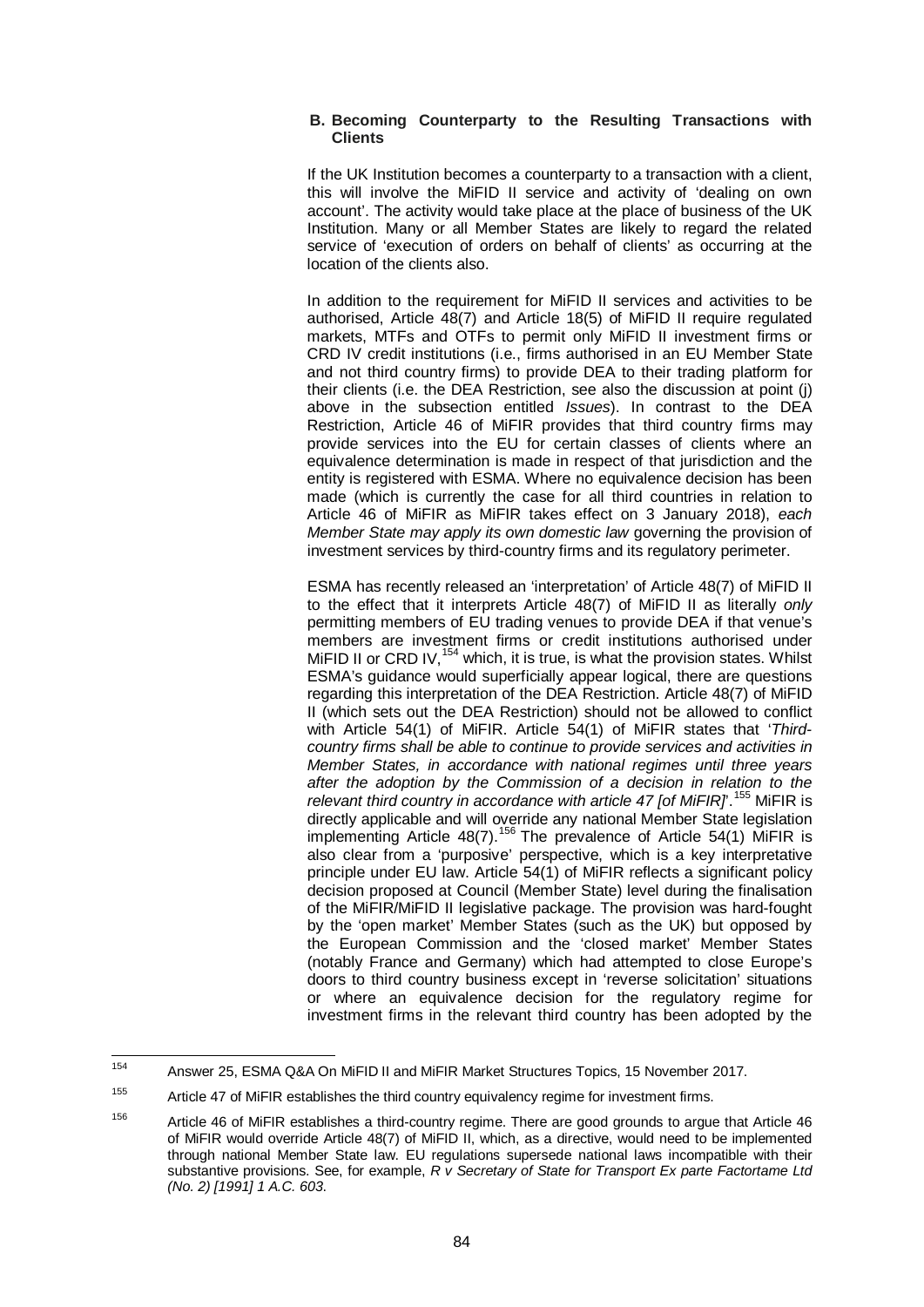### B. Becoming Counterparty to the Resulting Transactions with Clients

If the UK Institution becomes a counterparty to a transaction with a client, this will involve the MiFID II service and activity of 'dealing on own account'. The activity would take place at the place of business of the UK Institution. Many or all Member States are likely to regard the related service of 'execution of orders on behalf of clients' as occurring at the location of the clients also.

In addition to the requirement for MiFID II services and activities to be authorised, Article 48(7) and Article 18(5) of MiFID II require regulated markets, MTFs and OTFs to permit only MiFID II investment firms or CRD IV credit institutions (i.e., firms authorised in an EU Member State and not third country firms) to provide DEA to their trading platform for their clients (i.e. the DEA Restriction, see also the discussion at point (j) above in the subsection entitled *Issues*). In contrast to the DEA Restriction, Article 46 of MiFIR provides that third country firms may provide services into the EU for certain classes of clients where an equivalence determination is made in respect of that jurisdiction and the entity is registered with ESMA. Where no equivalence decision has been made (which is currently the case for all third countries in relation to Article 46 of MiFIR as MiFIR takes effect on 3 January 2018), *each Member State may apply its own domestic law* governing the provision of investment services by third-country firms and its regulatory perimeter.

ESMA has recently released an 'interpretation' of Article 48(7) of MiFID II to the effect that it interprets Article 48(7) of MiFID II as literally *only* permitting members of EU trading venues to provide DEA if that venue's members are investment firms or credit institutions authorised under MiFID II or CRD IV,[154] which, it is true, is what the provision states. Whilst ESMA's guidance would superficially appear logical, there are questions regarding this interpretation of the DEA Restriction. Article 48(7) of MiFID II (which sets out the DEA Restriction) should not be allowed to conflict with Article 54(1) of MiFIR. Article 54(1) of MiFIR states that '*Third-country firms shall be able to continue to provide services and activities in Member States, in accordance with national regimes until three years after the adoption by the Commission of a decision in relation to the relevant third country in accordance with article 47 [of MiFIR]*'.[155] MiFIR is directly applicable and will override any national Member State legislation implementing Article 48(7).[156] The prevalence of Article 54(1) MiFIR is also clear from a 'purposive' perspective, which is a key interpretative principle under EU law. Article 54(1) of MiFIR reflects a significant policy decision proposed at Council (Member State) level during the finalisation of the MiFIR/MiFID II legislative package. The provision was hard-fought by the 'open market' Member States (such as the UK) but opposed by the European Commission and the 'closed market' Member States (notably France and Germany) which had attempted to close Europe's doors to third country business except in 'reverse solicitation' situations or where an equivalence decision for the regulatory regime for investment firms in the relevant third country has been adopted by the

---

[154] Answer 25, ESMA Q&A On MiFID II and MiFIR Market Structures Topics, 15 November 2017.

[155] Article 47 of MiFIR establishes the third country equivalency regime for investment firms.

[156] Article 46 of MiFIR establishes a third-country regime. There are good grounds to argue that Article 46 of MiFIR would override Article 48(7) of MiFID II, which, as a directive, would need to be implemented through national Member State law. EU regulations supersede national laws incompatible with their substantive provisions. See, for example, *R v Secretary of State for Transport Ex parte Factortame Ltd (No. 2) [1991] 1 A.C. 603*.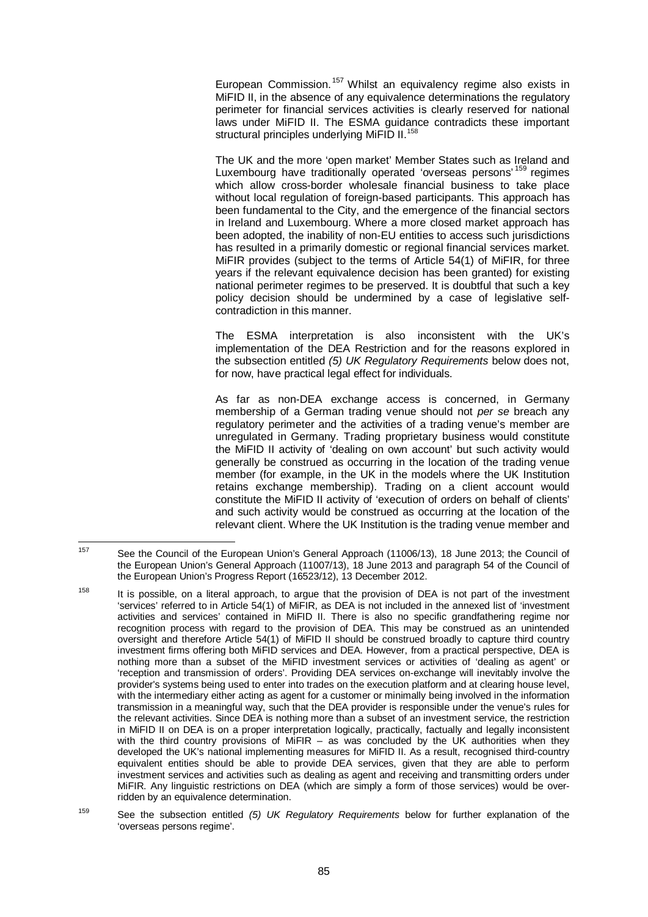European Commission.[157] Whilst an equivalency regime also exists in MiFID II, in the absence of any equivalence determinations the regulatory perimeter for financial services activities is clearly reserved for national laws under MiFID II. The ESMA guidance contradicts these important structural principles underlying MiFID II.[158]

The UK and the more 'open market' Member States such as Ireland and Luxembourg have traditionally operated 'overseas persons'[159] regimes which allow cross-border wholesale financial business to take place without local regulation of foreign-based participants. This approach has been fundamental to the City, and the emergence of the financial sectors in Ireland and Luxembourg. Where a more closed market approach has been adopted, the inability of non-EU entities to access such jurisdictions has resulted in a primarily domestic or regional financial services market. MiFIR provides (subject to the terms of Article 54(1) of MiFIR, for three years if the relevant equivalence decision has been granted) for existing national perimeter regimes to be preserved. It is doubtful that such a key policy decision should be undermined by a case of legislative self-contradiction in this manner.

The ESMA interpretation is also inconsistent with the UK's implementation of the DEA Restriction and for the reasons explored in the subsection entitled *(5) UK Regulatory Requirements* below does not, for now, have practical legal effect for individuals.

As far as non-DEA exchange access is concerned, in Germany membership of a German trading venue should not *per se* breach any regulatory perimeter and the activities of a trading venue's member are unregulated in Germany. Trading proprietary business would constitute the MiFID II activity of 'dealing on own account' but such activity would generally be construed as occurring in the location of the trading venue member (for example, in the UK in the models where the UK Institution retains exchange membership). Trading on a client account would constitute the MiFID II activity of 'execution of orders on behalf of clients' and such activity would be construed as occurring at the location of the relevant client. Where the UK Institution is the trading venue member and

---

[157] See the Council of the European Union's General Approach (11006/13), 18 June 2013; the Council of the European Union's General Approach (11007/13), 18 June 2013 and paragraph 54 of the Council of the European Union's Progress Report (16523/12), 13 December 2012.

[158] It is possible, on a literal approach, to argue that the provision of DEA is not part of the investment 'services' referred to in Article 54(1) of MiFIR, as DEA is not included in the annexed list of 'investment activities and services' contained in MiFID II. There is also no specific grandfathering regime nor recognition process with regard to the provision of DEA. This may be construed as an unintended oversight and therefore Article 54(1) of MiFID II should be construed broadly to capture third country investment firms offering both MiFID services and DEA. However, from a practical perspective, DEA is nothing more than a subset of the MiFID investment services or activities of 'dealing as agent' or 'reception and transmission of orders'. Providing DEA services on-exchange will inevitably involve the provider's systems being used to enter into trades on the execution platform and at clearing house level, with the intermediary either acting as agent for a customer or minimally being involved in the information transmission in a meaningful way, such that the DEA provider is responsible under the venue's rules for the relevant activities. Since DEA is nothing more than a subset of an investment service, the restriction in MiFID II on DEA is on a proper interpretation logically, practically, factually and legally inconsistent with the third country provisions of MiFIR – as was concluded by the UK authorities when they developed the UK's national implementing measures for MiFID II. As a result, recognised third-country equivalent entities should be able to provide DEA services, given that they are able to perform investment services and activities such as dealing as agent and receiving and transmitting orders under MiFIR. Any linguistic restrictions on DEA (which are simply a form of those services) would be over-ridden by an equivalence determination.

[159] See the subsection entitled *(5) UK Regulatory Requirements* below for further explanation of the 'overseas persons regime'.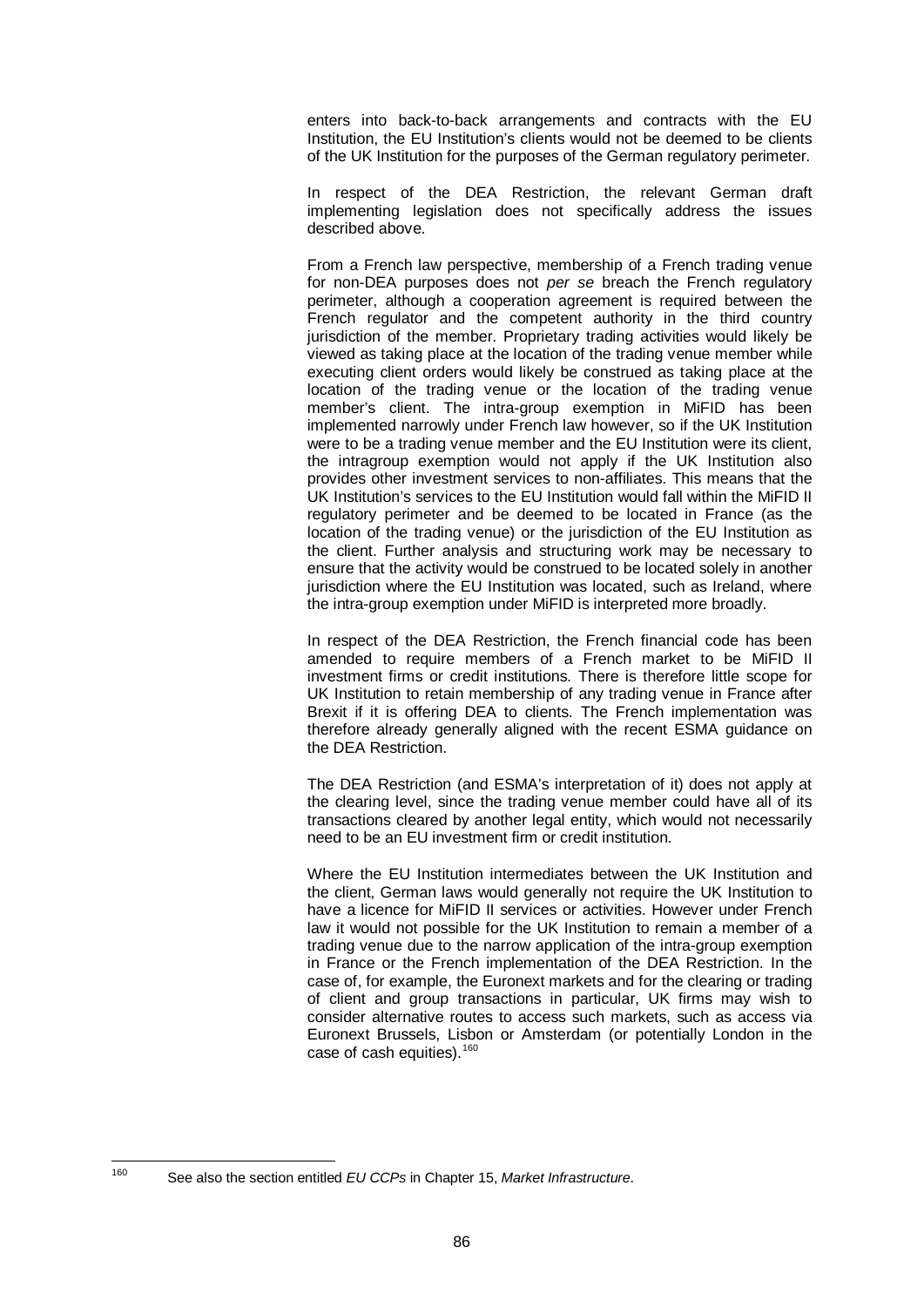enters into back-to-back arrangements and contracts with the EU Institution, the EU Institution's clients would not be deemed to be clients of the UK Institution for the purposes of the German regulatory perimeter.

In respect of the DEA Restriction, the relevant German draft implementing legislation does not specifically address the issues described above.

From a French law perspective, membership of a French trading venue for non-DEA purposes does not *per se* breach the French regulatory perimeter, although a cooperation agreement is required between the French regulator and the competent authority in the third country jurisdiction of the member. Proprietary trading activities would likely be viewed as taking place at the location of the trading venue member while executing client orders would likely be construed as taking place at the location of the trading venue or the location of the trading venue member's client. The intra-group exemption in MiFID has been implemented narrowly under French law however, so if the UK Institution were to be a trading venue member and the EU Institution were its client, the intragroup exemption would not apply if the UK Institution also provides other investment services to non-affiliates. This means that the UK Institution's services to the EU Institution would fall within the MiFID II regulatory perimeter and be deemed to be located in France (as the location of the trading venue) or the jurisdiction of the EU Institution as the client. Further analysis and structuring work may be necessary to ensure that the activity would be construed to be located solely in another jurisdiction where the EU Institution was located, such as Ireland, where the intra-group exemption under MiFID is interpreted more broadly.

In respect of the DEA Restriction, the French financial code has been amended to require members of a French market to be MiFID II investment firms or credit institutions. There is therefore little scope for UK Institution to retain membership of any trading venue in France after Brexit if it is offering DEA to clients. The French implementation was therefore already generally aligned with the recent ESMA guidance on the DEA Restriction.

The DEA Restriction (and ESMA's interpretation of it) does not apply at the clearing level, since the trading venue member could have all of its transactions cleared by another legal entity, which would not necessarily need to be an EU investment firm or credit institution.

Where the EU Institution intermediates between the UK Institution and the client, German laws would generally not require the UK Institution to have a licence for MiFID II services or activities. However under French law it would not possible for the UK Institution to remain a member of a trading venue due to the narrow application of the intra-group exemption in France or the French implementation of the DEA Restriction. In the case of, for example, the Euronext markets and for the clearing or trading of client and group transactions in particular, UK firms may wish to consider alternative routes to access such markets, such as access via Euronext Brussels, Lisbon or Amsterdam (or potentially London in the case of cash equities).[160]

---

[160] See also the section entitled *EU CCPs* in Chapter 15, *Market Infrastructure*.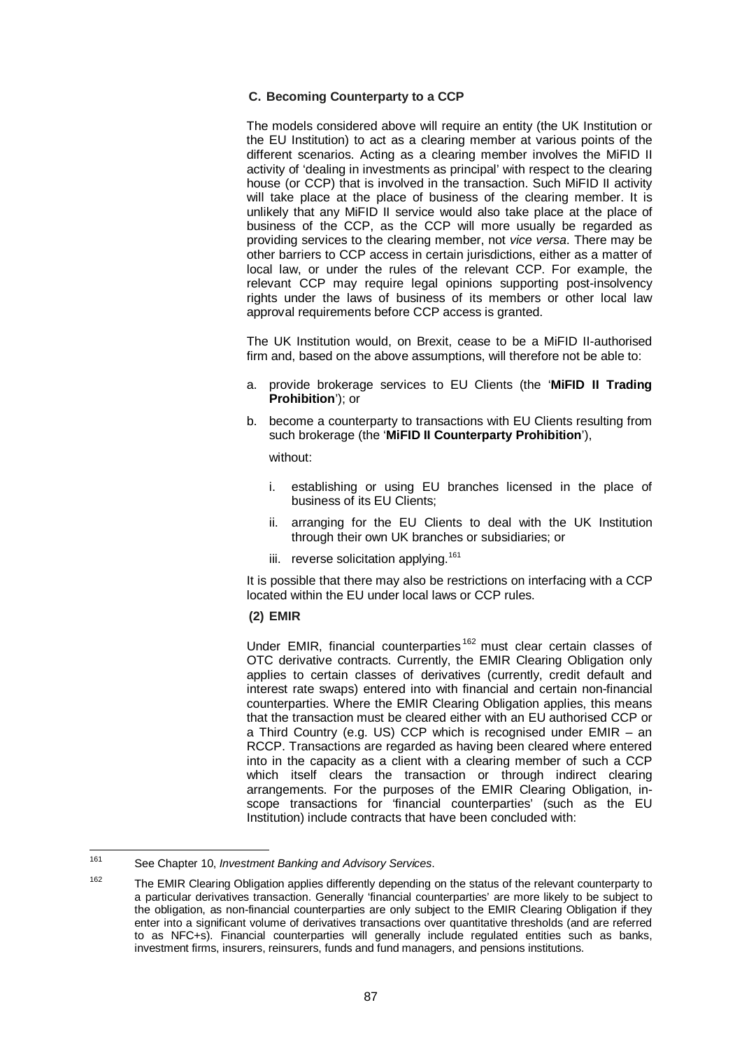### C. Becoming Counterparty to a CCP

The models considered above will require an entity (the UK Institution or the EU Institution) to act as a clearing member at various points of the different scenarios. Acting as a clearing member involves the MiFID II activity of 'dealing in investments as principal' with respect to the clearing house (or CCP) that is involved in the transaction. Such MiFID II activity will take place at the place of business of the clearing member. It is unlikely that any MiFID II service would also take place at the place of business of the CCP, as the CCP will more usually be regarded as providing services to the clearing member, not *vice versa*. There may be other barriers to CCP access in certain jurisdictions, either as a matter of local law, or under the rules of the relevant CCP. For example, the relevant CCP may require legal opinions supporting post-insolvency rights under the laws of business of its members or other local law approval requirements before CCP access is granted.

The UK Institution would, on Brexit, cease to be a MiFID II-authorised firm and, based on the above assumptions, will therefore not be able to:

a. provide brokerage services to EU Clients (the '**MiFID II Trading Prohibition**'); or

b. become a counterparty to transactions with EU Clients resulting from such brokerage (the '**MiFID II Counterparty Prohibition**'),

   without:

   i. establishing or using EU branches licensed in the place of business of its EU Clients;

   ii. arranging for the EU Clients to deal with the UK Institution through their own UK branches or subsidiaries; or

   iii. reverse solicitation applying.[161]

It is possible that there may also be restrictions on interfacing with a CCP located within the EU under local laws or CCP rules.

#### (2) EMIR

Under EMIR, financial counterparties[162] must clear certain classes of OTC derivative contracts. Currently, the EMIR Clearing Obligation only applies to certain classes of derivatives (currently, credit default and interest rate swaps) entered into with financial and certain non-financial counterparties. Where the EMIR Clearing Obligation applies, this means that the transaction must be cleared either with an EU authorised CCP or a Third Country (e.g. US) CCP which is recognised under EMIR – an RCCP. Transactions are regarded as having been cleared where entered into in the capacity as a client with a clearing member of such a CCP which itself clears the transaction or through indirect clearing arrangements. For the purposes of the EMIR Clearing Obligation, in-scope transactions for 'financial counterparties' (such as the EU Institution) include contracts that have been concluded with:

---

[161] See Chapter 10, *Investment Banking and Advisory Services*.

[162] The EMIR Clearing Obligation applies differently depending on the status of the relevant counterparty to a particular derivatives transaction. Generally 'financial counterparties' are more likely to be subject to the obligation, as non-financial counterparties are only subject to the EMIR Clearing Obligation if they enter into a significant volume of derivatives transactions over quantitative thresholds (and are referred to as NFC+s). Financial counterparties will generally include regulated entities such as banks, investment firms, insurers, reinsurers, funds and fund managers, and pensions institutions.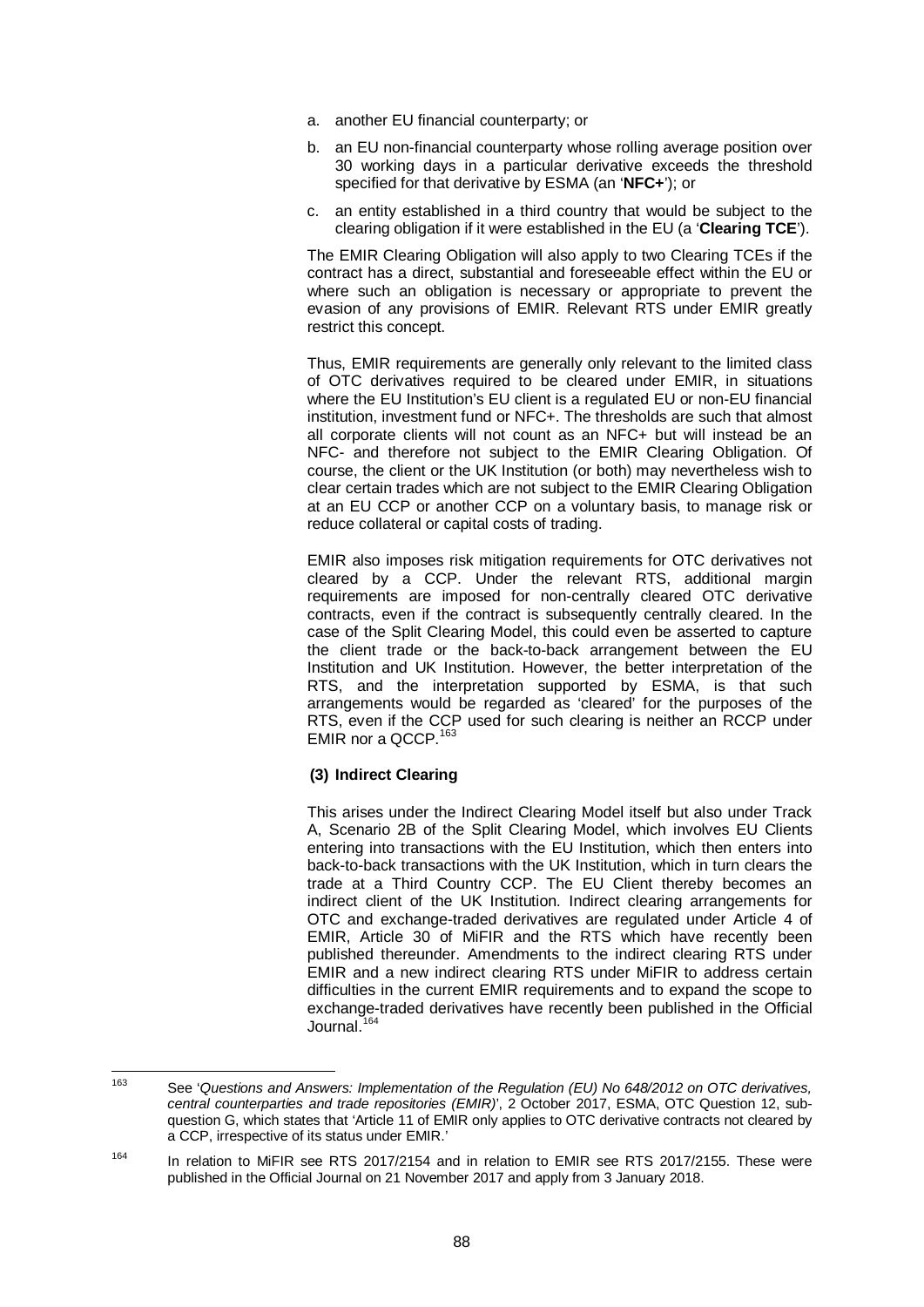a. another EU financial counterparty; or

b. an EU non-financial counterparty whose rolling average position over 30 working days in a particular derivative exceeds the threshold specified for that derivative by ESMA (an '**NFC+**'); or

c. an entity established in a third country that would be subject to the clearing obligation if it were established in the EU (a '**Clearing TCE**').

The EMIR Clearing Obligation will also apply to two Clearing TCEs if the contract has a direct, substantial and foreseeable effect within the EU or where such an obligation is necessary or appropriate to prevent the evasion of any provisions of EMIR. Relevant RTS under EMIR greatly restrict this concept.

Thus, EMIR requirements are generally only relevant to the limited class of OTC derivatives required to be cleared under EMIR, in situations where the EU Institution's EU client is a regulated EU or non-EU financial institution, investment fund or NFC+. The thresholds are such that almost all corporate clients will not count as an NFC+ but will instead be an NFC- and therefore not subject to the EMIR Clearing Obligation. Of course, the client or the UK Institution (or both) may nevertheless wish to clear certain trades which are not subject to the EMIR Clearing Obligation at an EU CCP or another CCP on a voluntary basis, to manage risk or reduce collateral or capital costs of trading.

EMIR also imposes risk mitigation requirements for OTC derivatives not cleared by a CCP. Under the relevant RTS, additional margin requirements are imposed for non-centrally cleared OTC derivative contracts, even if the contract is subsequently centrally cleared. In the case of the Split Clearing Model, this could even be asserted to capture the client trade or the back-to-back arrangement between the EU Institution and UK Institution. However, the better interpretation of the RTS, and the interpretation supported by ESMA, is that such arrangements would be regarded as 'cleared' for the purposes of the RTS, even if the CCP used for such clearing is neither an RCCP under EMIR nor a QCCP.[163]

**(3) Indirect Clearing**

This arises under the Indirect Clearing Model itself but also under Track A, Scenario 2B of the Split Clearing Model, which involves EU Clients entering into transactions with the EU Institution, which then enters into back-to-back transactions with the UK Institution, which in turn clears the trade at a Third Country CCP. The EU Client thereby becomes an indirect client of the UK Institution. Indirect clearing arrangements for OTC and exchange-traded derivatives are regulated under Article 4 of EMIR, Article 30 of MiFIR and the RTS which have recently been published thereunder. Amendments to the indirect clearing RTS under EMIR and a new indirect clearing RTS under MiFIR to address certain difficulties in the current EMIR requirements and to expand the scope to exchange-traded derivatives have recently been published in the Official Journal.[164]

---

[163] See '*Questions and Answers: Implementation of the Regulation (EU) No 648/2012 on OTC derivatives, central counterparties and trade repositories (EMIR)*', 2 October 2017, ESMA, OTC Question 12, sub-question G, which states that 'Article 11 of EMIR only applies to OTC derivative contracts not cleared by a CCP, irrespective of its status under EMIR.'

[164] In relation to MiFIR see RTS 2017/2154 and in relation to EMIR see RTS 2017/2155. These were published in the Official Journal on 21 November 2017 and apply from 3 January 2018.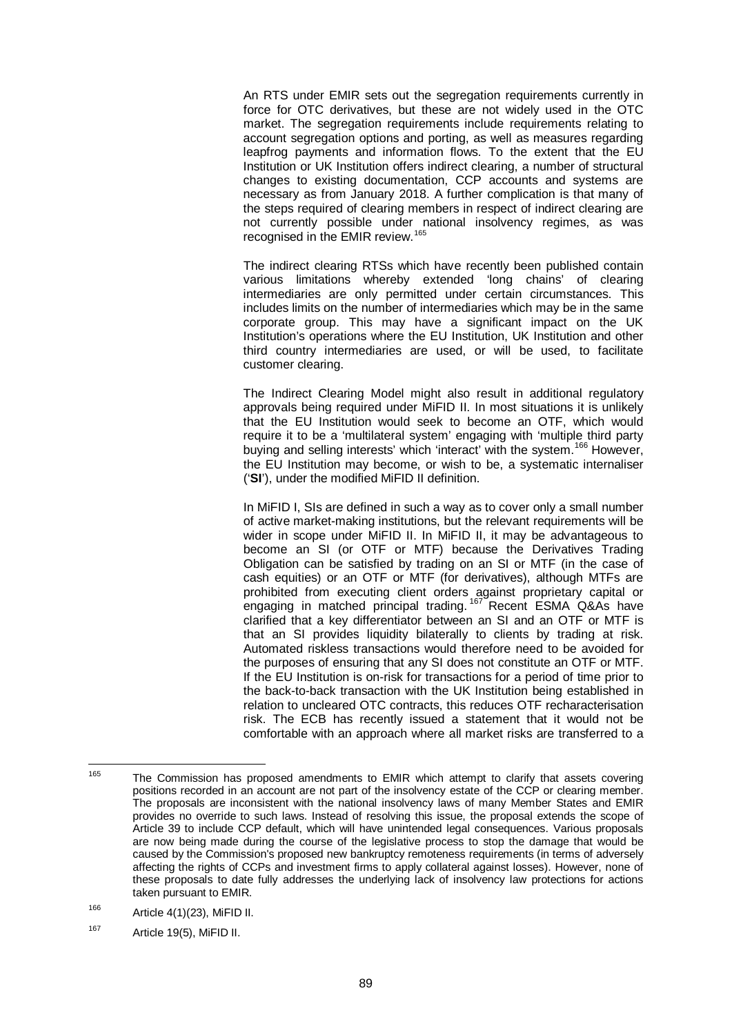An RTS under EMIR sets out the segregation requirements currently in force for OTC derivatives, but these are not widely used in the OTC market. The segregation requirements include requirements relating to account segregation options and porting, as well as measures regarding leapfrog payments and information flows. To the extent that the EU Institution or UK Institution offers indirect clearing, a number of structural changes to existing documentation, CCP accounts and systems are necessary as from January 2018. A further complication is that many of the steps required of clearing members in respect of indirect clearing are not currently possible under national insolvency regimes, as was recognised in the EMIR review.[165]

The indirect clearing RTSs which have recently been published contain various limitations whereby extended 'long chains' of clearing intermediaries are only permitted under certain circumstances. This includes limits on the number of intermediaries which may be in the same corporate group. This may have a significant impact on the UK Institution's operations where the EU Institution, UK Institution and other third country intermediaries are used, or will be used, to facilitate customer clearing.

The Indirect Clearing Model might also result in additional regulatory approvals being required under MiFID II. In most situations it is unlikely that the EU Institution would seek to become an OTF, which would require it to be a 'multilateral system' engaging with 'multiple third party buying and selling interests' which 'interact' with the system.[166] However, the EU Institution may become, or wish to be, a systematic internaliser ('**SI**'), under the modified MiFID II definition.

In MiFID I, SIs are defined in such a way as to cover only a small number of active market-making institutions, but the relevant requirements will be wider in scope under MiFID II. In MiFID II, it may be advantageous to become an SI (or OTF or MTF) because the Derivatives Trading Obligation can be satisfied by trading on an SI or MTF (in the case of cash equities) or an OTF or MTF (for derivatives), although MTFs are prohibited from executing client orders against proprietary capital or engaging in matched principal trading.[167] Recent ESMA Q&As have clarified that a key differentiator between an SI and an OTF or MTF is that an SI provides liquidity bilaterally to clients by trading at risk. Automated riskless transactions would therefore need to be avoided for the purposes of ensuring that any SI does not constitute an OTF or MTF. If the EU Institution is on-risk for transactions for a period of time prior to the back-to-back transaction with the UK Institution being established in relation to uncleared OTC contracts, this reduces OTF recharacterisation risk. The ECB has recently issued a statement that it would not be comfortable with an approach where all market risks are transferred to a

---

[165] The Commission has proposed amendments to EMIR which attempt to clarify that assets covering positions recorded in an account are not part of the insolvency estate of the CCP or clearing member. The proposals are inconsistent with the national insolvency laws of many Member States and EMIR provides no override to such laws. Instead of resolving this issue, the proposal extends the scope of Article 39 to include CCP default, which will have unintended legal consequences. Various proposals are now being made during the course of the legislative process to stop the damage that would be caused by the Commission's proposed new bankruptcy remoteness requirements (in terms of adversely affecting the rights of CCPs and investment firms to apply collateral against losses). However, none of these proposals to date fully addresses the underlying lack of insolvency law protections for actions taken pursuant to EMIR.

[166] Article 4(1)(23), MiFID II.

[167] Article 19(5), MiFID II.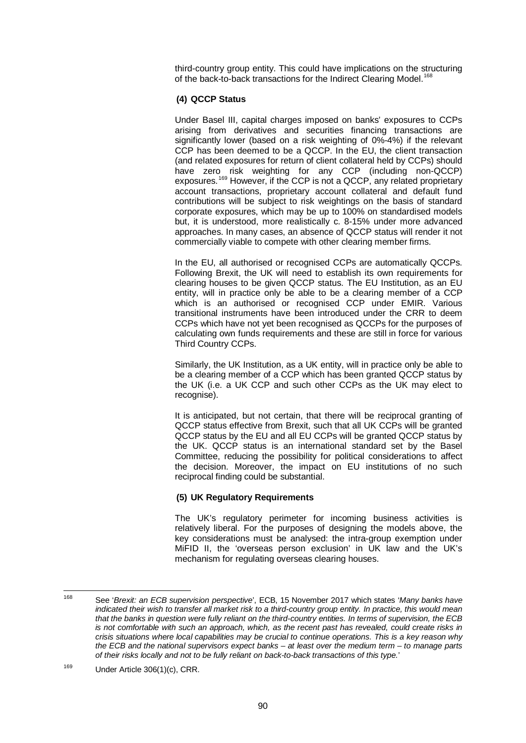third-country group entity. This could have implications on the structuring of the back-to-back transactions for the Indirect Clearing Model.[168]

**(4) QCCP Status**

Under Basel III, capital charges imposed on banks' exposures to CCPs arising from derivatives and securities financing transactions are significantly lower (based on a risk weighting of 0%-4%) if the relevant CCP has been deemed to be a QCCP. In the EU, the client transaction (and related exposures for return of client collateral held by CCPs) should have zero risk weighting for any CCP (including non-QCCP) exposures.[169] However, if the CCP is not a QCCP, any related proprietary account transactions, proprietary account collateral and default fund contributions will be subject to risk weightings on the basis of standard corporate exposures, which may be up to 100% on standardised models but, it is understood, more realistically c. 8-15% under more advanced approaches. In many cases, an absence of QCCP status will render it not commercially viable to compete with other clearing member firms.

In the EU, all authorised or recognised CCPs are automatically QCCPs. Following Brexit, the UK will need to establish its own requirements for clearing houses to be given QCCP status. The EU Institution, as an EU entity, will in practice only be able to be a clearing member of a CCP which is an authorised or recognised CCP under EMIR. Various transitional instruments have been introduced under the CRR to deem CCPs which have not yet been recognised as QCCPs for the purposes of calculating own funds requirements and these are still in force for various Third Country CCPs.

Similarly, the UK Institution, as a UK entity, will in practice only be able to be a clearing member of a CCP which has been granted QCCP status by the UK (i.e. a UK CCP and such other CCPs as the UK may elect to recognise).

It is anticipated, but not certain, that there will be reciprocal granting of QCCP status effective from Brexit, such that all UK CCPs will be granted QCCP status by the EU and all EU CCPs will be granted QCCP status by the UK. QCCP status is an international standard set by the Basel Committee, reducing the possibility for political considerations to affect the decision. Moreover, the impact on EU institutions of no such reciprocal finding could be substantial.

**(5) UK Regulatory Requirements**

The UK's regulatory perimeter for incoming business activities is relatively liberal. For the purposes of designing the models above, the key considerations must be analysed: the intra-group exemption under MiFID II, the 'overseas person exclusion' in UK law and the UK's mechanism for regulating overseas clearing houses.

---

[168] See '*Brexit: an ECB supervision perspective*', ECB, 15 November 2017 which states '*Many banks have indicated their wish to transfer all market risk to a third-country group entity. In practice, this would mean that the banks in question were fully reliant on the third-country entities. In terms of supervision, the ECB is not comfortable with such an approach, which, as the recent past has revealed, could create risks in crisis situations where local capabilities may be crucial to continue operations. This is a key reason why the ECB and the national supervisors expect banks – at least over the medium term – to manage parts of their risks locally and not to be fully reliant on back-to-back transactions of this type.*'

[169] Under Article 306(1)(c), CRR.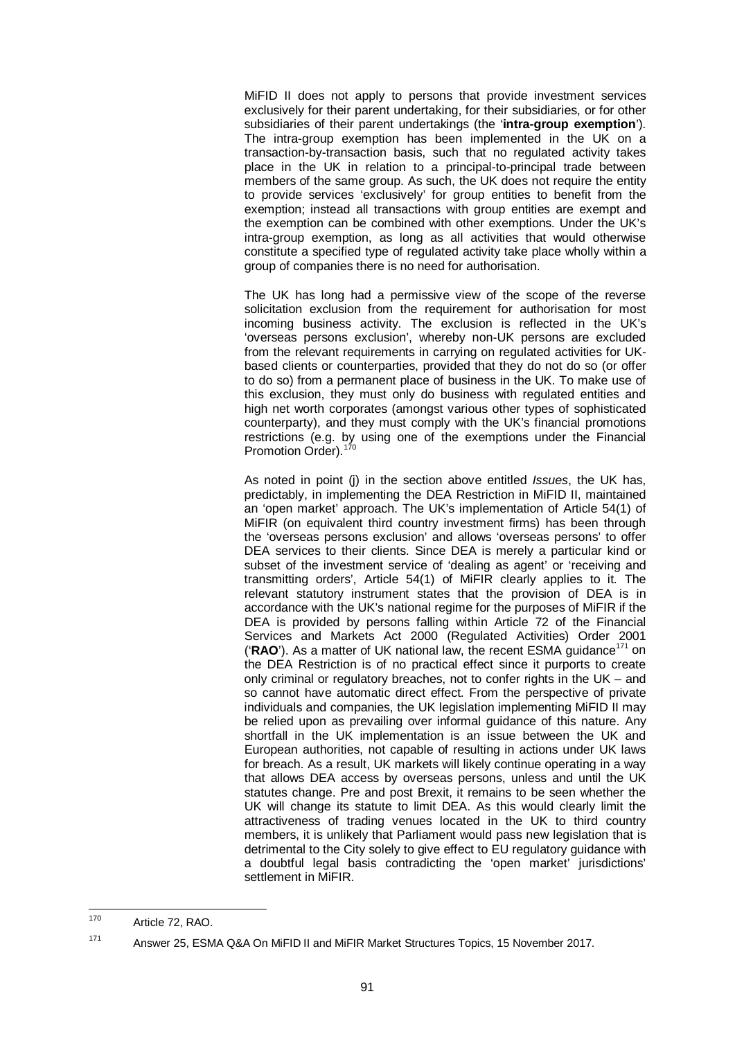MiFID II does not apply to persons that provide investment services exclusively for their parent undertaking, for their subsidiaries, or for other subsidiaries of their parent undertakings (the '**intra-group exemption**'). The intra-group exemption has been implemented in the UK on a transaction-by-transaction basis, such that no regulated activity takes place in the UK in relation to a principal-to-principal trade between members of the same group. As such, the UK does not require the entity to provide services 'exclusively' for group entities to benefit from the exemption; instead all transactions with group entities are exempt and the exemption can be combined with other exemptions. Under the UK's intra-group exemption, as long as all activities that would otherwise constitute a specified type of regulated activity take place wholly within a group of companies there is no need for authorisation.

The UK has long had a permissive view of the scope of the reverse solicitation exclusion from the requirement for authorisation for most incoming business activity. The exclusion is reflected in the UK's 'overseas persons exclusion', whereby non-UK persons are excluded from the relevant requirements in carrying on regulated activities for UK-based clients or counterparties, provided that they do not do so (or offer to do so) from a permanent place of business in the UK. To make use of this exclusion, they must only do business with regulated entities and high net worth corporates (amongst various other types of sophisticated counterparty), and they must comply with the UK's financial promotions restrictions (e.g. by using one of the exemptions under the Financial Promotion Order).[170]

As noted in point (j) in the section above entitled *Issues*, the UK has, predictably, in implementing the DEA Restriction in MiFID II, maintained an 'open market' approach. The UK's implementation of Article 54(1) of MiFIR (on equivalent third country investment firms) has been through the 'overseas persons exclusion' and allows 'overseas persons' to offer DEA services to their clients. Since DEA is merely a particular kind or subset of the investment service of 'dealing as agent' or 'receiving and transmitting orders', Article 54(1) of MiFIR clearly applies to it. The relevant statutory instrument states that the provision of DEA is in accordance with the UK's national regime for the purposes of MiFIR if the DEA is provided by persons falling within Article 72 of the Financial Services and Markets Act 2000 (Regulated Activities) Order 2001 ('**RAO**'). As a matter of UK national law, the recent ESMA guidance[171] on the DEA Restriction is of no practical effect since it purports to create only criminal or regulatory breaches, not to confer rights in the UK – and so cannot have automatic direct effect. From the perspective of private individuals and companies, the UK legislation implementing MiFID II may be relied upon as prevailing over informal guidance of this nature. Any shortfall in the UK implementation is an issue between the UK and European authorities, not capable of resulting in actions under UK laws for breach. As a result, UK markets will likely continue operating in a way that allows DEA access by overseas persons, unless and until the UK statutes change. Pre and post Brexit, it remains to be seen whether the UK will change its statute to limit DEA. As this would clearly limit the attractiveness of trading venues located in the UK to third country members, it is unlikely that Parliament would pass new legislation that is detrimental to the City solely to give effect to EU regulatory guidance with a doubtful legal basis contradicting the 'open market' jurisdictions' settlement in MiFIR.

---

[170] Article 72, RAO.

[171] Answer 25, ESMA Q&A On MiFID II and MiFIR Market Structures Topics, 15 November 2017.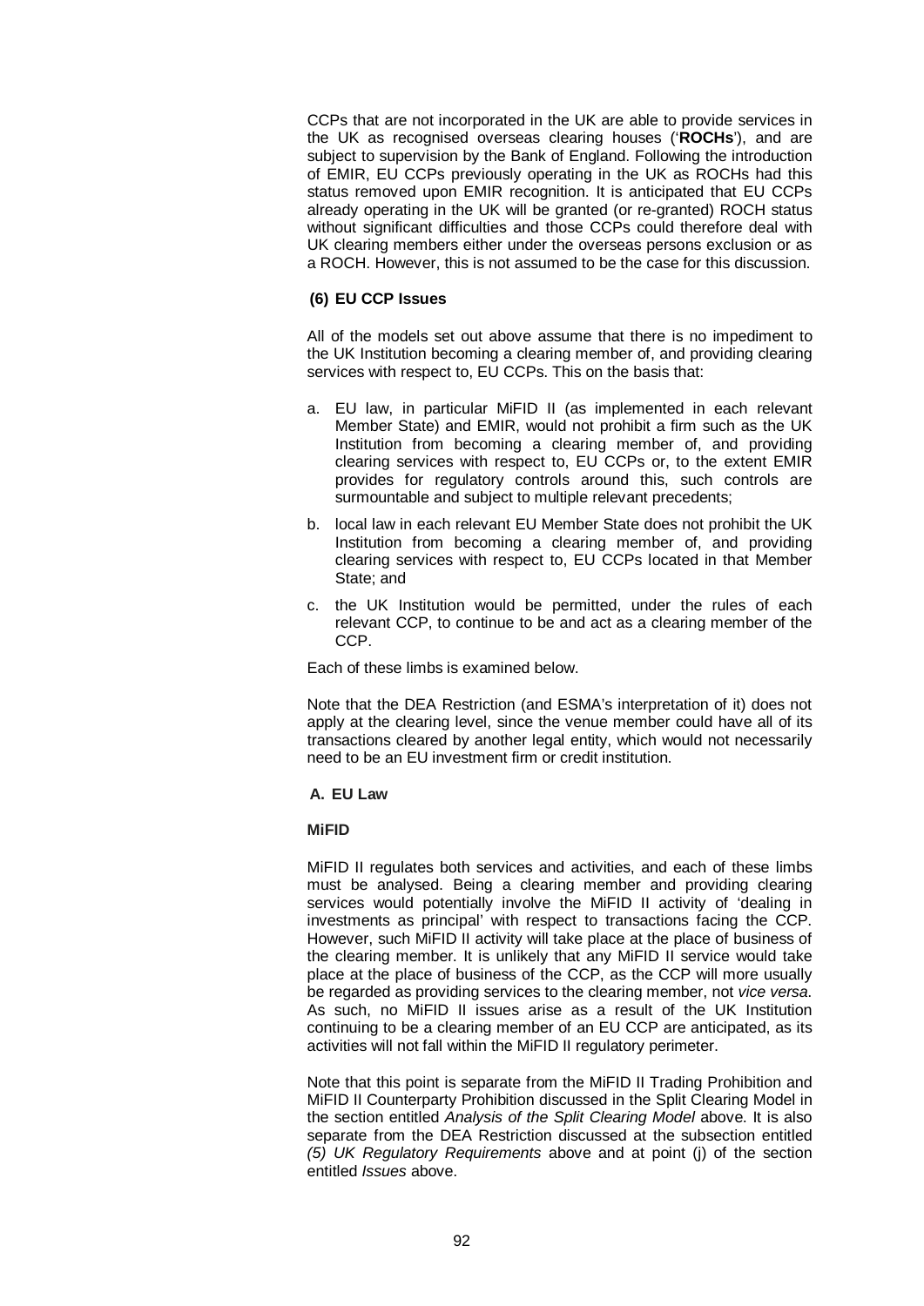CCPs that are not incorporated in the UK are able to provide services in the UK as recognised overseas clearing houses ('**ROCHs**'), and are subject to supervision by the Bank of England. Following the introduction of EMIR, EU CCPs previously operating in the UK as ROCHs had this status removed upon EMIR recognition. It is anticipated that EU CCPs already operating in the UK will be granted (or re-granted) ROCH status without significant difficulties and those CCPs could therefore deal with UK clearing members either under the overseas persons exclusion or as a ROCH. However, this is not assumed to be the case for this discussion.

### (6) EU CCP Issues

All of the models set out above assume that there is no impediment to the UK Institution becoming a clearing member of, and providing clearing services with respect to, EU CCPs. This on the basis that:

a. EU law, in particular MiFID II (as implemented in each relevant Member State) and EMIR, would not prohibit a firm such as the UK Institution from becoming a clearing member of, and providing clearing services with respect to, EU CCPs or, to the extent EMIR provides for regulatory controls around this, such controls are surmountable and subject to multiple relevant precedents;

b. local law in each relevant EU Member State does not prohibit the UK Institution from becoming a clearing member of, and providing clearing services with respect to, EU CCPs located in that Member State; and

c. the UK Institution would be permitted, under the rules of each relevant CCP, to continue to be and act as a clearing member of the CCP.

Each of these limbs is examined below.

Note that the DEA Restriction (and ESMA's interpretation of it) does not apply at the clearing level, since the venue member could have all of its transactions cleared by another legal entity, which would not necessarily need to be an EU investment firm or credit institution.

#### A. EU Law

**MiFID**

MiFID II regulates both services and activities, and each of these limbs must be analysed. Being a clearing member and providing clearing services would potentially involve the MiFID II activity of 'dealing in investments as principal' with respect to transactions facing the CCP. However, such MiFID II activity will take place at the place of business of the clearing member. It is unlikely that any MiFID II service would take place at the place of business of the CCP, as the CCP will more usually be regarded as providing services to the clearing member, not *vice versa*. As such, no MiFID II issues arise as a result of the UK Institution continuing to be a clearing member of an EU CCP are anticipated, as its activities will not fall within the MiFID II regulatory perimeter.

Note that this point is separate from the MiFID II Trading Prohibition and MiFID II Counterparty Prohibition discussed in the Split Clearing Model in the section entitled *Analysis of the Split Clearing Model* above. It is also separate from the DEA Restriction discussed at the subsection entitled *(5) UK Regulatory Requirements* above and at point (j) of the section entitled *Issues* above.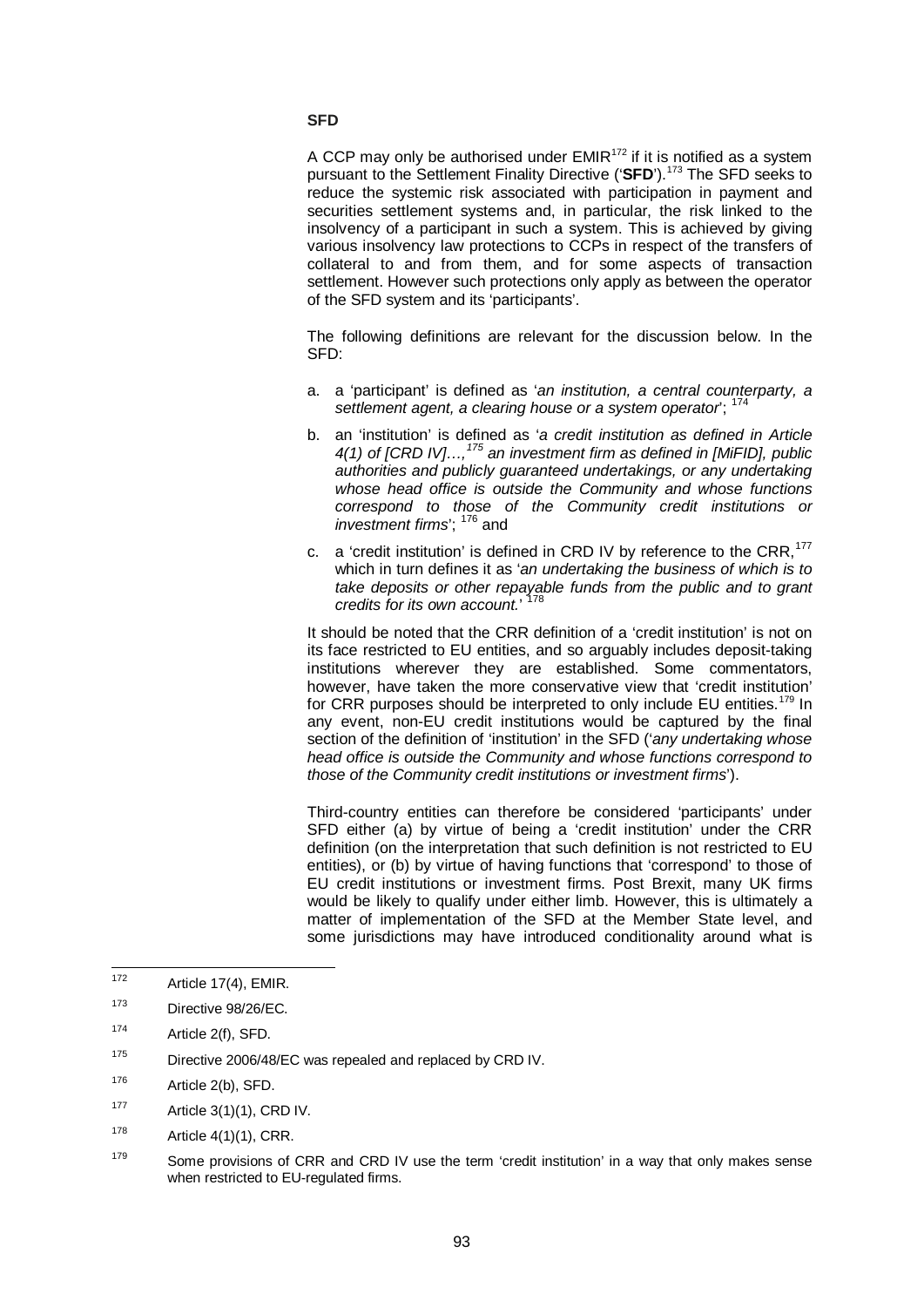**SFD**

A CCP may only be authorised under EMIR[172] if it is notified as a system pursuant to the Settlement Finality Directive ('**SFD**').[173] The SFD seeks to reduce the systemic risk associated with participation in payment and securities settlement systems and, in particular, the risk linked to the insolvency of a participant in such a system. This is achieved by giving various insolvency law protections to CCPs in respect of the transfers of collateral to and from them, and for some aspects of transaction settlement. However such protections only apply as between the operator of the SFD system and its 'participants'.

The following definitions are relevant for the discussion below. In the SFD:

a. a 'participant' is defined as '*an institution, a central counterparty, a settlement agent, a clearing house or a system operator*'; [174]

b. an 'institution' is defined as '*a credit institution as defined in Article 4(1) of [CRD IV]…,*[175] *an investment firm as defined in [MiFID], public authorities and publicly guaranteed undertakings, or any undertaking whose head office is outside the Community and whose functions correspond to those of the Community credit institutions or investment firms*'; [176] and

c. a 'credit institution' is defined in CRD IV by reference to the CRR,[177] which in turn defines it as '*an undertaking the business of which is to take deposits or other repayable funds from the public and to grant credits for its own account.*' [178]

It should be noted that the CRR definition of a 'credit institution' is not on its face restricted to EU entities, and so arguably includes deposit-taking institutions wherever they are established. Some commentators, however, have taken the more conservative view that 'credit institution' for CRR purposes should be interpreted to only include EU entities.[179] In any event, non-EU credit institutions would be captured by the final section of the definition of 'institution' in the SFD ('*any undertaking whose head office is outside the Community and whose functions correspond to those of the Community credit institutions or investment firms*').

Third-country entities can therefore be considered 'participants' under SFD either (a) by virtue of being a 'credit institution' under the CRR definition (on the interpretation that such definition is not restricted to EU entities), or (b) by virtue of having functions that 'correspond' to those of EU credit institutions or investment firms. Post Brexit, many UK firms would be likely to qualify under either limb. However, this is ultimately a matter of implementation of the SFD at the Member State level, and some jurisdictions may have introduced conditionality around what is

---

[172] Article 17(4), EMIR.

[173] Directive 98/26/EC.

[174] Article 2(f), SFD.

[175] Directive 2006/48/EC was repealed and replaced by CRD IV.

[176] Article 2(b), SFD.

[177] Article 3(1)(1), CRD IV.

[178] Article 4(1)(1), CRR.

[179] Some provisions of CRR and CRD IV use the term 'credit institution' in a way that only makes sense when restricted to EU-regulated firms.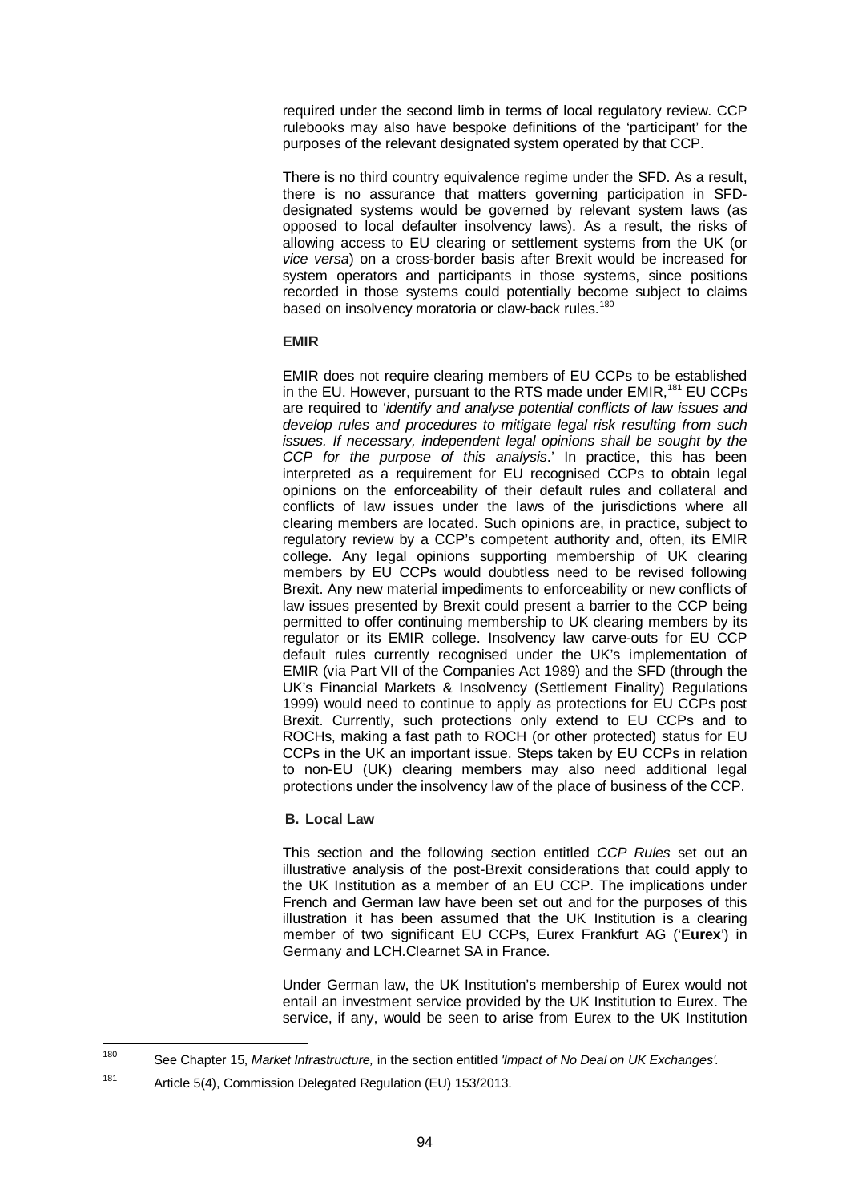required under the second limb in terms of local regulatory review. CCP rulebooks may also have bespoke definitions of the 'participant' for the purposes of the relevant designated system operated by that CCP.

There is no third country equivalence regime under the SFD. As a result, there is no assurance that matters governing participation in SFD-designated systems would be governed by relevant system laws (as opposed to local defaulter insolvency laws). As a result, the risks of allowing access to EU clearing or settlement systems from the UK (or *vice versa*) on a cross-border basis after Brexit would be increased for system operators and participants in those systems, since positions recorded in those systems could potentially become subject to claims based on insolvency moratoria or claw-back rules.[180]

**EMIR**

EMIR does not require clearing members of EU CCPs to be established in the EU. However, pursuant to the RTS made under EMIR,[181] EU CCPs are required to '*identify and analyse potential conflicts of law issues and develop rules and procedures to mitigate legal risk resulting from such issues. If necessary, independent legal opinions shall be sought by the CCP for the purpose of this analysis*.' In practice, this has been interpreted as a requirement for EU recognised CCPs to obtain legal opinions on the enforceability of their default rules and collateral and conflicts of law issues under the laws of the jurisdictions where all clearing members are located. Such opinions are, in practice, subject to regulatory review by a CCP's competent authority and, often, its EMIR college. Any legal opinions supporting membership of UK clearing members by EU CCPs would doubtless need to be revised following Brexit. Any new material impediments to enforceability or new conflicts of law issues presented by Brexit could present a barrier to the CCP being permitted to offer continuing membership to UK clearing members by its regulator or its EMIR college. Insolvency law carve-outs for EU CCP default rules currently recognised under the UK's implementation of EMIR (via Part VII of the Companies Act 1989) and the SFD (through the UK's Financial Markets & Insolvency (Settlement Finality) Regulations 1999) would need to continue to apply as protections for EU CCPs post Brexit. Currently, such protections only extend to EU CCPs and to ROCHs, making a fast path to ROCH (or other protected) status for EU CCPs in the UK an important issue. Steps taken by EU CCPs in relation to non-EU (UK) clearing members may also need additional legal protections under the insolvency law of the place of business of the CCP.

**B. Local Law**

This section and the following section entitled *CCP Rules* set out an illustrative analysis of the post-Brexit considerations that could apply to the UK Institution as a member of an EU CCP. The implications under French and German law have been set out and for the purposes of this illustration it has been assumed that the UK Institution is a clearing member of two significant EU CCPs, Eurex Frankfurt AG ('**Eurex**') in Germany and LCH.Clearnet SA in France.

Under German law, the UK Institution's membership of Eurex would not entail an investment service provided by the UK Institution to Eurex. The service, if any, would be seen to arise from Eurex to the UK Institution

---

[180] See Chapter 15, *Market Infrastructure,* in the section entitled *'Impact of No Deal on UK Exchanges'.*

[181] Article 5(4), Commission Delegated Regulation (EU) 153/2013.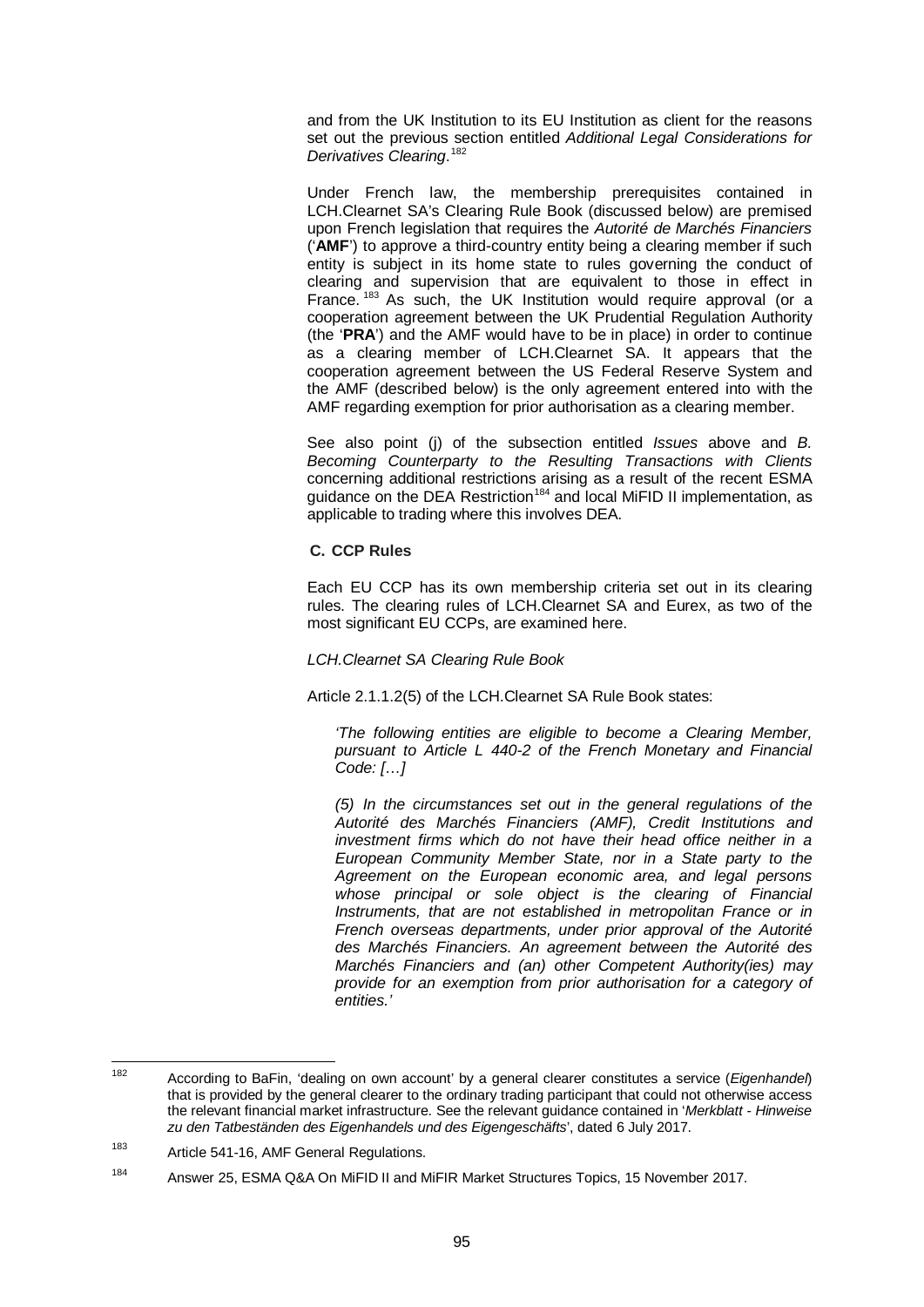and from the UK Institution to its EU Institution as client for the reasons set out the previous section entitled *Additional Legal Considerations for Derivatives Clearing*.[182]

Under French law, the membership prerequisites contained in LCH.Clearnet SA's Clearing Rule Book (discussed below) are premised upon French legislation that requires the *Autorité de Marchés Financiers* ('**AMF**') to approve a third-country entity being a clearing member if such entity is subject in its home state to rules governing the conduct of clearing and supervision that are equivalent to those in effect in France.[183] As such, the UK Institution would require approval (or a cooperation agreement between the UK Prudential Regulation Authority (the '**PRA**') and the AMF would have to be in place) in order to continue as a clearing member of LCH.Clearnet SA. It appears that the cooperation agreement between the US Federal Reserve System and the AMF (described below) is the only agreement entered into with the AMF regarding exemption for prior authorisation as a clearing member.

See also point (j) of the subsection entitled *Issues* above and *B. Becoming Counterparty to the Resulting Transactions with Clients* concerning additional restrictions arising as a result of the recent ESMA guidance on the DEA Restriction[184] and local MiFID II implementation, as applicable to trading where this involves DEA.

### C. CCP Rules

Each EU CCP has its own membership criteria set out in its clearing rules. The clearing rules of LCH.Clearnet SA and Eurex, as two of the most significant EU CCPs, are examined here.

*LCH.Clearnet SA Clearing Rule Book*

Article 2.1.1.2(5) of the LCH.Clearnet SA Rule Book states:

> *'The following entities are eligible to become a Clearing Member, pursuant to Article L 440-2 of the French Monetary and Financial Code: […]*
>
> *(5) In the circumstances set out in the general regulations of the Autorité des Marchés Financiers (AMF), Credit Institutions and investment firms which do not have their head office neither in a European Community Member State, nor in a State party to the Agreement on the European economic area, and legal persons whose principal or sole object is the clearing of Financial Instruments, that are not established in metropolitan France or in French overseas departments, under prior approval of the Autorité des Marchés Financiers. An agreement between the Autorité des Marchés Financiers and (an) other Competent Authority(ies) may provide for an exemption from prior authorisation for a category of entities.'*

---

[182] According to BaFin, 'dealing on own account' by a general clearer constitutes a service (*Eigenhandel*) that is provided by the general clearer to the ordinary trading participant that could not otherwise access the relevant financial market infrastructure. See the relevant guidance contained in '*Merkblatt - Hinweise zu den Tatbeständen des Eigenhandels und des Eigengeschäfts*', dated 6 July 2017.

[183] Article 541-16, AMF General Regulations.

[184] Answer 25, ESMA Q&A On MiFID II and MiFIR Market Structures Topics, 15 November 2017.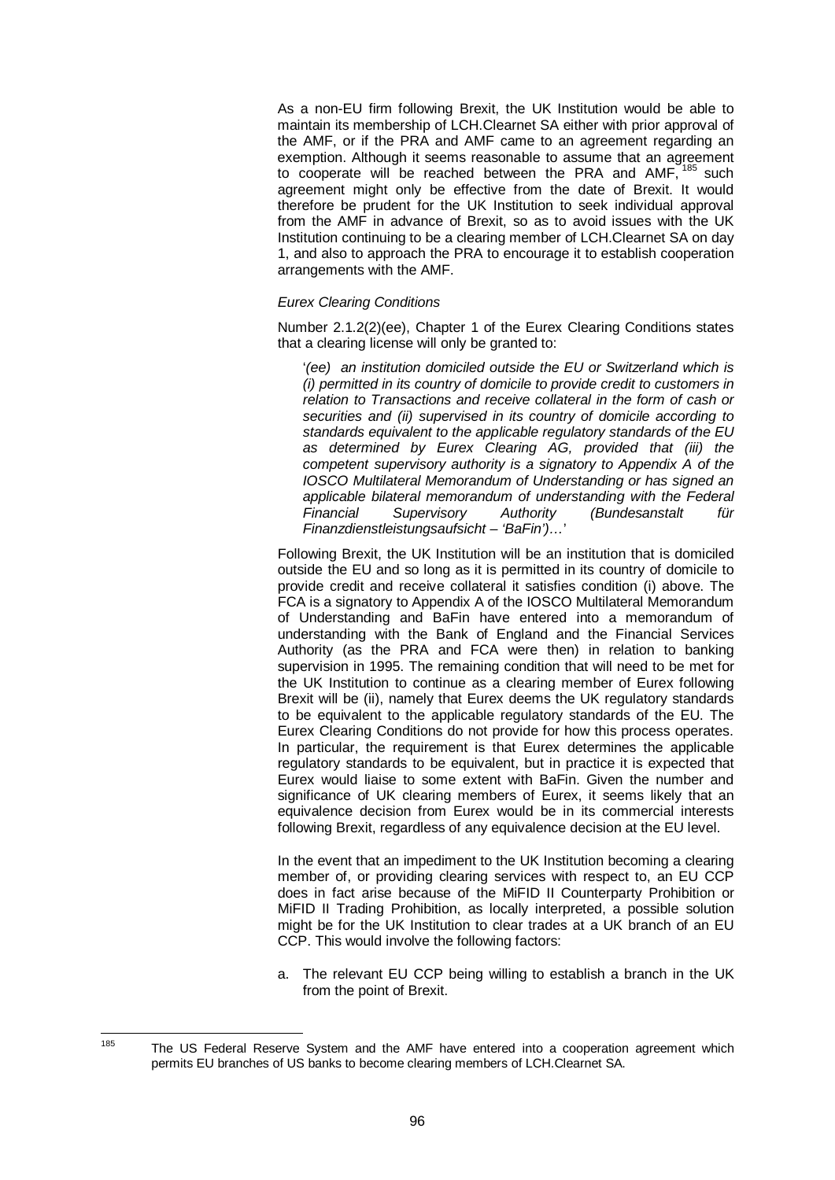As a non-EU firm following Brexit, the UK Institution would be able to maintain its membership of LCH.Clearnet SA either with prior approval of the AMF, or if the PRA and AMF came to an agreement regarding an exemption. Although it seems reasonable to assume that an agreement to cooperate will be reached between the PRA and AMF,[185] such agreement might only be effective from the date of Brexit. It would therefore be prudent for the UK Institution to seek individual approval from the AMF in advance of Brexit, so as to avoid issues with the UK Institution continuing to be a clearing member of LCH.Clearnet SA on day 1, and also to approach the PRA to encourage it to establish cooperation arrangements with the AMF.

*Eurex Clearing Conditions*

Number 2.1.2(2)(ee), Chapter 1 of the Eurex Clearing Conditions states that a clearing license will only be granted to:

> '*(ee) an institution domiciled outside the EU or Switzerland which is (i) permitted in its country of domicile to provide credit to customers in relation to Transactions and receive collateral in the form of cash or securities and (ii) supervised in its country of domicile according to standards equivalent to the applicable regulatory standards of the EU as determined by Eurex Clearing AG, provided that (iii) the competent supervisory authority is a signatory to Appendix A of the IOSCO Multilateral Memorandum of Understanding or has signed an applicable bilateral memorandum of understanding with the Federal Financial Supervisory Authority (Bundesanstalt für Finanzdienstleistungsaufsicht – 'BaFin')…*'

Following Brexit, the UK Institution will be an institution that is domiciled outside the EU and so long as it is permitted in its country of domicile to provide credit and receive collateral it satisfies condition (i) above. The FCA is a signatory to Appendix A of the IOSCO Multilateral Memorandum of Understanding and BaFin have entered into a memorandum of understanding with the Bank of England and the Financial Services Authority (as the PRA and FCA were then) in relation to banking supervision in 1995. The remaining condition that will need to be met for the UK Institution to continue as a clearing member of Eurex following Brexit will be (ii), namely that Eurex deems the UK regulatory standards to be equivalent to the applicable regulatory standards of the EU. The Eurex Clearing Conditions do not provide for how this process operates. In particular, the requirement is that Eurex determines the applicable regulatory standards to be equivalent, but in practice it is expected that Eurex would liaise to some extent with BaFin. Given the number and significance of UK clearing members of Eurex, it seems likely that an equivalence decision from Eurex would be in its commercial interests following Brexit, regardless of any equivalence decision at the EU level.

In the event that an impediment to the UK Institution becoming a clearing member of, or providing clearing services with respect to, an EU CCP does in fact arise because of the MiFID II Counterparty Prohibition or MiFID II Trading Prohibition, as locally interpreted, a possible solution might be for the UK Institution to clear trades at a UK branch of an EU CCP. This would involve the following factors:

a. The relevant EU CCP being willing to establish a branch in the UK from the point of Brexit.

---

[185] The US Federal Reserve System and the AMF have entered into a cooperation agreement which permits EU branches of US banks to become clearing members of LCH.Clearnet SA.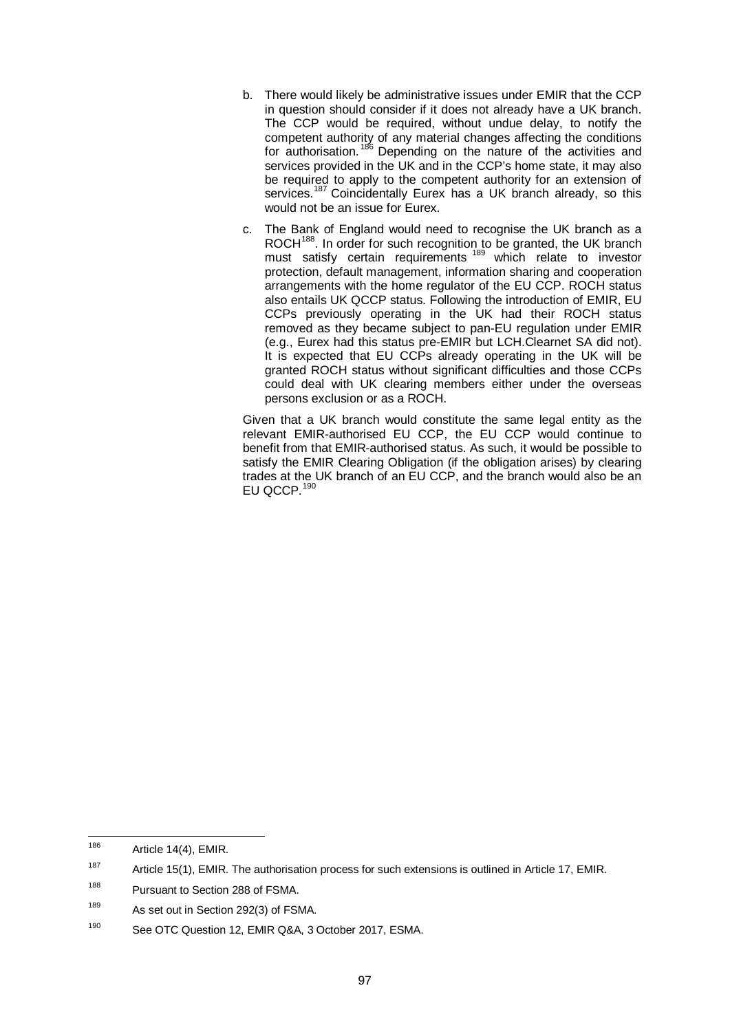b. There would likely be administrative issues under EMIR that the CCP in question should consider if it does not already have a UK branch. The CCP would be required, without undue delay, to notify the competent authority of any material changes affecting the conditions for authorisation.[186] Depending on the nature of the activities and services provided in the UK and in the CCP's home state, it may also be required to apply to the competent authority for an extension of services.[187] Coincidentally Eurex has a UK branch already, so this would not be an issue for Eurex.

c. The Bank of England would need to recognise the UK branch as a ROCH[188]. In order for such recognition to be granted, the UK branch must satisfy certain requirements [189] which relate to investor protection, default management, information sharing and cooperation arrangements with the home regulator of the EU CCP. ROCH status also entails UK QCCP status. Following the introduction of EMIR, EU CCPs previously operating in the UK had their ROCH status removed as they became subject to pan-EU regulation under EMIR (e.g., Eurex had this status pre-EMIR but LCH.Clearnet SA did not). It is expected that EU CCPs already operating in the UK will be granted ROCH status without significant difficulties and those CCPs could deal with UK clearing members either under the overseas persons exclusion or as a ROCH.

Given that a UK branch would constitute the same legal entity as the relevant EMIR-authorised EU CCP, the EU CCP would continue to benefit from that EMIR-authorised status. As such, it would be possible to satisfy the EMIR Clearing Obligation (if the obligation arises) by clearing trades at the UK branch of an EU CCP, and the branch would also be an EU QCCP.[190]

---

[186] Article 14(4), EMIR.

[187] Article 15(1), EMIR. The authorisation process for such extensions is outlined in Article 17, EMIR.

[188] Pursuant to Section 288 of FSMA.

[189] As set out in Section 292(3) of FSMA.

[190] See OTC Question 12, EMIR Q&A, 3 October 2017, ESMA.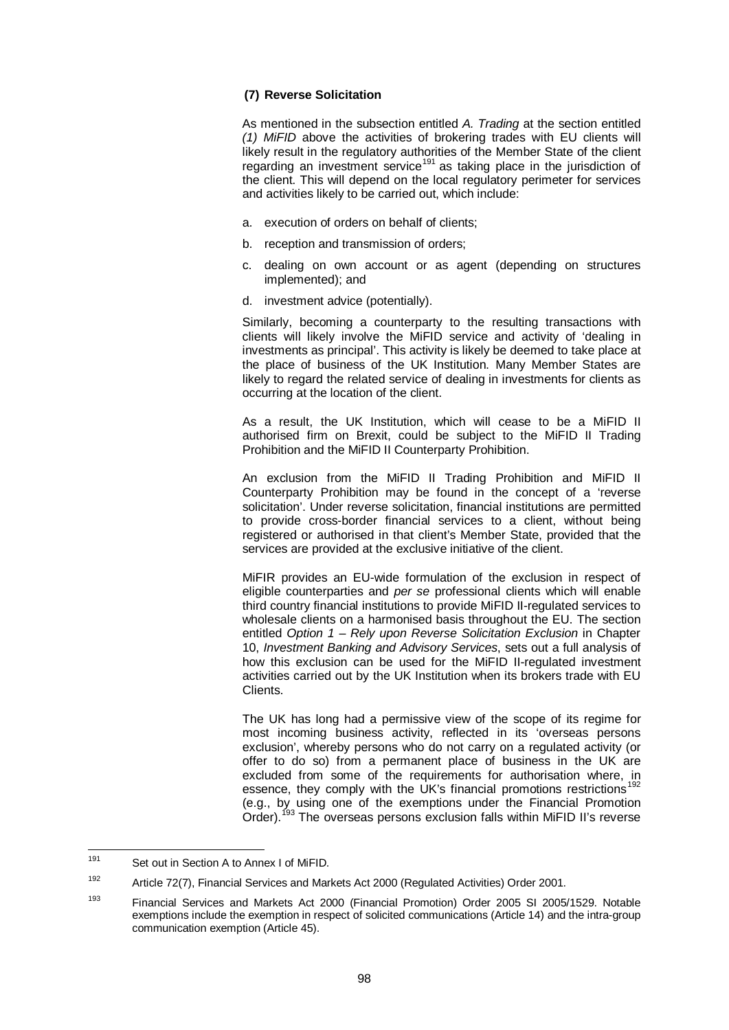### (7) Reverse Solicitation

As mentioned in the subsection entitled *A. Trading* at the section entitled *(1) MiFID* above the activities of brokering trades with EU clients will likely result in the regulatory authorities of the Member State of the client regarding an investment service[191] as taking place in the jurisdiction of the client. This will depend on the local regulatory perimeter for services and activities likely to be carried out, which include:

a. execution of orders on behalf of clients;

b. reception and transmission of orders;

c. dealing on own account or as agent (depending on structures implemented); and

d. investment advice (potentially).

Similarly, becoming a counterparty to the resulting transactions with clients will likely involve the MiFID service and activity of 'dealing in investments as principal'. This activity is likely be deemed to take place at the place of business of the UK Institution. Many Member States are likely to regard the related service of dealing in investments for clients as occurring at the location of the client.

As a result, the UK Institution, which will cease to be a MiFID II authorised firm on Brexit, could be subject to the MiFID II Trading Prohibition and the MiFID II Counterparty Prohibition.

An exclusion from the MiFID II Trading Prohibition and MiFID II Counterparty Prohibition may be found in the concept of a 'reverse solicitation'. Under reverse solicitation, financial institutions are permitted to provide cross-border financial services to a client, without being registered or authorised in that client's Member State, provided that the services are provided at the exclusive initiative of the client.

MiFIR provides an EU-wide formulation of the exclusion in respect of eligible counterparties and *per se* professional clients which will enable third country financial institutions to provide MiFID II-regulated services to wholesale clients on a harmonised basis throughout the EU. The section entitled *Option 1 – Rely upon Reverse Solicitation Exclusion* in Chapter 10, *Investment Banking and Advisory Services*, sets out a full analysis of how this exclusion can be used for the MiFID II-regulated investment activities carried out by the UK Institution when its brokers trade with EU Clients.

The UK has long had a permissive view of the scope of its regime for most incoming business activity, reflected in its 'overseas persons exclusion', whereby persons who do not carry on a regulated activity (or offer to do so) from a permanent place of business in the UK are excluded from some of the requirements for authorisation where, in essence, they comply with the UK's financial promotions restrictions[192] (e.g., by using one of the exemptions under the Financial Promotion Order).[193] The overseas persons exclusion falls within MiFID II's reverse

---

[191] Set out in Section A to Annex I of MiFID.

[192] Article 72(7), Financial Services and Markets Act 2000 (Regulated Activities) Order 2001.

[193] Financial Services and Markets Act 2000 (Financial Promotion) Order 2005 SI 2005/1529. Notable exemptions include the exemption in respect of solicited communications (Article 14) and the intra-group communication exemption (Article 45).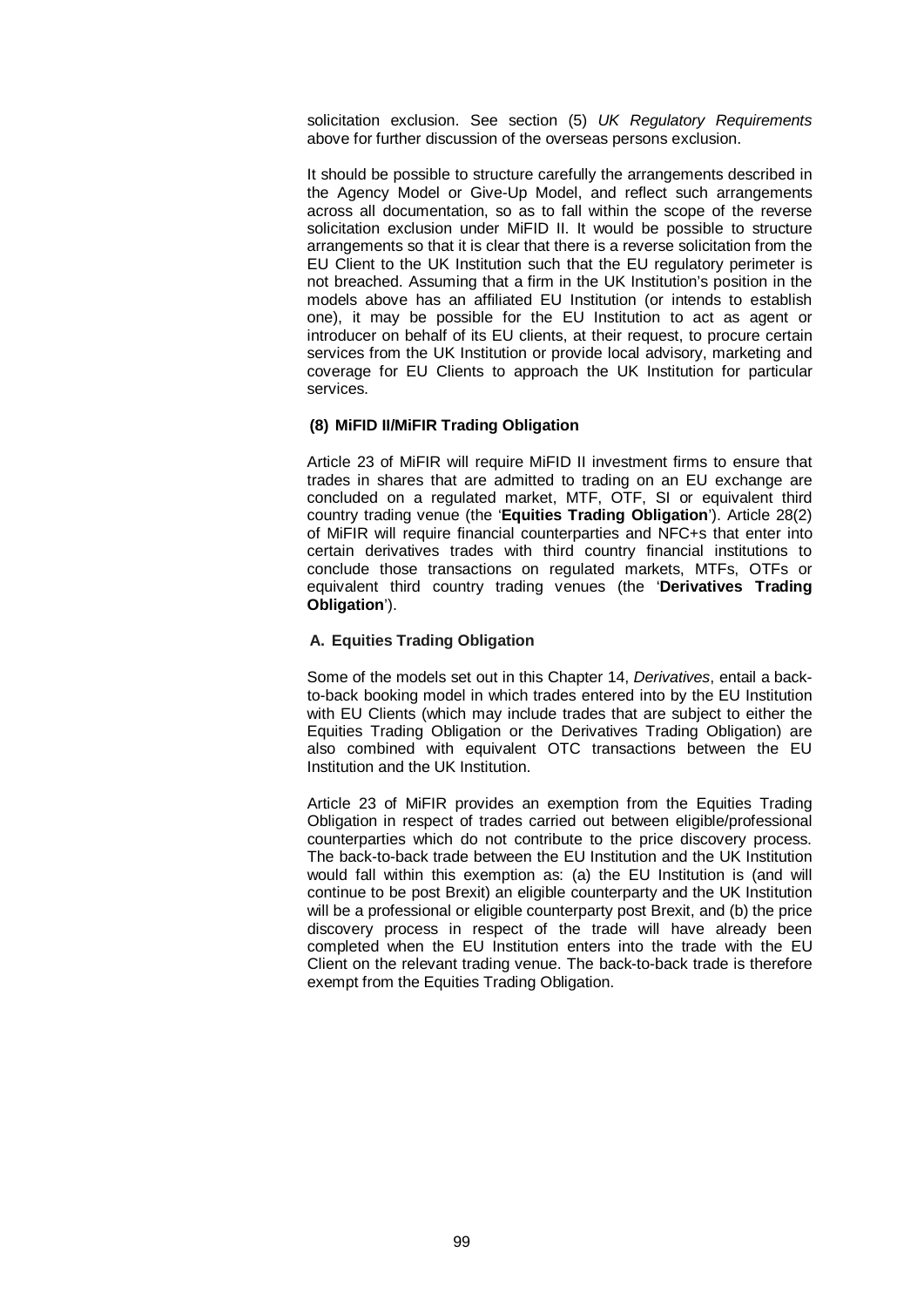solicitation exclusion. See section (5) *UK Regulatory Requirements* above for further discussion of the overseas persons exclusion.

It should be possible to structure carefully the arrangements described in the Agency Model or Give-Up Model, and reflect such arrangements across all documentation, so as to fall within the scope of the reverse solicitation exclusion under MiFID II. It would be possible to structure arrangements so that it is clear that there is a reverse solicitation from the EU Client to the UK Institution such that the EU regulatory perimeter is not breached. Assuming that a firm in the UK Institution's position in the models above has an affiliated EU Institution (or intends to establish one), it may be possible for the EU Institution to act as agent or introducer on behalf of its EU clients, at their request, to procure certain services from the UK Institution or provide local advisory, marketing and coverage for EU Clients to approach the UK Institution for particular services.

### (8) MiFID II/MiFIR Trading Obligation

Article 23 of MiFIR will require MiFID II investment firms to ensure that trades in shares that are admitted to trading on an EU exchange are concluded on a regulated market, MTF, OTF, SI or equivalent third country trading venue (the '**Equities Trading Obligation**'). Article 28(2) of MiFIR will require financial counterparties and NFC+s that enter into certain derivatives trades with third country financial institutions to conclude those transactions on regulated markets, MTFs, OTFs or equivalent third country trading venues (the '**Derivatives Trading Obligation**').

#### A. Equities Trading Obligation

Some of the models set out in this Chapter 14, *Derivatives*, entail a back-to-back booking model in which trades entered into by the EU Institution with EU Clients (which may include trades that are subject to either the Equities Trading Obligation or the Derivatives Trading Obligation) are also combined with equivalent OTC transactions between the EU Institution and the UK Institution.

Article 23 of MiFIR provides an exemption from the Equities Trading Obligation in respect of trades carried out between eligible/professional counterparties which do not contribute to the price discovery process. The back-to-back trade between the EU Institution and the UK Institution would fall within this exemption as: (a) the EU Institution is (and will continue to be post Brexit) an eligible counterparty and the UK Institution will be a professional or eligible counterparty post Brexit, and (b) the price discovery process in respect of the trade will have already been completed when the EU Institution enters into the trade with the EU Client on the relevant trading venue. The back-to-back trade is therefore exempt from the Equities Trading Obligation.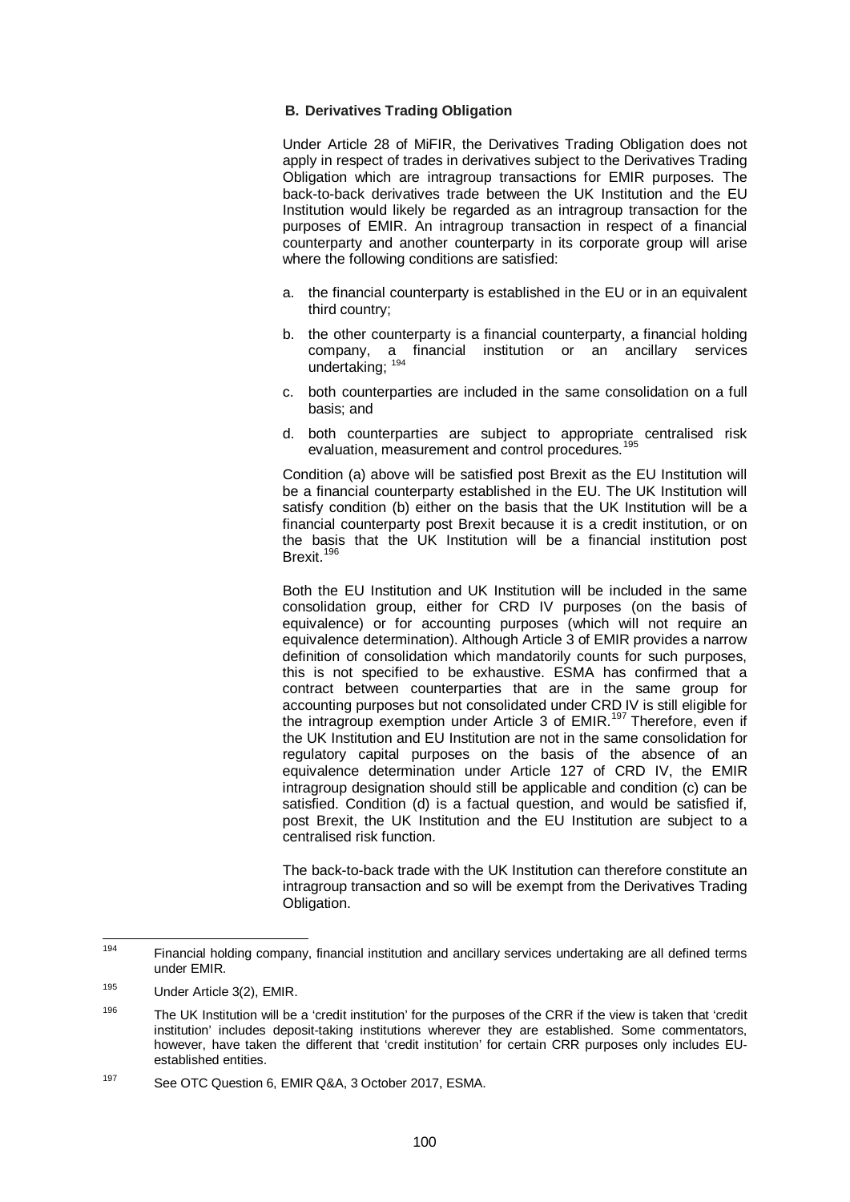### B. Derivatives Trading Obligation

Under Article 28 of MiFIR, the Derivatives Trading Obligation does not apply in respect of trades in derivatives subject to the Derivatives Trading Obligation which are intragroup transactions for EMIR purposes. The back-to-back derivatives trade between the UK Institution and the EU Institution would likely be regarded as an intragroup transaction for the purposes of EMIR. An intragroup transaction in respect of a financial counterparty and another counterparty in its corporate group will arise where the following conditions are satisfied:

a. the financial counterparty is established in the EU or in an equivalent third country;

b. the other counterparty is a financial counterparty, a financial holding company, a financial institution or an ancillary services undertaking; [194]

c. both counterparties are included in the same consolidation on a full basis; and

d. both counterparties are subject to appropriate centralised risk evaluation, measurement and control procedures.[195]

Condition (a) above will be satisfied post Brexit as the EU Institution will be a financial counterparty established in the EU. The UK Institution will satisfy condition (b) either on the basis that the UK Institution will be a financial counterparty post Brexit because it is a credit institution, or on the basis that the UK Institution will be a financial institution post Brexit.[196]

Both the EU Institution and UK Institution will be included in the same consolidation group, either for CRD IV purposes (on the basis of equivalence) or for accounting purposes (which will not require an equivalence determination). Although Article 3 of EMIR provides a narrow definition of consolidation which mandatorily counts for such purposes, this is not specified to be exhaustive. ESMA has confirmed that a contract between counterparties that are in the same group for accounting purposes but not consolidated under CRD IV is still eligible for the intragroup exemption under Article 3 of EMIR.[197] Therefore, even if the UK Institution and EU Institution are not in the same consolidation for regulatory capital purposes on the basis of the absence of an equivalence determination under Article 127 of CRD IV, the EMIR intragroup designation should still be applicable and condition (c) can be satisfied. Condition (d) is a factual question, and would be satisfied if, post Brexit, the UK Institution and the EU Institution are subject to a centralised risk function.

The back-to-back trade with the UK Institution can therefore constitute an intragroup transaction and so will be exempt from the Derivatives Trading Obligation.

---

[194] Financial holding company, financial institution and ancillary services undertaking are all defined terms under EMIR.

[195] Under Article 3(2), EMIR.

[196] The UK Institution will be a 'credit institution' for the purposes of the CRR if the view is taken that 'credit institution' includes deposit-taking institutions wherever they are established. Some commentators, however, have taken the different that 'credit institution' for certain CRR purposes only includes EU-established entities.

[197] See OTC Question 6, EMIR Q&A, 3 October 2017, ESMA.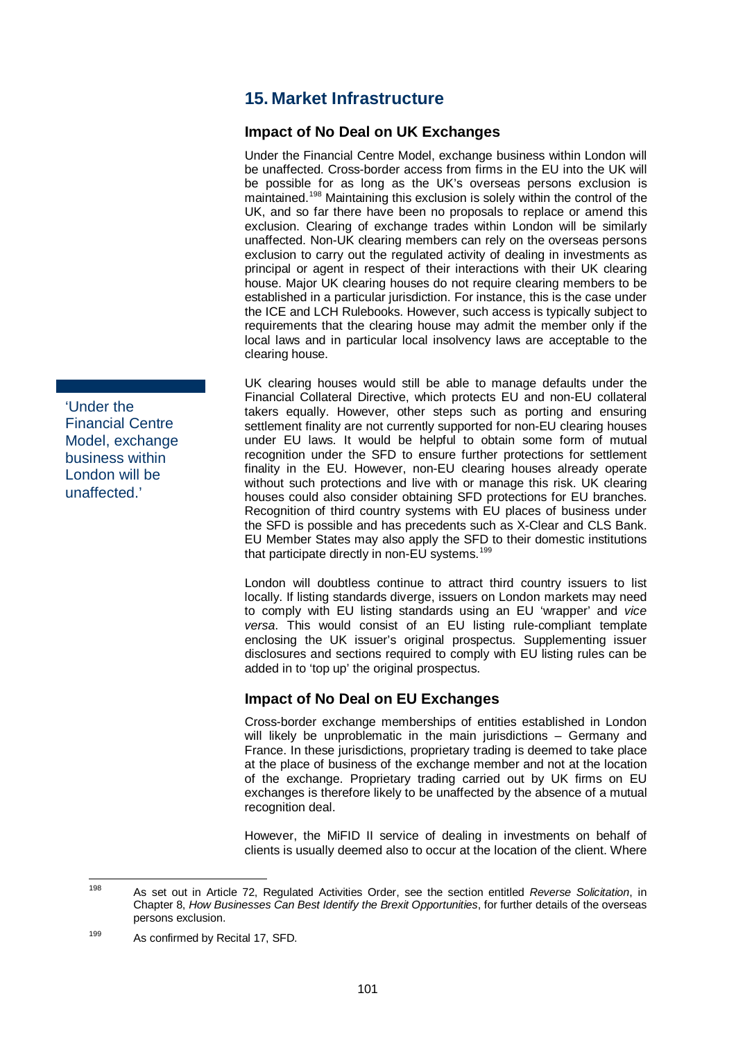## 15. Market Infrastructure

### Impact of No Deal on UK Exchanges

Under the Financial Centre Model, exchange business within London will be unaffected. Cross-border access from firms in the EU into the UK will be possible for as long as the UK's overseas persons exclusion is maintained.[198] Maintaining this exclusion is solely within the control of the UK, and so far there have been no proposals to replace or amend this exclusion. Clearing of exchange trades within London will be similarly unaffected. Non-UK clearing members can rely on the overseas persons exclusion to carry out the regulated activity of dealing in investments as principal or agent in respect of their interactions with their UK clearing house. Major UK clearing houses do not require clearing members to be established in a particular jurisdiction. For instance, this is the case under the ICE and LCH Rulebooks. However, such access is typically subject to requirements that the clearing house may admit the member only if the local laws and in particular local insolvency laws are acceptable to the clearing house.

'Under the Financial Centre Model, exchange business within London will be unaffected.'

UK clearing houses would still be able to manage defaults under the Financial Collateral Directive, which protects EU and non-EU collateral takers equally. However, other steps such as porting and ensuring settlement finality are not currently supported for non-EU clearing houses under EU laws. It would be helpful to obtain some form of mutual recognition under the SFD to ensure further protections for settlement finality in the EU. However, non-EU clearing houses already operate without such protections and live with or manage this risk. UK clearing houses could also consider obtaining SFD protections for EU branches. Recognition of third country systems with EU places of business under the SFD is possible and has precedents such as X-Clear and CLS Bank. EU Member States may also apply the SFD to their domestic institutions that participate directly in non-EU systems.[199]

London will doubtless continue to attract third country issuers to list locally. If listing standards diverge, issuers on London markets may need to comply with EU listing standards using an EU 'wrapper' and *vice versa*. This would consist of an EU listing rule-compliant template enclosing the UK issuer's original prospectus. Supplementing issuer disclosures and sections required to comply with EU listing rules can be added in to 'top up' the original prospectus.

### Impact of No Deal on EU Exchanges

Cross-border exchange memberships of entities established in London will likely be unproblematic in the main jurisdictions – Germany and France. In these jurisdictions, proprietary trading is deemed to take place at the place of business of the exchange member and not at the location of the exchange. Proprietary trading carried out by UK firms on EU exchanges is therefore likely to be unaffected by the absence of a mutual recognition deal.

However, the MiFID II service of dealing in investments on behalf of clients is usually deemed also to occur at the location of the client. Where

---

[198] As set out in Article 72, Regulated Activities Order, see the section entitled *Reverse Solicitation*, in Chapter 8, *How Businesses Can Best Identify the Brexit Opportunities*, for further details of the overseas persons exclusion.

[199] As confirmed by Recital 17, SFD.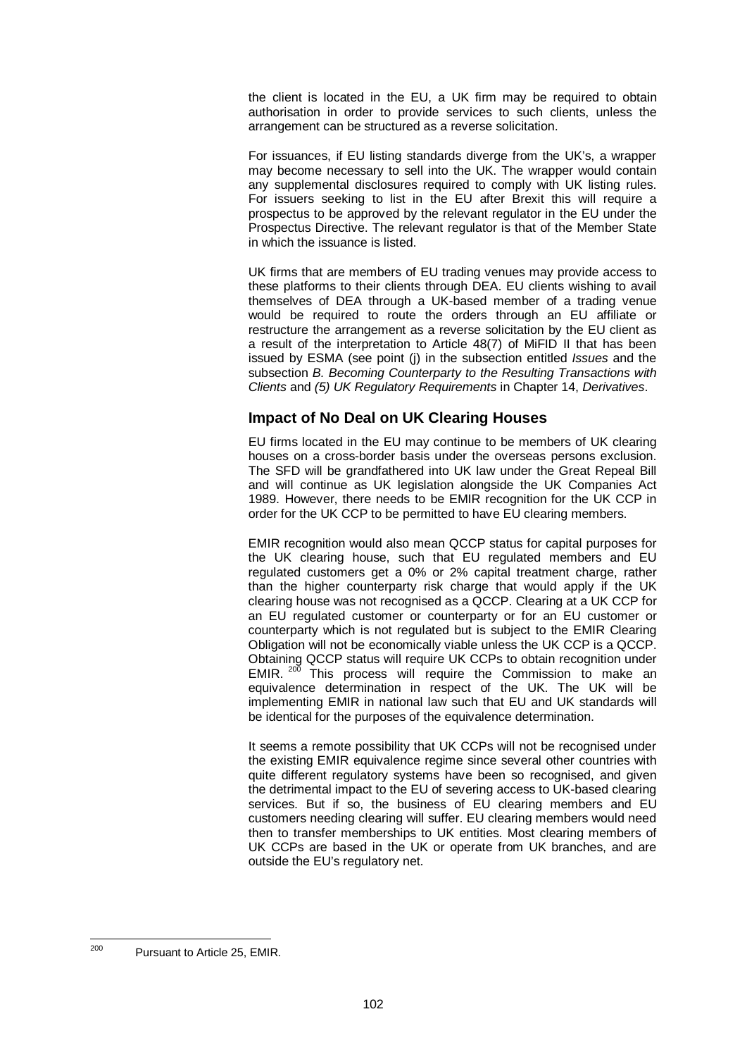the client is located in the EU, a UK firm may be required to obtain authorisation in order to provide services to such clients, unless the arrangement can be structured as a reverse solicitation.

For issuances, if EU listing standards diverge from the UK's, a wrapper may become necessary to sell into the UK. The wrapper would contain any supplemental disclosures required to comply with UK listing rules. For issuers seeking to list in the EU after Brexit this will require a prospectus to be approved by the relevant regulator in the EU under the Prospectus Directive. The relevant regulator is that of the Member State in which the issuance is listed.

UK firms that are members of EU trading venues may provide access to these platforms to their clients through DEA. EU clients wishing to avail themselves of DEA through a UK-based member of a trading venue would be required to route the orders through an EU affiliate or restructure the arrangement as a reverse solicitation by the EU client as a result of the interpretation to Article 48(7) of MiFID II that has been issued by ESMA (see point (j) in the subsection entitled *Issues* and the subsection *B. Becoming Counterparty to the Resulting Transactions with Clients* and *(5) UK Regulatory Requirements* in Chapter 14, *Derivatives*.

### Impact of No Deal on UK Clearing Houses

EU firms located in the EU may continue to be members of UK clearing houses on a cross-border basis under the overseas persons exclusion. The SFD will be grandfathered into UK law under the Great Repeal Bill and will continue as UK legislation alongside the UK Companies Act 1989. However, there needs to be EMIR recognition for the UK CCP in order for the UK CCP to be permitted to have EU clearing members.

EMIR recognition would also mean QCCP status for capital purposes for the UK clearing house, such that EU regulated members and EU regulated customers get a 0% or 2% capital treatment charge, rather than the higher counterparty risk charge that would apply if the UK clearing house was not recognised as a QCCP. Clearing at a UK CCP for an EU regulated customer or counterparty or for an EU customer or counterparty which is not regulated but is subject to the EMIR Clearing Obligation will not be economically viable unless the UK CCP is a QCCP. Obtaining QCCP status will require UK CCPs to obtain recognition under EMIR. [200] This process will require the Commission to make an equivalence determination in respect of the UK. The UK will be implementing EMIR in national law such that EU and UK standards will be identical for the purposes of the equivalence determination.

It seems a remote possibility that UK CCPs will not be recognised under the existing EMIR equivalence regime since several other countries with quite different regulatory systems have been so recognised, and given the detrimental impact to the EU of severing access to UK-based clearing services. But if so, the business of EU clearing members and EU customers needing clearing will suffer. EU clearing members would need then to transfer memberships to UK entities. Most clearing members of UK CCPs are based in the UK or operate from UK branches, and are outside the EU's regulatory net.

---

[200] Pursuant to Article 25, EMIR.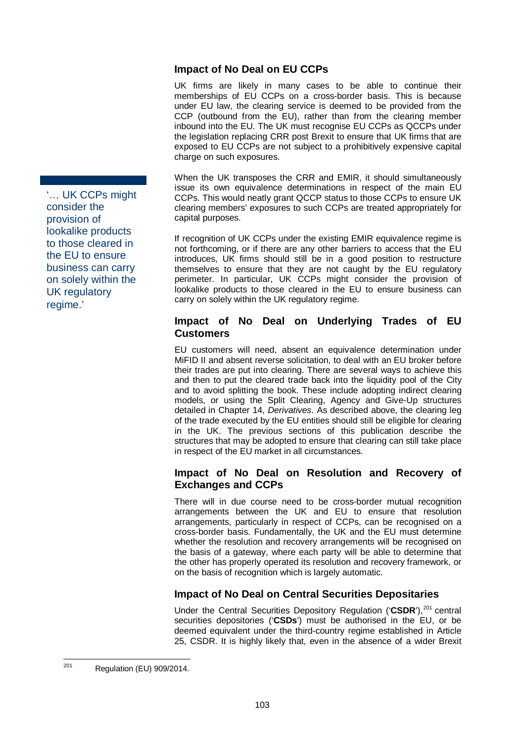### Impact of No Deal on EU CCPs

UK firms are likely in many cases to be able to continue their memberships of EU CCPs on a cross-border basis. This is because under EU law, the clearing service is deemed to be provided from the CCP (outbound from the EU), rather than from the clearing member inbound into the EU. The UK must recognise EU CCPs as QCCPs under the legislation replacing CRR post Brexit to ensure that UK firms that are exposed to EU CCPs are not subject to a prohibitively expensive capital charge on such exposures.

When the UK transposes the CRR and EMIR, it should simultaneously issue its own equivalence determinations in respect of the main EU CCPs. This would neatly grant QCCP status to those CCPs to ensure UK clearing members' exposures to such CCPs are treated appropriately for capital purposes.

> '… UK CCPs might consider the provision of lookalike products to those cleared in the EU to ensure business can carry on solely within the UK regulatory regime.'

If recognition of UK CCPs under the existing EMIR equivalence regime is not forthcoming, or if there are any other barriers to access that the EU introduces, UK firms should still be in a good position to restructure themselves to ensure that they are not caught by the EU regulatory perimeter. In particular, UK CCPs might consider the provision of lookalike products to those cleared in the EU to ensure business can carry on solely within the UK regulatory regime.

### Impact of No Deal on Underlying Trades of EU Customers

EU customers will need, absent an equivalence determination under MiFID II and absent reverse solicitation, to deal with an EU broker before their trades are put into clearing. There are several ways to achieve this and then to put the cleared trade back into the liquidity pool of the City and to avoid splitting the book. These include adopting indirect clearing models, or using the Split Clearing, Agency and Give-Up structures detailed in Chapter 14, *Derivatives*. As described above, the clearing leg of the trade executed by the EU entities should still be eligible for clearing in the UK. The previous sections of this publication describe the structures that may be adopted to ensure that clearing can still take place in respect of the EU market in all circumstances.

### Impact of No Deal on Resolution and Recovery of Exchanges and CCPs

There will in due course need to be cross-border mutual recognition arrangements between the UK and EU to ensure that resolution arrangements, particularly in respect of CCPs, can be recognised on a cross-border basis. Fundamentally, the UK and the EU must determine whether the resolution and recovery arrangements will be recognised on the basis of a gateway, where each party will be able to determine that the other has properly operated its resolution and recovery framework, or on the basis of recognition which is largely automatic.

### Impact of No Deal on Central Securities Depositaries

Under the Central Securities Depository Regulation ('**CSDR**'),[201] central securities depositories ('**CSDs**') must be authorised in the EU, or be deemed equivalent under the third-country regime established in Article 25, CSDR. It is highly likely that, even in the absence of a wider Brexit

---

[201] Regulation (EU) 909/2014.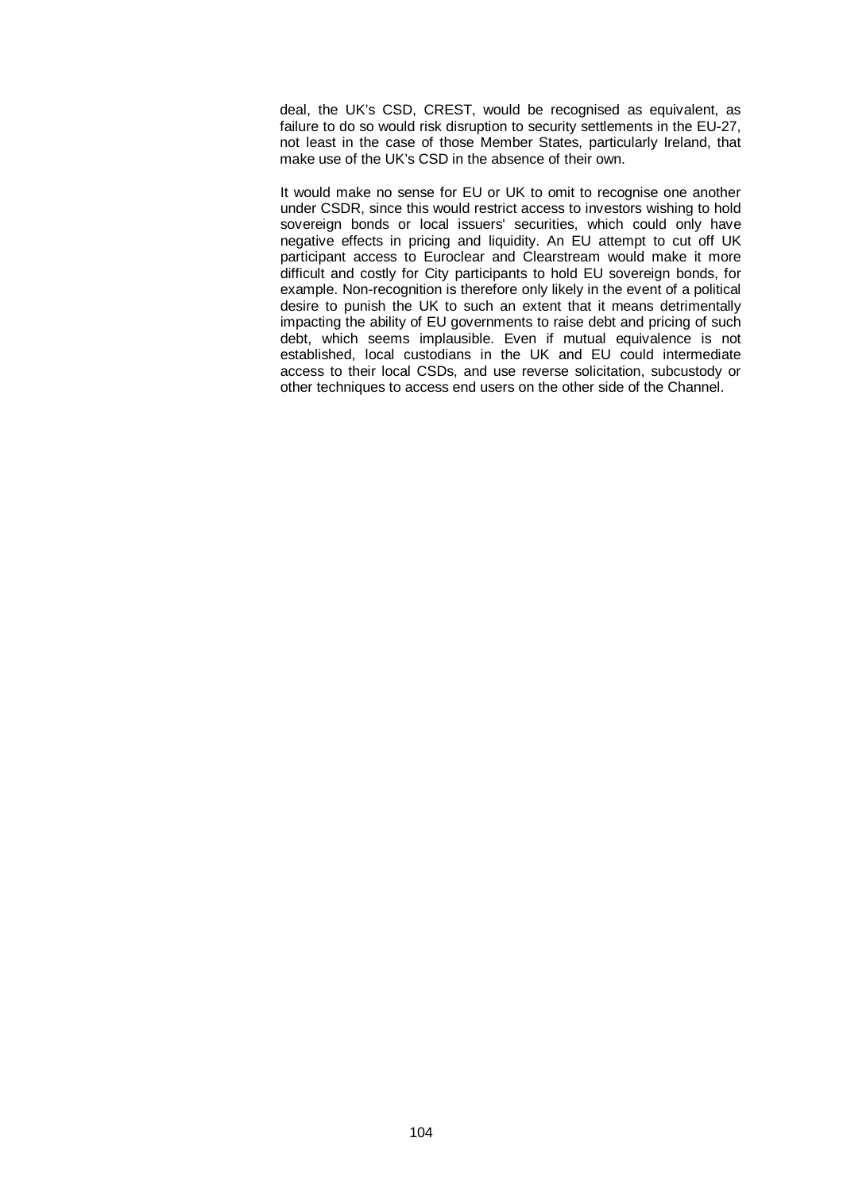deal, the UK's CSD, CREST, would be recognised as equivalent, as failure to do so would risk disruption to security settlements in the EU-27, not least in the case of those Member States, particularly Ireland, that make use of the UK's CSD in the absence of their own.

It would make no sense for EU or UK to omit to recognise one another under CSDR, since this would restrict access to investors wishing to hold sovereign bonds or local issuers' securities, which could only have negative effects in pricing and liquidity. An EU attempt to cut off UK participant access to Euroclear and Clearstream would make it more difficult and costly for City participants to hold EU sovereign bonds, for example. Non-recognition is therefore only likely in the event of a political desire to punish the UK to such an extent that it means detrimentally impacting the ability of EU governments to raise debt and pricing of such debt, which seems implausible. Even if mutual equivalence is not established, local custodians in the UK and EU could intermediate access to their local CSDs, and use reverse solicitation, subcustody or other techniques to access end users on the other side of the Channel.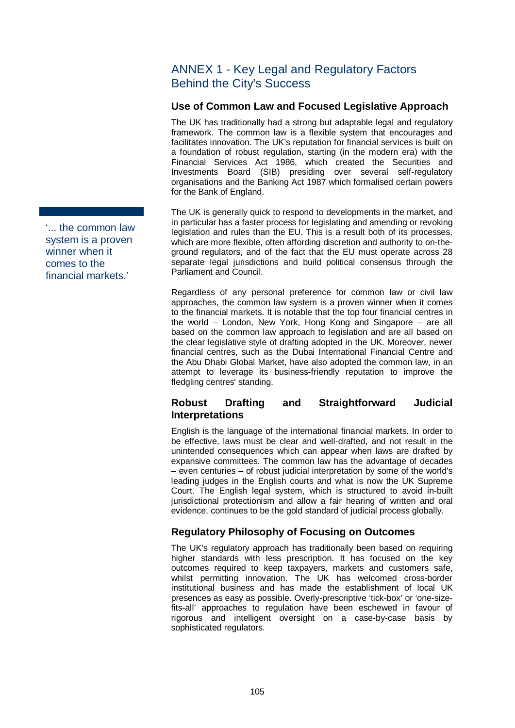# ANNEX 1 - Key Legal and Regulatory Factors Behind the City's Success

## Use of Common Law and Focused Legislative Approach

The UK has traditionally had a strong but adaptable legal and regulatory framework. The common law is a flexible system that encourages and facilitates innovation. The UK's reputation for financial services is built on a foundation of robust regulation, starting (in the modern era) with the Financial Services Act 1986, which created the Securities and Investments Board (SIB) presiding over several self-regulatory organisations and the Banking Act 1987 which formalised certain powers for the Bank of England.

> '... the common law system is a proven winner when it comes to the financial markets.'

The UK is generally quick to respond to developments in the market, and in particular has a faster process for legislating and amending or revoking legislation and rules than the EU. This is a result both of its processes, which are more flexible, often affording discretion and authority to on-the-ground regulators, and of the fact that the EU must operate across 28 separate legal jurisdictions and build political consensus through the Parliament and Council.

Regardless of any personal preference for common law or civil law approaches, the common law system is a proven winner when it comes to the financial markets. It is notable that the top four financial centres in the world – London, New York, Hong Kong and Singapore – are all based on the common law approach to legislation and are all based on the clear legislative style of drafting adopted in the UK. Moreover, newer financial centres, such as the Dubai International Financial Centre and the Abu Dhabi Global Market, have also adopted the common law, in an attempt to leverage its business-friendly reputation to improve the fledgling centres' standing.

## Robust Drafting and Straightforward Judicial Interpretations

English is the language of the international financial markets. In order to be effective, laws must be clear and well-drafted, and not result in the unintended consequences which can appear when laws are drafted by expansive committees. The common law has the advantage of decades – even centuries – of robust judicial interpretation by some of the world's leading judges in the English courts and what is now the UK Supreme Court. The English legal system, which is structured to avoid in-built jurisdictional protectionism and allow a fair hearing of written and oral evidence, continues to be the gold standard of judicial process globally.

## Regulatory Philosophy of Focusing on Outcomes

The UK's regulatory approach has traditionally been based on requiring higher standards with less prescription. It has focused on the key outcomes required to keep taxpayers, markets and customers safe, whilst permitting innovation. The UK has welcomed cross-border institutional business and has made the establishment of local UK presences as easy as possible. Overly-prescriptive 'tick-box' or 'one-size-fits-all' approaches to regulation have been eschewed in favour of rigorous and intelligent oversight on a case-by-case basis by sophisticated regulators.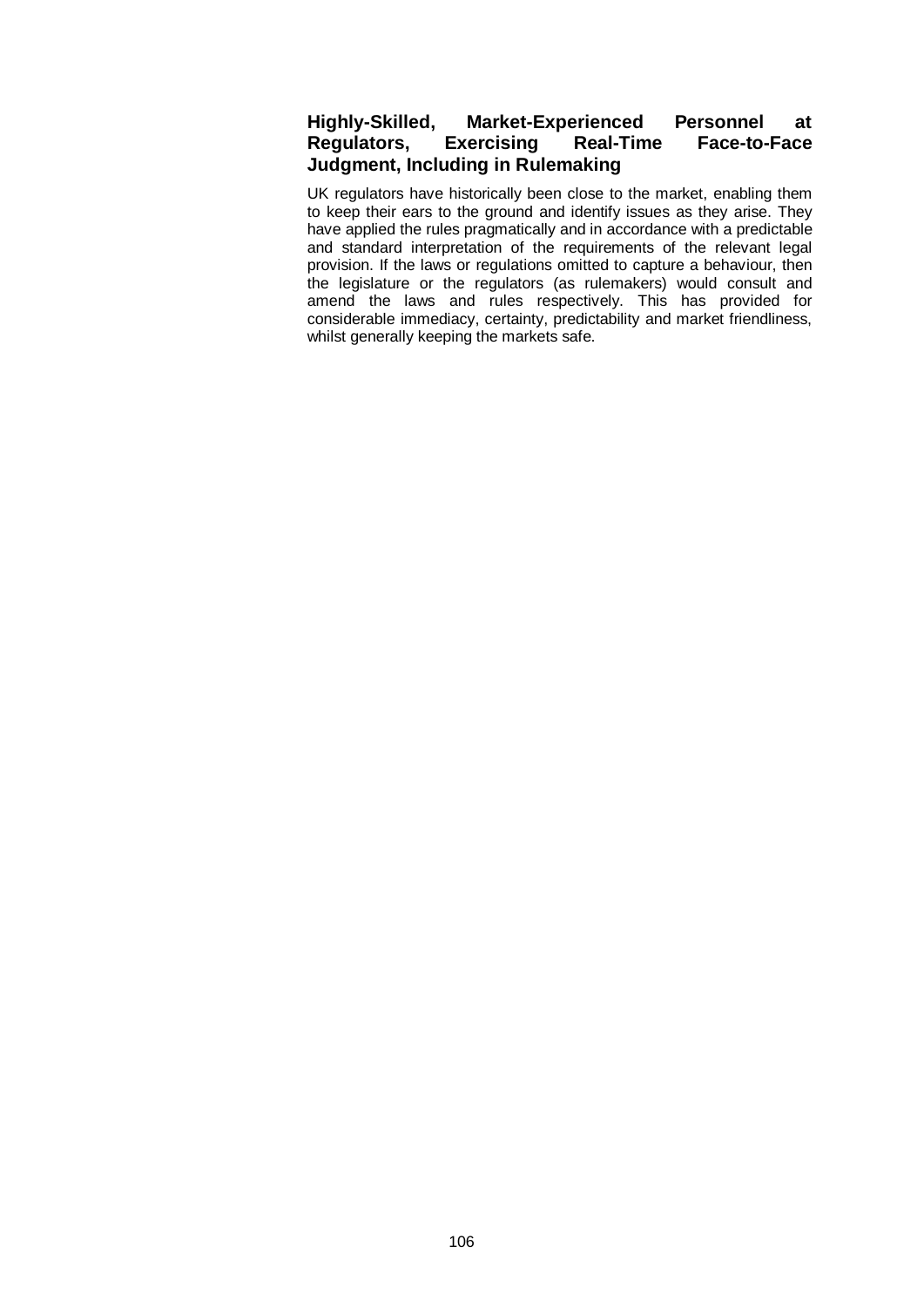### Highly-Skilled, Market-Experienced Personnel at Regulators, Exercising Real-Time Face-to-Face Judgment, Including in Rulemaking

UK regulators have historically been close to the market, enabling them to keep their ears to the ground and identify issues as they arise. They have applied the rules pragmatically and in accordance with a predictable and standard interpretation of the requirements of the relevant legal provision. If the laws or regulations omitted to capture a behaviour, then the legislature or the regulators (as rulemakers) would consult and amend the laws and rules respectively. This has provided for considerable immediacy, certainty, predictability and market friendliness, whilst generally keeping the markets safe.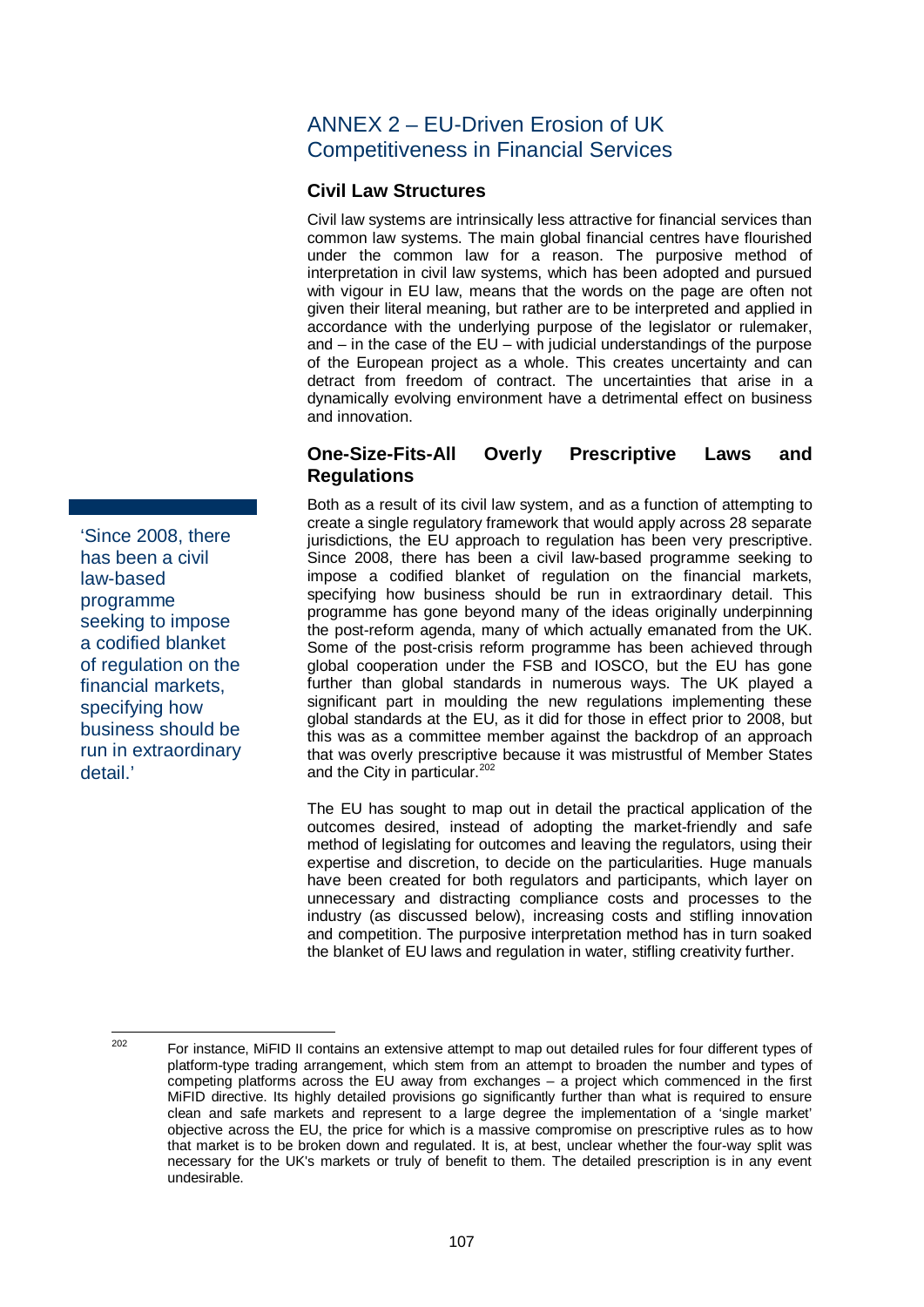## ANNEX 2 – EU-Driven Erosion of UK Competitiveness in Financial Services

### Civil Law Structures

Civil law systems are intrinsically less attractive for financial services than common law systems. The main global financial centres have flourished under the common law for a reason. The purposive method of interpretation in civil law systems, which has been adopted and pursued with vigour in EU law, means that the words on the page are often not given their literal meaning, but rather are to be interpreted and applied in accordance with the underlying purpose of the legislator or rulemaker, and – in the case of the EU – with judicial understandings of the purpose of the European project as a whole. This creates uncertainty and can detract from freedom of contract. The uncertainties that arise in a dynamically evolving environment have a detrimental effect on business and innovation.

### One-Size-Fits-All Overly Prescriptive Laws and Regulations

> 'Since 2008, there has been a civil law-based programme seeking to impose a codified blanket of regulation on the financial markets, specifying how business should be run in extraordinary detail.'

Both as a result of its civil law system, and as a function of attempting to create a single regulatory framework that would apply across 28 separate jurisdictions, the EU approach to regulation has been very prescriptive. Since 2008, there has been a civil law-based programme seeking to impose a codified blanket of regulation on the financial markets, specifying how business should be run in extraordinary detail. This programme has gone beyond many of the ideas originally underpinning the post-reform agenda, many of which actually emanated from the UK. Some of the post-crisis reform programme has been achieved through global cooperation under the FSB and IOSCO, but the EU has gone further than global standards in numerous ways. The UK played a significant part in moulding the new regulations implementing these global standards at the EU, as it did for those in effect prior to 2008, but this was as a committee member against the backdrop of an approach that was overly prescriptive because it was mistrustful of Member States and the City in particular.[202]

The EU has sought to map out in detail the practical application of the outcomes desired, instead of adopting the market-friendly and safe method of legislating for outcomes and leaving the regulators, using their expertise and discretion, to decide on the particularities. Huge manuals have been created for both regulators and participants, which layer on unnecessary and distracting compliance costs and processes to the industry (as discussed below), increasing costs and stifling innovation and competition. The purposive interpretation method has in turn soaked the blanket of EU laws and regulation in water, stifling creativity further.

---

[202] For instance, MiFID II contains an extensive attempt to map out detailed rules for four different types of platform-type trading arrangement, which stem from an attempt to broaden the number and types of competing platforms across the EU away from exchanges – a project which commenced in the first MiFID directive. Its highly detailed provisions go significantly further than what is required to ensure clean and safe markets and represent to a large degree the implementation of a 'single market' objective across the EU, the price for which is a massive compromise on prescriptive rules as to how that market is to be broken down and regulated. It is, at best, unclear whether the four-way split was necessary for the UK's markets or truly of benefit to them. The detailed prescription is in any event undesirable.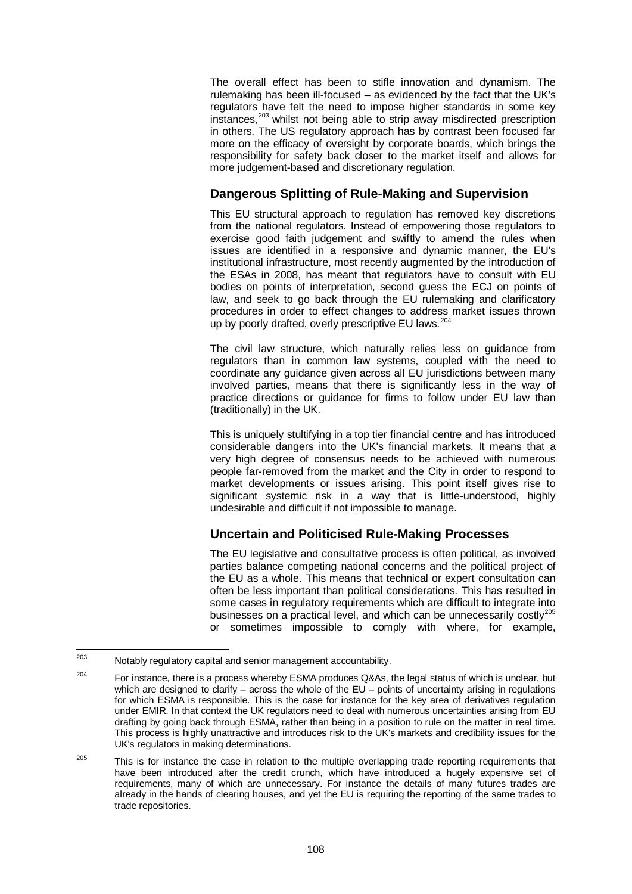The overall effect has been to stifle innovation and dynamism. The rulemaking has been ill-focused – as evidenced by the fact that the UK's regulators have felt the need to impose higher standards in some key instances,[203] whilst not being able to strip away misdirected prescription in others. The US regulatory approach has by contrast been focused far more on the efficacy of oversight by corporate boards, which brings the responsibility for safety back closer to the market itself and allows for more judgement-based and discretionary regulation.

## Dangerous Splitting of Rule-Making and Supervision

This EU structural approach to regulation has removed key discretions from the national regulators. Instead of empowering those regulators to exercise good faith judgement and swiftly to amend the rules when issues are identified in a responsive and dynamic manner, the EU's institutional infrastructure, most recently augmented by the introduction of the ESAs in 2008, has meant that regulators have to consult with EU bodies on points of interpretation, second guess the ECJ on points of law, and seek to go back through the EU rulemaking and clarificatory procedures in order to effect changes to address market issues thrown up by poorly drafted, overly prescriptive EU laws.[204]

The civil law structure, which naturally relies less on guidance from regulators than in common law systems, coupled with the need to coordinate any guidance given across all EU jurisdictions between many involved parties, means that there is significantly less in the way of practice directions or guidance for firms to follow under EU law than (traditionally) in the UK.

This is uniquely stultifying in a top tier financial centre and has introduced considerable dangers into the UK's financial markets. It means that a very high degree of consensus needs to be achieved with numerous people far-removed from the market and the City in order to respond to market developments or issues arising. This point itself gives rise to significant systemic risk in a way that is little-understood, highly undesirable and difficult if not impossible to manage.

## Uncertain and Politicised Rule-Making Processes

The EU legislative and consultative process is often political, as involved parties balance competing national concerns and the political project of the EU as a whole. This means that technical or expert consultation can often be less important than political considerations. This has resulted in some cases in regulatory requirements which are difficult to integrate into businesses on a practical level, and which can be unnecessarily costly[205] or sometimes impossible to comply with where, for example,

---

[203] Notably regulatory capital and senior management accountability.

[204] For instance, there is a process whereby ESMA produces Q&As, the legal status of which is unclear, but which are designed to clarify – across the whole of the EU – points of uncertainty arising in regulations for which ESMA is responsible. This is the case for instance for the key area of derivatives regulation under EMIR. In that context the UK regulators need to deal with numerous uncertainties arising from EU drafting by going back through ESMA, rather than being in a position to rule on the matter in real time. This process is highly unattractive and introduces risk to the UK's markets and credibility issues for the UK's regulators in making determinations.

[205] This is for instance the case in relation to the multiple overlapping trade reporting requirements that have been introduced after the credit crunch, which have introduced a hugely expensive set of requirements, many of which are unnecessary. For instance the details of many futures trades are already in the hands of clearing houses, and yet the EU is requiring the reporting of the same trades to trade repositories.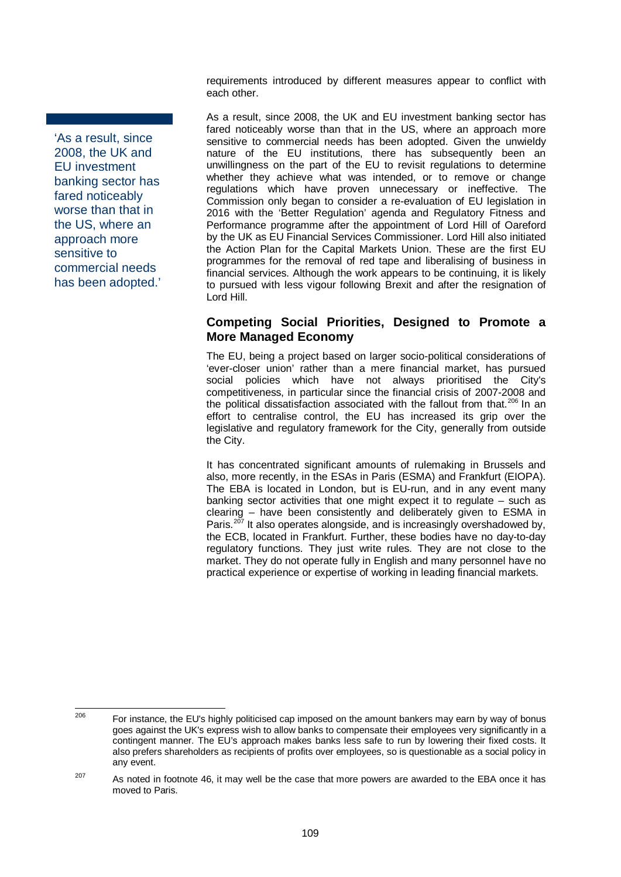requirements introduced by different measures appear to conflict with each other.

'As a result, since 2008, the UK and EU investment banking sector has fared noticeably worse than that in the US, where an approach more sensitive to commercial needs has been adopted.'

As a result, since 2008, the UK and EU investment banking sector has fared noticeably worse than that in the US, where an approach more sensitive to commercial needs has been adopted. Given the unwieldy nature of the EU institutions, there has subsequently been an unwillingness on the part of the EU to revisit regulations to determine whether they achieve what was intended, or to remove or change regulations which have proven unnecessary or ineffective. The Commission only began to consider a re-evaluation of EU legislation in 2016 with the 'Better Regulation' agenda and Regulatory Fitness and Performance programme after the appointment of Lord Hill of Oareford by the UK as EU Financial Services Commissioner. Lord Hill also initiated the Action Plan for the Capital Markets Union. These are the first EU programmes for the removal of red tape and liberalising of business in financial services. Although the work appears to be continuing, it is likely to pursued with less vigour following Brexit and after the resignation of Lord Hill.

## Competing Social Priorities, Designed to Promote a More Managed Economy

The EU, being a project based on larger socio-political considerations of 'ever-closer union' rather than a mere financial market, has pursued social policies which have not always prioritised the City's competitiveness, in particular since the financial crisis of 2007-2008 and the political dissatisfaction associated with the fallout from that.[206] In an effort to centralise control, the EU has increased its grip over the legislative and regulatory framework for the City, generally from outside the City.

It has concentrated significant amounts of rulemaking in Brussels and also, more recently, in the ESAs in Paris (ESMA) and Frankfurt (EIOPA). The EBA is located in London, but is EU-run, and in any event many banking sector activities that one might expect it to regulate – such as clearing – have been consistently and deliberately given to ESMA in Paris.[207] It also operates alongside, and is increasingly overshadowed by, the ECB, located in Frankfurt. Further, these bodies have no day-to-day regulatory functions. They just write rules. They are not close to the market. They do not operate fully in English and many personnel have no practical experience or expertise of working in leading financial markets.

---

[206] For instance, the EU's highly politicised cap imposed on the amount bankers may earn by way of bonus goes against the UK's express wish to allow banks to compensate their employees very significantly in a contingent manner. The EU's approach makes banks less safe to run by lowering their fixed costs. It also prefers shareholders as recipients of profits over employees, so is questionable as a social policy in any event.

[207] As noted in footnote 46, it may well be the case that more powers are awarded to the EBA once it has moved to Paris.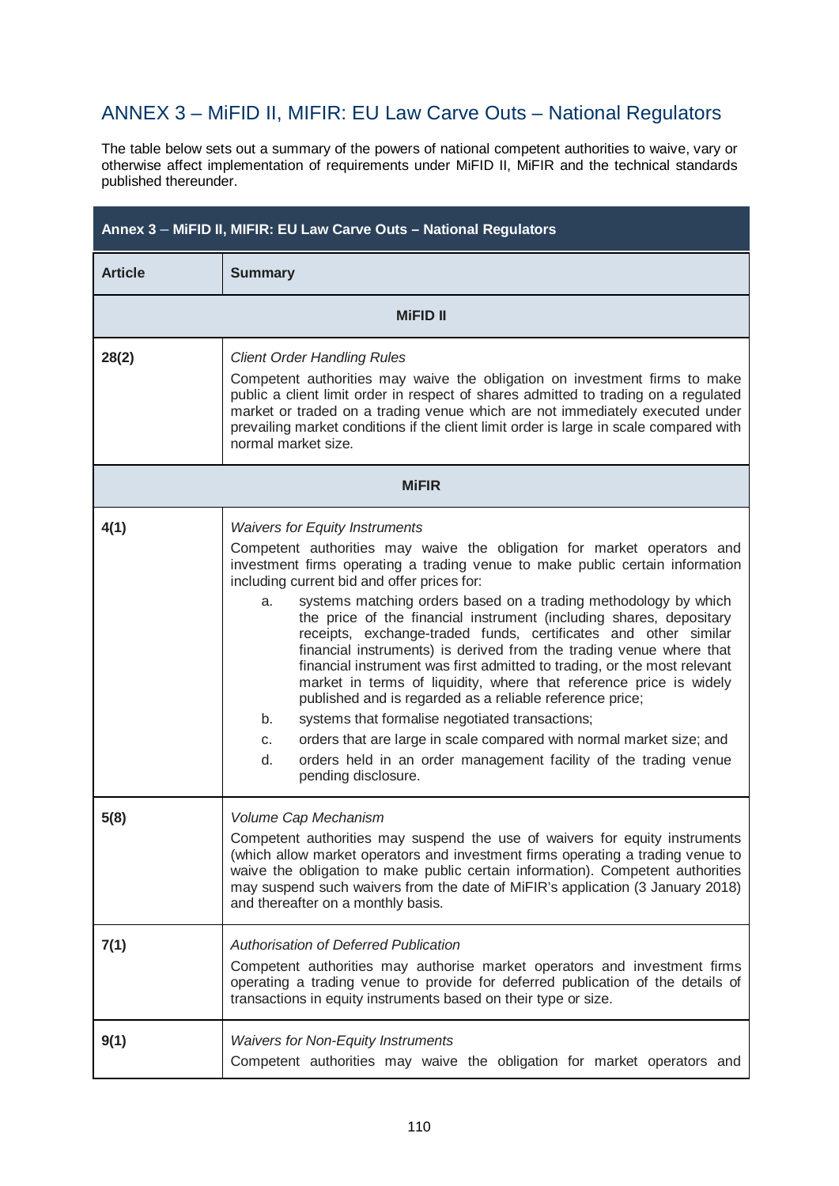## ANNEX 3 – MiFID II, MIFIR: EU Law Carve Outs – National Regulators

The table below sets out a summary of the powers of national competent authorities to waive, vary or otherwise affect implementation of requirements under MiFID II, MiFIR and the technical standards published thereunder.

| Annex 3 – MiFID II, MIFIR: EU Law Carve Outs – National Regulators | |
|---|---|
| **Article** | **Summary** |
| | **MiFID II** |
| **28(2)** | *Client Order Handling Rules*<br>Competent authorities may waive the obligation on investment firms to make public a client limit order in respect of shares admitted to trading on a regulated market or traded on a trading venue which are not immediately executed under prevailing market conditions if the client limit order is large in scale compared with normal market size. |
| | **MiFIR** |
| **4(1)** | *Waivers for Equity Instruments*<br>Competent authorities may waive the obligation for market operators and investment firms operating a trading venue to make public certain information including current bid and offer prices for:<br>a. systems matching orders based on a trading methodology by which the price of the financial instrument (including shares, depositary receipts, exchange-traded funds, certificates and other similar financial instruments) is derived from the trading venue where that financial instrument was first admitted to trading, or the most relevant market in terms of liquidity, where that reference price is widely published and is regarded as a reliable reference price;<br>b. systems that formalise negotiated transactions;<br>c. orders that are large in scale compared with normal market size; and<br>d. orders held in an order management facility of the trading venue pending disclosure. |
| **5(8)** | *Volume Cap Mechanism*<br>Competent authorities may suspend the use of waivers for equity instruments (which allow market operators and investment firms operating a trading venue to waive the obligation to make public certain information). Competent authorities may suspend such waivers from the date of MiFIR's application (3 January 2018) and thereafter on a monthly basis. |
| **7(1)** | *Authorisation of Deferred Publication*<br>Competent authorities may authorise market operators and investment firms operating a trading venue to provide for deferred publication of the details of transactions in equity instruments based on their type or size. |
| **9(1)** | *Waivers for Non-Equity Instruments*<br>Competent authorities may waive the obligation for market operators and |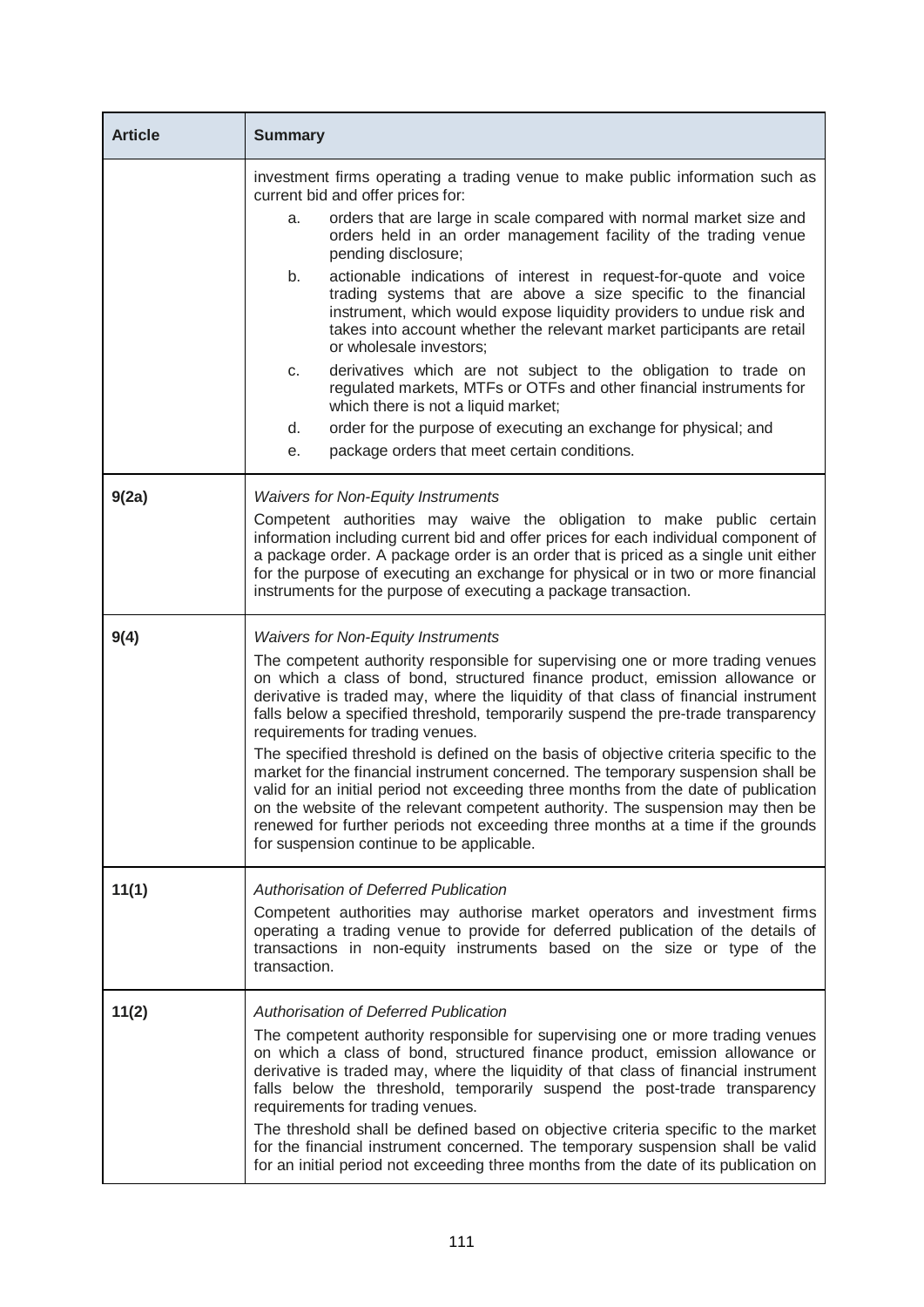| Article | Summary |
|---|---|
| | investment firms operating a trading venue to make public information such as current bid and offer prices for:<br>a. orders that are large in scale compared with normal market size and orders held in an order management facility of the trading venue pending disclosure;<br>b. actionable indications of interest in request-for-quote and voice trading systems that are above a size specific to the financial instrument, which would expose liquidity providers to undue risk and takes into account whether the relevant market participants are retail or wholesale investors;<br>c. derivatives which are not subject to the obligation to trade on regulated markets, MTFs or OTFs and other financial instruments for which there is not a liquid market;<br>d. order for the purpose of executing an exchange for physical; and<br>e. package orders that meet certain conditions. |
| **9(2a)** | *Waivers for Non-Equity Instruments*<br>Competent authorities may waive the obligation to make public certain information including current bid and offer prices for each individual component of a package order. A package order is an order that is priced as a single unit either for the purpose of executing an exchange for physical or in two or more financial instruments for the purpose of executing a package transaction. |
| **9(4)** | *Waivers for Non-Equity Instruments*<br>The competent authority responsible for supervising one or more trading venues on which a class of bond, structured finance product, emission allowance or derivative is traded may, where the liquidity of that class of financial instrument falls below a specified threshold, temporarily suspend the pre-trade transparency requirements for trading venues.<br>The specified threshold is defined on the basis of objective criteria specific to the market for the financial instrument concerned. The temporary suspension shall be valid for an initial period not exceeding three months from the date of publication on the website of the relevant competent authority. The suspension may then be renewed for further periods not exceeding three months at a time if the grounds for suspension continue to be applicable. |
| **11(1)** | *Authorisation of Deferred Publication*<br>Competent authorities may authorise market operators and investment firms operating a trading venue to provide for deferred publication of the details of transactions in non-equity instruments based on the size or type of the transaction. |
| **11(2)** | *Authorisation of Deferred Publication*<br>The competent authority responsible for supervising one or more trading venues on which a class of bond, structured finance product, emission allowance or derivative is traded may, where the liquidity of that class of financial instrument falls below the threshold, temporarily suspend the post-trade transparency requirements for trading venues.<br>The threshold shall be defined based on objective criteria specific to the market for the financial instrument concerned. The temporary suspension shall be valid for an initial period not exceeding three months from the date of its publication on |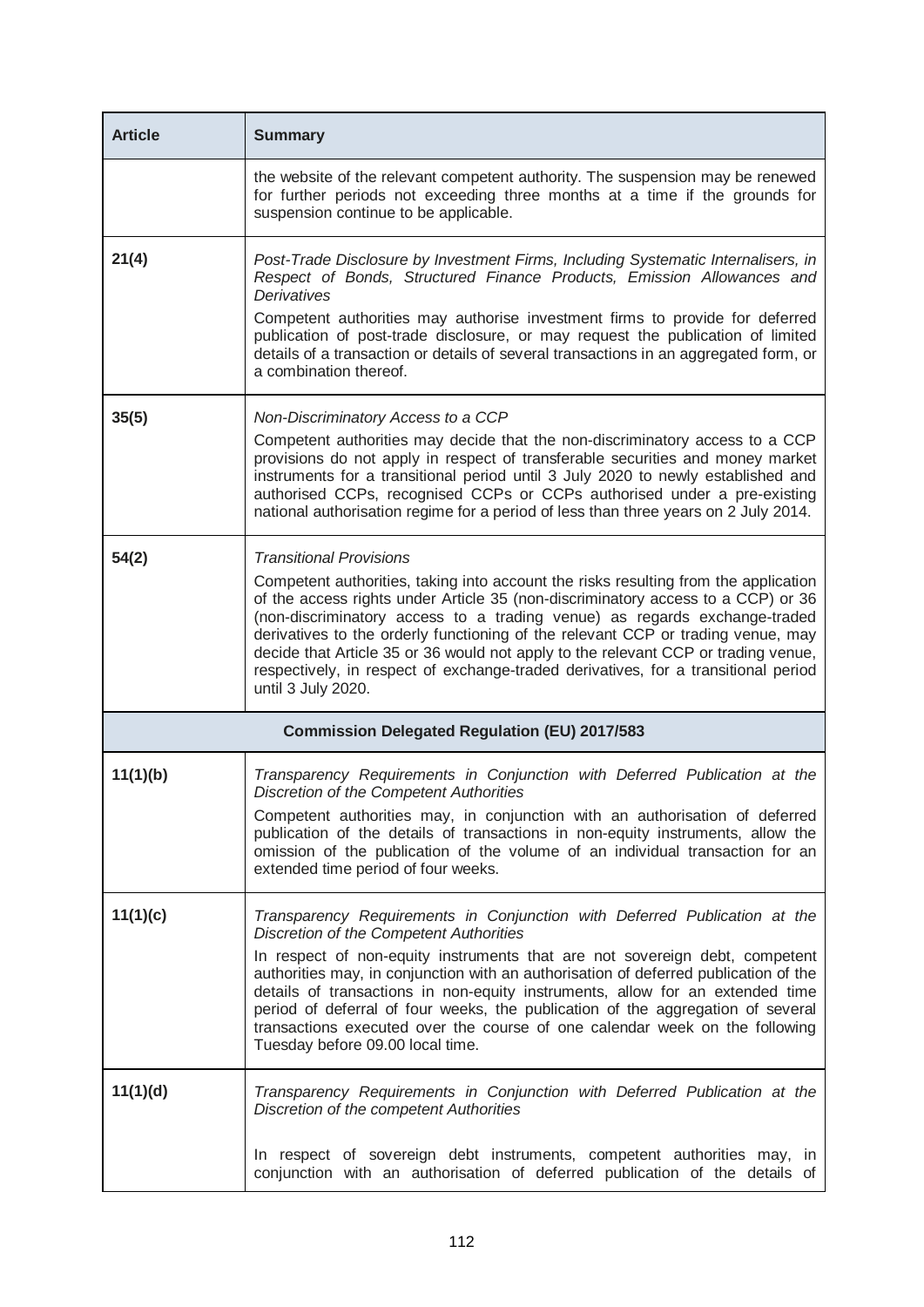| Article | Summary |
| --- | --- |
| | the website of the relevant competent authority. The suspension may be renewed for further periods not exceeding three months at a time if the grounds for suspension continue to be applicable. |
| **21(4)** | *Post-Trade Disclosure by Investment Firms, Including Systematic Internalisers, in Respect of Bonds, Structured Finance Products, Emission Allowances and Derivatives*<br>Competent authorities may authorise investment firms to provide for deferred publication of post-trade disclosure, or may request the publication of limited details of a transaction or details of several transactions in an aggregated form, or a combination thereof. |
| **35(5)** | *Non-Discriminatory Access to a CCP*<br>Competent authorities may decide that the non-discriminatory access to a CCP provisions do not apply in respect of transferable securities and money market instruments for a transitional period until 3 July 2020 to newly established and authorised CCPs, recognised CCPs or CCPs authorised under a pre-existing national authorisation regime for a period of less than three years on 2 July 2014. |
| **54(2)** | *Transitional Provisions*<br>Competent authorities, taking into account the risks resulting from the application of the access rights under Article 35 (non-discriminatory access to a CCP) or 36 (non-discriminatory access to a trading venue) as regards exchange-traded derivatives to the orderly functioning of the relevant CCP or trading venue, may decide that Article 35 or 36 would not apply to the relevant CCP or trading venue, respectively, in respect of exchange-traded derivatives, for a transitional period until 3 July 2020. |
| **Commission Delegated Regulation (EU) 2017/583** | |
| **11(1)(b)** | *Transparency Requirements in Conjunction with Deferred Publication at the Discretion of the Competent Authorities*<br>Competent authorities may, in conjunction with an authorisation of deferred publication of the details of transactions in non-equity instruments, allow the omission of the publication of the volume of an individual transaction for an extended time period of four weeks. |
| **11(1)(c)** | *Transparency Requirements in Conjunction with Deferred Publication at the Discretion of the Competent Authorities*<br>In respect of non-equity instruments that are not sovereign debt, competent authorities may, in conjunction with an authorisation of deferred publication of the details of transactions in non-equity instruments, allow for an extended time period of deferral of four weeks, the publication of the aggregation of several transactions executed over the course of one calendar week on the following Tuesday before 09.00 local time. |
| **11(1)(d)** | *Transparency Requirements in Conjunction with Deferred Publication at the Discretion of the competent Authorities*<br><br>In respect of sovereign debt instruments, competent authorities may, in conjunction with an authorisation of deferred publication of the details of |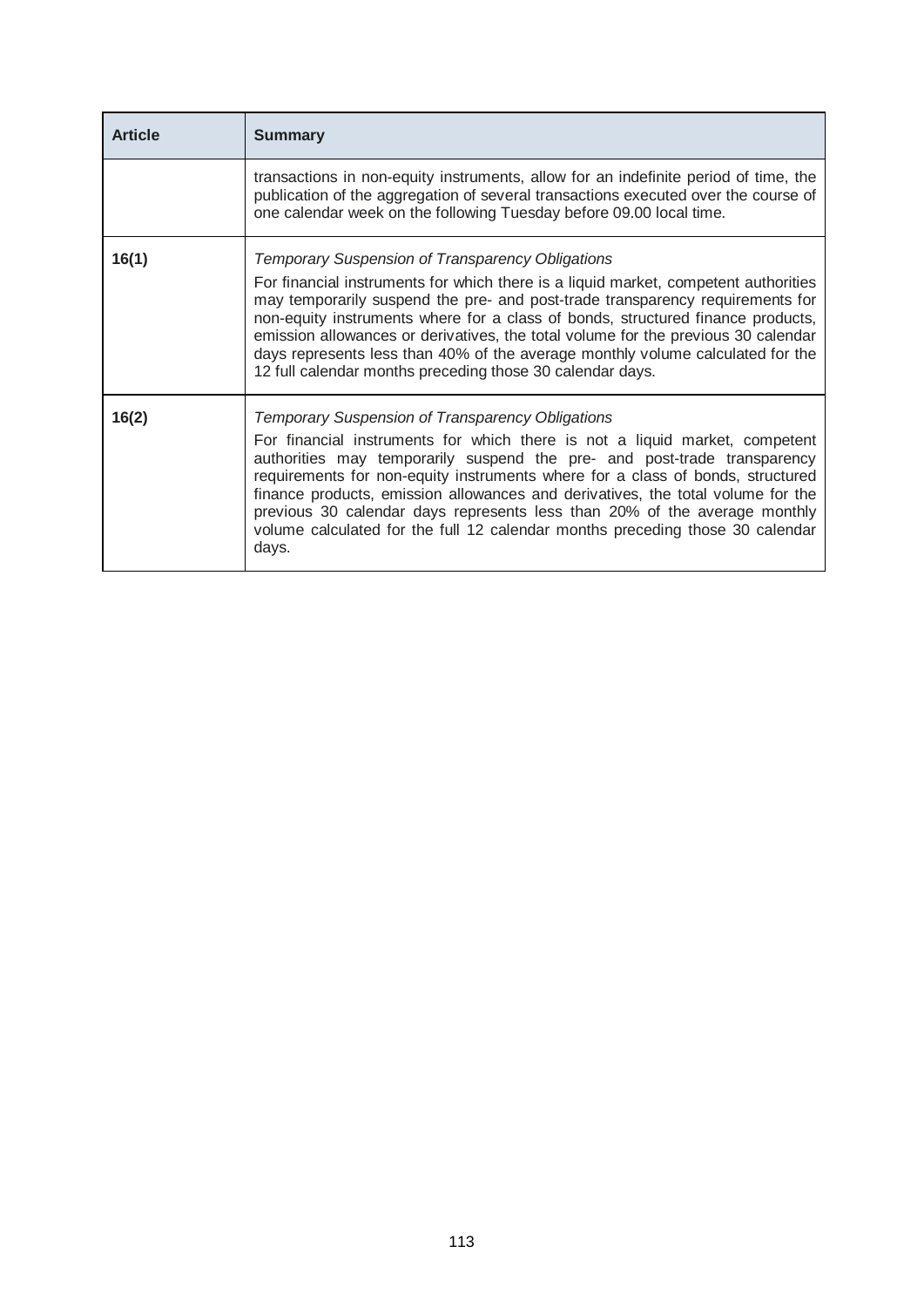| Article | Summary |
| --- | --- |
| | transactions in non-equity instruments, allow for an indefinite period of time, the publication of the aggregation of several transactions executed over the course of one calendar week on the following Tuesday before 09.00 local time. |
| **16(1)** | *Temporary Suspension of Transparency Obligations*<br><br>For financial instruments for which there is a liquid market, competent authorities may temporarily suspend the pre- and post-trade transparency requirements for non-equity instruments where for a class of bonds, structured finance products, emission allowances or derivatives, the total volume for the previous 30 calendar days represents less than 40% of the average monthly volume calculated for the 12 full calendar months preceding those 30 calendar days. |
| **16(2)** | *Temporary Suspension of Transparency Obligations*<br><br>For financial instruments for which there is not a liquid market, competent authorities may temporarily suspend the pre- and post-trade transparency requirements for non-equity instruments where for a class of bonds, structured finance products, emission allowances and derivatives, the total volume for the previous 30 calendar days represents less than 20% of the average monthly volume calculated for the full 12 calendar months preceding those 30 calendar days. |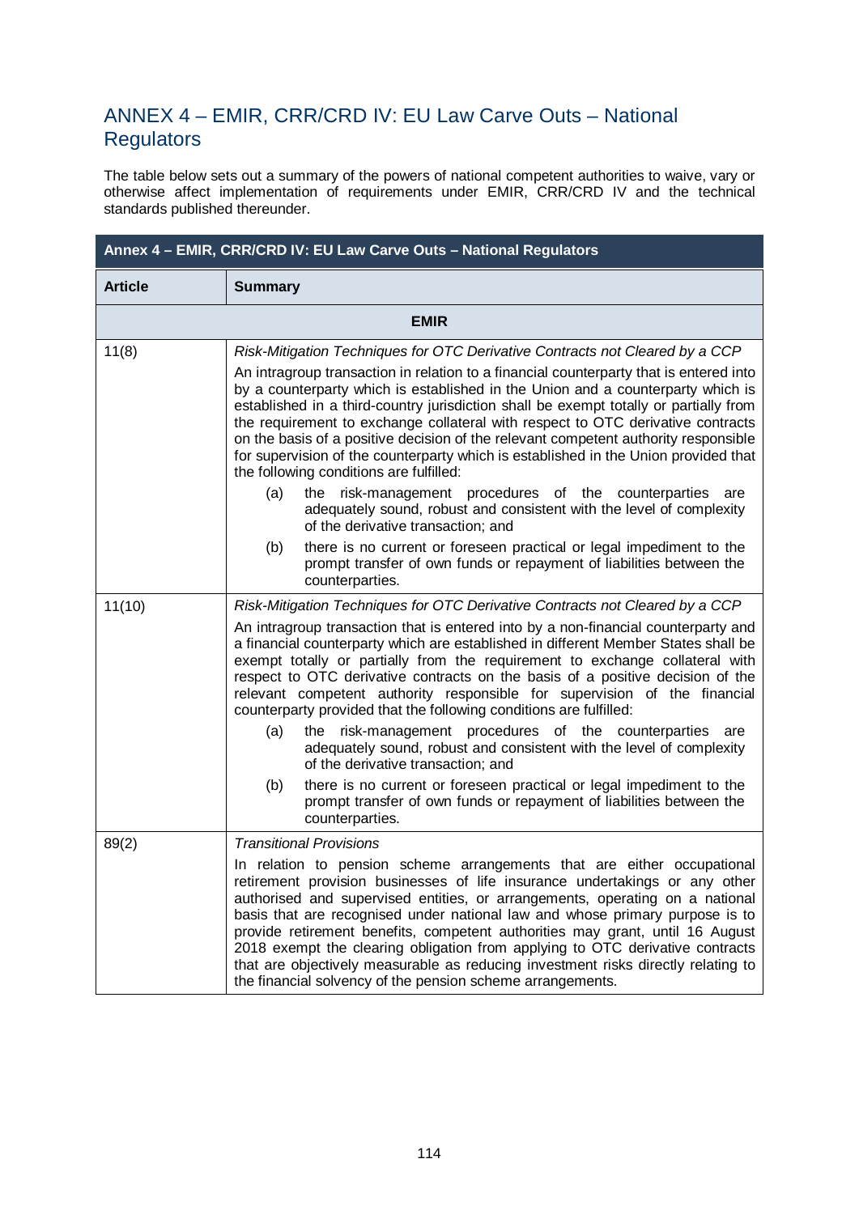## ANNEX 4 – EMIR, CRR/CRD IV: EU Law Carve Outs – National Regulators

The table below sets out a summary of the powers of national competent authorities to waive, vary or otherwise affect implementation of requirements under EMIR, CRR/CRD IV and the technical standards published thereunder.

| Annex 4 – EMIR, CRR/CRD IV: EU Law Carve Outs – National Regulators | |
|---|---|
| **Article** | **Summary** |
| | **EMIR** |
| 11(8) | *Risk-Mitigation Techniques for OTC Derivative Contracts not Cleared by a CCP*<br><br>An intragroup transaction in relation to a financial counterparty that is entered into by a counterparty which is established in the Union and a counterparty which is established in a third-country jurisdiction shall be exempt totally or partially from the requirement to exchange collateral with respect to OTC derivative contracts on the basis of a positive decision of the relevant competent authority responsible for supervision of the counterparty which is established in the Union provided that the following conditions are fulfilled:<br><br>(a) the risk-management procedures of the counterparties are adequately sound, robust and consistent with the level of complexity of the derivative transaction; and<br><br>(b) there is no current or foreseen practical or legal impediment to the prompt transfer of own funds or repayment of liabilities between the counterparties. |
| 11(10) | *Risk-Mitigation Techniques for OTC Derivative Contracts not Cleared by a CCP*<br><br>An intragroup transaction that is entered into by a non-financial counterparty and a financial counterparty which are established in different Member States shall be exempt totally or partially from the requirement to exchange collateral with respect to OTC derivative contracts on the basis of a positive decision of the relevant competent authority responsible for supervision of the financial counterparty provided that the following conditions are fulfilled:<br><br>(a) the risk-management procedures of the counterparties are adequately sound, robust and consistent with the level of complexity of the derivative transaction; and<br><br>(b) there is no current or foreseen practical or legal impediment to the prompt transfer of own funds or repayment of liabilities between the counterparties. |
| 89(2) | *Transitional Provisions*<br><br>In relation to pension scheme arrangements that are either occupational retirement provision businesses of life insurance undertakings or any other authorised and supervised entities, or arrangements, operating on a national basis that are recognised under national law and whose primary purpose is to provide retirement benefits, competent authorities may grant, until 16 August 2018 exempt the clearing obligation from applying to OTC derivative contracts that are objectively measurable as reducing investment risks directly relating to the financial solvency of the pension scheme arrangements. |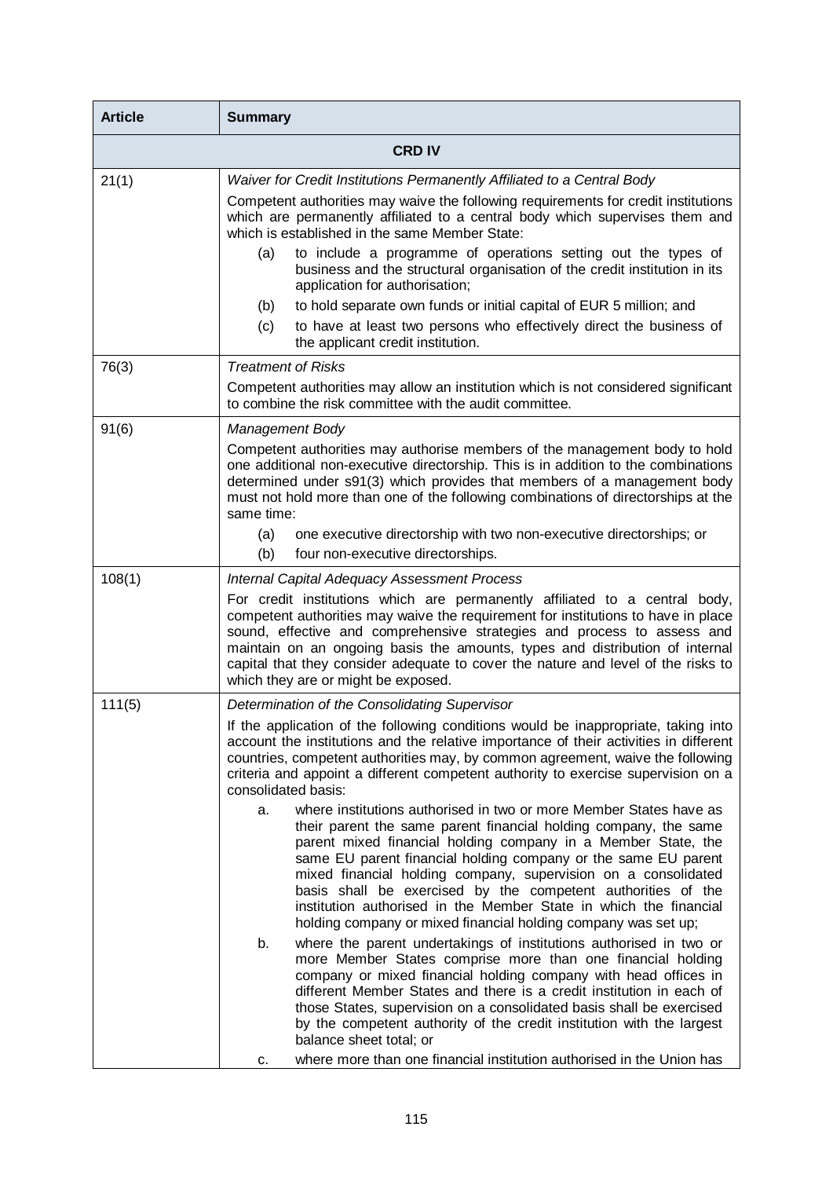| Article | Summary |
|---|---|
| **CRD IV** | |
| 21(1) | *Waiver for Credit Institutions Permanently Affiliated to a Central Body*<br><br>Competent authorities may waive the following requirements for credit institutions which are permanently affiliated to a central body which supervises them and which is established in the same Member State:<br><br>(a) to include a programme of operations setting out the types of business and the structural organisation of the credit institution in its application for authorisation;<br>(b) to hold separate own funds or initial capital of EUR 5 million; and<br>(c) to have at least two persons who effectively direct the business of the applicant credit institution. |
| 76(3) | *Treatment of Risks*<br><br>Competent authorities may allow an institution which is not considered significant to combine the risk committee with the audit committee. |
| 91(6) | *Management Body*<br><br>Competent authorities may authorise members of the management body to hold one additional non-executive directorship. This is in addition to the combinations determined under s91(3) which provides that members of a management body must not hold more than one of the following combinations of directorships at the same time:<br><br>(a) one executive directorship with two non-executive directorships; or<br>(b) four non-executive directorships. |
| 108(1) | *Internal Capital Adequacy Assessment Process*<br><br>For credit institutions which are permanently affiliated to a central body, competent authorities may waive the requirement for institutions to have in place sound, effective and comprehensive strategies and process to assess and maintain on an ongoing basis the amounts, types and distribution of internal capital that they consider adequate to cover the nature and level of the risks to which they are or might be exposed. |
| 111(5) | *Determination of the Consolidating Supervisor*<br><br>If the application of the following conditions would be inappropriate, taking into account the institutions and the relative importance of their activities in different countries, competent authorities may, by common agreement, waive the following criteria and appoint a different competent authority to exercise supervision on a consolidated basis:<br><br>a. where institutions authorised in two or more Member States have as their parent the same parent financial holding company, the same parent mixed financial holding company in a Member State, the same EU parent financial holding company or the same EU parent mixed financial holding company, supervision on a consolidated basis shall be exercised by the competent authorities of the institution authorised in the Member State in which the financial holding company or mixed financial holding company was set up;<br>b. where the parent undertakings of institutions authorised in two or more Member States comprise more than one financial holding company or mixed financial holding company with head offices in different Member States and there is a credit institution in each of those States, supervision on a consolidated basis shall be exercised by the competent authority of the credit institution with the largest balance sheet total; or<br>c. where more than one financial institution authorised in the Union has |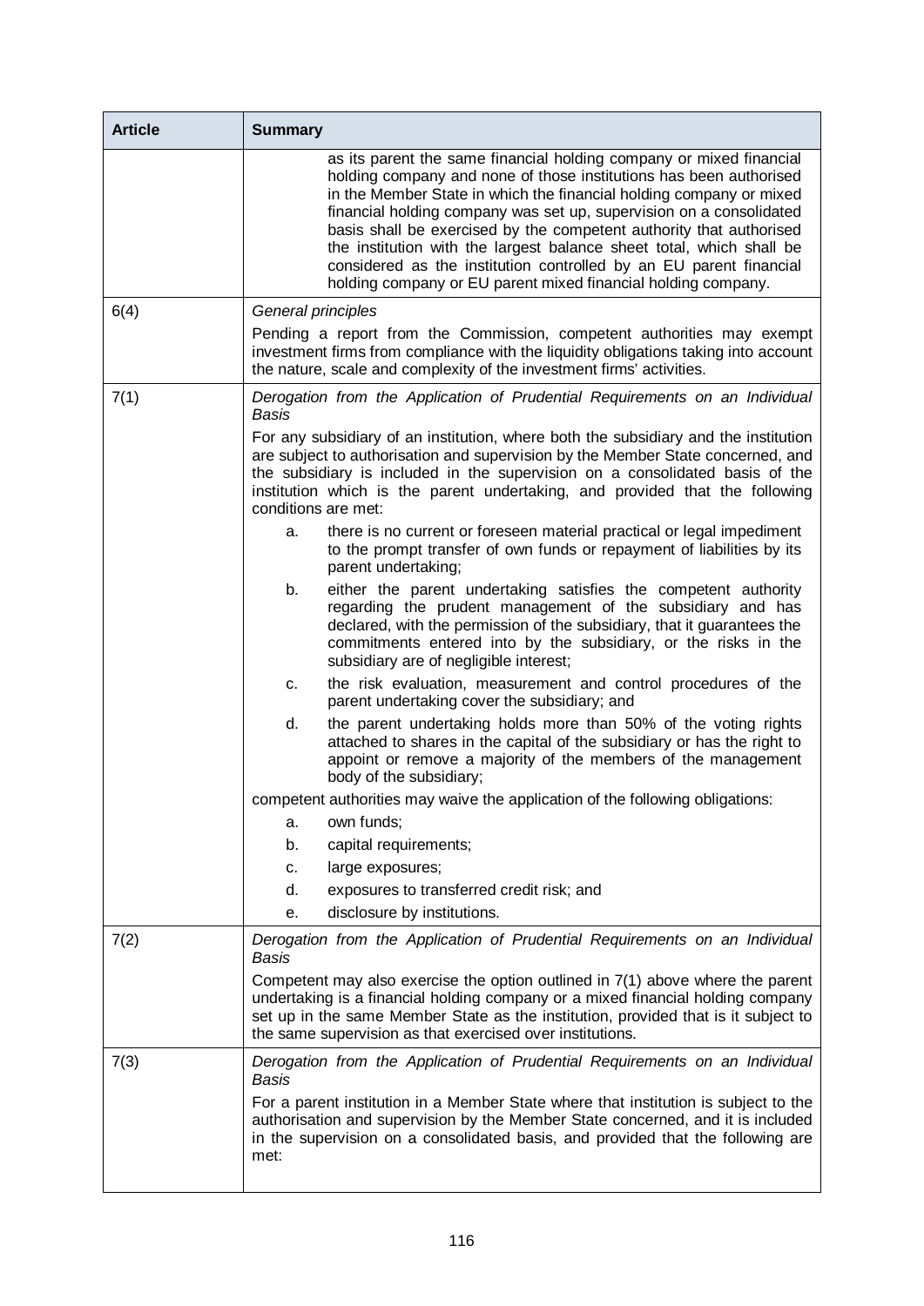| Article | Summary |
|---|---|
| | as its parent the same financial holding company or mixed financial holding company and none of those institutions has been authorised in the Member State in which the financial holding company or mixed financial holding company was set up, supervision on a consolidated basis shall be exercised by the competent authority that authorised the institution with the largest balance sheet total, which shall be considered as the institution controlled by an EU parent financial holding company or EU parent mixed financial holding company. |
| 6(4) | *General principles*<br><br>Pending a report from the Commission, competent authorities may exempt investment firms from compliance with the liquidity obligations taking into account the nature, scale and complexity of the investment firms' activities. |
| 7(1) | *Derogation from the Application of Prudential Requirements on an Individual Basis*<br><br>For any subsidiary of an institution, where both the subsidiary and the institution are subject to authorisation and supervision by the Member State concerned, and the subsidiary is included in the supervision on a consolidated basis of the institution which is the parent undertaking, and provided that the following conditions are met:<br><br>a. there is no current or foreseen material practical or legal impediment to the prompt transfer of own funds or repayment of liabilities by its parent undertaking;<br>b. either the parent undertaking satisfies the competent authority regarding the prudent management of the subsidiary and has declared, with the permission of the subsidiary, that it guarantees the commitments entered into by the subsidiary, or the risks in the subsidiary are of negligible interest;<br>c. the risk evaluation, measurement and control procedures of the parent undertaking cover the subsidiary; and<br>d. the parent undertaking holds more than 50% of the voting rights attached to shares in the capital of the subsidiary or has the right to appoint or remove a majority of the members of the management body of the subsidiary;<br><br>competent authorities may waive the application of the following obligations:<br><br>a. own funds;<br>b. capital requirements;<br>c. large exposures;<br>d. exposures to transferred credit risk; and<br>e. disclosure by institutions. |
| 7(2) | *Derogation from the Application of Prudential Requirements on an Individual Basis*<br><br>Competent may also exercise the option outlined in 7(1) above where the parent undertaking is a financial holding company or a mixed financial holding company set up in the same Member State as the institution, provided that is it subject to the same supervision as that exercised over institutions. |
| 7(3) | *Derogation from the Application of Prudential Requirements on an Individual Basis*<br><br>For a parent institution in a Member State where that institution is subject to the authorisation and supervision by the Member State concerned, and it is included in the supervision on a consolidated basis, and provided that the following are met: |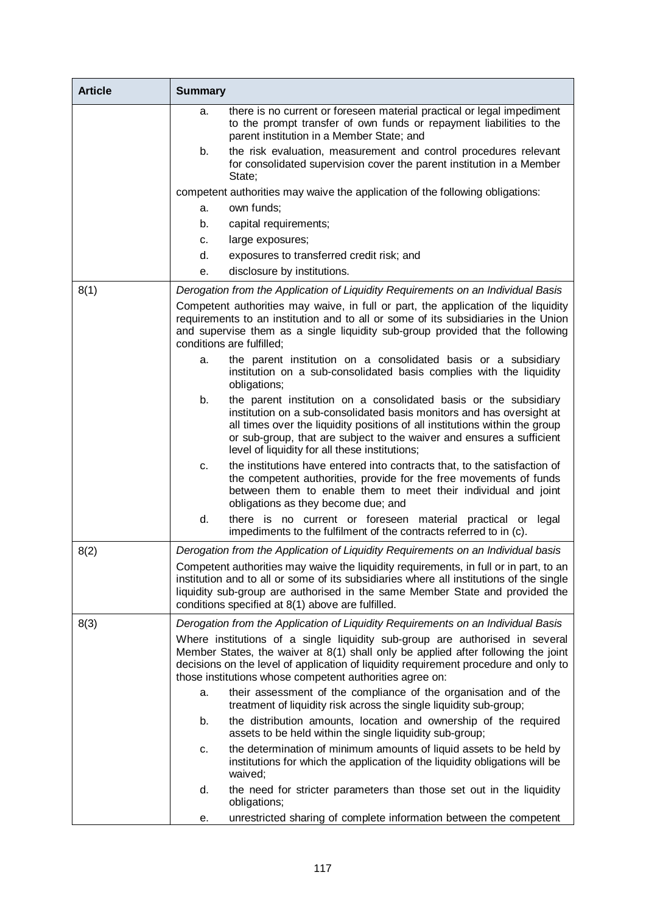| Article | Summary |
|---|---|
| | a. there is no current or foreseen material practical or legal impediment to the prompt transfer of own funds or repayment liabilities to the parent institution in a Member State; and<br>b. the risk evaluation, measurement and control procedures relevant for consolidated supervision cover the parent institution in a Member State;<br>competent authorities may waive the application of the following obligations:<br>a. own funds;<br>b. capital requirements;<br>c. large exposures;<br>d. exposures to transferred credit risk; and<br>e. disclosure by institutions. |
| 8(1) | *Derogation from the Application of Liquidity Requirements on an Individual Basis*<br>Competent authorities may waive, in full or part, the application of the liquidity requirements to an institution and to all or some of its subsidiaries in the Union and supervise them as a single liquidity sub-group provided that the following conditions are fulfilled;<br>a. the parent institution on a consolidated basis or a subsidiary institution on a sub-consolidated basis complies with the liquidity obligations;<br>b. the parent institution on a consolidated basis or the subsidiary institution on a sub-consolidated basis monitors and has oversight at all times over the liquidity positions of all institutions within the group or sub-group, that are subject to the waiver and ensures a sufficient level of liquidity for all these institutions;<br>c. the institutions have entered into contracts that, to the satisfaction of the competent authorities, provide for the free movements of funds between them to enable them to meet their individual and joint obligations as they become due; and<br>d. there is no current or foreseen material practical or legal impediments to the fulfilment of the contracts referred to in (c). |
| 8(2) | *Derogation from the Application of Liquidity Requirements on an Individual basis*<br>Competent authorities may waive the liquidity requirements, in full or in part, to an institution and to all or some of its subsidiaries where all institutions of the single liquidity sub-group are authorised in the same Member State and provided the conditions specified at 8(1) above are fulfilled. |
| 8(3) | *Derogation from the Application of Liquidity Requirements on an Individual Basis*<br>Where institutions of a single liquidity sub-group are authorised in several Member States, the waiver at 8(1) shall only be applied after following the joint decisions on the level of application of liquidity requirement procedure and only to those institutions whose competent authorities agree on:<br>a. their assessment of the compliance of the organisation and of the treatment of liquidity risk across the single liquidity sub-group;<br>b. the distribution amounts, location and ownership of the required assets to be held within the single liquidity sub-group;<br>c. the determination of minimum amounts of liquid assets to be held by institutions for which the application of the liquidity obligations will be waived;<br>d. the need for stricter parameters than those set out in the liquidity obligations;<br>e. unrestricted sharing of complete information between the competent |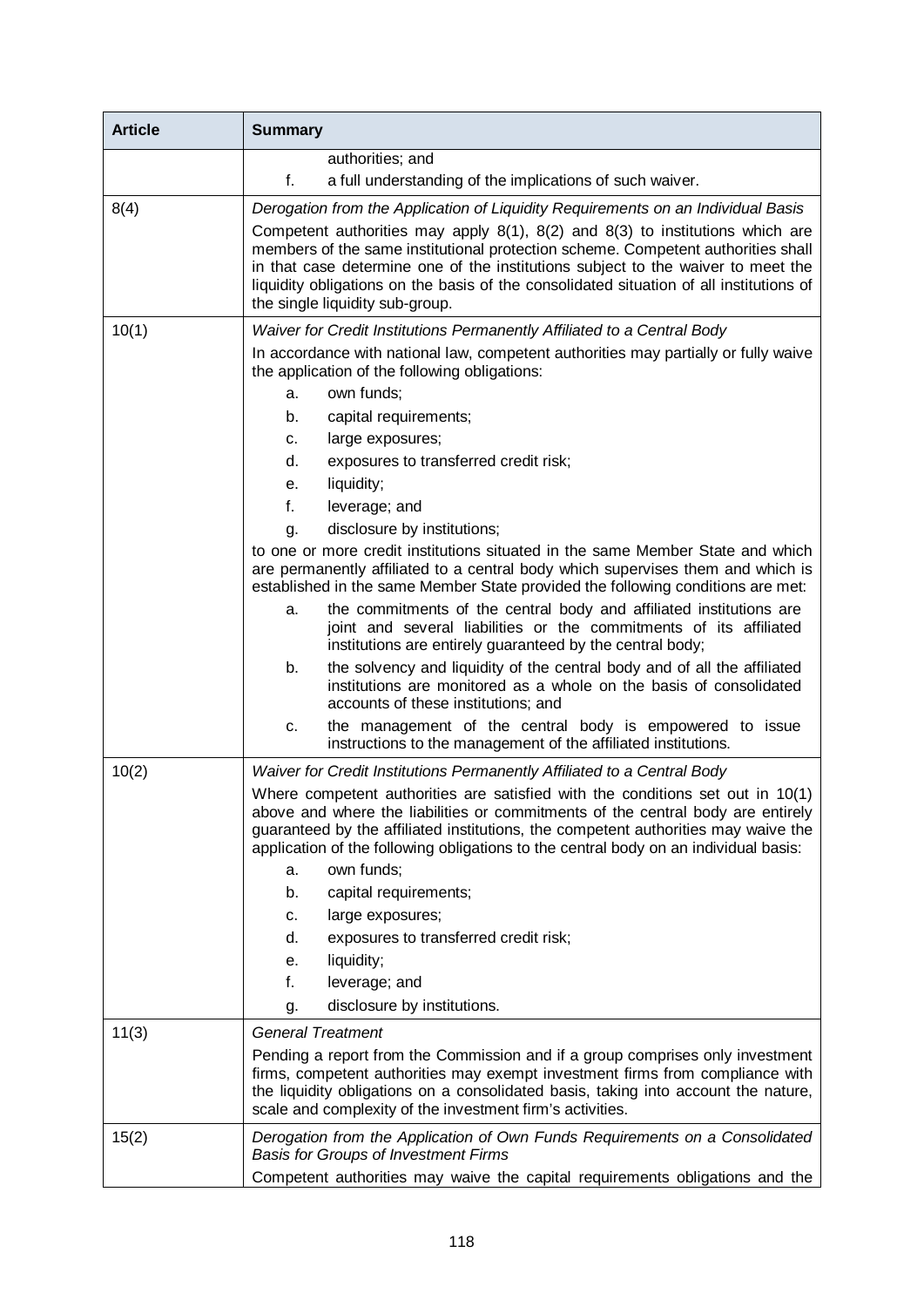| Article | Summary |
|---|---|
| | authorities; and<br>f. a full understanding of the implications of such waiver. |
| 8(4) | *Derogation from the Application of Liquidity Requirements on an Individual Basis*<br>Competent authorities may apply 8(1), 8(2) and 8(3) to institutions which are members of the same institutional protection scheme. Competent authorities shall in that case determine one of the institutions subject to the waiver to meet the liquidity obligations on the basis of the consolidated situation of all institutions of the single liquidity sub-group. |
| 10(1) | *Waiver for Credit Institutions Permanently Affiliated to a Central Body*<br>In accordance with national law, competent authorities may partially or fully waive the application of the following obligations:<br>a. own funds;<br>b. capital requirements;<br>c. large exposures;<br>d. exposures to transferred credit risk;<br>e. liquidity;<br>f. leverage; and<br>g. disclosure by institutions;<br>to one or more credit institutions situated in the same Member State and which are permanently affiliated to a central body which supervises them and which is established in the same Member State provided the following conditions are met:<br>a. the commitments of the central body and affiliated institutions are joint and several liabilities or the commitments of its affiliated institutions are entirely guaranteed by the central body;<br>b. the solvency and liquidity of the central body and of all the affiliated institutions are monitored as a whole on the basis of consolidated accounts of these institutions; and<br>c. the management of the central body is empowered to issue instructions to the management of the affiliated institutions. |
| 10(2) | *Waiver for Credit Institutions Permanently Affiliated to a Central Body*<br>Where competent authorities are satisfied with the conditions set out in 10(1) above and where the liabilities or commitments of the central body are entirely guaranteed by the affiliated institutions, the competent authorities may waive the application of the following obligations to the central body on an individual basis:<br>a. own funds;<br>b. capital requirements;<br>c. large exposures;<br>d. exposures to transferred credit risk;<br>e. liquidity;<br>f. leverage; and<br>g. disclosure by institutions. |
| 11(3) | *General Treatment*<br>Pending a report from the Commission and if a group comprises only investment firms, competent authorities may exempt investment firms from compliance with the liquidity obligations on a consolidated basis, taking into account the nature, scale and complexity of the investment firm's activities. |
| 15(2) | *Derogation from the Application of Own Funds Requirements on a Consolidated Basis for Groups of Investment Firms*<br>Competent authorities may waive the capital requirements obligations and the |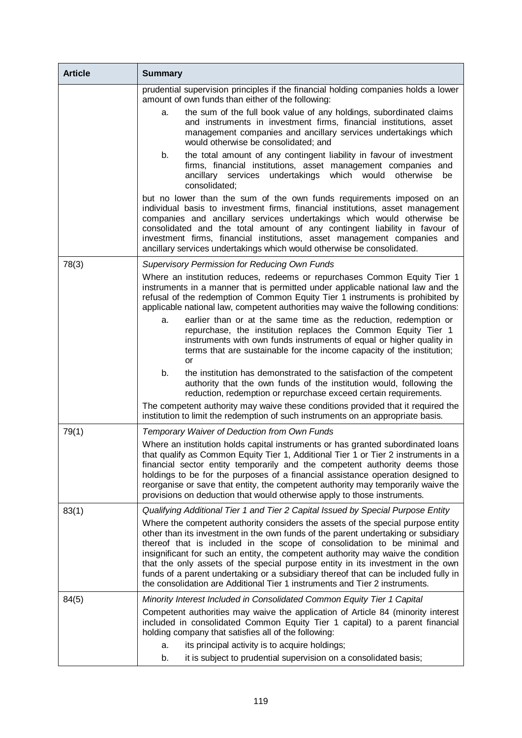| Article | Summary |
|---|---|
| | prudential supervision principles if the financial holding companies holds a lower amount of own funds than either of the following:<br>a. the sum of the full book value of any holdings, subordinated claims and instruments in investment firms, financial institutions, asset management companies and ancillary services undertakings which would otherwise be consolidated; and<br>b. the total amount of any contingent liability in favour of investment firms, financial institutions, asset management companies and ancillary services undertakings which would otherwise be consolidated;<br>but no lower than the sum of the own funds requirements imposed on an individual basis to investment firms, financial institutions, asset management companies and ancillary services undertakings which would otherwise be consolidated and the total amount of any contingent liability in favour of investment firms, financial institutions, asset management companies and ancillary services undertakings which would otherwise be consolidated. |
| 78(3) | *Supervisory Permission for Reducing Own Funds*<br>Where an institution reduces, redeems or repurchases Common Equity Tier 1 instruments in a manner that is permitted under applicable national law and the refusal of the redemption of Common Equity Tier 1 instruments is prohibited by applicable national law, competent authorities may waive the following conditions:<br>a. earlier than or at the same time as the reduction, redemption or repurchase, the institution replaces the Common Equity Tier 1 instruments with own funds instruments of equal or higher quality in terms that are sustainable for the income capacity of the institution; or<br>b. the institution has demonstrated to the satisfaction of the competent authority that the own funds of the institution would, following the reduction, redemption or repurchase exceed certain requirements.<br>The competent authority may waive these conditions provided that it required the institution to limit the redemption of such instruments on an appropriate basis. |
| 79(1) | *Temporary Waiver of Deduction from Own Funds*<br>Where an institution holds capital instruments or has granted subordinated loans that qualify as Common Equity Tier 1, Additional Tier 1 or Tier 2 instruments in a financial sector entity temporarily and the competent authority deems those holdings to be for the purposes of a financial assistance operation designed to reorganise or save that entity, the competent authority may temporarily waive the provisions on deduction that would otherwise apply to those instruments. |
| 83(1) | *Qualifying Additional Tier 1 and Tier 2 Capital Issued by Special Purpose Entity*<br>Where the competent authority considers the assets of the special purpose entity other than its investment in the own funds of the parent undertaking or subsidiary thereof that is included in the scope of consolidation to be minimal and insignificant for such an entity, the competent authority may waive the condition that the only assets of the special purpose entity in its investment in the own funds of a parent undertaking or a subsidiary thereof that can be included fully in the consolidation are Additional Tier 1 instruments and Tier 2 instruments. |
| 84(5) | *Minority Interest Included in Consolidated Common Equity Tier 1 Capital*<br>Competent authorities may waive the application of Article 84 (minority interest included in consolidated Common Equity Tier 1 capital) to a parent financial holding company that satisfies all of the following:<br>a. its principal activity is to acquire holdings;<br>b. it is subject to prudential supervision on a consolidated basis; |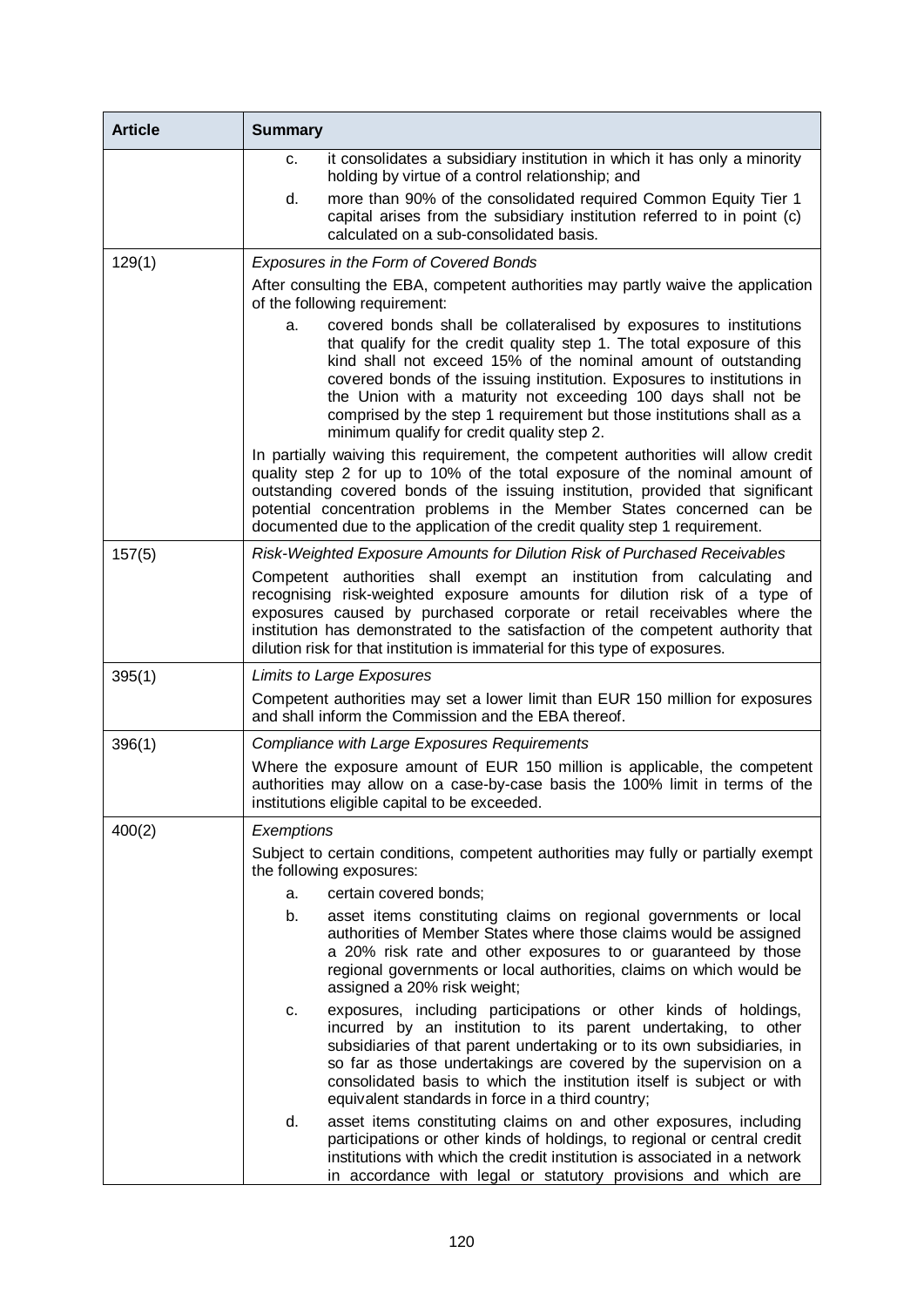| Article | Summary |
| --- | --- |
| | c. it consolidates a subsidiary institution in which it has only a minority holding by virtue of a control relationship; and<br>d. more than 90% of the consolidated required Common Equity Tier 1 capital arises from the subsidiary institution referred to in point (c) calculated on a sub-consolidated basis. |
| 129(1) | *Exposures in the Form of Covered Bonds*<br>After consulting the EBA, competent authorities may partly waive the application of the following requirement:<br>a. covered bonds shall be collateralised by exposures to institutions that qualify for the credit quality step 1. The total exposure of this kind shall not exceed 15% of the nominal amount of outstanding covered bonds of the issuing institution. Exposures to institutions in the Union with a maturity not exceeding 100 days shall not be comprised by the step 1 requirement but those institutions shall as a minimum qualify for credit quality step 2.<br>In partially waiving this requirement, the competent authorities will allow credit quality step 2 for up to 10% of the total exposure of the nominal amount of outstanding covered bonds of the issuing institution, provided that significant potential concentration problems in the Member States concerned can be documented due to the application of the credit quality step 1 requirement. |
| 157(5) | *Risk-Weighted Exposure Amounts for Dilution Risk of Purchased Receivables*<br>Competent authorities shall exempt an institution from calculating and recognising risk-weighted exposure amounts for dilution risk of a type of exposures caused by purchased corporate or retail receivables where the institution has demonstrated to the satisfaction of the competent authority that dilution risk for that institution is immaterial for this type of exposures. |
| 395(1) | *Limits to Large Exposures*<br>Competent authorities may set a lower limit than EUR 150 million for exposures and shall inform the Commission and the EBA thereof. |
| 396(1) | *Compliance with Large Exposures Requirements*<br>Where the exposure amount of EUR 150 million is applicable, the competent authorities may allow on a case-by-case basis the 100% limit in terms of the institutions eligible capital to be exceeded. |
| 400(2) | *Exemptions*<br>Subject to certain conditions, competent authorities may fully or partially exempt the following exposures:<br>a. certain covered bonds;<br>b. asset items constituting claims on regional governments or local authorities of Member States where those claims would be assigned a 20% risk rate and other exposures to or guaranteed by those regional governments or local authorities, claims on which would be assigned a 20% risk weight;<br>c. exposures, including participations or other kinds of holdings, incurred by an institution to its parent undertaking, to other subsidiaries of that parent undertaking or to its own subsidiaries, in so far as those undertakings are covered by the supervision on a consolidated basis to which the institution itself is subject or with equivalent standards in force in a third country;<br>d. asset items constituting claims on and other exposures, including participations or other kinds of holdings, to regional or central credit institutions with which the credit institution is associated in a network in accordance with legal or statutory provisions and which are |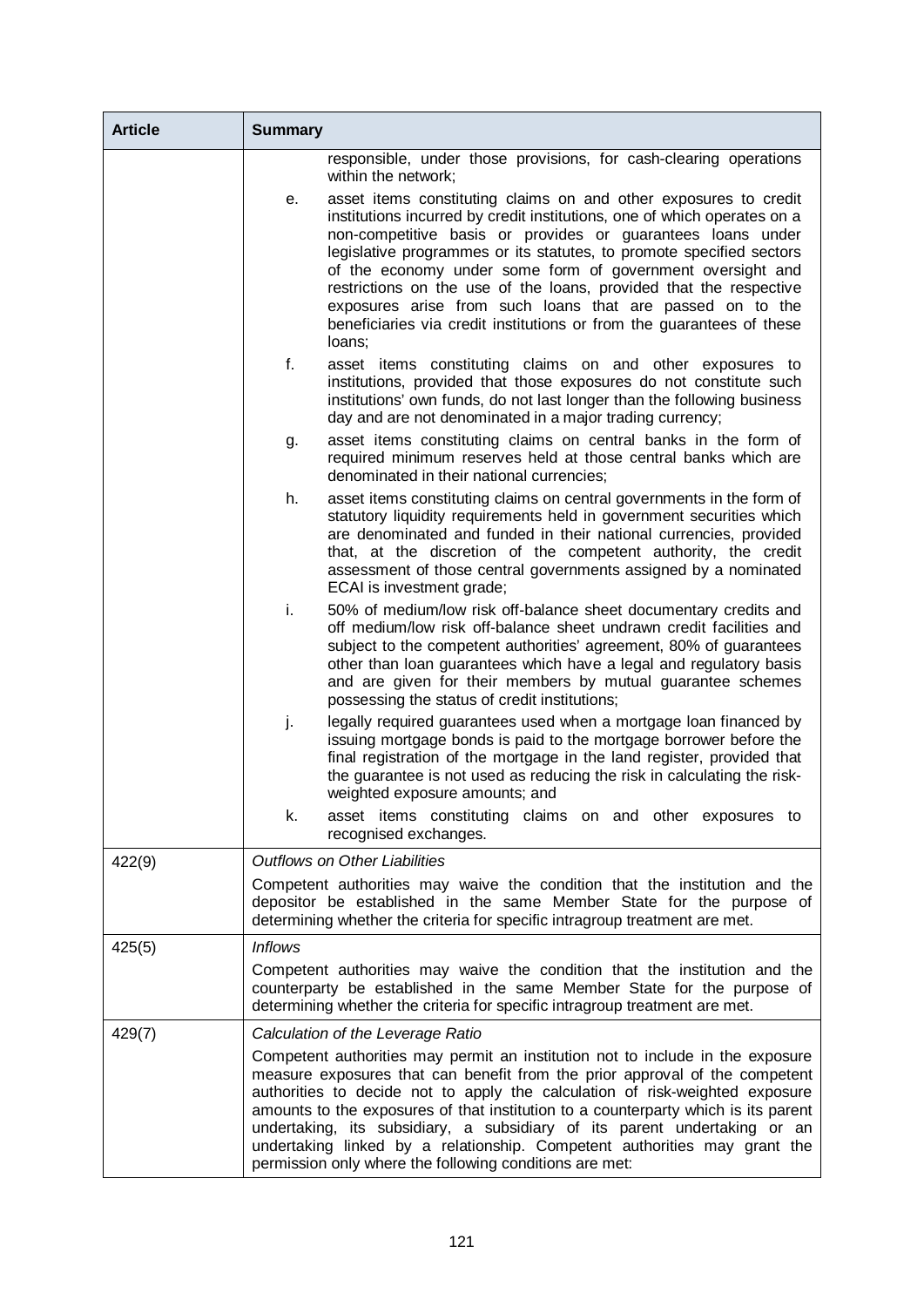| Article | Summary |
|---|---|
| | responsible, under those provisions, for cash-clearing operations within the network;<br>e. asset items constituting claims on and other exposures to credit institutions incurred by credit institutions, one of which operates on a non-competitive basis or provides or guarantees loans under legislative programmes or its statutes, to promote specified sectors of the economy under some form of government oversight and restrictions on the use of the loans, provided that the respective exposures arise from such loans that are passed on to the beneficiaries via credit institutions or from the guarantees of these loans;<br>f. asset items constituting claims on and other exposures to institutions, provided that those exposures do not constitute such institutions' own funds, do not last longer than the following business day and are not denominated in a major trading currency;<br>g. asset items constituting claims on central banks in the form of required minimum reserves held at those central banks which are denominated in their national currencies;<br>h. asset items constituting claims on central governments in the form of statutory liquidity requirements held in government securities which are denominated and funded in their national currencies, provided that, at the discretion of the competent authority, the credit assessment of those central governments assigned by a nominated ECAI is investment grade;<br>i. 50% of medium/low risk off-balance sheet documentary credits and off medium/low risk off-balance sheet undrawn credit facilities and subject to the competent authorities' agreement, 80% of guarantees other than loan guarantees which have a legal and regulatory basis and are given for their members by mutual guarantee schemes possessing the status of credit institutions;<br>j. legally required guarantees used when a mortgage loan financed by issuing mortgage bonds is paid to the mortgage borrower before the final registration of the mortgage in the land register, provided that the guarantee is not used as reducing the risk in calculating the risk-weighted exposure amounts; and<br>k. asset items constituting claims on and other exposures to recognised exchanges. |
| 422(9) | *Outflows on Other Liabilities*<br>Competent authorities may waive the condition that the institution and the depositor be established in the same Member State for the purpose of determining whether the criteria for specific intragroup treatment are met. |
| 425(5) | *Inflows*<br>Competent authorities may waive the condition that the institution and the counterparty be established in the same Member State for the purpose of determining whether the criteria for specific intragroup treatment are met. |
| 429(7) | *Calculation of the Leverage Ratio*<br>Competent authorities may permit an institution not to include in the exposure measure exposures that can benefit from the prior approval of the competent authorities to decide not to apply the calculation of risk-weighted exposure amounts to the exposures of that institution to a counterparty which is its parent undertaking, its subsidiary, a subsidiary of its parent undertaking or an undertaking linked by a relationship. Competent authorities may grant the permission only where the following conditions are met: |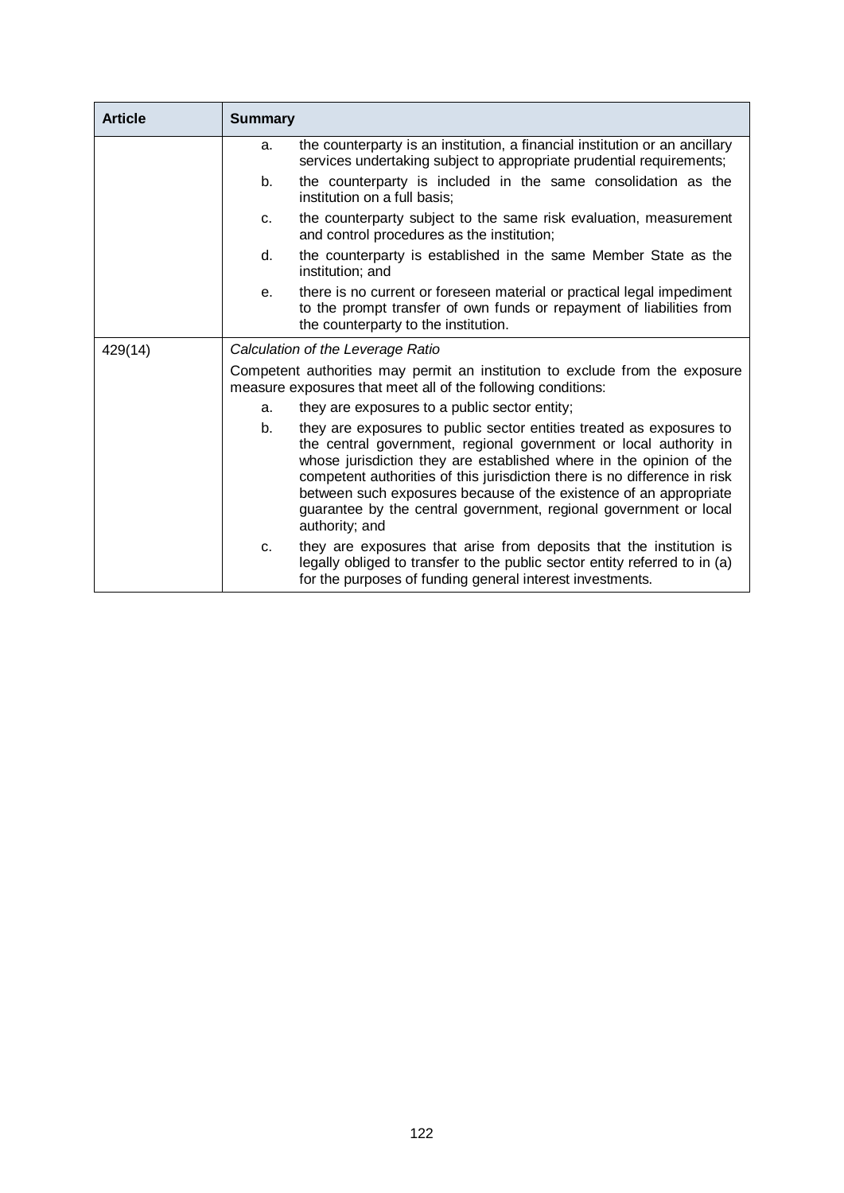| Article | Summary |
| --- | --- |
| | a. the counterparty is an institution, a financial institution or an ancillary services undertaking subject to appropriate prudential requirements;<br>b. the counterparty is included in the same consolidation as the institution on a full basis;<br>c. the counterparty subject to the same risk evaluation, measurement and control procedures as the institution;<br>d. the counterparty is established in the same Member State as the institution; and<br>e. there is no current or foreseen material or practical legal impediment to the prompt transfer of own funds or repayment of liabilities from the counterparty to the institution. |
| 429(14) | *Calculation of the Leverage Ratio*<br>Competent authorities may permit an institution to exclude from the exposure measure exposures that meet all of the following conditions:<br>a. they are exposures to a public sector entity;<br>b. they are exposures to public sector entities treated as exposures to the central government, regional government or local authority in whose jurisdiction they are established where in the opinion of the competent authorities of this jurisdiction there is no difference in risk between such exposures because of the existence of an appropriate guarantee by the central government, regional government or local authority; and<br>c. they are exposures that arise from deposits that the institution is legally obliged to transfer to the public sector entity referred to in (a) for the purposes of funding general interest investments. |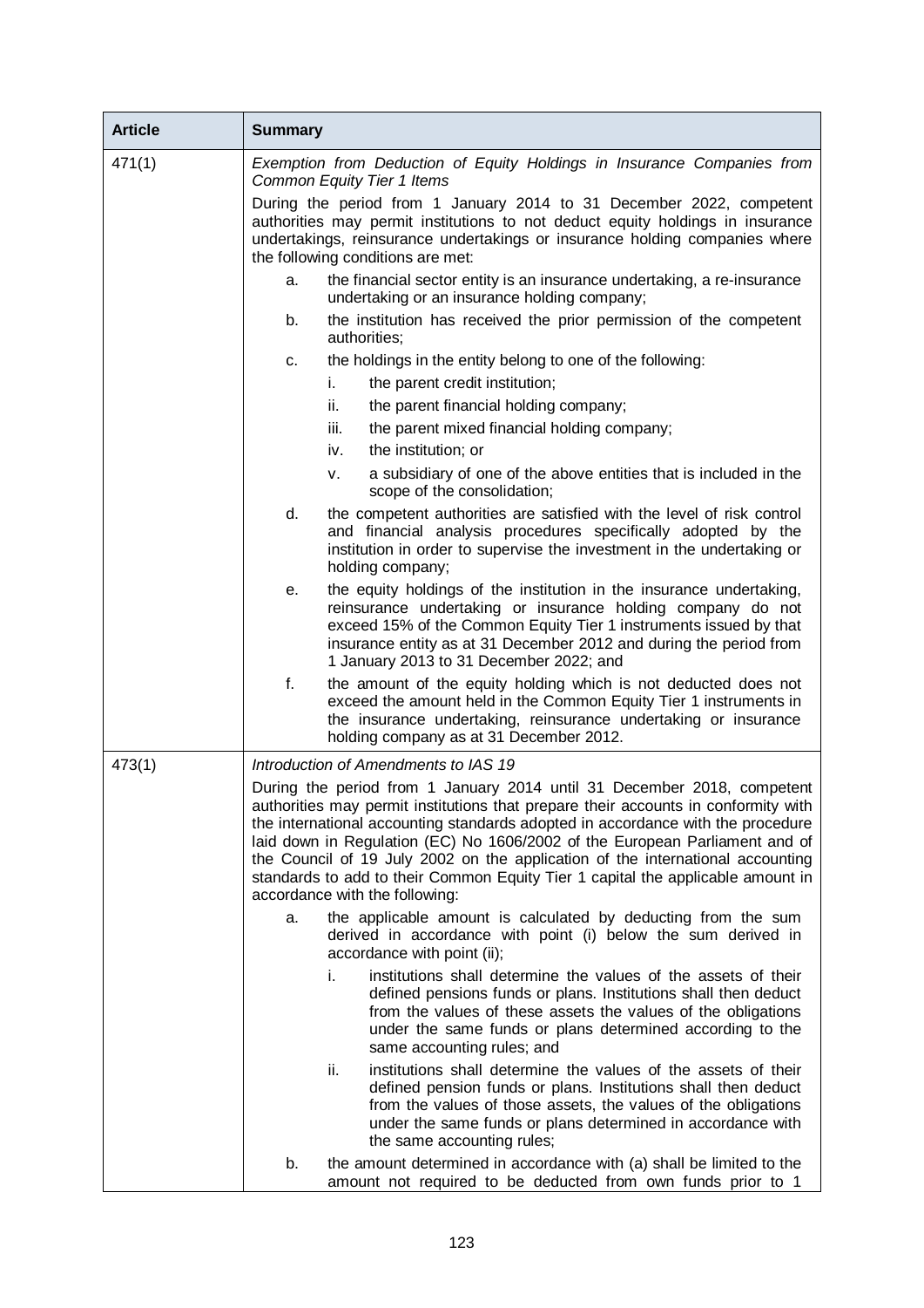| Article | Summary |
|---|---|
| 471(1) | *Exemption from Deduction of Equity Holdings in Insurance Companies from Common Equity Tier 1 Items*<br><br>During the period from 1 January 2014 to 31 December 2022, competent authorities may permit institutions to not deduct equity holdings in insurance undertakings, reinsurance undertakings or insurance holding companies where the following conditions are met:<br><br>a. the financial sector entity is an insurance undertaking, a re-insurance undertaking or an insurance holding company;<br><br>b. the institution has received the prior permission of the competent authorities;<br><br>c. the holdings in the entity belong to one of the following:<br><br>i. the parent credit institution;<br><br>ii. the parent financial holding company;<br><br>iii. the parent mixed financial holding company;<br><br>iv. the institution; or<br><br>v. a subsidiary of one of the above entities that is included in the scope of the consolidation;<br><br>d. the competent authorities are satisfied with the level of risk control and financial analysis procedures specifically adopted by the institution in order to supervise the investment in the undertaking or holding company;<br><br>e. the equity holdings of the institution in the insurance undertaking, reinsurance undertaking or insurance holding company do not exceed 15% of the Common Equity Tier 1 instruments issued by that insurance entity as at 31 December 2012 and during the period from 1 January 2013 to 31 December 2022; and<br><br>f. the amount of the equity holding which is not deducted does not exceed the amount held in the Common Equity Tier 1 instruments in the insurance undertaking, reinsurance undertaking or insurance holding company as at 31 December 2012. |
| 473(1) | *Introduction of Amendments to IAS 19*<br><br>During the period from 1 January 2014 until 31 December 2018, competent authorities may permit institutions that prepare their accounts in conformity with the international accounting standards adopted in accordance with the procedure laid down in Regulation (EC) No 1606/2002 of the European Parliament and of the Council of 19 July 2002 on the application of the international accounting standards to add to their Common Equity Tier 1 capital the applicable amount in accordance with the following:<br><br>a. the applicable amount is calculated by deducting from the sum derived in accordance with point (i) below the sum derived in accordance with point (ii);<br><br>i. institutions shall determine the values of the assets of their defined pensions funds or plans. Institutions shall then deduct from the values of these assets the values of the obligations under the same funds or plans determined according to the same accounting rules; and<br><br>ii. institutions shall determine the values of the assets of their defined pension funds or plans. Institutions shall then deduct from the values of those assets, the values of the obligations under the same funds or plans determined in accordance with the same accounting rules;<br><br>b. the amount determined in accordance with (a) shall be limited to the amount not required to be deducted from own funds prior to 1 |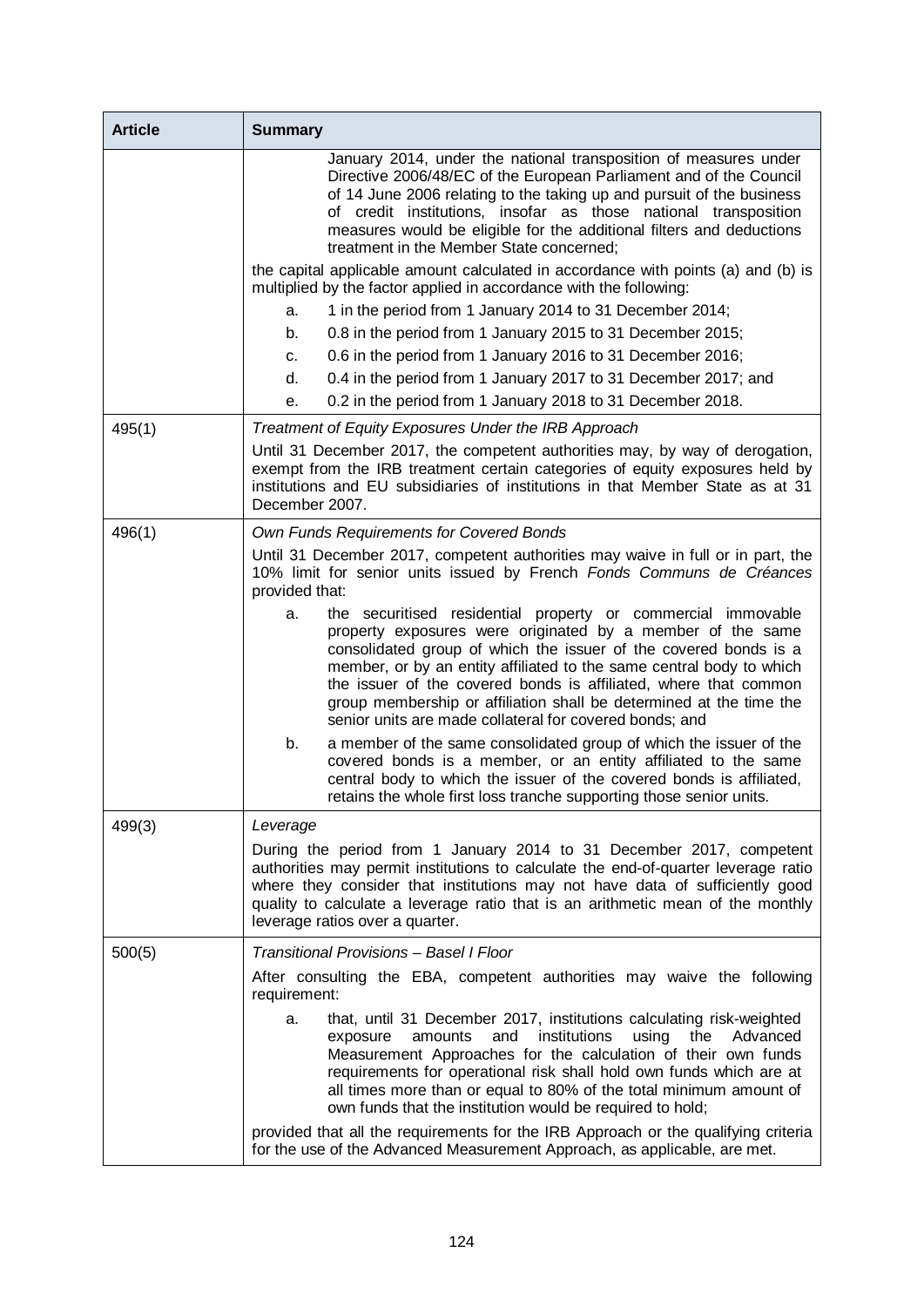| Article | Summary |
| --- | --- |
| | January 2014, under the national transposition of measures under Directive 2006/48/EC of the European Parliament and of the Council of 14 June 2006 relating to the taking up and pursuit of the business of credit institutions, insofar as those national transposition measures would be eligible for the additional filters and deductions treatment in the Member State concerned;<br><br>the capital applicable amount calculated in accordance with points (a) and (b) is multiplied by the factor applied in accordance with the following:<br>a. 1 in the period from 1 January 2014 to 31 December 2014;<br>b. 0.8 in the period from 1 January 2015 to 31 December 2015;<br>c. 0.6 in the period from 1 January 2016 to 31 December 2016;<br>d. 0.4 in the period from 1 January 2017 to 31 December 2017; and<br>e. 0.2 in the period from 1 January 2018 to 31 December 2018. |
| 495(1) | *Treatment of Equity Exposures Under the IRB Approach*<br><br>Until 31 December 2017, the competent authorities may, by way of derogation, exempt from the IRB treatment certain categories of equity exposures held by institutions and EU subsidiaries of institutions in that Member State as at 31 December 2007. |
| 496(1) | *Own Funds Requirements for Covered Bonds*<br><br>Until 31 December 2017, competent authorities may waive in full or in part, the 10% limit for senior units issued by French *Fonds Communs de Créances* provided that:<br>a. the securitised residential property or commercial immovable property exposures were originated by a member of the same consolidated group of which the issuer of the covered bonds is a member, or by an entity affiliated to the same central body to which the issuer of the covered bonds is affiliated, where that common group membership or affiliation shall be determined at the time the senior units are made collateral for covered bonds; and<br>b. a member of the same consolidated group of which the issuer of the covered bonds is a member, or an entity affiliated to the same central body to which the issuer of the covered bonds is affiliated, retains the whole first loss tranche supporting those senior units. |
| 499(3) | *Leverage*<br><br>During the period from 1 January 2014 to 31 December 2017, competent authorities may permit institutions to calculate the end-of-quarter leverage ratio where they consider that institutions may not have data of sufficiently good quality to calculate a leverage ratio that is an arithmetic mean of the monthly leverage ratios over a quarter. |
| 500(5) | *Transitional Provisions – Basel I Floor*<br><br>After consulting the EBA, competent authorities may waive the following requirement:<br>a. that, until 31 December 2017, institutions calculating risk-weighted exposure amounts and institutions using the Advanced Measurement Approaches for the calculation of their own funds requirements for operational risk shall hold own funds which are at all times more than or equal to 80% of the total minimum amount of own funds that the institution would be required to hold;<br><br>provided that all the requirements for the IRB Approach or the qualifying criteria for the use of the Advanced Measurement Approach, as applicable, are met. |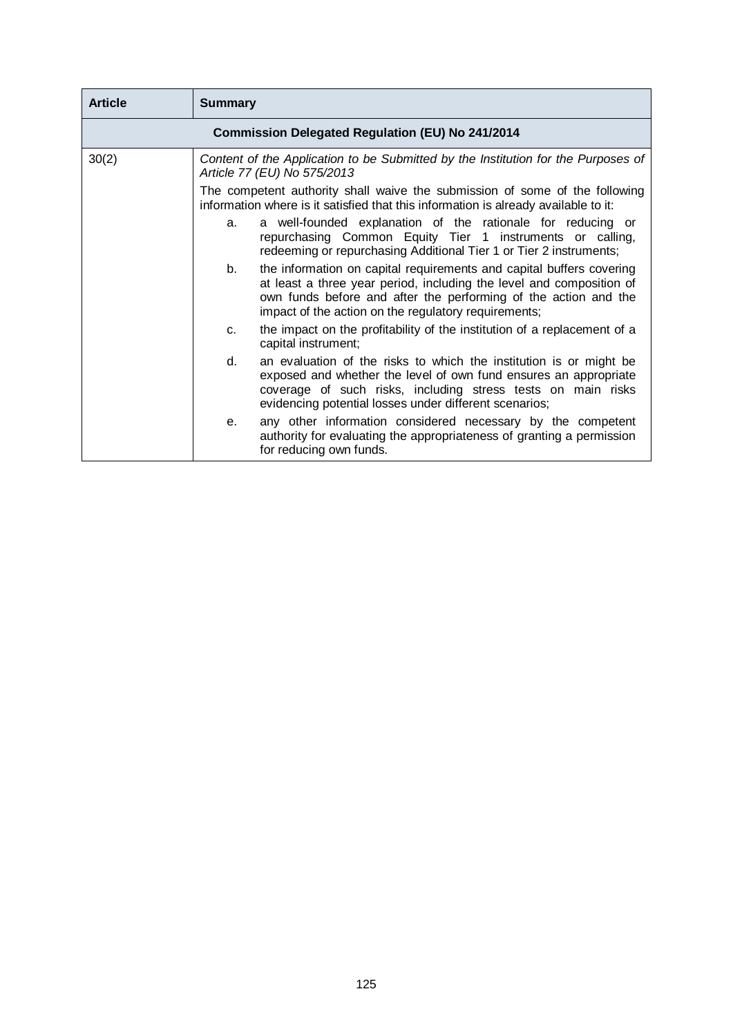| Article | Summary |
| --- | --- |
| **Commission Delegated Regulation (EU) No 241/2014** | |
| 30(2) | *Content of the Application to be Submitted by the Institution for the Purposes of Article 77 (EU) No 575/2013*<br><br>The competent authority shall waive the submission of some of the following information where is it satisfied that this information is already available to it:<br><br>a. a well-founded explanation of the rationale for reducing or repurchasing Common Equity Tier 1 instruments or calling, redeeming or repurchasing Additional Tier 1 or Tier 2 instruments;<br><br>b. the information on capital requirements and capital buffers covering at least a three year period, including the level and composition of own funds before and after the performing of the action and the impact of the action on the regulatory requirements;<br><br>c. the impact on the profitability of the institution of a replacement of a capital instrument;<br><br>d. an evaluation of the risks to which the institution is or might be exposed and whether the level of own fund ensures an appropriate coverage of such risks, including stress tests on main risks evidencing potential losses under different scenarios;<br><br>e. any other information considered necessary by the competent authority for evaluating the appropriateness of granting a permission for reducing own funds. |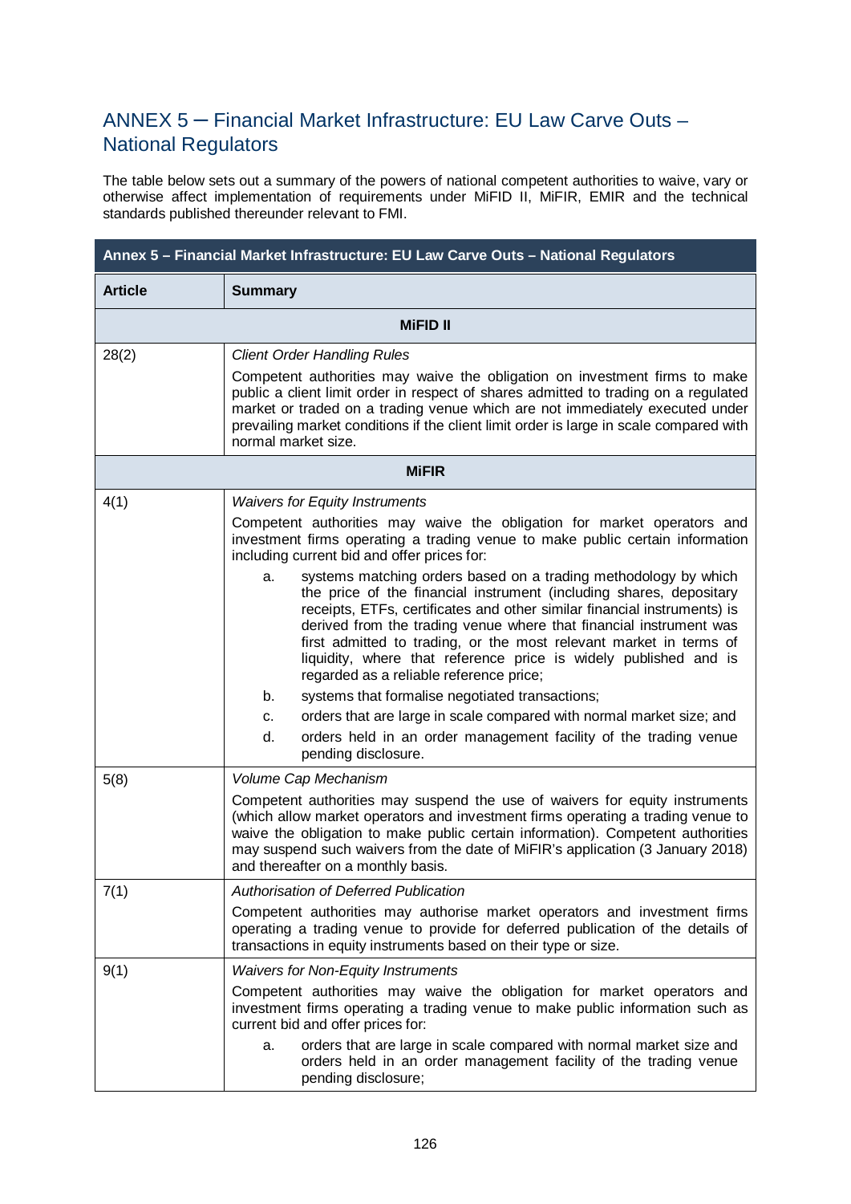# ANNEX 5 – Financial Market Infrastructure: EU Law Carve Outs – National Regulators

The table below sets out a summary of the powers of national competent authorities to waive, vary or otherwise affect implementation of requirements under MiFID II, MiFIR, EMIR and the technical standards published thereunder relevant to FMI.

| Annex 5 – Financial Market Infrastructure: EU Law Carve Outs – National Regulators | |
|---|---|
| **Article** | **Summary** |
| | **MiFID II** |
| 28(2) | *Client Order Handling Rules*<br><br>Competent authorities may waive the obligation on investment firms to make public a client limit order in respect of shares admitted to trading on a regulated market or traded on a trading venue which are not immediately executed under prevailing market conditions if the client limit order is large in scale compared with normal market size. |
| | **MiFIR** |
| 4(1) | *Waivers for Equity Instruments*<br><br>Competent authorities may waive the obligation for market operators and investment firms operating a trading venue to make public certain information including current bid and offer prices for:<br><br>a. systems matching orders based on a trading methodology by which the price of the financial instrument (including shares, depositary receipts, ETFs, certificates and other similar financial instruments) is derived from the trading venue where that financial instrument was first admitted to trading, or the most relevant market in terms of liquidity, where that reference price is widely published and is regarded as a reliable reference price;<br>b. systems that formalise negotiated transactions;<br>c. orders that are large in scale compared with normal market size; and<br>d. orders held in an order management facility of the trading venue pending disclosure. |
| 5(8) | *Volume Cap Mechanism*<br><br>Competent authorities may suspend the use of waivers for equity instruments (which allow market operators and investment firms operating a trading venue to waive the obligation to make public certain information). Competent authorities may suspend such waivers from the date of MiFIR's application (3 January 2018) and thereafter on a monthly basis. |
| 7(1) | *Authorisation of Deferred Publication*<br><br>Competent authorities may authorise market operators and investment firms operating a trading venue to provide for deferred publication of the details of transactions in equity instruments based on their type or size. |
| 9(1) | *Waivers for Non-Equity Instruments*<br><br>Competent authorities may waive the obligation for market operators and investment firms operating a trading venue to make public information such as current bid and offer prices for:<br><br>a. orders that are large in scale compared with normal market size and orders held in an order management facility of the trading venue pending disclosure; |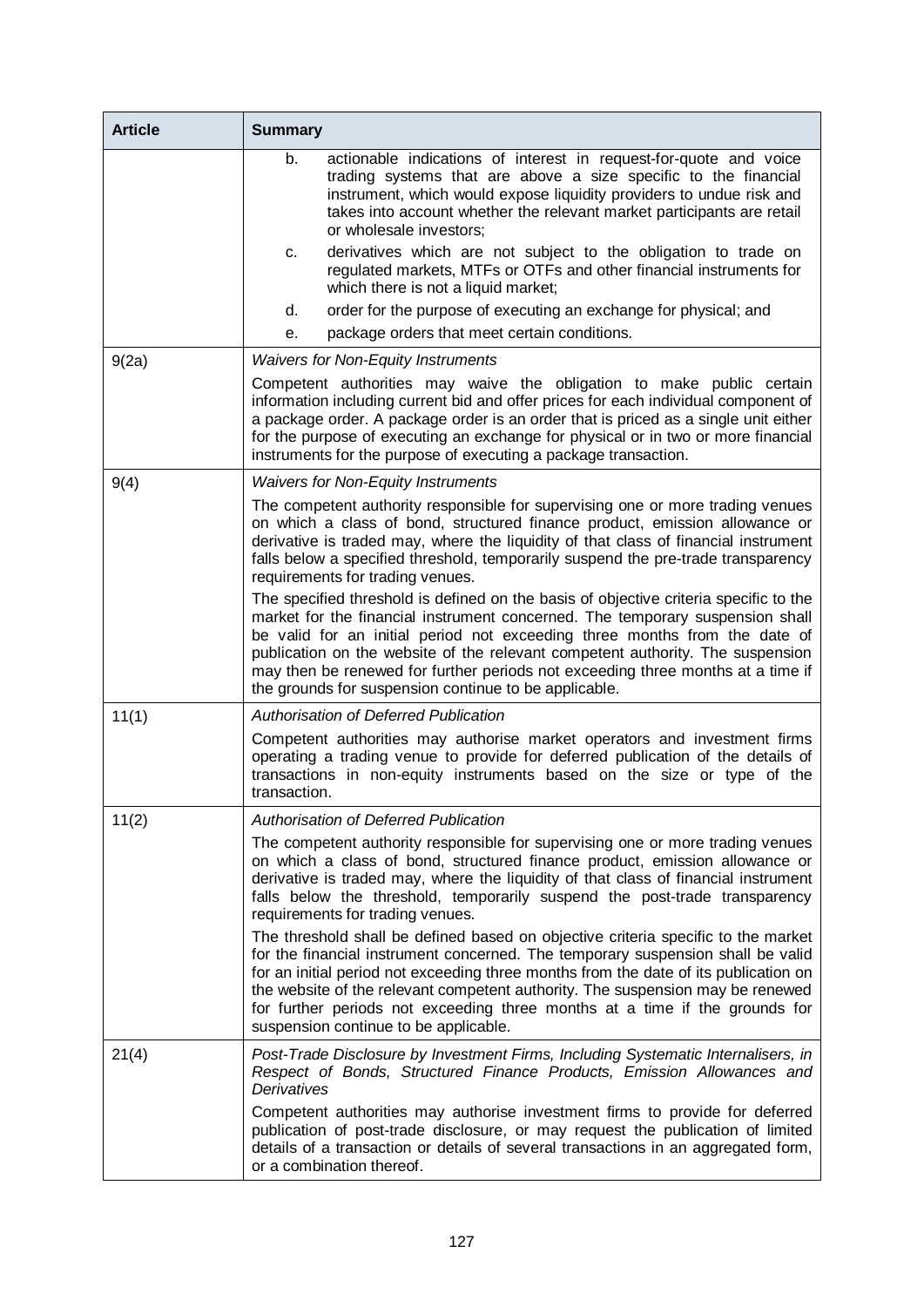| Article | Summary |
| --- | --- |
| | b. actionable indications of interest in request-for-quote and voice trading systems that are above a size specific to the financial instrument, which would expose liquidity providers to undue risk and takes into account whether the relevant market participants are retail or wholesale investors;<br>c. derivatives which are not subject to the obligation to trade on regulated markets, MTFs or OTFs and other financial instruments for which there is not a liquid market;<br>d. order for the purpose of executing an exchange for physical; and<br>e. package orders that meet certain conditions. |
| 9(2a) | *Waivers for Non-Equity Instruments*<br>Competent authorities may waive the obligation to make public certain information including current bid and offer prices for each individual component of a package order. A package order is an order that is priced as a single unit either for the purpose of executing an exchange for physical or in two or more financial instruments for the purpose of executing a package transaction. |
| 9(4) | *Waivers for Non-Equity Instruments*<br>The competent authority responsible for supervising one or more trading venues on which a class of bond, structured finance product, emission allowance or derivative is traded may, where the liquidity of that class of financial instrument falls below a specified threshold, temporarily suspend the pre-trade transparency requirements for trading venues.<br>The specified threshold is defined on the basis of objective criteria specific to the market for the financial instrument concerned. The temporary suspension shall be valid for an initial period not exceeding three months from the date of publication on the website of the relevant competent authority. The suspension may then be renewed for further periods not exceeding three months at a time if the grounds for suspension continue to be applicable. |
| 11(1) | *Authorisation of Deferred Publication*<br>Competent authorities may authorise market operators and investment firms operating a trading venue to provide for deferred publication of the details of transactions in non-equity instruments based on the size or type of the transaction. |
| 11(2) | *Authorisation of Deferred Publication*<br>The competent authority responsible for supervising one or more trading venues on which a class of bond, structured finance product, emission allowance or derivative is traded may, where the liquidity of that class of financial instrument falls below the threshold, temporarily suspend the post-trade transparency requirements for trading venues.<br>The threshold shall be defined based on objective criteria specific to the market for the financial instrument concerned. The temporary suspension shall be valid for an initial period not exceeding three months from the date of its publication on the website of the relevant competent authority. The suspension may be renewed for further periods not exceeding three months at a time if the grounds for suspension continue to be applicable. |
| 21(4) | *Post-Trade Disclosure by Investment Firms, Including Systematic Internalisers, in Respect of Bonds, Structured Finance Products, Emission Allowances and Derivatives*<br>Competent authorities may authorise investment firms to provide for deferred publication of post-trade disclosure, or may request the publication of limited details of a transaction or details of several transactions in an aggregated form, or a combination thereof. |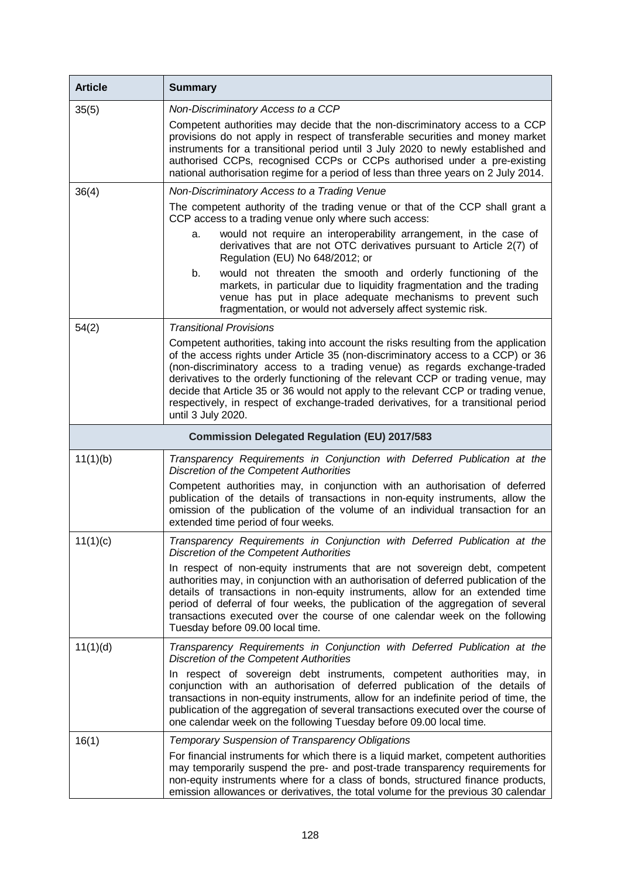| Article | Summary |
|---|---|
| 35(5) | *Non-Discriminatory Access to a CCP*<br><br>Competent authorities may decide that the non-discriminatory access to a CCP provisions do not apply in respect of transferable securities and money market instruments for a transitional period until 3 July 2020 to newly established and authorised CCPs, recognised CCPs or CCPs authorised under a pre-existing national authorisation regime for a period of less than three years on 2 July 2014. |
| 36(4) | *Non-Discriminatory Access to a Trading Venue*<br><br>The competent authority of the trading venue or that of the CCP shall grant a CCP access to a trading venue only where such access:<br><br>a. would not require an interoperability arrangement, in the case of derivatives that are not OTC derivatives pursuant to Article 2(7) of Regulation (EU) No 648/2012; or<br><br>b. would not threaten the smooth and orderly functioning of the markets, in particular due to liquidity fragmentation and the trading venue has put in place adequate mechanisms to prevent such fragmentation, or would not adversely affect systemic risk. |
| 54(2) | *Transitional Provisions*<br><br>Competent authorities, taking into account the risks resulting from the application of the access rights under Article 35 (non-discriminatory access to a CCP) or 36 (non-discriminatory access to a trading venue) as regards exchange-traded derivatives to the orderly functioning of the relevant CCP or trading venue, may decide that Article 35 or 36 would not apply to the relevant CCP or trading venue, respectively, in respect of exchange-traded derivatives, for a transitional period until 3 July 2020. |
| **Commission Delegated Regulation (EU) 2017/583** | |
| 11(1)(b) | *Transparency Requirements in Conjunction with Deferred Publication at the Discretion of the Competent Authorities*<br><br>Competent authorities may, in conjunction with an authorisation of deferred publication of the details of transactions in non-equity instruments, allow the omission of the publication of the volume of an individual transaction for an extended time period of four weeks. |
| 11(1)(c) | *Transparency Requirements in Conjunction with Deferred Publication at the Discretion of the Competent Authorities*<br><br>In respect of non-equity instruments that are not sovereign debt, competent authorities may, in conjunction with an authorisation of deferred publication of the details of transactions in non-equity instruments, allow for an extended time period of deferral of four weeks, the publication of the aggregation of several transactions executed over the course of one calendar week on the following Tuesday before 09.00 local time. |
| 11(1)(d) | *Transparency Requirements in Conjunction with Deferred Publication at the Discretion of the Competent Authorities*<br><br>In respect of sovereign debt instruments, competent authorities may, in conjunction with an authorisation of deferred publication of the details of transactions in non-equity instruments, allow for an indefinite period of time, the publication of the aggregation of several transactions executed over the course of one calendar week on the following Tuesday before 09.00 local time. |
| 16(1) | *Temporary Suspension of Transparency Obligations*<br><br>For financial instruments for which there is a liquid market, competent authorities may temporarily suspend the pre- and post-trade transparency requirements for non-equity instruments where for a class of bonds, structured finance products, emission allowances or derivatives, the total volume for the previous 30 calendar |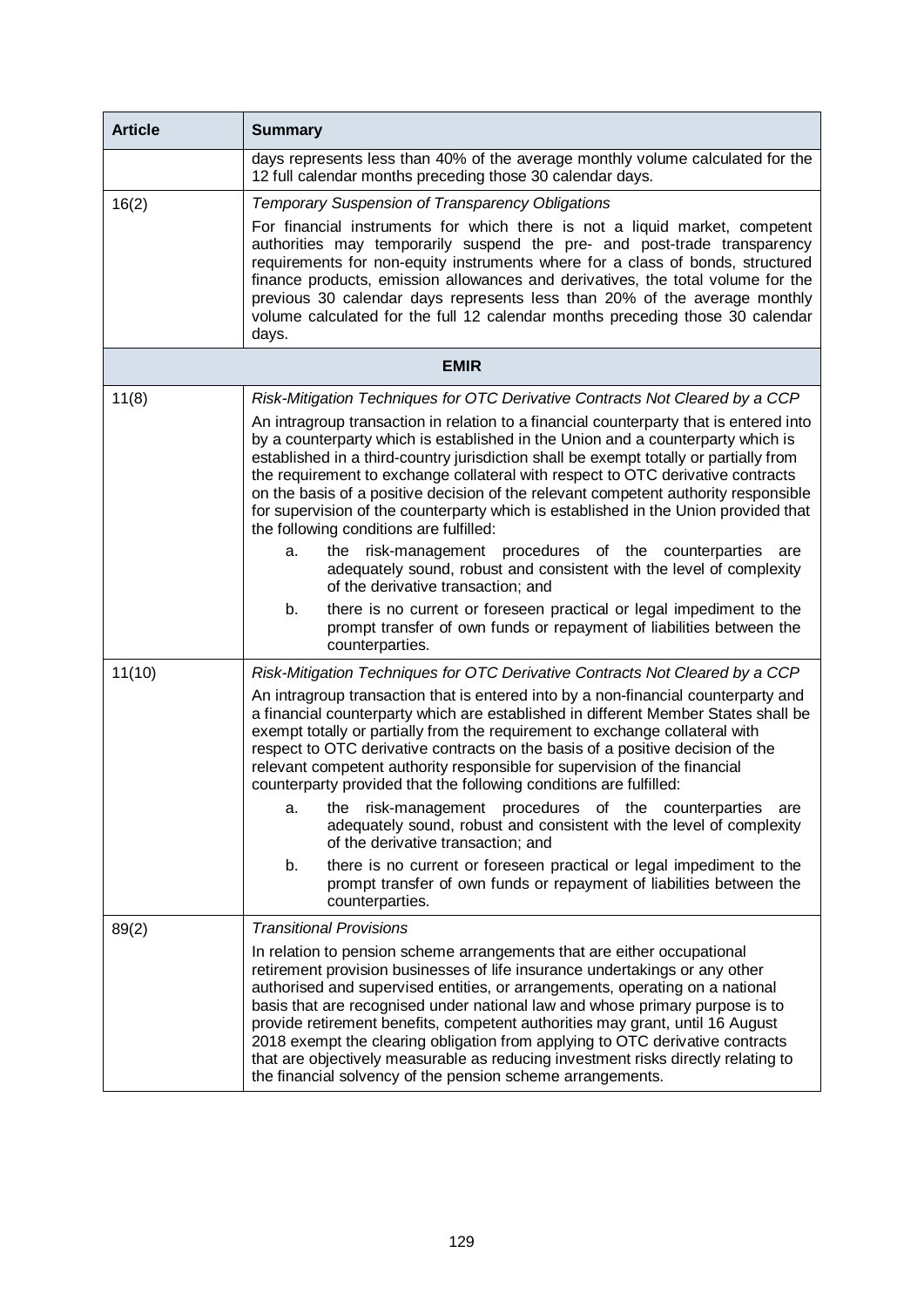| Article | Summary |
|---|---|
| | days represents less than 40% of the average monthly volume calculated for the 12 full calendar months preceding those 30 calendar days. |
| 16(2) | *Temporary Suspension of Transparency Obligations*<br><br>For financial instruments for which there is not a liquid market, competent authorities may temporarily suspend the pre- and post-trade transparency requirements for non-equity instruments where for a class of bonds, structured finance products, emission allowances and derivatives, the total volume for the previous 30 calendar days represents less than 20% of the average monthly volume calculated for the full 12 calendar months preceding those 30 calendar days. |
| **EMIR** | |
| 11(8) | *Risk-Mitigation Techniques for OTC Derivative Contracts Not Cleared by a CCP*<br><br>An intragroup transaction in relation to a financial counterparty that is entered into by a counterparty which is established in the Union and a counterparty which is established in a third-country jurisdiction shall be exempt totally or partially from the requirement to exchange collateral with respect to OTC derivative contracts on the basis of a positive decision of the relevant competent authority responsible for supervision of the counterparty which is established in the Union provided that the following conditions are fulfilled:<br><br>a. the risk-management procedures of the counterparties are adequately sound, robust and consistent with the level of complexity of the derivative transaction; and<br><br>b. there is no current or foreseen practical or legal impediment to the prompt transfer of own funds or repayment of liabilities between the counterparties. |
| 11(10) | *Risk-Mitigation Techniques for OTC Derivative Contracts Not Cleared by a CCP*<br><br>An intragroup transaction that is entered into by a non-financial counterparty and a financial counterparty which are established in different Member States shall be exempt totally or partially from the requirement to exchange collateral with respect to OTC derivative contracts on the basis of a positive decision of the relevant competent authority responsible for supervision of the financial counterparty provided that the following conditions are fulfilled:<br><br>a. the risk-management procedures of the counterparties are adequately sound, robust and consistent with the level of complexity of the derivative transaction; and<br><br>b. there is no current or foreseen practical or legal impediment to the prompt transfer of own funds or repayment of liabilities between the counterparties. |
| 89(2) | *Transitional Provisions*<br><br>In relation to pension scheme arrangements that are either occupational retirement provision businesses of life insurance undertakings or any other authorised and supervised entities, or arrangements, operating on a national basis that are recognised under national law and whose primary purpose is to provide retirement benefits, competent authorities may grant, until 16 August 2018 exempt the clearing obligation from applying to OTC derivative contracts that are objectively measurable as reducing investment risks directly relating to the financial solvency of the pension scheme arrangements. |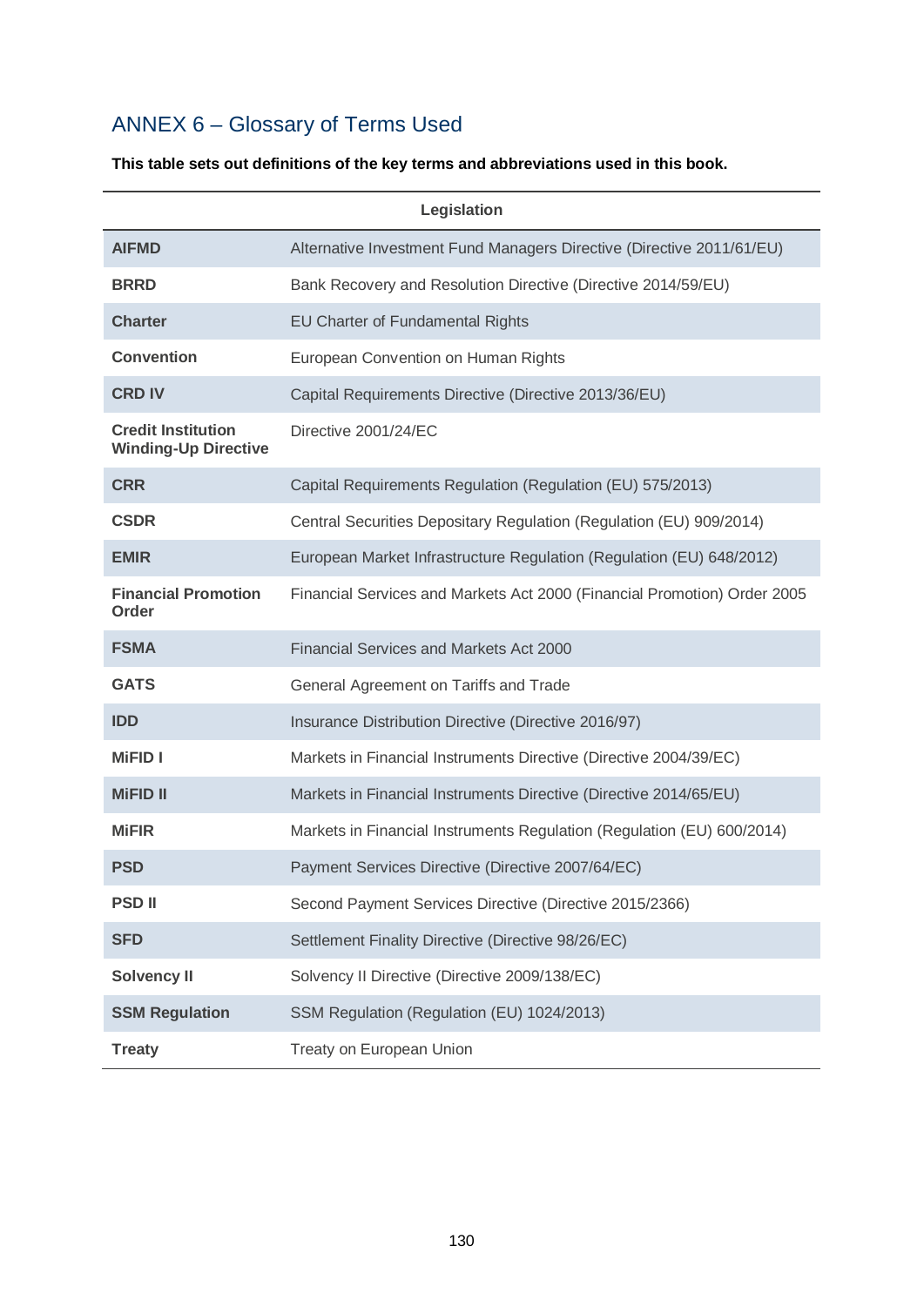## ANNEX 6 – Glossary of Terms Used

**This table sets out definitions of the key terms and abbreviations used in this book.**

| Legislation | |
|---|---|
| **AIFMD** | Alternative Investment Fund Managers Directive (Directive 2011/61/EU) |
| **BRRD** | Bank Recovery and Resolution Directive (Directive 2014/59/EU) |
| **Charter** | EU Charter of Fundamental Rights |
| **Convention** | European Convention on Human Rights |
| **CRD IV** | Capital Requirements Directive (Directive 2013/36/EU) |
| **Credit Institution Winding-Up Directive** | Directive 2001/24/EC |
| **CRR** | Capital Requirements Regulation (Regulation (EU) 575/2013) |
| **CSDR** | Central Securities Depositary Regulation (Regulation (EU) 909/2014) |
| **EMIR** | European Market Infrastructure Regulation (Regulation (EU) 648/2012) |
| **Financial Promotion Order** | Financial Services and Markets Act 2000 (Financial Promotion) Order 2005 |
| **FSMA** | Financial Services and Markets Act 2000 |
| **GATS** | General Agreement on Tariffs and Trade |
| **IDD** | Insurance Distribution Directive (Directive 2016/97) |
| **MiFID I** | Markets in Financial Instruments Directive (Directive 2004/39/EC) |
| **MiFID II** | Markets in Financial Instruments Directive (Directive 2014/65/EU) |
| **MiFIR** | Markets in Financial Instruments Regulation (Regulation (EU) 600/2014) |
| **PSD** | Payment Services Directive (Directive 2007/64/EC) |
| **PSD II** | Second Payment Services Directive (Directive 2015/2366) |
| **SFD** | Settlement Finality Directive (Directive 98/26/EC) |
| **Solvency II** | Solvency II Directive (Directive 2009/138/EC) |
| **SSM Regulation** | SSM Regulation (Regulation (EU) 1024/2013) |
| **Treaty** | Treaty on European Union |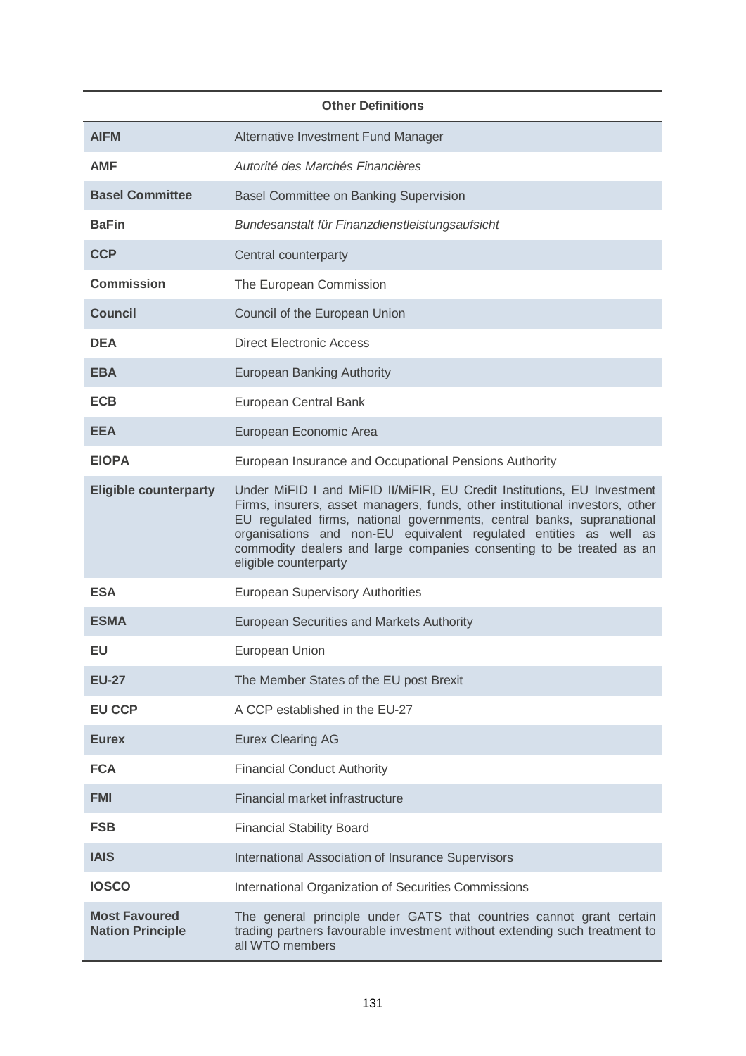| Other Definitions | |
|---|---|
| **AIFM** | Alternative Investment Fund Manager |
| **AMF** | *Autorité des Marchés Financières* |
| **Basel Committee** | Basel Committee on Banking Supervision |
| **BaFin** | *Bundesanstalt für Finanzdienstleistungsaufsicht* |
| **CCP** | Central counterparty |
| **Commission** | The European Commission |
| **Council** | Council of the European Union |
| **DEA** | Direct Electronic Access |
| **EBA** | European Banking Authority |
| **ECB** | European Central Bank |
| **EEA** | European Economic Area |
| **EIOPA** | European Insurance and Occupational Pensions Authority |
| **Eligible counterparty** | Under MiFID I and MiFID II/MiFIR, EU Credit Institutions, EU Investment Firms, insurers, asset managers, funds, other institutional investors, other EU regulated firms, national governments, central banks, supranational organisations and non-EU equivalent regulated entities as well as commodity dealers and large companies consenting to be treated as an eligible counterparty |
| **ESA** | European Supervisory Authorities |
| **ESMA** | European Securities and Markets Authority |
| **EU** | European Union |
| **EU-27** | The Member States of the EU post Brexit |
| **EU CCP** | A CCP established in the EU-27 |
| **Eurex** | Eurex Clearing AG |
| **FCA** | Financial Conduct Authority |
| **FMI** | Financial market infrastructure |
| **FSB** | Financial Stability Board |
| **IAIS** | International Association of Insurance Supervisors |
| **IOSCO** | International Organization of Securities Commissions |
| **Most Favoured Nation Principle** | The general principle under GATS that countries cannot grant certain trading partners favourable investment without extending such treatment to all WTO members |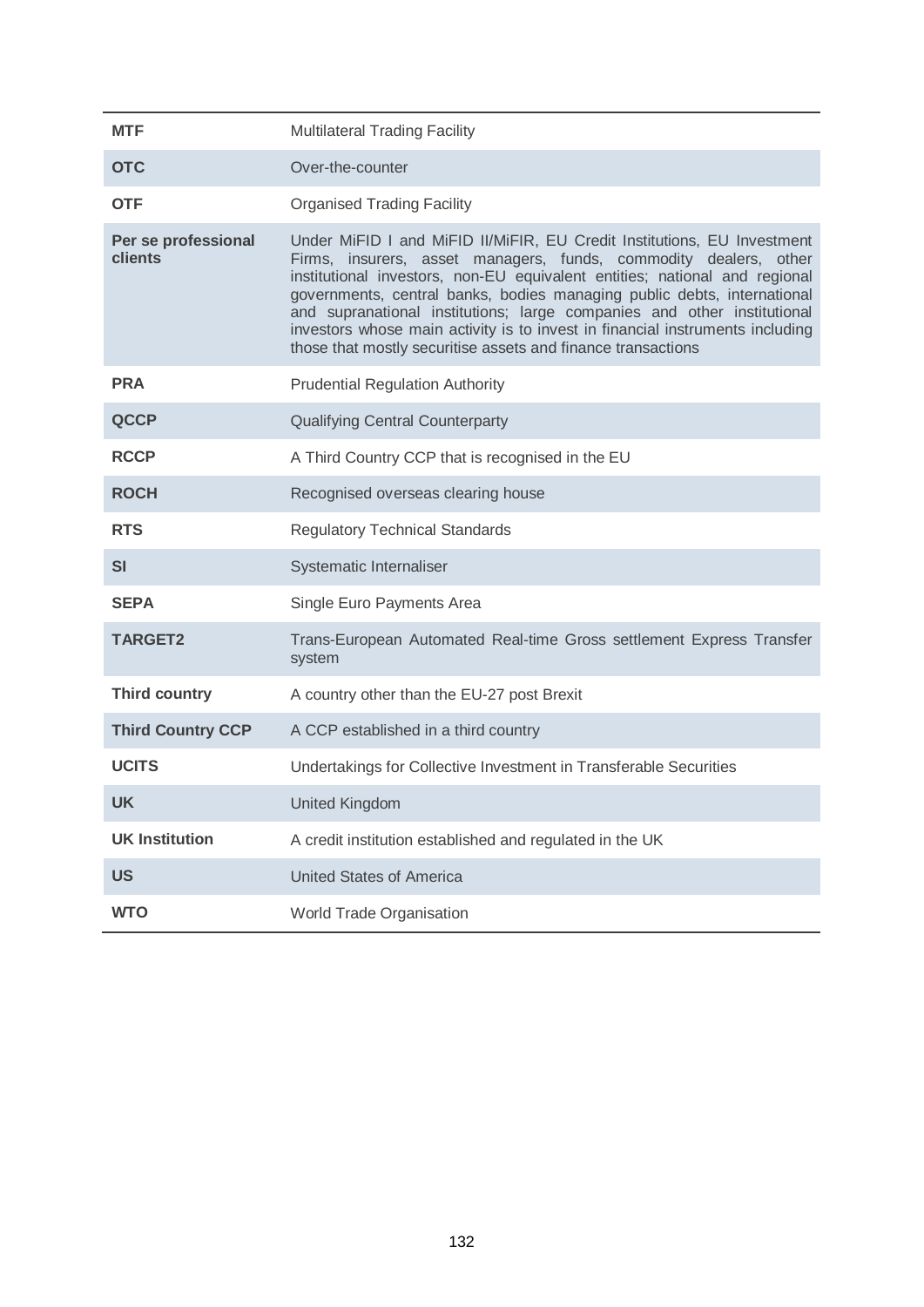| | |
|---|---|
| **MTF** | Multilateral Trading Facility |
| **OTC** | Over-the-counter |
| **OTF** | Organised Trading Facility |
| **Per se professional clients** | Under MiFID I and MiFID II/MiFIR, EU Credit Institutions, EU Investment Firms, insurers, asset managers, funds, commodity dealers, other institutional investors, non-EU equivalent entities; national and regional governments, central banks, bodies managing public debts, international and supranational institutions; large companies and other institutional investors whose main activity is to invest in financial instruments including those that mostly securitise assets and finance transactions |
| **PRA** | Prudential Regulation Authority |
| **QCCP** | Qualifying Central Counterparty |
| **RCCP** | A Third Country CCP that is recognised in the EU |
| **ROCH** | Recognised overseas clearing house |
| **RTS** | Regulatory Technical Standards |
| **SI** | Systematic Internaliser |
| **SEPA** | Single Euro Payments Area |
| **TARGET2** | Trans-European Automated Real-time Gross settlement Express Transfer system |
| **Third country** | A country other than the EU-27 post Brexit |
| **Third Country CCP** | A CCP established in a third country |
| **UCITS** | Undertakings for Collective Investment in Transferable Securities |
| **UK** | United Kingdom |
| **UK Institution** | A credit institution established and regulated in the UK |
| **US** | United States of America |
| **WTO** | World Trade Organisation |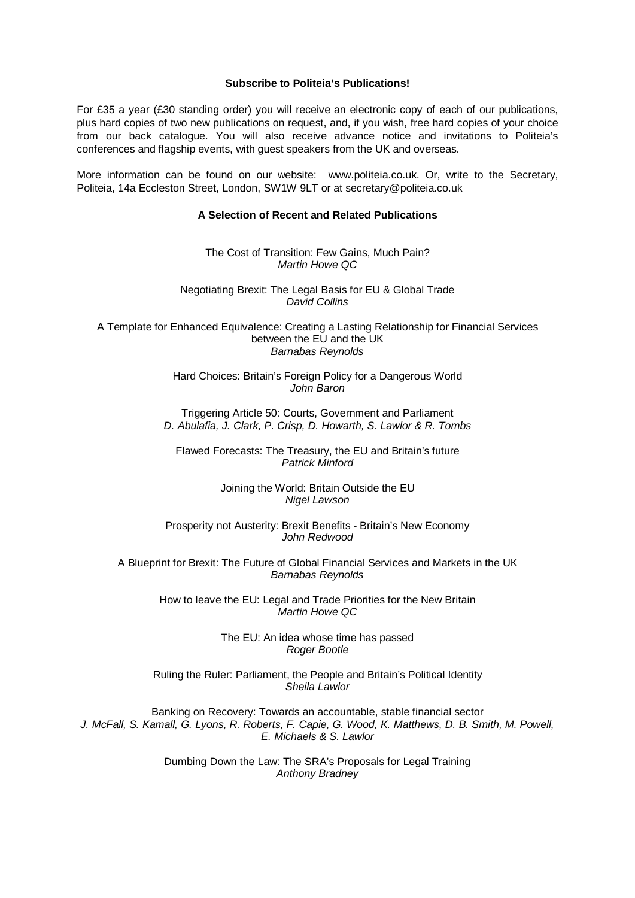**Subscribe to Politeia's Publications!**

For £35 a year (£30 standing order) you will receive an electronic copy of each of our publications, plus hard copies of two new publications on request, and, if you wish, free hard copies of your choice from our back catalogue. You will also receive advance notice and invitations to Politeia's conferences and flagship events, with guest speakers from the UK and overseas.

More information can be found on our website: www.politeia.co.uk. Or, write to the Secretary, Politeia, 14a Eccleston Street, London, SW1W 9LT or at secretary@politeia.co.uk

**A Selection of Recent and Related Publications**

The Cost of Transition: Few Gains, Much Pain?
*Martin Howe QC*

Negotiating Brexit: The Legal Basis for EU & Global Trade
*David Collins*

A Template for Enhanced Equivalence: Creating a Lasting Relationship for Financial Services between the EU and the UK
*Barnabas Reynolds*

Hard Choices: Britain's Foreign Policy for a Dangerous World
*John Baron*

Triggering Article 50: Courts, Government and Parliament
*D. Abulafia, J. Clark, P. Crisp, D. Howarth, S. Lawlor & R. Tombs*

Flawed Forecasts: The Treasury, the EU and Britain's future
*Patrick Minford*

Joining the World: Britain Outside the EU
*Nigel Lawson*

Prosperity not Austerity: Brexit Benefits - Britain's New Economy
*John Redwood*

A Blueprint for Brexit: The Future of Global Financial Services and Markets in the UK
*Barnabas Reynolds*

How to leave the EU: Legal and Trade Priorities for the New Britain
*Martin Howe QC*

The EU: An idea whose time has passed
*Roger Bootle*

Ruling the Ruler: Parliament, the People and Britain's Political Identity
*Sheila Lawlor*

Banking on Recovery: Towards an accountable, stable financial sector
*J. McFall, S. Kamall, G. Lyons, R. Roberts, F. Capie, G. Wood, K. Matthews, D. B. Smith, M. Powell, E. Michaels & S. Lawlor*

Dumbing Down the Law: The SRA's Proposals for Legal Training
*Anthony Bradney*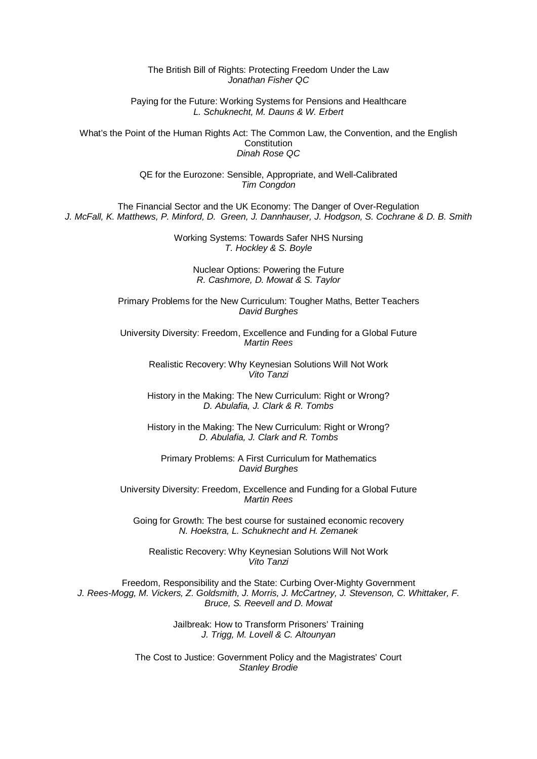The British Bill of Rights: Protecting Freedom Under the Law
*Jonathan Fisher QC*

Paying for the Future: Working Systems for Pensions and Healthcare
*L. Schuknecht, M. Dauns & W. Erbert*

What's the Point of the Human Rights Act: The Common Law, the Convention, and the English Constitution
*Dinah Rose QC*

QE for the Eurozone: Sensible, Appropriate, and Well-Calibrated
*Tim Congdon*

The Financial Sector and the UK Economy: The Danger of Over-Regulation
*J. McFall, K. Matthews, P. Minford, D. Green, J. Dannhauser, J. Hodgson, S. Cochrane & D. B. Smith*

Working Systems: Towards Safer NHS Nursing
*T. Hockley & S. Boyle*

Nuclear Options: Powering the Future
*R. Cashmore, D. Mowat & S. Taylor*

Primary Problems for the New Curriculum: Tougher Maths, Better Teachers
*David Burghes*

University Diversity: Freedom, Excellence and Funding for a Global Future
*Martin Rees*

Realistic Recovery: Why Keynesian Solutions Will Not Work
*Vito Tanzi*

History in the Making: The New Curriculum: Right or Wrong?
*D. Abulafia, J. Clark & R. Tombs*

History in the Making: The New Curriculum: Right or Wrong?
*D. Abulafia, J. Clark and R. Tombs*

Primary Problems: A First Curriculum for Mathematics
*David Burghes*

University Diversity: Freedom, Excellence and Funding for a Global Future
*Martin Rees*

Going for Growth: The best course for sustained economic recovery
*N. Hoekstra, L. Schuknecht and H. Zemanek*

Realistic Recovery: Why Keynesian Solutions Will Not Work
*Vito Tanzi*

Freedom, Responsibility and the State: Curbing Over-Mighty Government
*J. Rees-Mogg, M. Vickers, Z. Goldsmith, J. Morris, J. McCartney, J. Stevenson, C. Whittaker, F. Bruce, S. Reevell and D. Mowat*

Jailbreak: How to Transform Prisoners' Training
*J. Trigg, M. Lovell & C. Altounyan*

The Cost to Justice: Government Policy and the Magistrates' Court
*Stanley Brodie*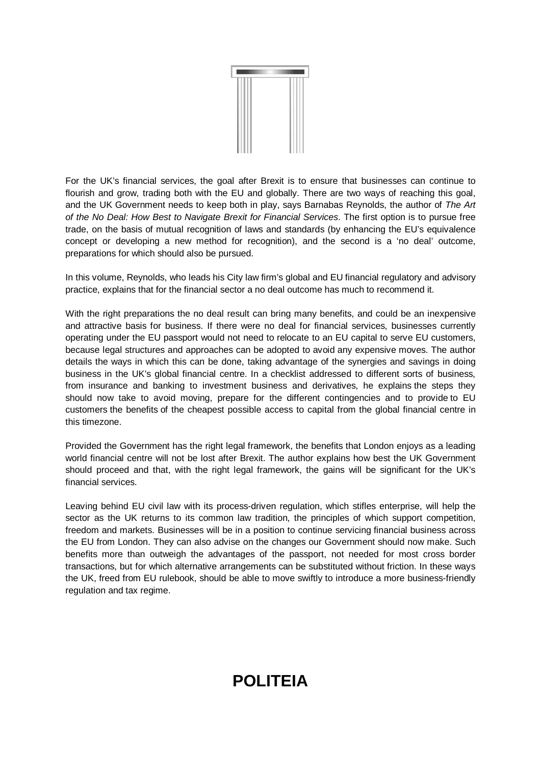For the UK's financial services, the goal after Brexit is to ensure that businesses can continue to flourish and grow, trading both with the EU and globally. There are two ways of reaching this goal, and the UK Government needs to keep both in play, says Barnabas Reynolds, the author of *The Art of the No Deal: How Best to Navigate Brexit for Financial Services*. The first option is to pursue free trade, on the basis of mutual recognition of laws and standards (by enhancing the EU's equivalence concept or developing a new method for recognition), and the second is a 'no deal' outcome, preparations for which should also be pursued.

In this volume, Reynolds, who leads his City law firm's global and EU financial regulatory and advisory practice, explains that for the financial sector a no deal outcome has much to recommend it.

With the right preparations the no deal result can bring many benefits, and could be an inexpensive and attractive basis for business. If there were no deal for financial services, businesses currently operating under the EU passport would not need to relocate to an EU capital to serve EU customers, because legal structures and approaches can be adopted to avoid any expensive moves. The author details the ways in which this can be done, taking advantage of the synergies and savings in doing business in the UK's global financial centre. In a checklist addressed to different sorts of business, from insurance and banking to investment business and derivatives, he explains the steps they should now take to avoid moving, prepare for the different contingencies and to provide to EU customers the benefits of the cheapest possible access to capital from the global financial centre in this timezone.

Provided the Government has the right legal framework, the benefits that London enjoys as a leading world financial centre will not be lost after Brexit. The author explains how best the UK Government should proceed and that, with the right legal framework, the gains will be significant for the UK's financial services.

Leaving behind EU civil law with its process-driven regulation, which stifles enterprise, will help the sector as the UK returns to its common law tradition, the principles of which support competition, freedom and markets. Businesses will be in a position to continue servicing financial business across the EU from London. They can also advise on the changes our Government should now make. Such benefits more than outweigh the advantages of the passport, not needed for most cross border transactions, but for which alternative arrangements can be substituted without friction. In these ways the UK, freed from EU rulebook, should be able to move swiftly to introduce a more business-friendly regulation and tax regime.

**POLITEIA**